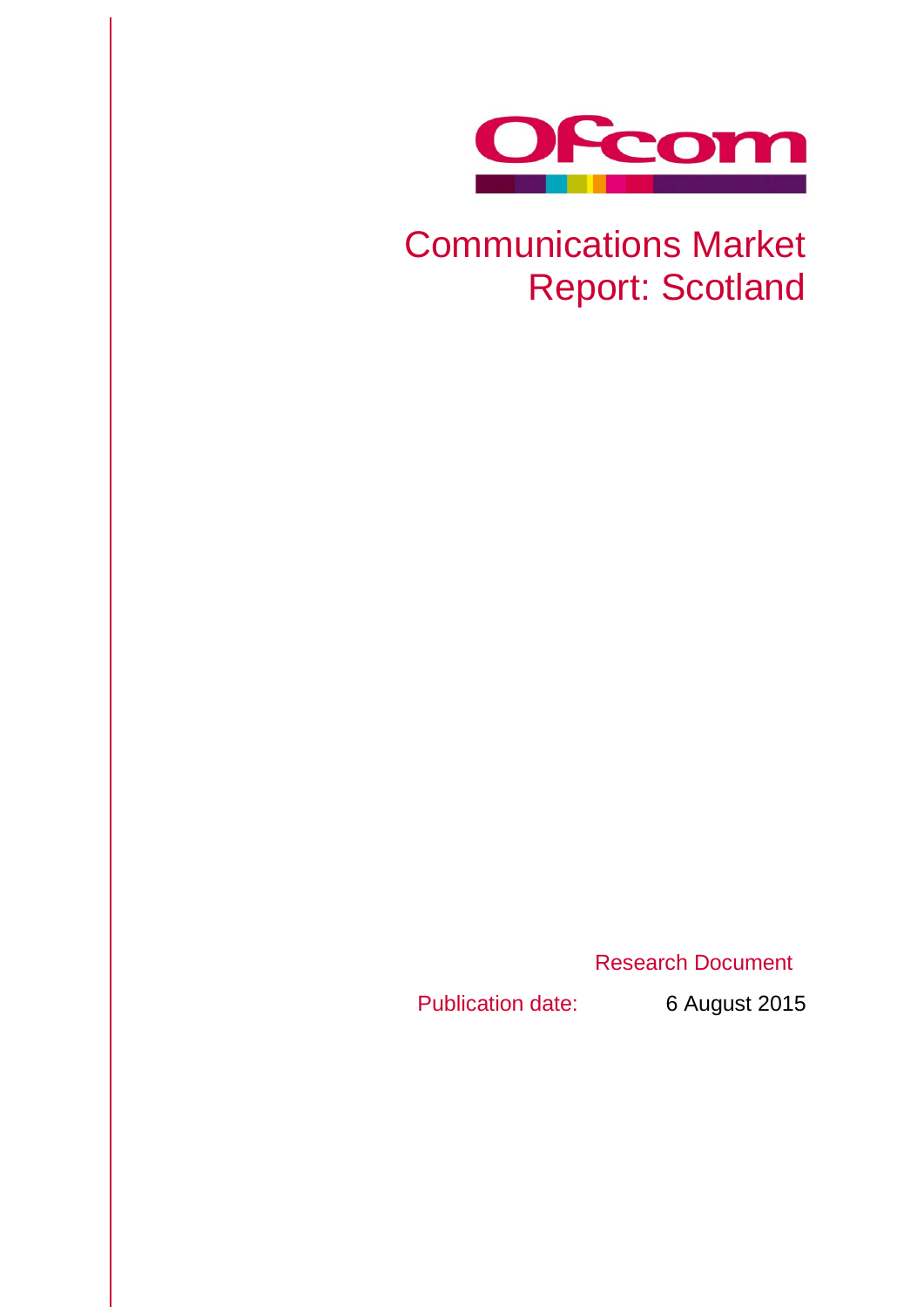Ofcom

# Communications Market Report: Scotland

Research Document

Publication date: 6 August 2015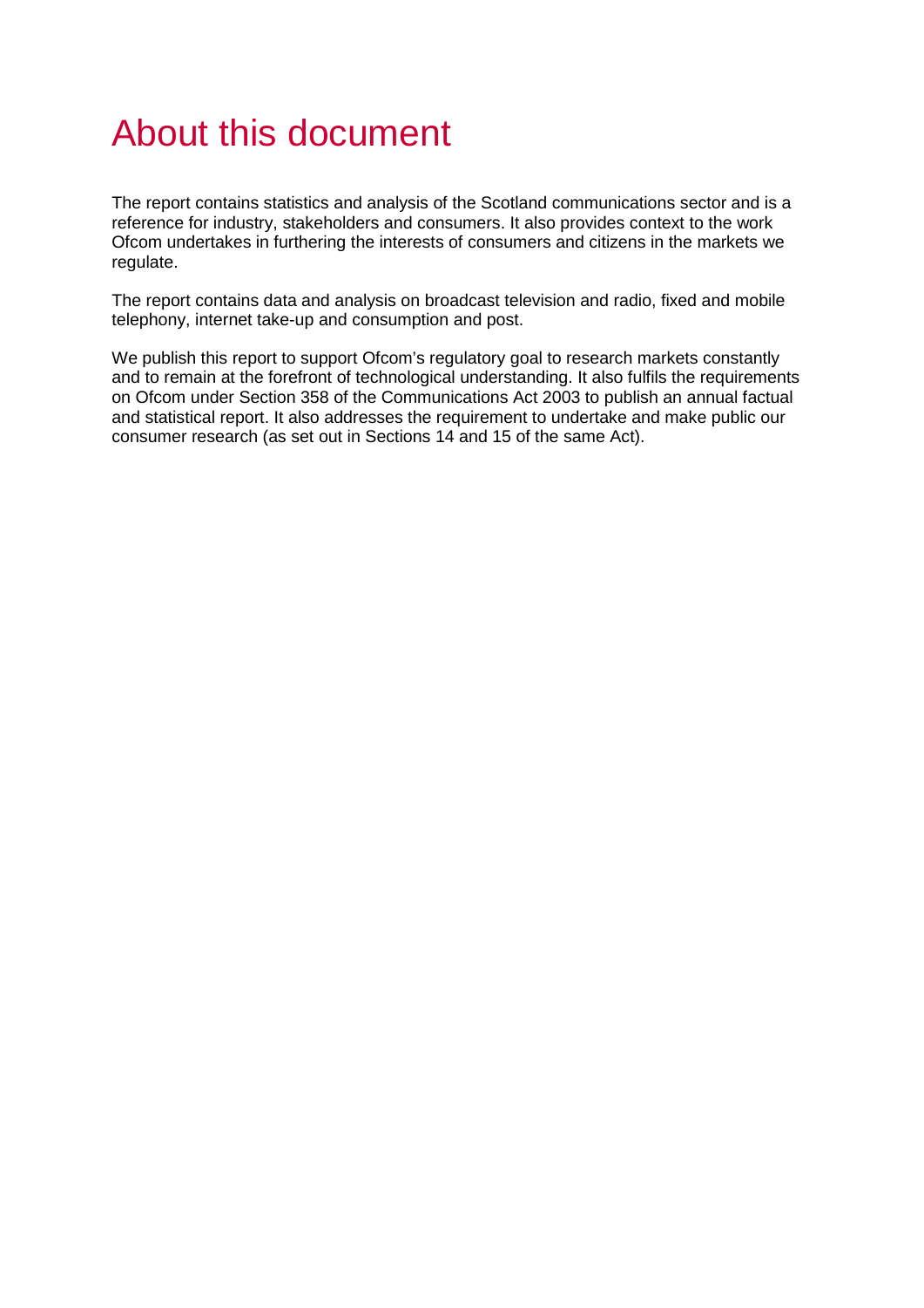# About this document

The report contains statistics and analysis of the Scotland communications sector and is a reference for industry, stakeholders and consumers. It also provides context to the work Ofcom undertakes in furthering the interests of consumers and citizens in the markets we regulate.

The report contains data and analysis on broadcast television and radio, fixed and mobile telephony, internet take-up and consumption and post.

We publish this report to support Ofcom's regulatory goal to research markets constantly and to remain at the forefront of technological understanding. It also fulfils the requirements on Ofcom under Section 358 of the Communications Act 2003 to publish an annual factual and statistical report. It also addresses the requirement to undertake and make public our consumer research (as set out in Sections 14 and 15 of the same Act).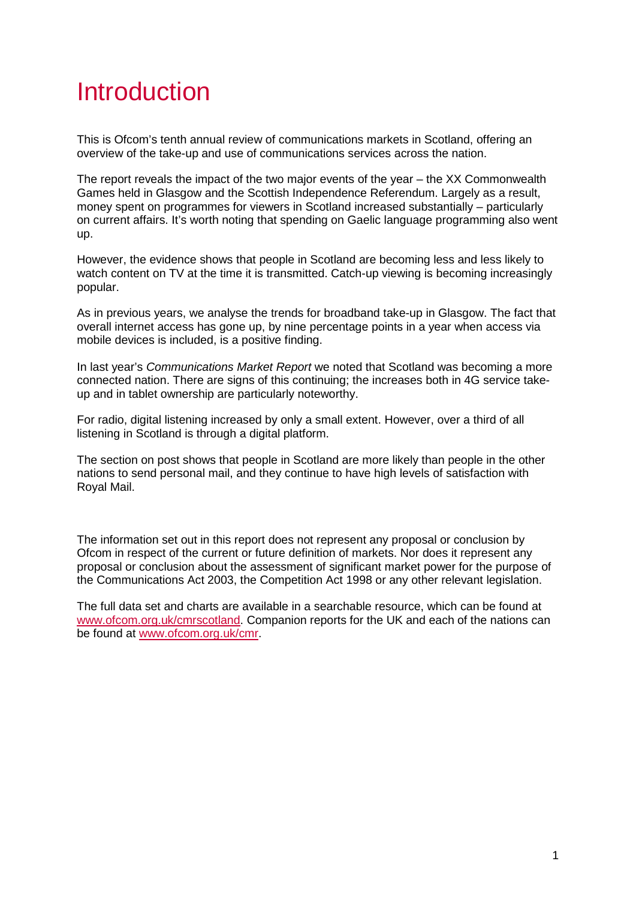# Introduction

This is Ofcom's tenth annual review of communications markets in Scotland, offering an overview of the take-up and use of communications services across the nation.

The report reveals the impact of the two major events of the year – the XX Commonwealth Games held in Glasgow and the Scottish Independence Referendum. Largely as a result, money spent on programmes for viewers in Scotland increased substantially – particularly on current affairs. It's worth noting that spending on Gaelic language programming also went up.

However, the evidence shows that people in Scotland are becoming less and less likely to watch content on TV at the time it is transmitted. Catch-up viewing is becoming increasingly popular.

As in previous years, we analyse the trends for broadband take-up in Glasgow. The fact that overall internet access has gone up, by nine percentage points in a year when access via mobile devices is included, is a positive finding.

In last year's *Communications Market Report* we noted that Scotland was becoming a more connected nation. There are signs of this continuing; the increases both in 4G service take-up and in tablet ownership are particularly noteworthy.

For radio, digital listening increased by only a small extent. However, over a third of all listening in Scotland is through a digital platform.

The section on post shows that people in Scotland are more likely than people in the other nations to send personal mail, and they continue to have high levels of satisfaction with Royal Mail.

The information set out in this report does not represent any proposal or conclusion by Ofcom in respect of the current or future definition of markets. Nor does it represent any proposal or conclusion about the assessment of significant market power for the purpose of the Communications Act 2003, the Competition Act 1998 or any other relevant legislation.

The full data set and charts are available in a searchable resource, which can be found at [www.ofcom.org.uk/cmrscotland](www.ofcom.org.uk/cmrscotland). Companion reports for the UK and each of the nations can be found at [www.ofcom.org.uk/cmr](www.ofcom.org.uk/cmr).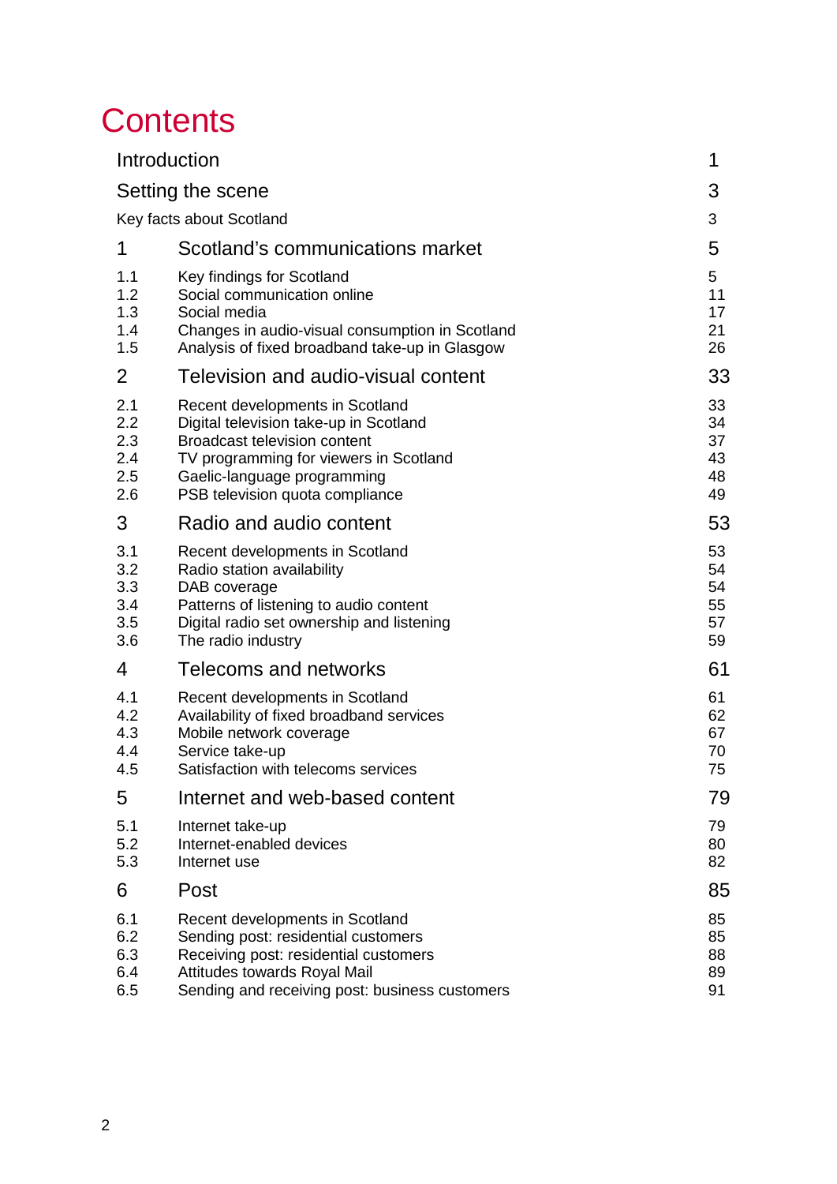# Contents

| | | |
|---|---|---|
| Introduction | | 1 |
| Setting the scene | | 3 |
| Key facts about Scotland | | 3 |
| **1** | **Scotland's communications market** | **5** |
| 1.1 | Key findings for Scotland | 5 |
| 1.2 | Social communication online | 11 |
| 1.3 | Social media | 17 |
| 1.4 | Changes in audio-visual consumption in Scotland | 21 |
| 1.5 | Analysis of fixed broadband take-up in Glasgow | 26 |
| **2** | **Television and audio-visual content** | **33** |
| 2.1 | Recent developments in Scotland | 33 |
| 2.2 | Digital television take-up in Scotland | 34 |
| 2.3 | Broadcast television content | 37 |
| 2.4 | TV programming for viewers in Scotland | 43 |
| 2.5 | Gaelic-language programming | 48 |
| 2.6 | PSB television quota compliance | 49 |
| **3** | **Radio and audio content** | **53** |
| 3.1 | Recent developments in Scotland | 53 |
| 3.2 | Radio station availability | 54 |
| 3.3 | DAB coverage | 54 |
| 3.4 | Patterns of listening to audio content | 55 |
| 3.5 | Digital radio set ownership and listening | 57 |
| 3.6 | The radio industry | 59 |
| **4** | **Telecoms and networks** | **61** |
| 4.1 | Recent developments in Scotland | 61 |
| 4.2 | Availability of fixed broadband services | 62 |
| 4.3 | Mobile network coverage | 67 |
| 4.4 | Service take-up | 70 |
| 4.5 | Satisfaction with telecoms services | 75 |
| **5** | **Internet and web-based content** | **79** |
| 5.1 | Internet take-up | 79 |
| 5.2 | Internet-enabled devices | 80 |
| 5.3 | Internet use | 82 |
| **6** | **Post** | **85** |
| 6.1 | Recent developments in Scotland | 85 |
| 6.2 | Sending post: residential customers | 85 |
| 6.3 | Receiving post: residential customers | 88 |
| 6.4 | Attitudes towards Royal Mail | 89 |
| 6.5 | Sending and receiving post: business customers | 91 |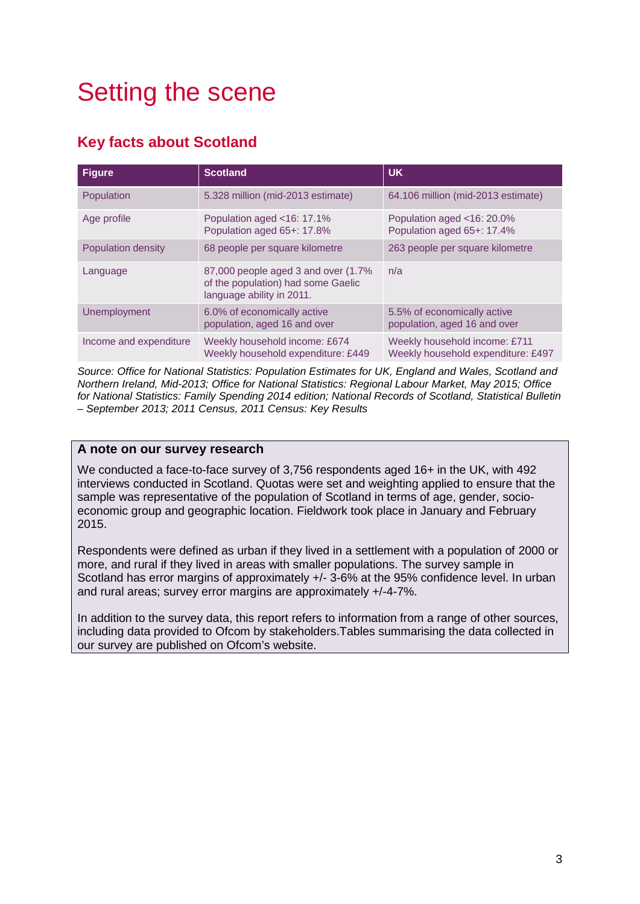# Setting the scene

## Key facts about Scotland

| Figure | Scotland | UK |
|---|---|---|
| Population | 5.328 million (mid-2013 estimate) | 64.106 million (mid-2013 estimate) |
| Age profile | Population aged <16: 17.1%<br>Population aged 65+: 17.8% | Population aged <16: 20.0%<br>Population aged 65+: 17.4% |
| Population density | 68 people per square kilometre | 263 people per square kilometre |
| Language | 87,000 people aged 3 and over (1.7% of the population) had some Gaelic language ability in 2011. | n/a |
| Unemployment | 6.0% of economically active population, aged 16 and over | 5.5% of economically active population, aged 16 and over |
| Income and expenditure | Weekly household income: £674<br>Weekly household expenditure: £449 | Weekly household income: £711<br>Weekly household expenditure: £497 |

*Source: Office for National Statistics: Population Estimates for UK, England and Wales, Scotland and Northern Ireland, Mid-2013; Office for National Statistics: Regional Labour Market, May 2015; Office for National Statistics: Family Spending 2014 edition; National Records of Scotland, Statistical Bulletin – September 2013; 2011 Census, 2011 Census: Key Results*

**A note on our survey research**

We conducted a face-to-face survey of 3,756 respondents aged 16+ in the UK, with 492 interviews conducted in Scotland. Quotas were set and weighting applied to ensure that the sample was representative of the population of Scotland in terms of age, gender, socio-economic group and geographic location. Fieldwork took place in January and February 2015.

Respondents were defined as urban if they lived in a settlement with a population of 2000 or more, and rural if they lived in areas with smaller populations. The survey sample in Scotland has error margins of approximately +/- 3-6% at the 95% confidence level. In urban and rural areas; survey error margins are approximately +/-4-7%.

In addition to the survey data, this report refers to information from a range of other sources, including data provided to Ofcom by stakeholders.Tables summarising the data collected in our survey are published on Ofcom's website.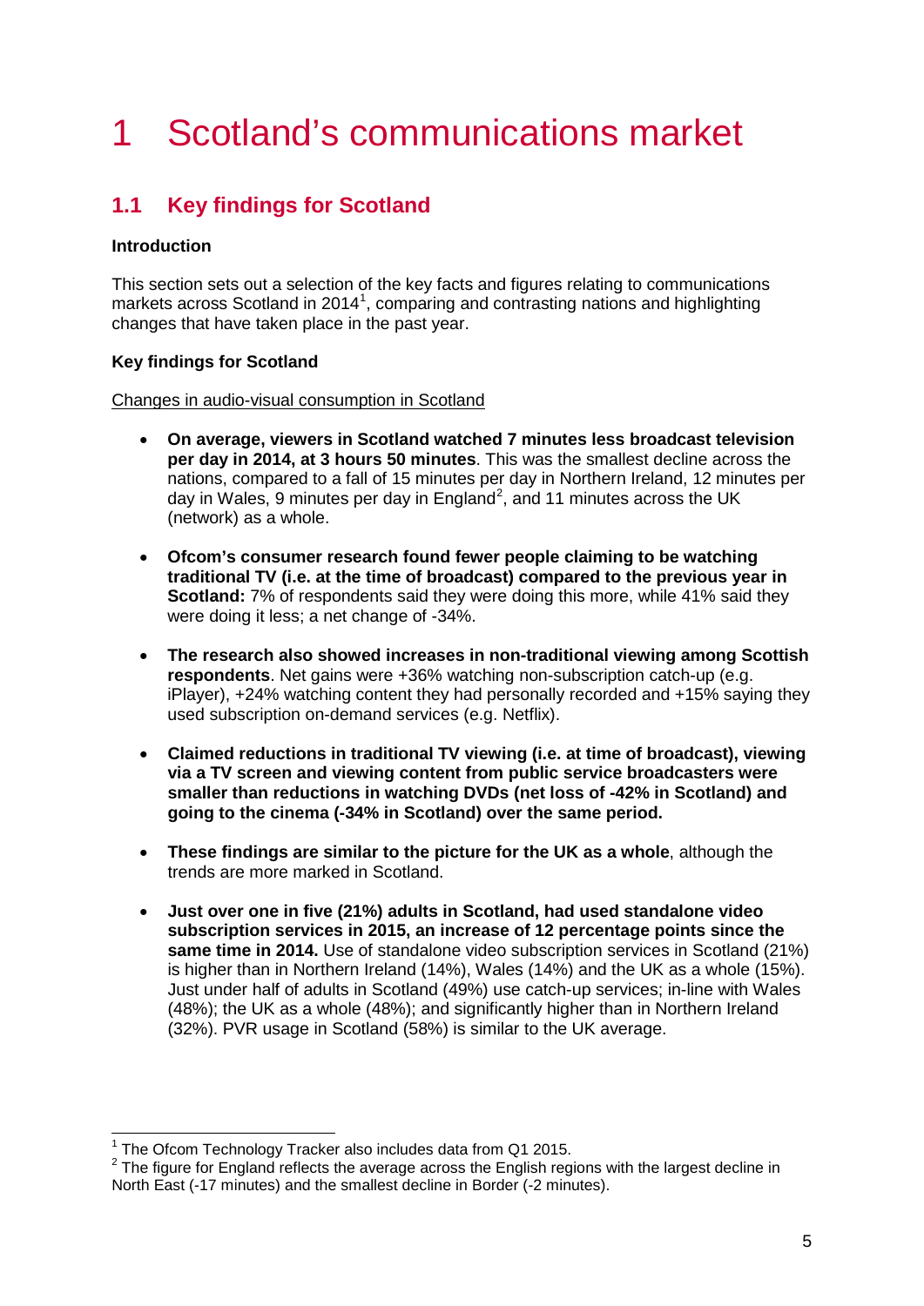# 1 Scotland's communications market

## 1.1 Key findings for Scotland

**Introduction**

This section sets out a selection of the key facts and figures relating to communications markets across Scotland in 2014[1], comparing and contrasting nations and highlighting changes that have taken place in the past year.

**Key findings for Scotland**

Changes in audio-visual consumption in Scotland

- **On average, viewers in Scotland watched 7 minutes less broadcast television per day in 2014, at 3 hours 50 minutes**. This was the smallest decline across the nations, compared to a fall of 15 minutes per day in Northern Ireland, 12 minutes per day in Wales, 9 minutes per day in England[2], and 11 minutes across the UK (network) as a whole.
- **Ofcom's consumer research found fewer people claiming to be watching traditional TV (i.e. at the time of broadcast) compared to the previous year in Scotland:** 7% of respondents said they were doing this more, while 41% said they were doing it less; a net change of -34%.
- **The research also showed increases in non-traditional viewing among Scottish respondents**. Net gains were +36% watching non-subscription catch-up (e.g. iPlayer), +24% watching content they had personally recorded and +15% saying they used subscription on-demand services (e.g. Netflix).
- **Claimed reductions in traditional TV viewing (i.e. at time of broadcast), viewing via a TV screen and viewing content from public service broadcasters were smaller than reductions in watching DVDs (net loss of -42% in Scotland) and going to the cinema (-34% in Scotland) over the same period.**
- **These findings are similar to the picture for the UK as a whole**, although the trends are more marked in Scotland.
- **Just over one in five (21%) adults in Scotland, had used standalone video subscription services in 2015, an increase of 12 percentage points since the same time in 2014.** Use of standalone video subscription services in Scotland (21%) is higher than in Northern Ireland (14%), Wales (14%) and the UK as a whole (15%). Just under half of adults in Scotland (49%) use catch-up services; in-line with Wales (48%); the UK as a whole (48%); and significantly higher than in Northern Ireland (32%). PVR usage in Scotland (58%) is similar to the UK average.

---

[1] The Ofcom Technology Tracker also includes data from Q1 2015.

[2] The figure for England reflects the average across the English regions with the largest decline in North East (-17 minutes) and the smallest decline in Border (-2 minutes).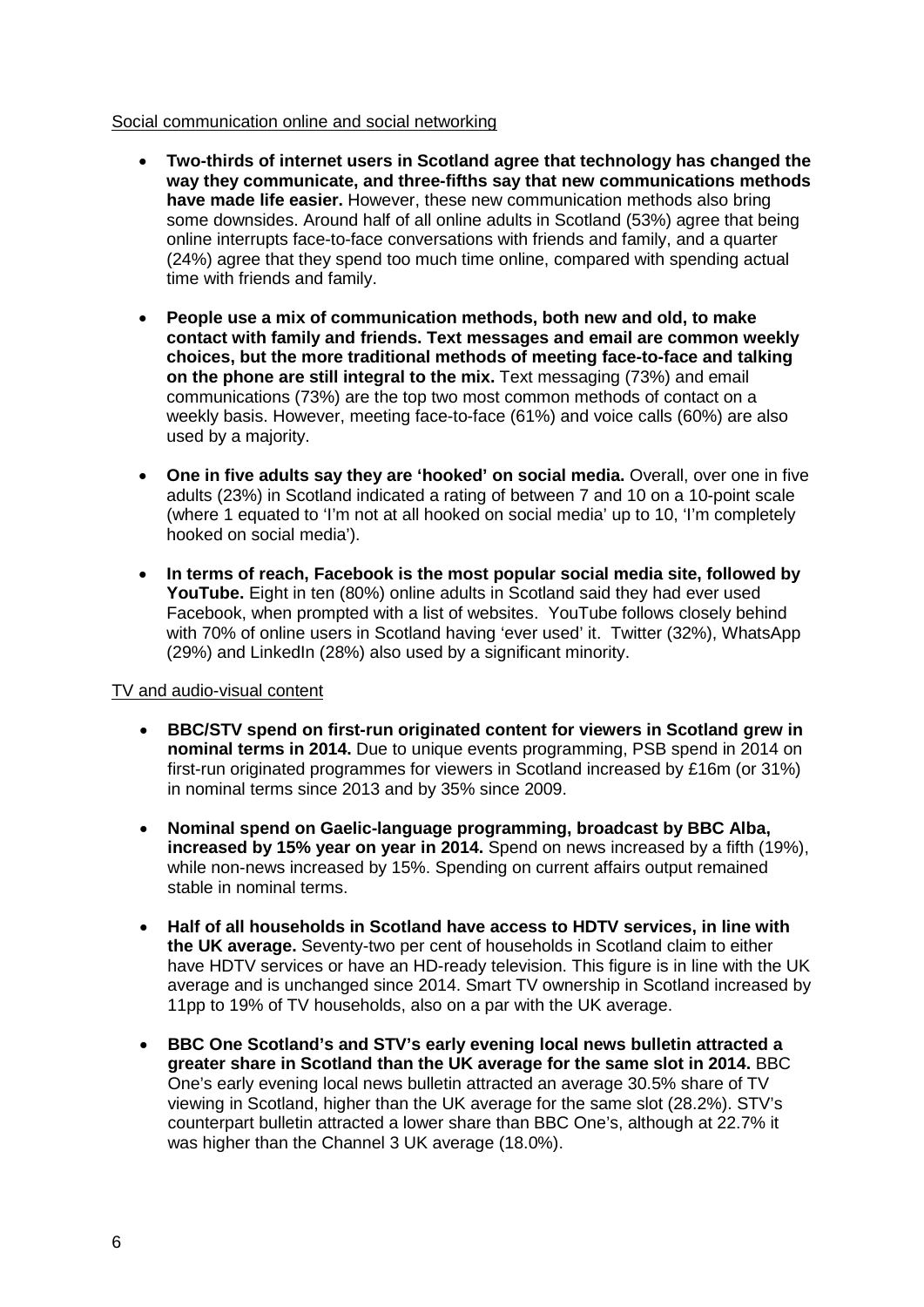Social communication online and social networking

- **Two-thirds of internet users in Scotland agree that technology has changed the way they communicate, and three-fifths say that new communications methods have made life easier.** However, these new communication methods also bring some downsides. Around half of all online adults in Scotland (53%) agree that being online interrupts face-to-face conversations with friends and family, and a quarter (24%) agree that they spend too much time online, compared with spending actual time with friends and family.
- **People use a mix of communication methods, both new and old, to make contact with family and friends. Text messages and email are common weekly choices, but the more traditional methods of meeting face-to-face and talking on the phone are still integral to the mix.** Text messaging (73%) and email communications (73%) are the top two most common methods of contact on a weekly basis. However, meeting face-to-face (61%) and voice calls (60%) are also used by a majority.
- **One in five adults say they are 'hooked' on social media.** Overall, over one in five adults (23%) in Scotland indicated a rating of between 7 and 10 on a 10-point scale (where 1 equated to 'I'm not at all hooked on social media' up to 10, 'I'm completely hooked on social media').
- **In terms of reach, Facebook is the most popular social media site, followed by YouTube.** Eight in ten (80%) online adults in Scotland said they had ever used Facebook, when prompted with a list of websites. YouTube follows closely behind with 70% of online users in Scotland having 'ever used' it. Twitter (32%), WhatsApp (29%) and LinkedIn (28%) also used by a significant minority.

TV and audio-visual content

- **BBC/STV spend on first-run originated content for viewers in Scotland grew in nominal terms in 2014.** Due to unique events programming, PSB spend in 2014 on first-run originated programmes for viewers in Scotland increased by £16m (or 31%) in nominal terms since 2013 and by 35% since 2009.
- **Nominal spend on Gaelic-language programming, broadcast by BBC Alba, increased by 15% year on year in 2014.** Spend on news increased by a fifth (19%), while non-news increased by 15%. Spending on current affairs output remained stable in nominal terms.
- **Half of all households in Scotland have access to HDTV services, in line with the UK average.** Seventy-two per cent of households in Scotland claim to either have HDTV services or have an HD-ready television. This figure is in line with the UK average and is unchanged since 2014. Smart TV ownership in Scotland increased by 11pp to 19% of TV households, also on a par with the UK average.
- **BBC One Scotland's and STV's early evening local news bulletin attracted a greater share in Scotland than the UK average for the same slot in 2014.** BBC One's early evening local news bulletin attracted an average 30.5% share of TV viewing in Scotland, higher than the UK average for the same slot (28.2%). STV's counterpart bulletin attracted a lower share than BBC One's, although at 22.7% it was higher than the Channel 3 UK average (18.0%).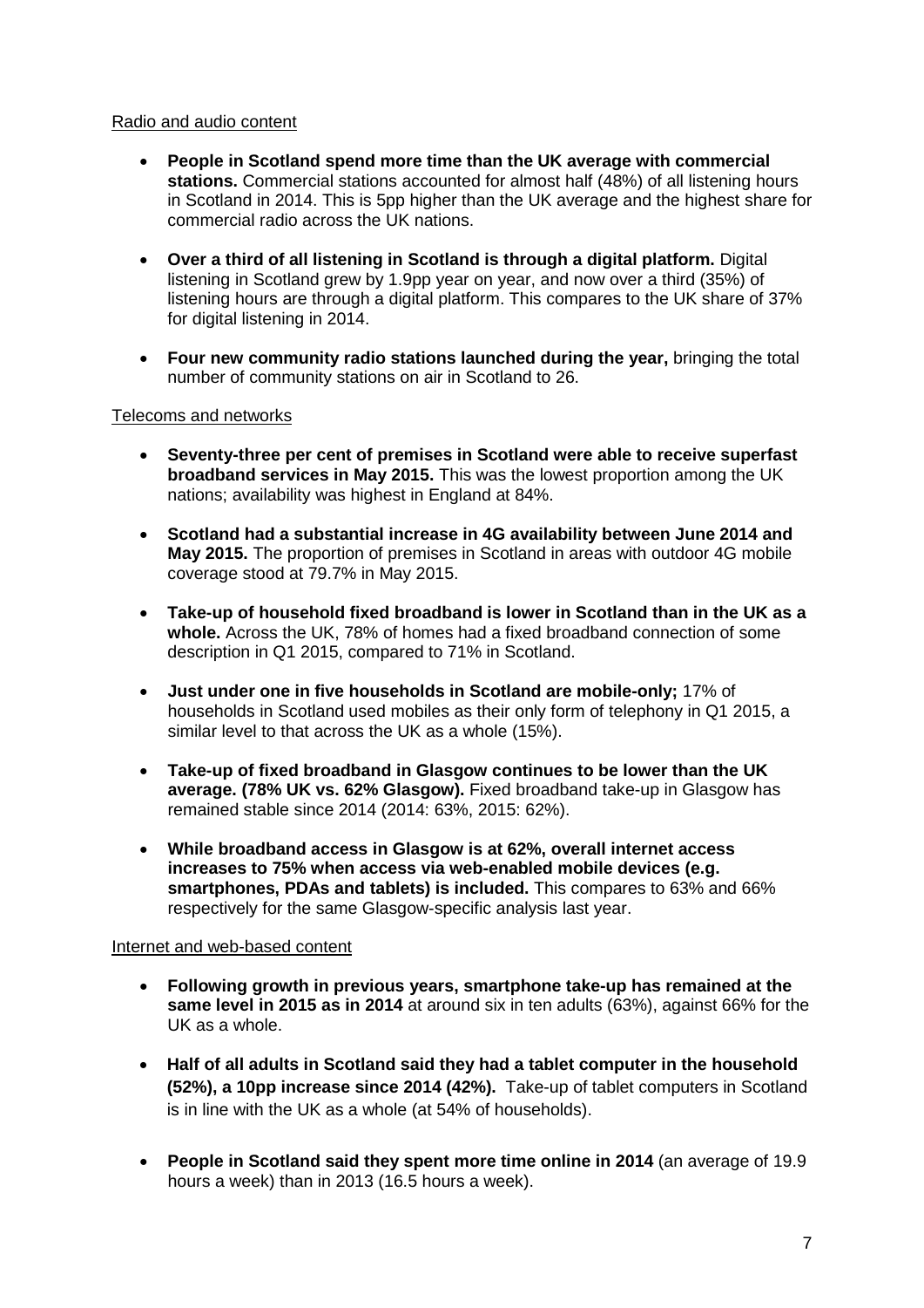Radio and audio content

- **People in Scotland spend more time than the UK average with commercial stations.** Commercial stations accounted for almost half (48%) of all listening hours in Scotland in 2014. This is 5pp higher than the UK average and the highest share for commercial radio across the UK nations.
- **Over a third of all listening in Scotland is through a digital platform.** Digital listening in Scotland grew by 1.9pp year on year, and now over a third (35%) of listening hours are through a digital platform. This compares to the UK share of 37% for digital listening in 2014.
- **Four new community radio stations launched during the year,** bringing the total number of community stations on air in Scotland to 26.

Telecoms and networks

- **Seventy-three per cent of premises in Scotland were able to receive superfast broadband services in May 2015.** This was the lowest proportion among the UK nations; availability was highest in England at 84%.
- **Scotland had a substantial increase in 4G availability between June 2014 and May 2015.** The proportion of premises in Scotland in areas with outdoor 4G mobile coverage stood at 79.7% in May 2015.
- **Take-up of household fixed broadband is lower in Scotland than in the UK as a whole.** Across the UK, 78% of homes had a fixed broadband connection of some description in Q1 2015, compared to 71% in Scotland.
- **Just under one in five households in Scotland are mobile-only;** 17% of households in Scotland used mobiles as their only form of telephony in Q1 2015, a similar level to that across the UK as a whole (15%).
- **Take-up of fixed broadband in Glasgow continues to be lower than the UK average. (78% UK vs. 62% Glasgow).** Fixed broadband take-up in Glasgow has remained stable since 2014 (2014: 63%, 2015: 62%).
- **While broadband access in Glasgow is at 62%, overall internet access increases to 75% when access via web-enabled mobile devices (e.g. smartphones, PDAs and tablets) is included.** This compares to 63% and 66% respectively for the same Glasgow-specific analysis last year.

Internet and web-based content

- **Following growth in previous years, smartphone take-up has remained at the same level in 2015 as in 2014** at around six in ten adults (63%), against 66% for the UK as a whole.
- **Half of all adults in Scotland said they had a tablet computer in the household (52%), a 10pp increase since 2014 (42%).** Take-up of tablet computers in Scotland is in line with the UK as a whole (at 54% of households).
- **People in Scotland said they spent more time online in 2014** (an average of 19.9 hours a week) than in 2013 (16.5 hours a week).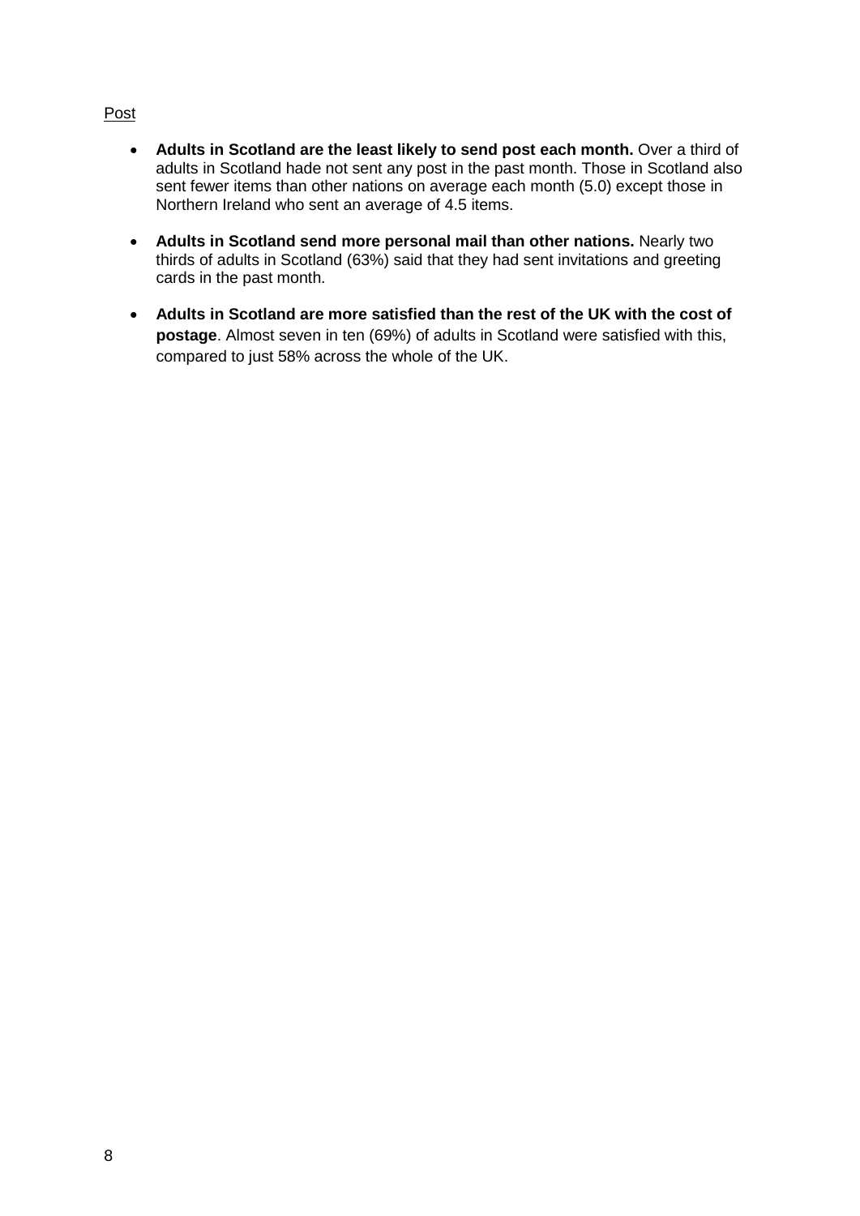<u>Post</u>

- **Adults in Scotland are the least likely to send post each month.** Over a third of adults in Scotland hade not sent any post in the past month. Those in Scotland also sent fewer items than other nations on average each month (5.0) except those in Northern Ireland who sent an average of 4.5 items.

- **Adults in Scotland send more personal mail than other nations.** Nearly two thirds of adults in Scotland (63%) said that they had sent invitations and greeting cards in the past month.

- **Adults in Scotland are more satisfied than the rest of the UK with the cost of postage**. Almost seven in ten (69%) of adults in Scotland were satisfied with this, compared to just 58% across the whole of the UK.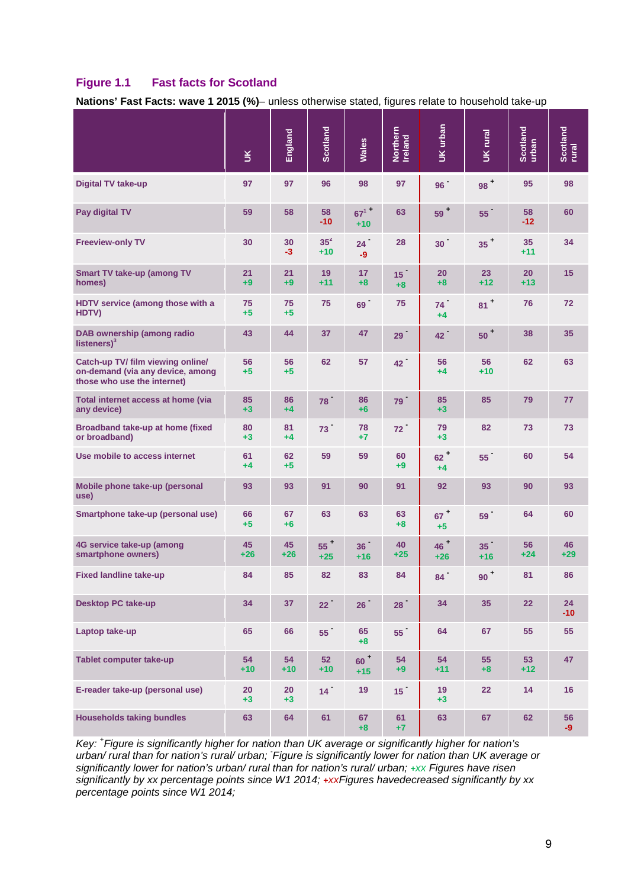## Figure 1.1 Fast facts for Scotland

**Nations' Fast Facts: wave 1 2015 (%)**– unless otherwise stated, figures relate to household take-up

| | UK | England | Scotland | Wales | Northern Ireland | UK urban | UK rural | Scotland urban | Scotland rural |
|---|---|---|---|---|---|---|---|---|---|
| Digital TV take-up | 97 | 97 | 96 | 98 | 97 | 96 - | 98 + | 95 | 98 |
| Pay digital TV | 59 | 58 | 58 -10 | 67[1] + +10 | 63 | 59 + | 55 - | 58 -12 | 60 |
| Freeview-only TV | 30 | 30 -3 | 35[2] +10 | 24 - -9 | 28 | 30 - | 35 + | 35 +11 | 34 |
| Smart TV take-up (among TV homes) | 21 +9 | 21 +9 | 19 +11 | 17 +8 | 15 - +8 | 20 +8 | 23 +12 | 20 +13 | 15 |
| HDTV service (among those with a HDTV) | 75 +5 | 75 +5 | 75 | 69 - | 75 | 74 - +4 | 81 + | 76 | 72 |
| DAB ownership (among radio listeners)[3] | 43 | 44 | 37 | 47 | 29 - | 42 - | 50 + | 38 | 35 |
| Catch-up TV/ film viewing online/ on-demand (via any device, among those who use the internet) | 56 +5 | 56 +5 | 62 | 57 | 42 - | 56 +4 | 56 +10 | 62 | 63 |
| Total internet access at home (via any device) | 85 +3 | 86 +4 | 78 - | 86 +6 | 79 - | 85 +3 | 85 | 79 | 77 |
| Broadband take-up at home (fixed or broadband) | 80 +3 | 81 +4 | 73 - | 78 +7 | 72 - | 79 +3 | 82 | 73 | 73 |
| Use mobile to access internet | 61 +4 | 62 +5 | 59 | 59 | 60 +9 | 62 + +4 | 55 - | 60 | 54 |
| Mobile phone take-up (personal use) | 93 | 93 | 91 | 90 | 91 | 92 | 93 | 90 | 93 |
| Smartphone take-up (personal use) | 66 +5 | 67 +6 | 63 | 63 | 63 +8 | 67 + +5 | 59 - | 64 | 60 |
| 4G service take-up (among smartphone owners) | 45 +26 | 45 +26 | 55 + +25 | 36 - +16 | 40 +25 | 46 + +26 | 35 - +16 | 56 +24 | 46 +29 |
| Fixed landline take-up | 84 | 85 | 82 | 83 | 84 | 84 - | 90 + | 81 | 86 |
| Desktop PC take-up | 34 | 37 | 22 - | 26 - | 28 - | 34 | 35 | 22 | 24 -10 |
| Laptop take-up | 65 | 66 | 55 - | 65 +8 | 55 - | 64 | 67 | 55 | 55 |
| Tablet computer take-up | 54 +10 | 54 +10 | 52 +10 | 60 + +15 | 54 +9 | 54 +11 | 55 +8 | 53 +12 | 47 |
| E-reader take-up (personal use) | 20 +3 | 20 +3 | 14 - | 19 | 15 - | 19 +3 | 22 | 14 | 16 |
| Households taking bundles | 63 | 64 | 61 | 67 +8 | 61 +7 | 63 | 67 | 62 | 56 -9 |

*Key: +Figure is significantly higher for nation than UK average or significantly higher for nation's urban/ rural than for nation's rural/ urban; -Figure is significantly lower for nation than UK average or significantly lower for nation's urban/ rural than for nation's rural/ urban; +xx Figures have risen significantly by xx percentage points since W1 2014; +xxFigures havedecreased significantly by xx percentage points since W1 2014;*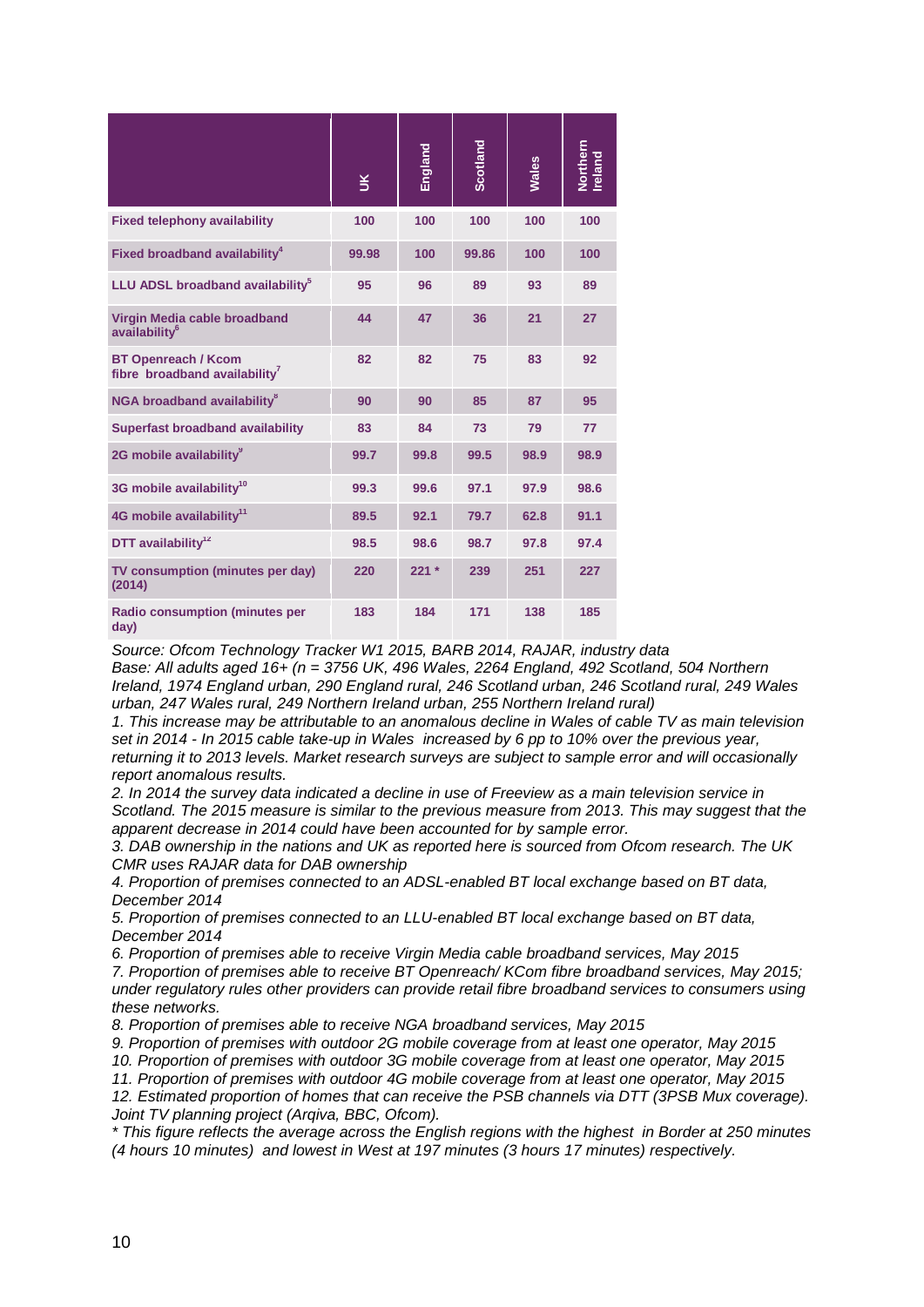| | UK | England | Scotland | Wales | Northern Ireland |
|---|---|---|---|---|---|
| **Fixed telephony availability** | 100 | 100 | 100 | 100 | 100 |
| **Fixed broadband availability[4]** | 99.98 | 100 | 99.86 | 100 | 100 |
| **LLU ADSL broadband availability[5]** | 95 | 96 | 89 | 93 | 89 |
| **Virgin Media cable broadband availability[6]** | 44 | 47 | 36 | 21 | 27 |
| **BT Openreach / Kcom fibre broadband availability[7]** | 82 | 82 | 75 | 83 | 92 |
| **NGA broadband availability[8]** | 90 | 90 | 85 | 87 | 95 |
| **Superfast broadband availability** | 83 | 84 | 73 | 79 | 77 |
| **2G mobile availability[9]** | 99.7 | 99.8 | 99.5 | 98.9 | 98.9 |
| **3G mobile availability[10]** | 99.3 | 99.6 | 97.1 | 97.9 | 98.6 |
| **4G mobile availability[11]** | 89.5 | 92.1 | 79.7 | 62.8 | 91.1 |
| **DTT availability[12]** | 98.5 | 98.6 | 98.7 | 97.8 | 97.4 |
| **TV consumption (minutes per day) (2014)** | 220 | 221 * | 239 | 251 | 227 |
| **Radio consumption (minutes per day)** | 183 | 184 | 171 | 138 | 185 |

*Source: Ofcom Technology Tracker W1 2015, BARB 2014, RAJAR, industry data*
*Base: All adults aged 16+ (n = 3756 UK, 496 Wales, 2264 England, 492 Scotland, 504 Northern Ireland, 1974 England urban, 290 England rural, 246 Scotland urban, 246 Scotland rural, 249 Wales urban, 247 Wales rural, 249 Northern Ireland urban, 255 Northern Ireland rural)*

*1. This increase may be attributable to an anomalous decline in Wales of cable TV as main television set in 2014 - In 2015 cable take-up in Wales increased by 6 pp to 10% over the previous year, returning it to 2013 levels. Market research surveys are subject to sample error and will occasionally report anomalous results.*

*2. In 2014 the survey data indicated a decline in use of Freeview as a main television service in Scotland. The 2015 measure is similar to the previous measure from 2013. This may suggest that the apparent decrease in 2014 could have been accounted for by sample error.*

*3. DAB ownership in the nations and UK as reported here is sourced from Ofcom research. The UK CMR uses RAJAR data for DAB ownership*

*4. Proportion of premises connected to an ADSL-enabled BT local exchange based on BT data, December 2014*

*5. Proportion of premises connected to an LLU-enabled BT local exchange based on BT data, December 2014*

*6. Proportion of premises able to receive Virgin Media cable broadband services, May 2015*

*7. Proportion of premises able to receive BT Openreach/ KCom fibre broadband services, May 2015; under regulatory rules other providers can provide retail fibre broadband services to consumers using these networks.*

*8. Proportion of premises able to receive NGA broadband services, May 2015*

*9. Proportion of premises with outdoor 2G mobile coverage from at least one operator, May 2015*

*10. Proportion of premises with outdoor 3G mobile coverage from at least one operator, May 2015*

*11. Proportion of premises with outdoor 4G mobile coverage from at least one operator, May 2015*

*12. Estimated proportion of homes that can receive the PSB channels via DTT (3PSB Mux coverage). Joint TV planning project (Arqiva, BBC, Ofcom).*

*\* This figure reflects the average across the English regions with the highest in Border at 250 minutes (4 hours 10 minutes) and lowest in West at 197 minutes (3 hours 17 minutes) respectively.*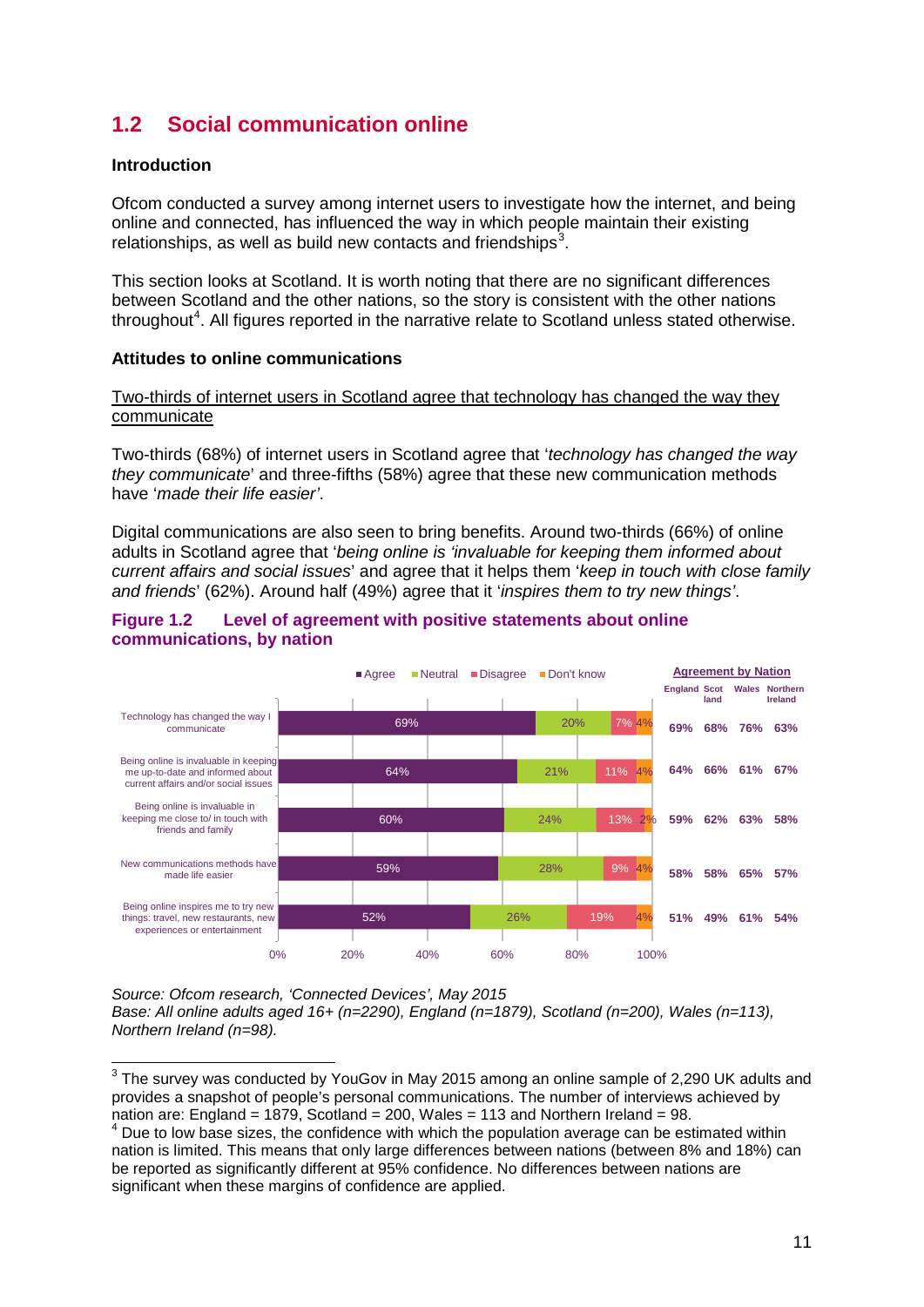## 1.2 Social communication online

### Introduction

Ofcom conducted a survey among internet users to investigate how the internet, and being online and connected, has influenced the way in which people maintain their existing relationships, as well as build new contacts and friendships[3].

This section looks at Scotland. It is worth noting that there are no significant differences between Scotland and the other nations, so the story is consistent with the other nations throughout[4]. All figures reported in the narrative relate to Scotland unless stated otherwise.

### Attitudes to online communications

Two-thirds of internet users in Scotland agree that technology has changed the way they communicate

Two-thirds (68%) of internet users in Scotland agree that '*technology has changed the way they communicate*' and three-fifths (58%) agree that these new communication methods have '*made their life easier'*.

Digital communications are also seen to bring benefits. Around two-thirds (66%) of online adults in Scotland agree that '*being online is 'invaluable for keeping them informed about current affairs and social issues*' and agree that it helps them '*keep in touch with close family and friends*' (62%). Around half (49%) agree that it '*inspires them to try new things'*.

**Figure 1.2 Level of agreement with positive statements about online communications, by nation**

| Statement | Agree | Neutral | Disagree | Don't know | England | Scotland | Wales | Northern Ireland |
|---|---|---|---|---|---|---|---|---|
| Technology has changed the way I communicate | 69% | 20% | 7% | 4% | 69% | 68% | 76% | 63% |
| Being online is invaluable in keeping me up-to-date and informed about current affairs and/or social issues | 64% | 21% | 11% | 4% | 64% | 66% | 61% | 67% |
| Being online is invaluable in keeping me close to/ in touch with friends and family | 60% | 24% | 13% | 2% | 59% | 62% | 63% | 58% |
| New communications methods have made life easier | 59% | 28% | 9% | 4% | 58% | 58% | 65% | 57% |
| Being online inspires me to try new things: travel, new restaurants, new experiences or entertainment | 52% | 26% | 19% | 4% | 51% | 49% | 61% | 54% |

*Source: Ofcom research, 'Connected Devices', May 2015*
*Base: All online adults aged 16+ (n=2290), England (n=1879), Scotland (n=200), Wales (n=113), Northern Ireland (n=98).*

[3] The survey was conducted by YouGov in May 2015 among an online sample of 2,290 UK adults and provides a snapshot of people's personal communications. The number of interviews achieved by nation are: England = 1879, Scotland = 200, Wales = 113 and Northern Ireland = 98.

[4] Due to low base sizes, the confidence with which the population average can be estimated within nation is limited. This means that only large differences between nations (between 8% and 18%) can be reported as significantly different at 95% confidence. No differences between nations are significant when these margins of confidence are applied.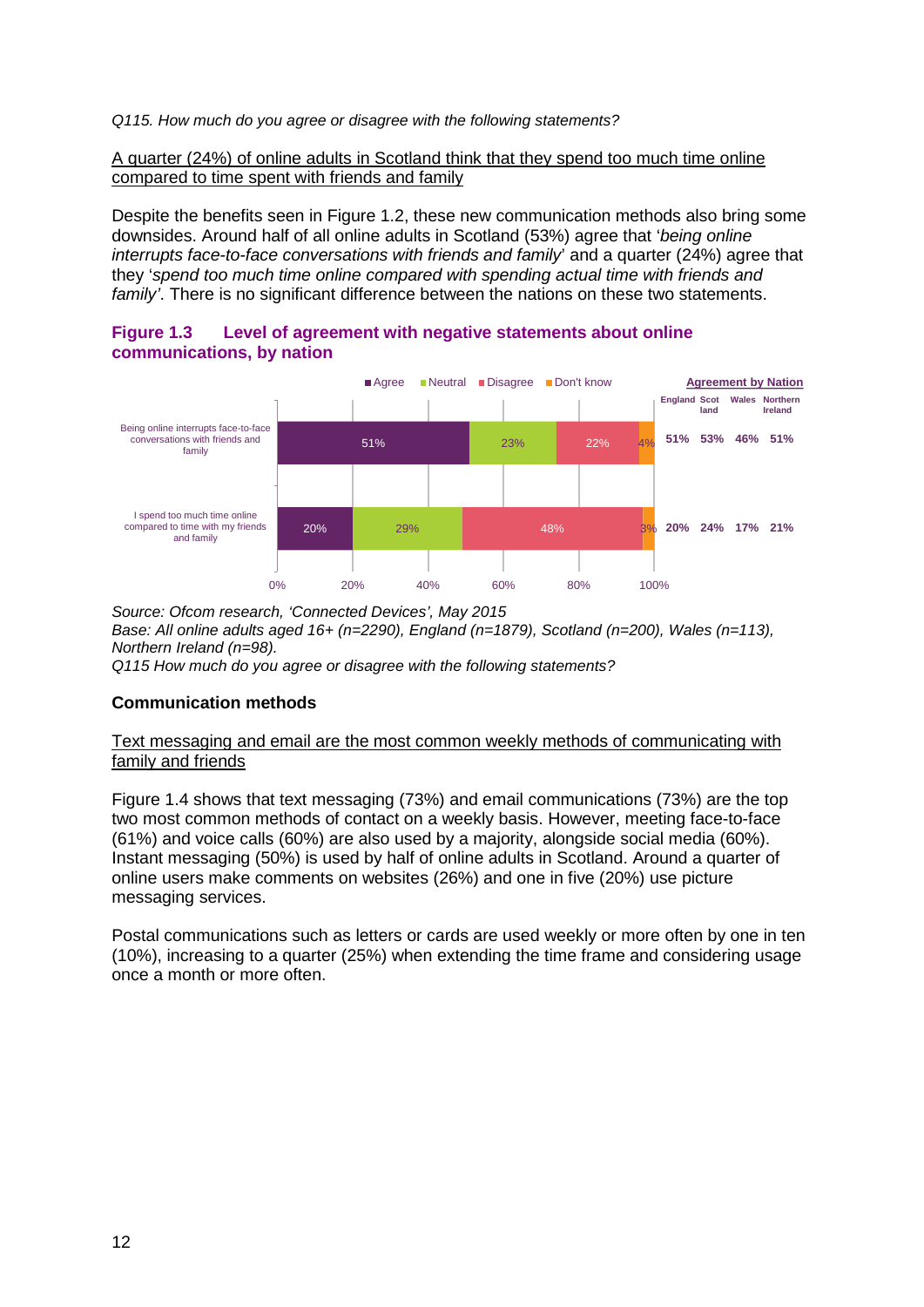*Q115. How much do you agree or disagree with the following statements?*

A quarter (24%) of online adults in Scotland think that they spend too much time online compared to time spent with friends and family

Despite the benefits seen in Figure 1.2, these new communication methods also bring some downsides. Around half of all online adults in Scotland (53%) agree that '*being online interrupts face-to-face conversations with friends and family*' and a quarter (24%) agree that they '*spend too much time online compared with spending actual time with friends and family'*. There is no significant difference between the nations on these two statements.

**Figure 1.3 Level of agreement with negative statements about online communications, by nation**

| Statement | Agree | Neutral | Disagree | Don't know | England | Scotland | Wales | Northern Ireland |
|---|---|---|---|---|---|---|---|---|
| Being online interrupts face-to-face conversations with friends and family | 51% | 23% | 22% | 4% | 51% | 53% | 46% | 51% |
| I spend too much time online compared to time with my friends and family | 20% | 29% | 48% | 3% | 20% | 24% | 17% | 21% |

*Source: Ofcom research, 'Connected Devices', May 2015*
*Base: All online adults aged 16+ (n=2290), England (n=1879), Scotland (n=200), Wales (n=113), Northern Ireland (n=98).*
*Q115 How much do you agree or disagree with the following statements?*

### Communication methods

Text messaging and email are the most common weekly methods of communicating with family and friends

Figure 1.4 shows that text messaging (73%) and email communications (73%) are the top two most common methods of contact on a weekly basis. However, meeting face-to-face (61%) and voice calls (60%) are also used by a majority, alongside social media (60%). Instant messaging (50%) is used by half of online adults in Scotland. Around a quarter of online users make comments on websites (26%) and one in five (20%) use picture messaging services.

Postal communications such as letters or cards are used weekly or more often by one in ten (10%), increasing to a quarter (25%) when extending the time frame and considering usage once a month or more often.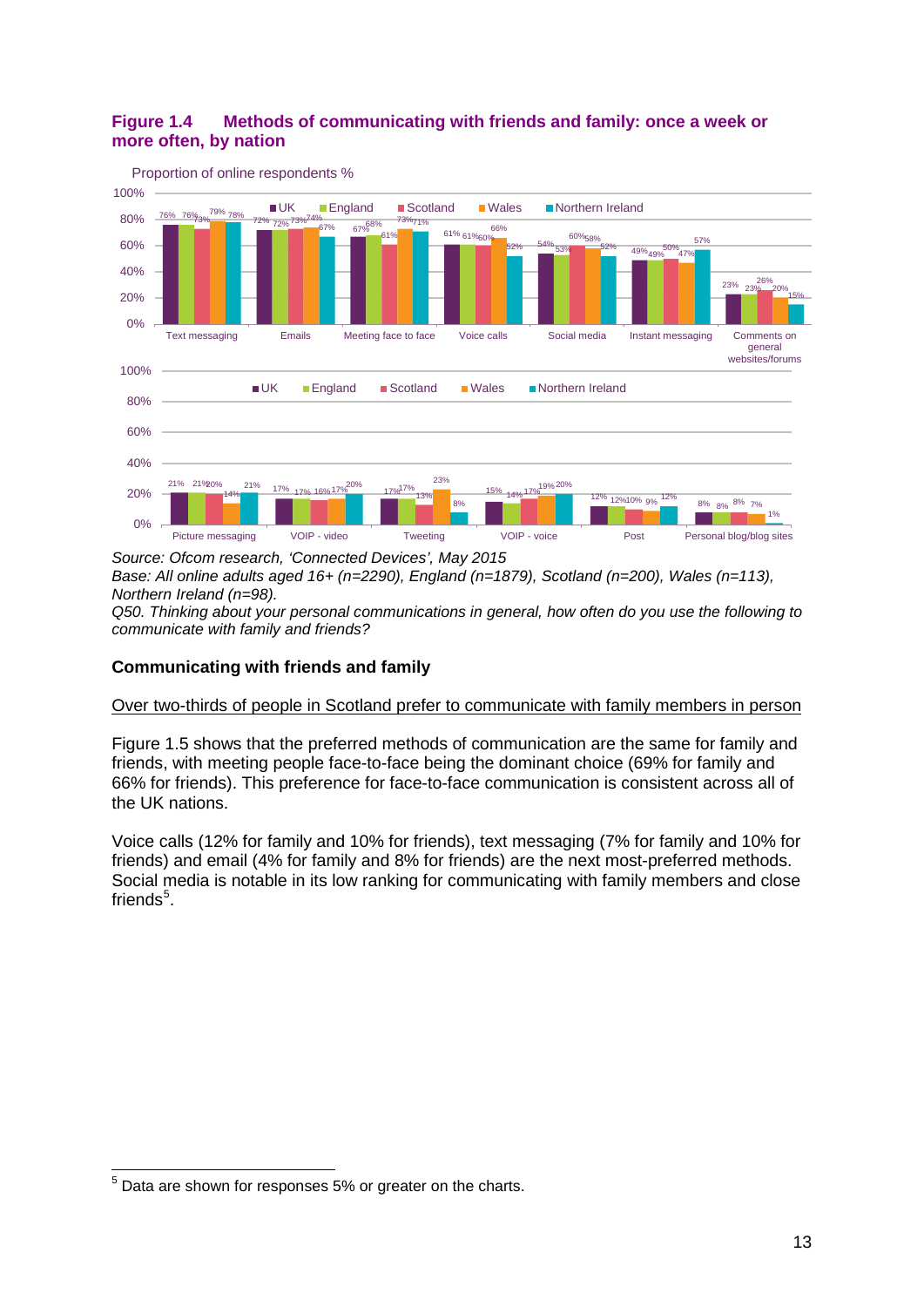**Figure 1.4 Methods of communicating with friends and family: once a week or more often, by nation**

Proportion of online respondents %

| Method | UK | England | Scotland | Wales | Northern Ireland |
| --- | --- | --- | --- | --- | --- |
| Text messaging | 76% | 76% | 73% | 79% | 78% |
| Emails | 72% | 72% | 73% | 74% | 67% |
| Meeting face to face | 67% | 68% | 61% | 73% | 71% |
| Voice calls | 61% | 61% | 60% | 66% | 52% |
| Social media | 54% | 53% | 60% | 58% | 52% |
| Instant messaging | 49% | 49% | 50% | 47% | 57% |
| Comments on general websites/forums | 23% | 23% | 26% | 20% | 15% |
| Picture messaging | 21% | 21% | 20% | 14% | 21% |
| VOIP - video | 17% | 17% | 16% | 17% | 20% |
| Tweeting | 17% | 17% | 13% | 23% | 8% |
| VOIP - voice | 15% | 14% | 17% | 19% | 20% |
| Post | 12% | 12% | 10% | 9% | 12% |
| Personal blog/blog sites | 8% | 8% | 8% | 7% | 1% |

*Source: Ofcom research, 'Connected Devices', May 2015*
*Base: All online adults aged 16+ (n=2290), England (n=1879), Scotland (n=200), Wales (n=113), Northern Ireland (n=98).*
*Q50. Thinking about your personal communications in general, how often do you use the following to communicate with family and friends?*

### Communicating with friends and family

Over two-thirds of people in Scotland prefer to communicate with family members in person

Figure 1.5 shows that the preferred methods of communication are the same for family and friends, with meeting people face-to-face being the dominant choice (69% for family and 66% for friends). This preference for face-to-face communication is consistent across all of the UK nations.

Voice calls (12% for family and 10% for friends), text messaging (7% for family and 10% for friends) and email (4% for family and 8% for friends) are the next most-preferred methods. Social media is notable in its low ranking for communicating with family members and close friends[5].

[5] Data are shown for responses 5% or greater on the charts.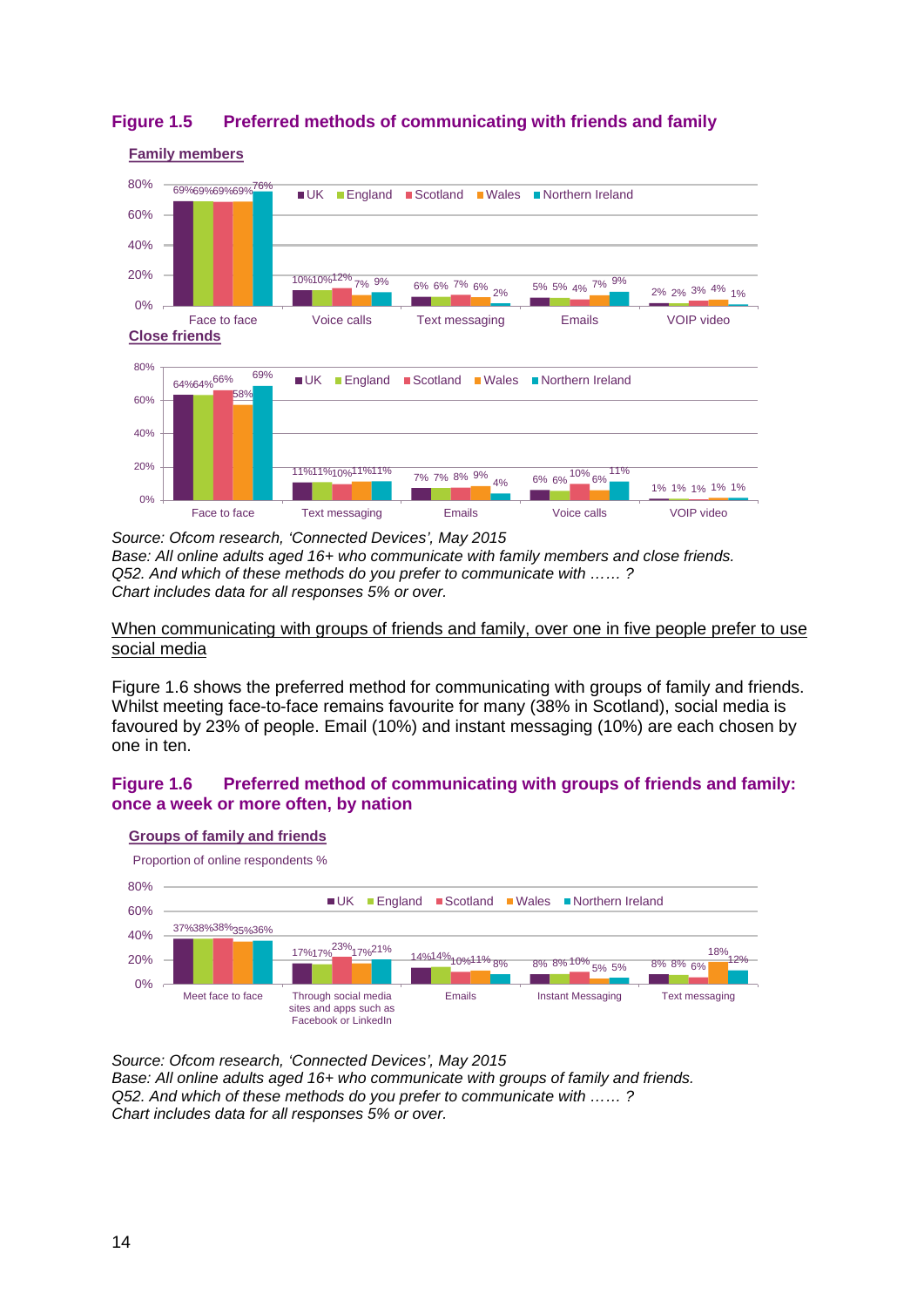### Figure 1.5 Preferred methods of communicating with friends and family

**Family members**

| | UK | England | Scotland | Wales | Northern Ireland |
|---|---|---|---|---|---|
| Face to face | 69% | 69% | 69% | 69% | 76% |
| Voice calls | 10% | 10% | 12% | 7% | 9% |
| Text messaging | 6% | 6% | 7% | 6% | 2% |
| Emails | 5% | 5% | 4% | 7% | 9% |
| VOIP video | 2% | 2% | 3% | 4% | 1% |

**Close friends**

| | UK | England | Scotland | Wales | Northern Ireland |
|---|---|---|---|---|---|
| Face to face | 64% | 64% | 66% | 58% | 69% |
| Text messaging | 11% | 11% | 10% | 11% | 11% |
| Emails | 7% | 7% | 8% | 9% | 4% |
| Voice calls | 6% | 6% | 10% | 6% | 11% |
| VOIP video | 1% | 1% | 1% | 1% | 1% |

*Source: Ofcom research, 'Connected Devices', May 2015*
*Base: All online adults aged 16+ who communicate with family members and close friends.*
*Q52. And which of these methods do you prefer to communicate with …… ?*
*Chart includes data for all responses 5% or over.*

When communicating with groups of friends and family, over one in five people prefer to use social media

Figure 1.6 shows the preferred method for communicating with groups of family and friends. Whilst meeting face-to-face remains favourite for many (38% in Scotland), social media is favoured by 23% of people. Email (10%) and instant messaging (10%) are each chosen by one in ten.

### Figure 1.6 Preferred method of communicating with groups of friends and family: once a week or more often, by nation

**Groups of family and friends**

Proportion of online respondents %

| | UK | England | Scotland | Wales | Northern Ireland |
|---|---|---|---|---|---|
| Meet face to face | 37% | 38% | 38% | 35% | 36% |
| Through social media sites and apps such as Facebook or LinkedIn | 17% | 17% | 23% | 17% | 21% |
| Emails | 14% | 14% | 10% | 11% | 8% |
| Instant Messaging | 8% | 8% | 10% | 5% | 5% |
| Text messaging | 8% | 8% | 6% | 18% | 12% |

*Source: Ofcom research, 'Connected Devices', May 2015*
*Base: All online adults aged 16+ who communicate with groups of family and friends.*
*Q52. And which of these methods do you prefer to communicate with …… ?*
*Chart includes data for all responses 5% or over.*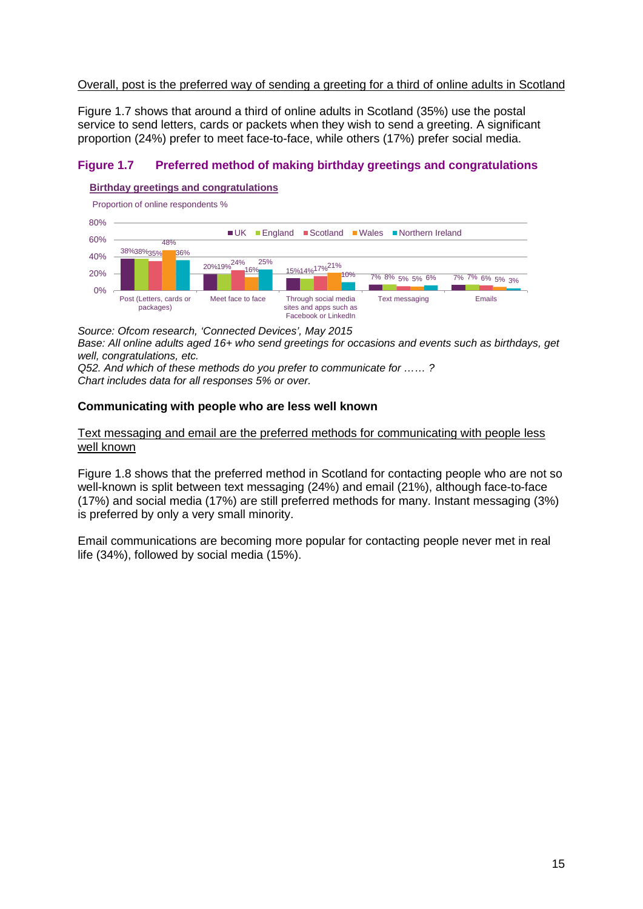<u>Overall, post is the preferred way of sending a greeting for a third of online adults in Scotland</u>

Figure 1.7 shows that around a third of online adults in Scotland (35%) use the postal service to send letters, cards or packets when they wish to send a greeting. A significant proportion (24%) prefer to meet face-to-face, while others (17%) prefer social media.

### Figure 1.7 Preferred method of making birthday greetings and congratulations

**Birthday greetings and congratulations**

Proportion of online respondents %

| | UK | England | Scotland | Wales | Northern Ireland |
|---|---|---|---|---|---|
| Post (Letters, cards or packages) | 38% | 38% | 35% | 48% | 36% |
| Meet face to face | 20% | 19% | 24% | 16% | 25% |
| Through social media sites and apps such as Facebook or LinkedIn | 15% | 14% | 17% | 21% | 10% |
| Text messaging | 7% | 8% | 5% | 5% | 6% |
| Emails | 7% | 7% | 6% | 5% | 3% |

*Source: Ofcom research, 'Connected Devices', May 2015*
*Base: All online adults aged 16+ who send greetings for occasions and events such as birthdays, get well, congratulations, etc.*
*Q52. And which of these methods do you prefer to communicate for …… ?*
*Chart includes data for all responses 5% or over.*

**Communicating with people who are less well known**

<u>Text messaging and email are the preferred methods for communicating with people less well known</u>

Figure 1.8 shows that the preferred method in Scotland for contacting people who are not so well-known is split between text messaging (24%) and email (21%), although face-to-face (17%) and social media (17%) are still preferred methods for many. Instant messaging (3%) is preferred by only a very small minority.

Email communications are becoming more popular for contacting people never met in real life (34%), followed by social media (15%).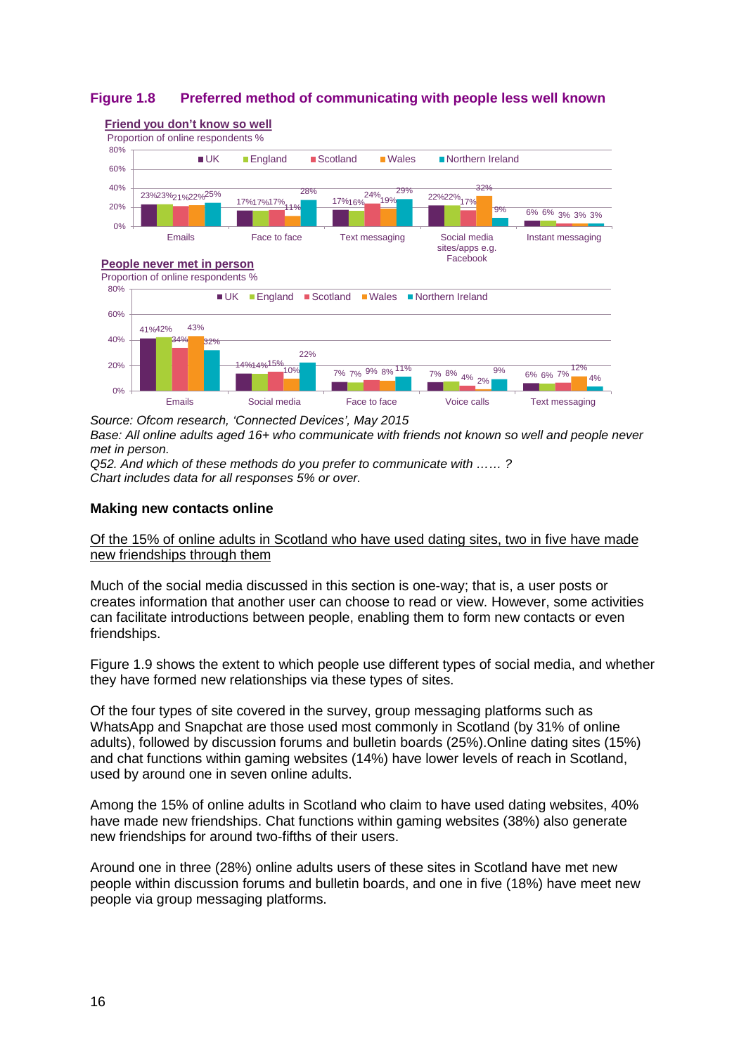**Figure 1.8 Preferred method of communicating with people less well known**

**Friend you don't know so well**

Proportion of online respondents %

| | UK | England | Scotland | Wales | Northern Ireland |
|---|---|---|---|---|---|
| Emails | 23% | 23% | 21% | 22% | 25% |
| Face to face | 17% | 17% | 17% | 11% | 28% |
| Text messaging | 17% | 16% | 24% | 19% | 29% |
| Social media sites/apps e.g. Facebook | 22% | 22% | 17% | 32% | 9% |
| Instant messaging | 6% | 6% | 3% | 3% | 3% |

**People never met in person**

Proportion of online respondents %

| | UK | England | Scotland | Wales | Northern Ireland |
|---|---|---|---|---|---|
| Emails | 41% | 42% | 34% | 43% | 32% |
| Social media | 14% | 14% | 15% | 10% | 22% |
| Face to face | 7% | 7% | 9% | 8% | 11% |
| Voice calls | 7% | 8% | 4% | 2% | 9% |
| Text messaging | 6% | 6% | 7% | 12% | 4% |

*Source: Ofcom research, 'Connected Devices', May 2015*
*Base: All online adults aged 16+ who communicate with friends not known so well and people never met in person.*
*Q52. And which of these methods do you prefer to communicate with …… ?*
*Chart includes data for all responses 5% or over.*

### Making new contacts online

Of the 15% of online adults in Scotland who have used dating sites, two in five have made new friendships through them

Much of the social media discussed in this section is one-way; that is, a user posts or creates information that another user can choose to read or view. However, some activities can facilitate introductions between people, enabling them to form new contacts or even friendships.

Figure 1.9 shows the extent to which people use different types of social media, and whether they have formed new relationships via these types of sites.

Of the four types of site covered in the survey, group messaging platforms such as WhatsApp and Snapchat are those used most commonly in Scotland (by 31% of online adults), followed by discussion forums and bulletin boards (25%).Online dating sites (15%) and chat functions within gaming websites (14%) have lower levels of reach in Scotland, used by around one in seven online adults.

Among the 15% of online adults in Scotland who claim to have used dating websites, 40% have made new friendships. Chat functions within gaming websites (38%) also generate new friendships for around two-fifths of their users.

Around one in three (28%) online adults users of these sites in Scotland have met new people within discussion forums and bulletin boards, and one in five (18%) have meet new people via group messaging platforms.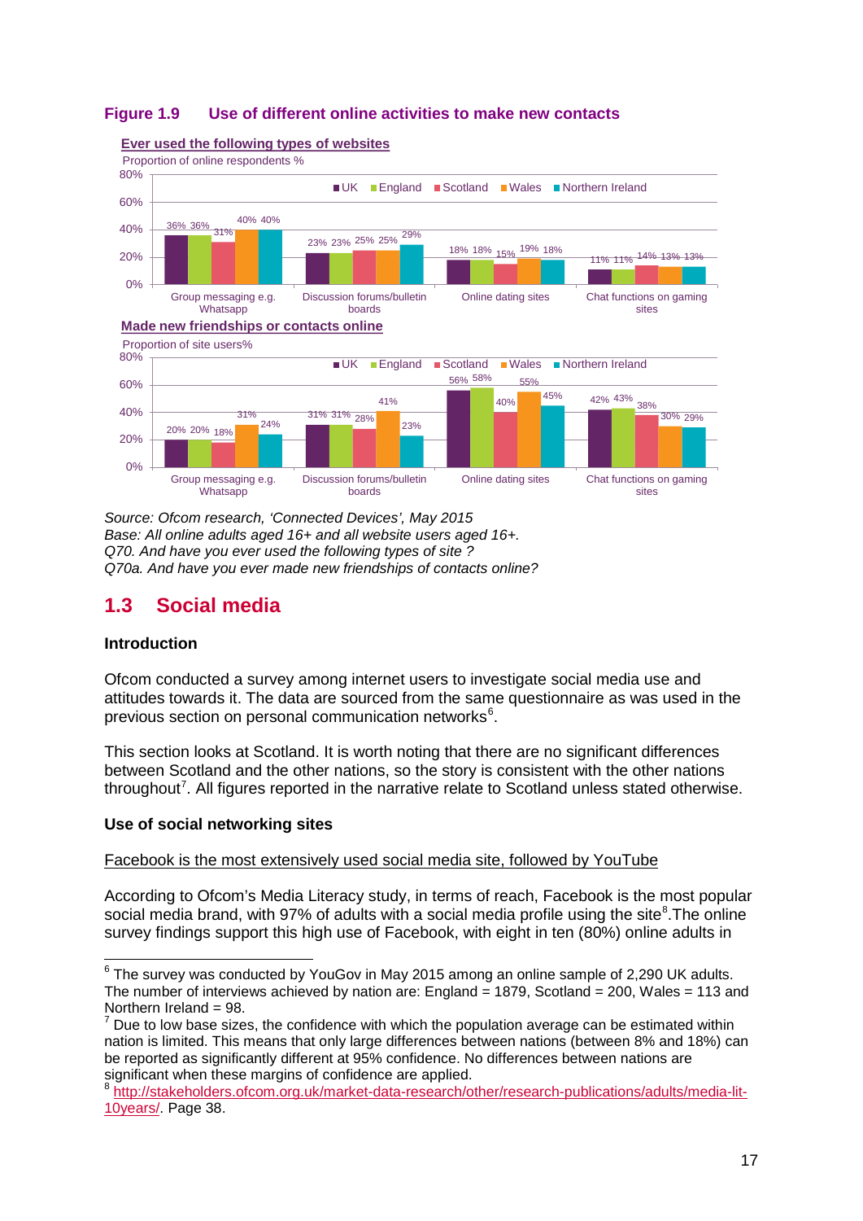**Figure 1.9 Use of different online activities to make new contacts**

**Ever used the following types of websites**

Proportion of online respondents %

| | UK | England | Scotland | Wales | Northern Ireland |
|---|---|---|---|---|---|
| Group messaging e.g. Whatsapp | 36% | 36% | 31% | 40% | 40% |
| Discussion forums/bulletin boards | 23% | 23% | 25% | 25% | 29% |
| Online dating sites | 18% | 18% | 15% | 19% | 18% |
| Chat functions on gaming sites | 11% | 11% | 14% | 13% | 13% |

**Made new friendships or contacts online**

Proportion of site users%

| | UK | England | Scotland | Wales | Northern Ireland |
|---|---|---|---|---|---|
| Group messaging e.g. Whatsapp | 20% | 20% | 18% | 31% | 24% |
| Discussion forums/bulletin boards | 31% | 31% | 28% | 41% | 23% |
| Online dating sites | 56% | 58% | 40% | 55% | 45% |
| Chat functions on gaming sites | 42% | 43% | 38% | 30% | 29% |

*Source: Ofcom research, 'Connected Devices', May 2015*
*Base: All online adults aged 16+ and all website users aged 16+.*
*Q70. And have you ever used the following types of site ?*
*Q70a. And have you ever made new friendships of contacts online?*

## 1.3 Social media

### Introduction

Ofcom conducted a survey among internet users to investigate social media use and attitudes towards it. The data are sourced from the same questionnaire as was used in the previous section on personal communication networks[6].

This section looks at Scotland. It is worth noting that there are no significant differences between Scotland and the other nations, so the story is consistent with the other nations throughout[7]. All figures reported in the narrative relate to Scotland unless stated otherwise.

### Use of social networking sites

Facebook is the most extensively used social media site, followed by YouTube

According to Ofcom's Media Literacy study, in terms of reach, Facebook is the most popular social media brand, with 97% of adults with a social media profile using the site[8].The online survey findings support this high use of Facebook, with eight in ten (80%) online adults in

---

[6] The survey was conducted by YouGov in May 2015 among an online sample of 2,290 UK adults. The number of interviews achieved by nation are: England = 1879, Scotland = 200, Wales = 113 and Northern Ireland = 98.

[7] Due to low base sizes, the confidence with which the population average can be estimated within nation is limited. This means that only large differences between nations (between 8% and 18%) can be reported as significantly different at 95% confidence. No differences between nations are significant when these margins of confidence are applied.

[8] http://stakeholders.ofcom.org.uk/market-data-research/other/research-publications/adults/media-lit-10years/. Page 38.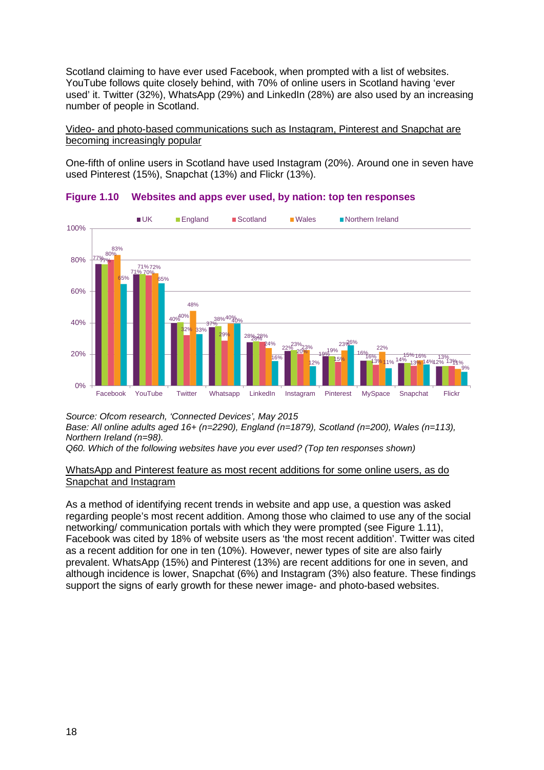Scotland claiming to have ever used Facebook, when prompted with a list of websites. YouTube follows quite closely behind, with 70% of online users in Scotland having 'ever used' it. Twitter (32%), WhatsApp (29%) and LinkedIn (28%) are also used by an increasing number of people in Scotland.

Video- and photo-based communications such as Instagram, Pinterest and Snapchat are becoming increasingly popular

One-fifth of online users in Scotland have used Instagram (20%). Around one in seven have used Pinterest (15%), Snapchat (13%) and Flickr (13%).

**Figure 1.10 Websites and apps ever used, by nation: top ten responses**

| | UK | England | Scotland | Wales | Northern Ireland |
|---|---|---|---|---|---|
| Facebook | 77% | 77% | 80% | 83% | 65% |
| YouTube | 71% | 71% | 70% | 72% | 65% |
| Twitter | 40% | 40% | 32% | 48% | 33% |
| Whatsapp | 37% | 38% | 29% | 40% | 40% |
| LinkedIn | 28% | 28% | 28% | 24% | 16% |
| Instagram | 22% | 23% | 20% | 23% | 12% |
| Pinterest | 19% | 19% | 15% | 23% | 26% |
| MySpace | 16% | 16% | 13% | 22% | 11% |
| Snapchat | 14% | 15% | 13% | 16% | 14% |
| Flickr | 12% | 13% | 13% | 11% | 9% |

*Source: Ofcom research, 'Connected Devices', May 2015*
*Base: All online adults aged 16+ (n=2290), England (n=1879), Scotland (n=200), Wales (n=113), Northern Ireland (n=98).*
*Q60. Which of the following websites have you ever used? (Top ten responses shown)*

WhatsApp and Pinterest feature as most recent additions for some online users, as do Snapchat and Instagram

As a method of identifying recent trends in website and app use, a question was asked regarding people's most recent addition. Among those who claimed to use any of the social networking/ communication portals with which they were prompted (see Figure 1.11), Facebook was cited by 18% of website users as 'the most recent addition'. Twitter was cited as a recent addition for one in ten (10%). However, newer types of site are also fairly prevalent. WhatsApp (15%) and Pinterest (13%) are recent additions for one in seven, and although incidence is lower, Snapchat (6%) and Instagram (3%) also feature. These findings support the signs of early growth for these newer image- and photo-based websites.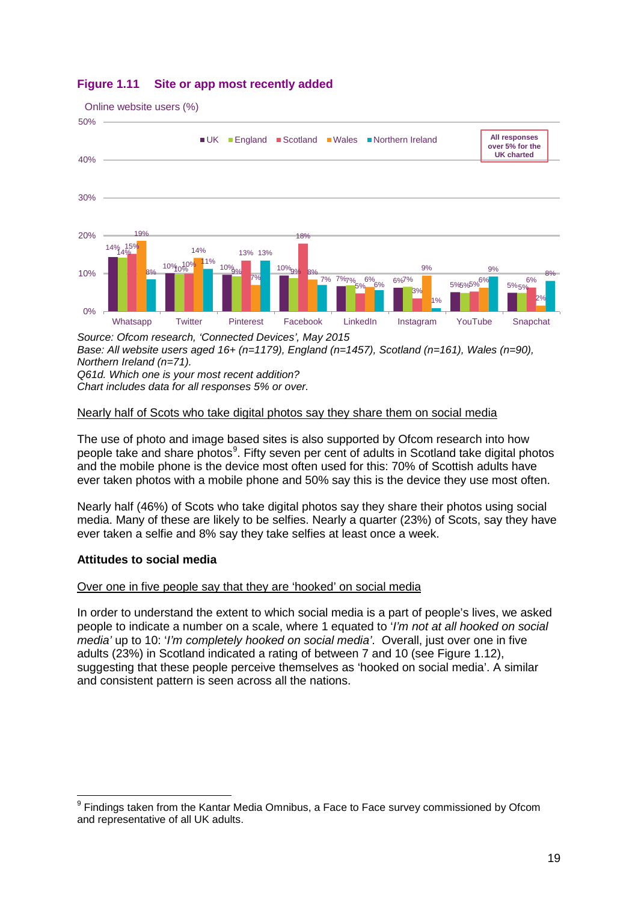**Figure 1.11 Site or app most recently added**

Online website users (%)

All responses over 5% for the UK charted

| | UK | England | Scotland | Wales | Northern Ireland |
|---|---|---|---|---|---|
| Whatsapp | 14% | 14% | 15% | 19% | 8% |
| Twitter | 10% | 10% | 10% | 14% | 11% |
| Pinterest | 10% | 9% | 13% | 7% | 13% |
| Facebook | 10% | 9% | 18% | 8% | 7% |
| LinkedIn | 7% | 7% | 5% | 6% | 6% |
| Instagram | 6% | 7% | 3% | 9% | 1% |
| YouTube | 5% | 5% | 5% | 6% | 9% |
| Snapchat | 5% | 5% | 6% | 2% | 8% |

*Source: Ofcom research, 'Connected Devices', May 2015*
*Base: All website users aged 16+ (n=1179), England (n=1457), Scotland (n=161), Wales (n=90), Northern Ireland (n=71).*
*Q61d. Which one is your most recent addition?*
*Chart includes data for all responses 5% or over.*

<u>Nearly half of Scots who take digital photos say they share them on social media</u>

The use of photo and image based sites is also supported by Ofcom research into how people take and share photos[9]. Fifty seven per cent of adults in Scotland take digital photos and the mobile phone is the device most often used for this: 70% of Scottish adults have ever taken photos with a mobile phone and 50% say this is the device they use most often.

Nearly half (46%) of Scots who take digital photos say they share their photos using social media. Many of these are likely to be selfies. Nearly a quarter (23%) of Scots, say they have ever taken a selfie and 8% say they take selfies at least once a week.

**Attitudes to social media**

<u>Over one in five people say that they are 'hooked' on social media</u>

In order to understand the extent to which social media is a part of people's lives, we asked people to indicate a number on a scale, where 1 equated to '*I'm not at all hooked on social media'* up to 10: '*I'm completely hooked on social media'*. Overall, just over one in five adults (23%) in Scotland indicated a rating of between 7 and 10 (see Figure 1.12), suggesting that these people perceive themselves as 'hooked on social media'. A similar and consistent pattern is seen across all the nations.

[9] Findings taken from the Kantar Media Omnibus, a Face to Face survey commissioned by Ofcom and representative of all UK adults.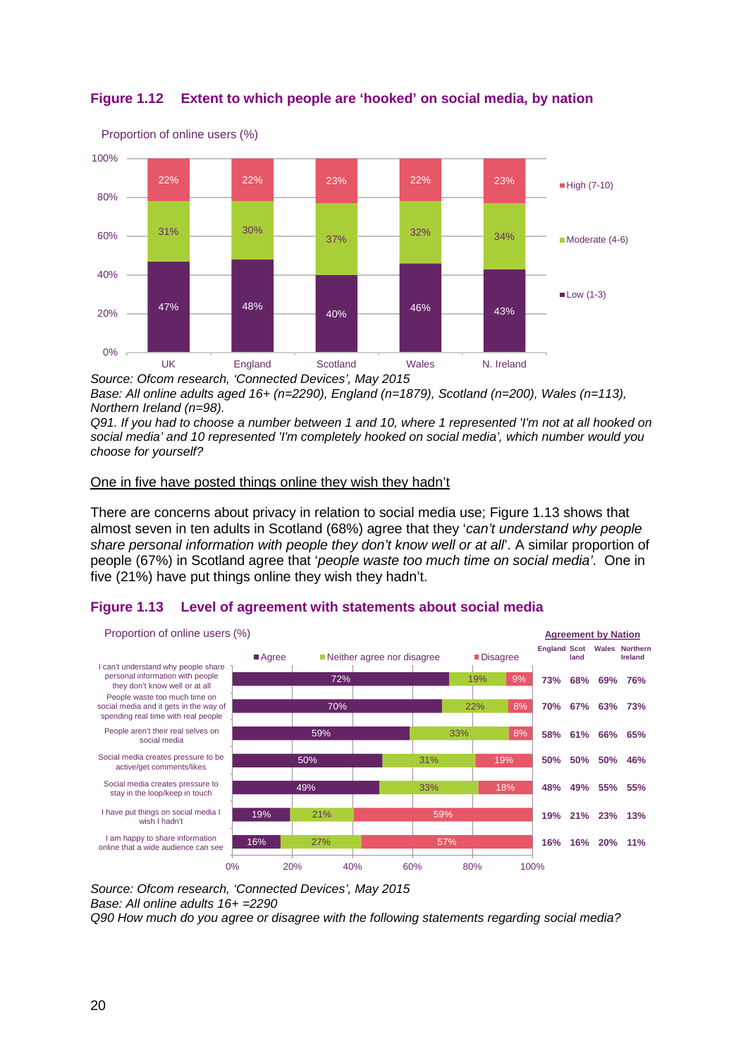**Figure 1.12 Extent to which people are 'hooked' on social media, by nation**

Proportion of online users (%)

| | UK | England | Scotland | Wales | N. Ireland |
|---|---|---|---|---|---|
| High (7-10) | 22% | 22% | 23% | 22% | 23% |
| Moderate (4-6) | 31% | 30% | 37% | 32% | 34% |
| Low (1-3) | 47% | 48% | 40% | 46% | 43% |

*Source: Ofcom research, 'Connected Devices', May 2015*
*Base: All online adults aged 16+ (n=2290), England (n=1879), Scotland (n=200), Wales (n=113), Northern Ireland (n=98).*
*Q91. If you had to choose a number between 1 and 10, where 1 represented 'I'm not at all hooked on social media' and 10 represented 'I'm completely hooked on social media', which number would you choose for yourself?*

<u>One in five have posted things online they wish they hadn't</u>

There are concerns about privacy in relation to social media use; Figure 1.13 shows that almost seven in ten adults in Scotland (68%) agree that they '*can't understand why people share personal information with people they don't know well or at all*'. A similar proportion of people (67%) in Scotland agree that '*people waste too much time on social media*'. One in five (21%) have put things online they wish they hadn't.

**Figure 1.13 Level of agreement with statements about social media**

Proportion of online users (%)

| Statement | Agree | Neither agree nor disagree | Disagree | England | Scotland | Wales | Northern Ireland |
|---|---|---|---|---|---|---|---|
| I can't understand why people share personal information with people they don't know well or at all | 72% | 19% | 9% | 73% | 68% | 69% | 76% |
| People waste too much time on social media and it gets in the way of spending real time with real people | 70% | 22% | 8% | 70% | 67% | 63% | 73% |
| People aren't their real selves on social media | 59% | 33% | 8% | 58% | 61% | 66% | 65% |
| Social media creates pressure to be active/get comments/likes | 50% | 31% | 19% | 50% | 50% | 50% | 46% |
| Social media creates pressure to stay in the loop/keep in touch | 49% | 33% | 18% | 48% | 49% | 55% | 55% |
| I have put things on social media I wish I hadn't | 19% | 21% | 59% | 19% | 21% | 23% | 13% |
| I am happy to share information online that a wide audience can see | 16% | 27% | 57% | 16% | 16% | 20% | 11% |

(Agreement by Nation: England, Scotland, Wales, Northern Ireland)

*Source: Ofcom research, 'Connected Devices', May 2015*
*Base: All online adults 16+ =2290*
*Q90 How much do you agree or disagree with the following statements regarding social media?*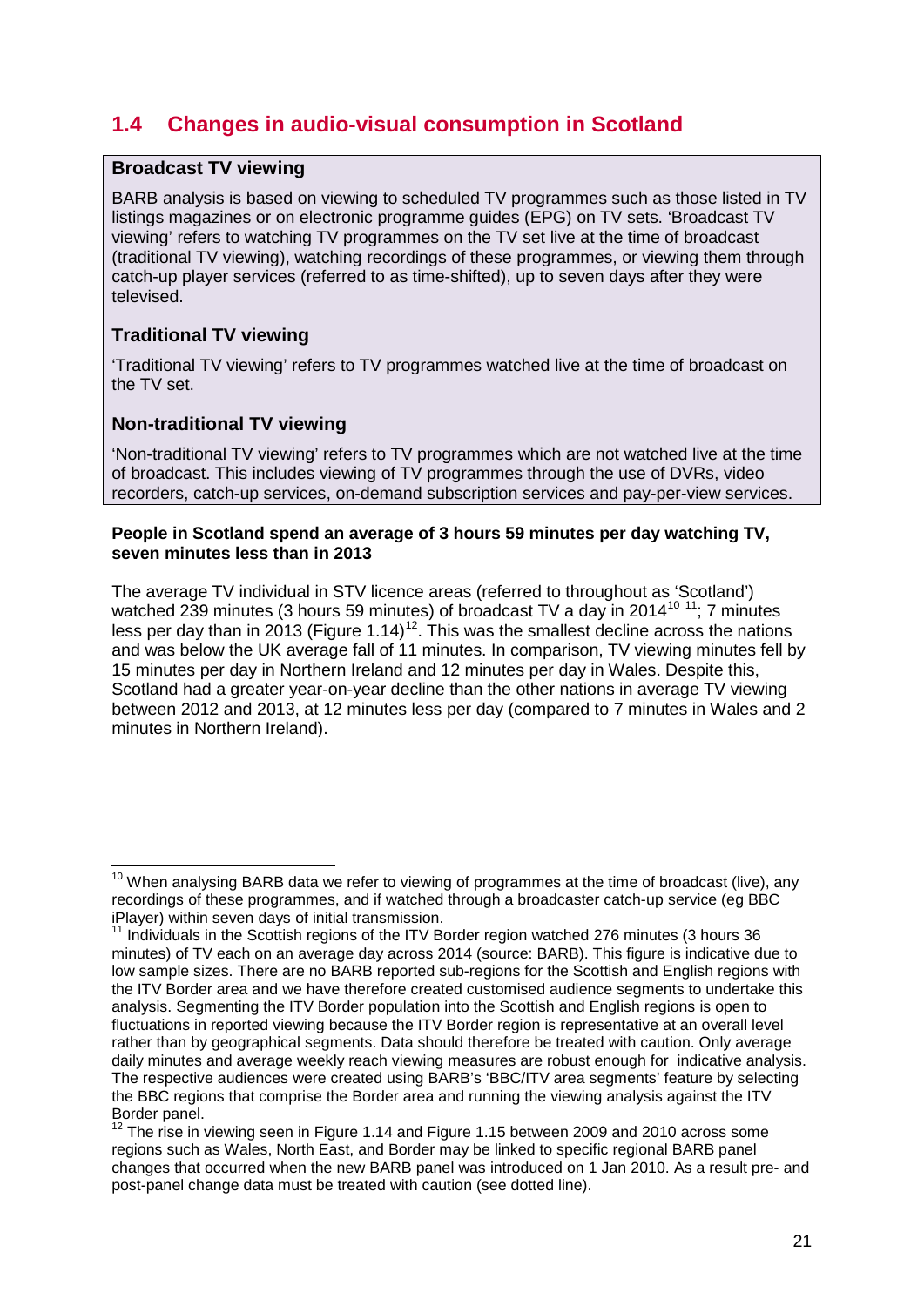## 1.4 Changes in audio-visual consumption in Scotland

### Broadcast TV viewing

BARB analysis is based on viewing to scheduled TV programmes such as those listed in TV listings magazines or on electronic programme guides (EPG) on TV sets. 'Broadcast TV viewing' refers to watching TV programmes on the TV set live at the time of broadcast (traditional TV viewing), watching recordings of these programmes, or viewing them through catch-up player services (referred to as time-shifted), up to seven days after they were televised.

### Traditional TV viewing

'Traditional TV viewing' refers to TV programmes watched live at the time of broadcast on the TV set.

### Non-traditional TV viewing

'Non-traditional TV viewing' refers to TV programmes which are not watched live at the time of broadcast. This includes viewing of TV programmes through the use of DVRs, video recorders, catch-up services, on-demand subscription services and pay-per-view services.

**People in Scotland spend an average of 3 hours 59 minutes per day watching TV, seven minutes less than in 2013**

The average TV individual in STV licence areas (referred to throughout as 'Scotland') watched 239 minutes (3 hours 59 minutes) of broadcast TV a day in 2014[10] [11]; 7 minutes less per day than in 2013 (Figure 1.14)[12]. This was the smallest decline across the nations and was below the UK average fall of 11 minutes. In comparison, TV viewing minutes fell by 15 minutes per day in Northern Ireland and 12 minutes per day in Wales. Despite this, Scotland had a greater year-on-year decline than the other nations in average TV viewing between 2012 and 2013, at 12 minutes less per day (compared to 7 minutes in Wales and 2 minutes in Northern Ireland).

---

[10] When analysing BARB data we refer to viewing of programmes at the time of broadcast (live), any recordings of these programmes, and if watched through a broadcaster catch-up service (eg BBC iPlayer) within seven days of initial transmission.

[11] Individuals in the Scottish regions of the ITV Border region watched 276 minutes (3 hours 36 minutes) of TV each on an average day across 2014 (source: BARB). This figure is indicative due to low sample sizes. There are no BARB reported sub-regions for the Scottish and English regions with the ITV Border area and we have therefore created customised audience segments to undertake this analysis. Segmenting the ITV Border population into the Scottish and English regions is open to fluctuations in reported viewing because the ITV Border region is representative at an overall level rather than by geographical segments. Data should therefore be treated with caution. Only average daily minutes and average weekly reach viewing measures are robust enough for indicative analysis. The respective audiences were created using BARB's 'BBC/ITV area segments' feature by selecting the BBC regions that comprise the Border area and running the viewing analysis against the ITV Border panel.

[12] The rise in viewing seen in Figure 1.14 and Figure 1.15 between 2009 and 2010 across some regions such as Wales, North East, and Border may be linked to specific regional BARB panel changes that occurred when the new BARB panel was introduced on 1 Jan 2010. As a result pre- and post-panel change data must be treated with caution (see dotted line).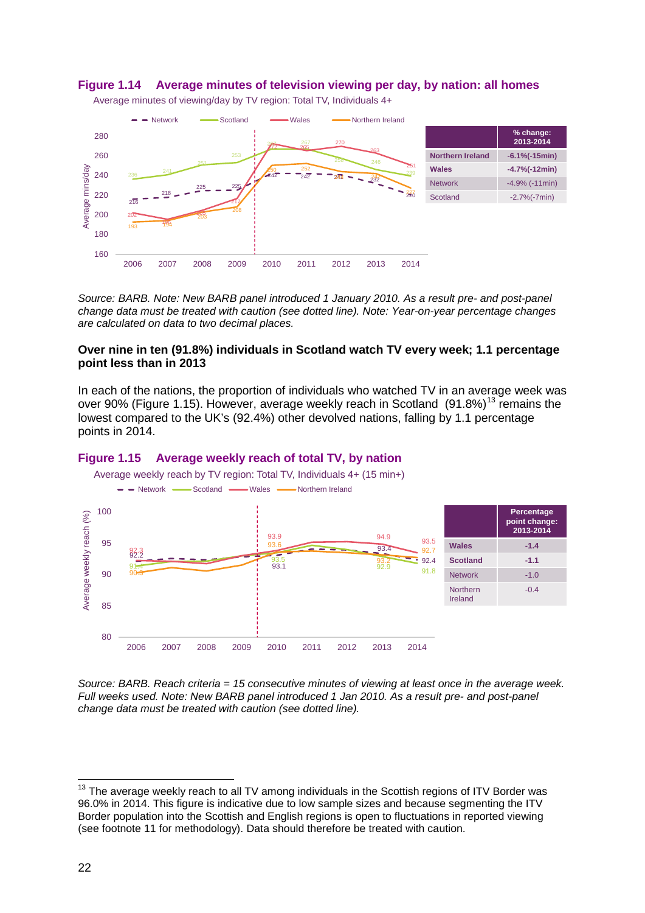**Figure 1.14 Average minutes of television viewing per day, by nation: all homes**

Average minutes of viewing/day by TV region: Total TV, Individuals 4+

| | % change: 2013-2014 |
|---|---|
| Northern Ireland | -6.1%(-15min) |
| Wales | -4.7%(-12min) |
| Network | -4.9% (-11min) |
| Scotland | -2.7%(-7min) |

*Source: BARB. Note: New BARB panel introduced 1 January 2010. As a result pre- and post-panel change data must be treated with caution (see dotted line). Note: Year-on-year percentage changes are calculated on data to two decimal places.*

**Over nine in ten (91.8%) individuals in Scotland watch TV every week; 1.1 percentage point less than in 2013**

In each of the nations, the proportion of individuals who watched TV in an average week was over 90% (Figure 1.15). However, average weekly reach in Scotland (91.8%)[13] remains the lowest compared to the UK's (92.4%) other devolved nations, falling by 1.1 percentage points in 2014.

**Figure 1.15 Average weekly reach of total TV, by nation**

Average weekly reach by TV region: Total TV, Individuals 4+ (15 min+)

| | Percentage point change: 2013-2014 |
|---|---|
| Wales | -1.4 |
| Scotland | -1.1 |
| Network | -1.0 |
| Northern Ireland | -0.4 |

*Source: BARB. Reach criteria = 15 consecutive minutes of viewing at least once in the average week. Full weeks used. Note: New BARB panel introduced 1 Jan 2010. As a result pre- and post-panel change data must be treated with caution (see dotted line).*

---

[13] The average weekly reach to all TV among individuals in the Scottish regions of ITV Border was 96.0% in 2014. This figure is indicative due to low sample sizes and because segmenting the ITV Border population into the Scottish and English regions is open to fluctuations in reported viewing (see footnote 11 for methodology). Data should therefore be treated with caution.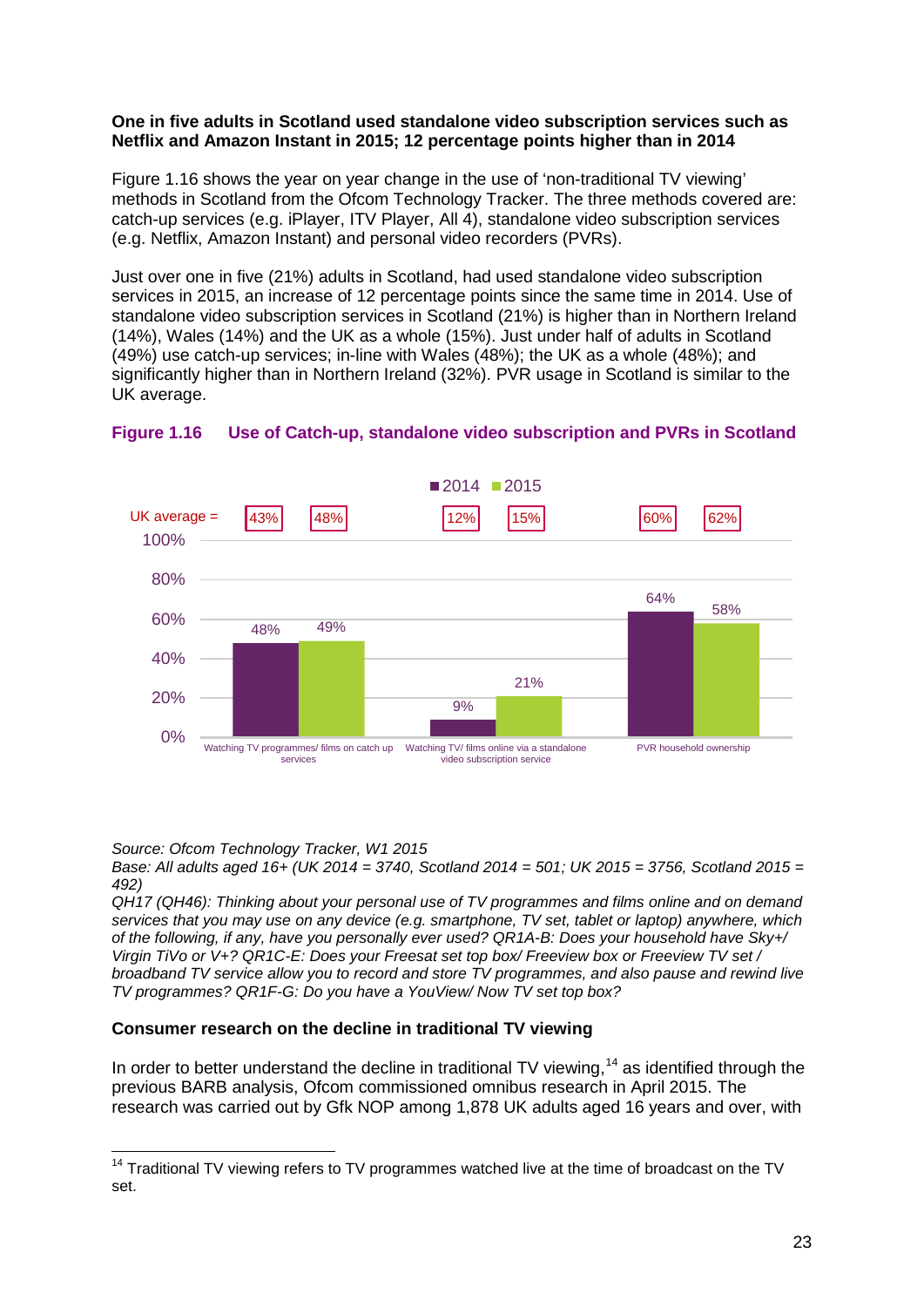**One in five adults in Scotland used standalone video subscription services such as Netflix and Amazon Instant in 2015; 12 percentage points higher than in 2014**

Figure 1.16 shows the year on year change in the use of 'non-traditional TV viewing' methods in Scotland from the Ofcom Technology Tracker. The three methods covered are: catch-up services (e.g. iPlayer, ITV Player, All 4), standalone video subscription services (e.g. Netflix, Amazon Instant) and personal video recorders (PVRs).

Just over one in five (21%) adults in Scotland, had used standalone video subscription services in 2015, an increase of 12 percentage points since the same time in 2014. Use of standalone video subscription services in Scotland (21%) is higher than in Northern Ireland (14%), Wales (14%) and the UK as a whole (15%). Just under half of adults in Scotland (49%) use catch-up services; in-line with Wales (48%); the UK as a whole (48%); and significantly higher than in Northern Ireland (32%). PVR usage in Scotland is similar to the UK average.

**Figure 1.16 Use of Catch-up, standalone video subscription and PVRs in Scotland**

| | 2014 | 2015 | UK average 2014 | UK average 2015 |
|---|---|---|---|---|
| Watching TV programmes/ films on catch up services | 48% | 49% | 43% | 48% |
| Watching TV/ films online via a standalone video subscription service | 9% | 21% | 12% | 15% |
| PVR household ownership | 64% | 58% | 60% | 62% |

*Source: Ofcom Technology Tracker, W1 2015*
*Base: All adults aged 16+ (UK 2014 = 3740, Scotland 2014 = 501; UK 2015 = 3756, Scotland 2015 = 492)*
*QH17 (QH46): Thinking about your personal use of TV programmes and films online and on demand services that you may use on any device (e.g. smartphone, TV set, tablet or laptop) anywhere, which of the following, if any, have you personally ever used? QR1A-B: Does your household have Sky+/ Virgin TiVo or V+? QR1C-E: Does your Freesat set top box/ Freeview box or Freeview TV set / broadband TV service allow you to record and store TV programmes, and also pause and rewind live TV programmes? QR1F-G: Do you have a YouView/ Now TV set top box?*

**Consumer research on the decline in traditional TV viewing**

In order to better understand the decline in traditional TV viewing,[14] as identified through the previous BARB analysis, Ofcom commissioned omnibus research in April 2015. The research was carried out by Gfk NOP among 1,878 UK adults aged 16 years and over, with

[14] Traditional TV viewing refers to TV programmes watched live at the time of broadcast on the TV set.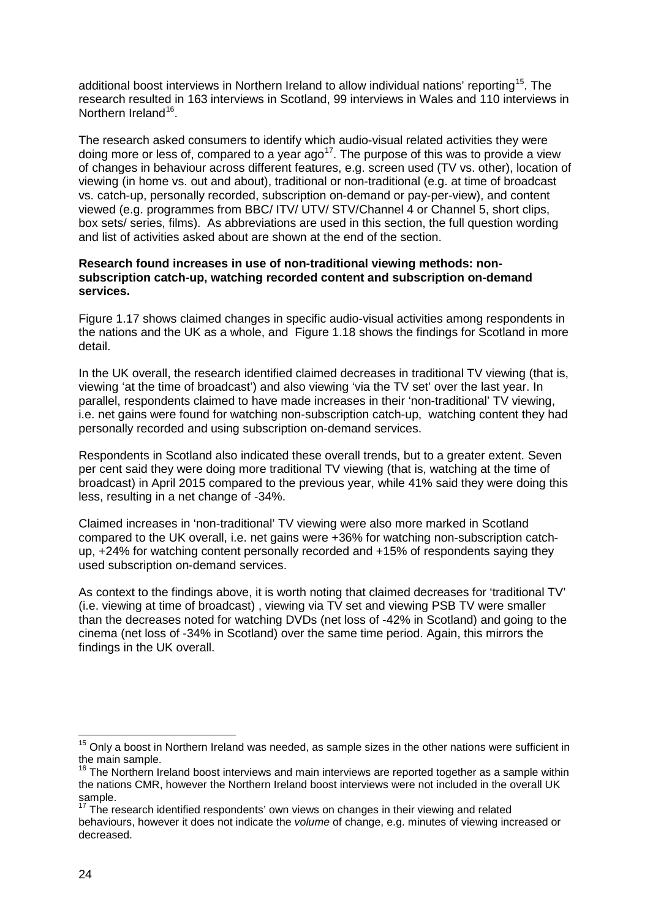additional boost interviews in Northern Ireland to allow individual nations' reporting[15]. The research resulted in 163 interviews in Scotland, 99 interviews in Wales and 110 interviews in Northern Ireland[16].

The research asked consumers to identify which audio-visual related activities they were doing more or less of, compared to a year ago[17]. The purpose of this was to provide a view of changes in behaviour across different features, e.g. screen used (TV vs. other), location of viewing (in home vs. out and about), traditional or non-traditional (e.g. at time of broadcast vs. catch-up, personally recorded, subscription on-demand or pay-per-view), and content viewed (e.g. programmes from BBC/ ITV/ UTV/ STV/Channel 4 or Channel 5, short clips, box sets/ series, films). As abbreviations are used in this section, the full question wording and list of activities asked about are shown at the end of the section.

**Research found increases in use of non-traditional viewing methods: non-subscription catch-up, watching recorded content and subscription on-demand services.**

Figure 1.17 shows claimed changes in specific audio-visual activities among respondents in the nations and the UK as a whole, and Figure 1.18 shows the findings for Scotland in more detail.

In the UK overall, the research identified claimed decreases in traditional TV viewing (that is, viewing 'at the time of broadcast') and also viewing 'via the TV set' over the last year. In parallel, respondents claimed to have made increases in their 'non-traditional' TV viewing, i.e. net gains were found for watching non-subscription catch-up, watching content they had personally recorded and using subscription on-demand services.

Respondents in Scotland also indicated these overall trends, but to a greater extent. Seven per cent said they were doing more traditional TV viewing (that is, watching at the time of broadcast) in April 2015 compared to the previous year, while 41% said they were doing this less, resulting in a net change of -34%.

Claimed increases in 'non-traditional' TV viewing were also more marked in Scotland compared to the UK overall, i.e. net gains were +36% for watching non-subscription catch-up, +24% for watching content personally recorded and +15% of respondents saying they used subscription on-demand services.

As context to the findings above, it is worth noting that claimed decreases for 'traditional TV' (i.e. viewing at time of broadcast) , viewing via TV set and viewing PSB TV were smaller than the decreases noted for watching DVDs (net loss of -42% in Scotland) and going to the cinema (net loss of -34% in Scotland) over the same time period. Again, this mirrors the findings in the UK overall.

---

[15] Only a boost in Northern Ireland was needed, as sample sizes in the other nations were sufficient in the main sample.

[16] The Northern Ireland boost interviews and main interviews are reported together as a sample within the nations CMR, however the Northern Ireland boost interviews were not included in the overall UK sample.

[17] The research identified respondents' own views on changes in their viewing and related behaviours, however it does not indicate the *volume* of change, e.g. minutes of viewing increased or decreased.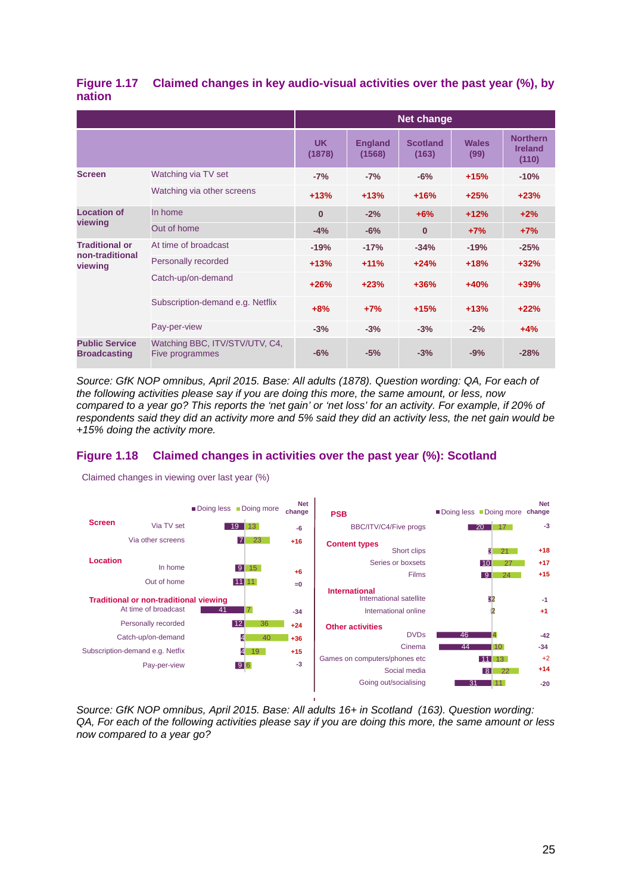## Figure 1.17 Claimed changes in key audio-visual activities over the past year (%), by nation

| | | Net change | | | | |
|---|---|---|---|---|---|---|
| | | UK (1878) | England (1568) | Scotland (163) | Wales (99) | Northern Ireland (110) |
| **Screen** | Watching via TV set | -7% | -7% | -6% | +15% | -10% |
| | Watching via other screens | +13% | +13% | +16% | +25% | +23% |
| **Location of viewing** | In home | 0 | -2% | +6% | +12% | +2% |
| | Out of home | -4% | -6% | 0 | +7% | +7% |
| **Traditional or non-traditional viewing** | At time of broadcast | -19% | -17% | -34% | -19% | -25% |
| | Personally recorded | +13% | +11% | +24% | +18% | +32% |
| | Catch-up/on-demand | +26% | +23% | +36% | +40% | +39% |
| | Subscription-demand e.g. Netflix | +8% | +7% | +15% | +13% | +22% |
| | Pay-per-view | -3% | -3% | -3% | -2% | +4% |
| **Public Service Broadcasting** | Watching BBC, ITV/STV/UTV, C4, Five programmes | -6% | -5% | -3% | -9% | -28% |

*Source: GfK NOP omnibus, April 2015. Base: All adults (1878). Question wording: QA, For each of the following activities please say if you are doing this more, the same amount, or less, now compared to a year go? This reports the 'net gain' or 'net loss' for an activity. For example, if 20% of respondents said they did an activity more and 5% said they did an activity less, the net gain would be +15% doing the activity more.*

## Figure 1.18 Claimed changes in activities over the past year (%): Scotland

Claimed changes in viewing over last year (%)

| Category | Activity | Doing less | Doing more | Net change |
|---|---|---|---|---|
| **Screen** | Via TV set | 19 | 13 | -6 |
| | Via other screens | 7 | 23 | +16 |
| **Location** | In home | 9 | 15 | +6 |
| | Out of home | 11 | 11 | =0 |
| **Traditional or non-traditional viewing** | At time of broadcast | 41 | 7 | -34 |
| | Personally recorded | 12 | 36 | +24 |
| | Catch-up/on-demand | 4 | 40 | +36 |
| | Subscription-demand e.g. Netfix | 4 | 19 | +15 |
| | Pay-per-view | 9 | 6 | -3 |
| **PSB** | BBC/ITV/C4/Five progs | 20 | 17 | -3 |
| **Content types** | Short clips | 3 | 21 | +18 |
| | Series or boxsets | 10 | 27 | +17 |
| | Films | 9 | 24 | +15 |
| **International** | International satellite | 3 | 2 | -1 |
| | International online | 1 | 2 | +1 |
| **Other activities** | DVDs | 46 | 4 | -42 |
| | Cinema | 44 | 10 | -34 |
| | Games on computers/phones etc | 11 | 13 | +2 |
| | Social media | 8 | 22 | +14 |
| | Going out/socialising | 31 | 11 | -20 |

*Source: GfK NOP omnibus, April 2015. Base: All adults 16+ in Scotland (163). Question wording: QA, For each of the following activities please say if you are doing this more, the same amount or less now compared to a year go?*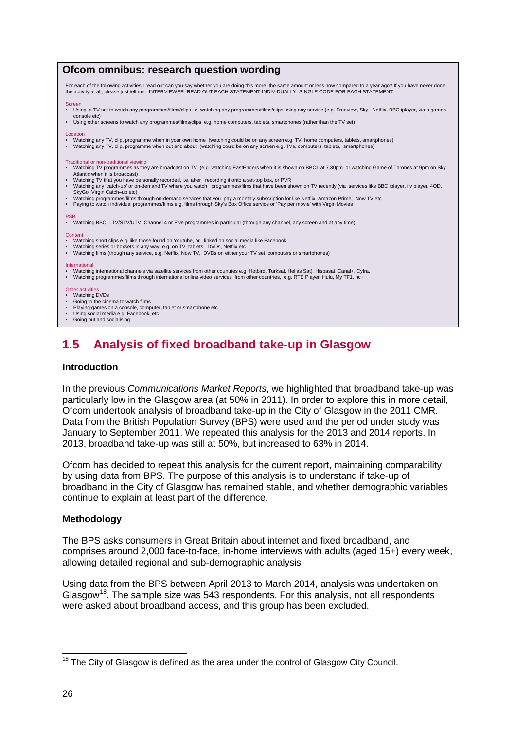**Ofcom omnibus: research question wording**

For each of the following activities I read out can you say whether you are doing this more, the same amount or less now compared to a year ago? If you have never done the activity at all, please just tell me. INTERVIEWER: READ OUT EACH STATEMENT INDIVIDUALLY. SINGLE CODE FOR EACH STATEMENT

Screen

- Using a TV set to watch any programmes/films/clips i.e. watching any programmes/films/clips using any service (e.g. Freeview, Sky, Netflix, BBC iplayer, via a games console etc)
- Using other screens to watch any programmes/films/clips e.g. home computers, tablets, smartphones (rather than the TV set)

Location

- Watching any TV, clip, programme when in your own home (watching could be on any screen e.g. TV, home computers, tablets, smartphones)
- Watching any TV, clip, programme when out and about (watching could be on any screen e.g. TVs, computers, tablets, smartphones)

Traditional or non-traditional viewing

- Watching TV programmes as they are broadcast on TV (e.g. watching EastEnders when it is shown on BBC1 at 7.30pm or watching Game of Thrones at 9pm on Sky Atlantic when it is broadcast)
- Watching TV that you have personally recorded, i.e. after recording it onto a set-top box, or PVR
- Watching any 'catch-up' or on-demand TV where you watch programmes/films that have been shown on TV recently (via services like BBC iplayer, itv player, 4OD, SkyGo, Virgin Catch–up etc).
- Watching programmes/films through on-demand services that you pay a monthly subscription for like Netflix, Amazon Prime, Now TV etc
- Paying to watch individual programmes/films e.g. films through Sky's Box Office service or 'Pay per movie' with Virgin Movies

PSB

- Watching BBC, ITV/STV/UTV, Channel 4 or Five programmes in particular (through any channel, any screen and at any time)

Content

- Watching short clips e.g. like those found on Youtube, or linked on social media like Facebook
- Watching series or boxsets in any way, e.g. on TV, tablets, DVDs, Netflix etc
- Watching films (though any service, e.g. Netflix, Now TV, DVDs on either your TV set, computers or smartphones)

International

- Watching international channels via satellite services from other countries e.g. Hotbird, Turksat, Hellas Sat), Hispasat, Canal+, Cyfra.
- Watching programmes/films through international online video services from other countries, e.g. RTÉ Player, Hulu, My TF1, nc+

Other activities

- Watching DVDs
- Going to the cinema to watch films
- Playing games on a console, computer, tablet or smartphone etc
- Using social media e.g. Facebook, etc
- Going out and socialising

## 1.5 Analysis of fixed broadband take-up in Glasgow

### Introduction

In the previous *Communications Market Reports*, we highlighted that broadband take-up was particularly low in the Glasgow area (at 50% in 2011). In order to explore this in more detail, Ofcom undertook analysis of broadband take-up in the City of Glasgow in the 2011 CMR. Data from the British Population Survey (BPS) were used and the period under study was January to September 2011. We repeated this analysis for the 2013 and 2014 reports. In 2013, broadband take-up was still at 50%, but increased to 63% in 2014.

Ofcom has decided to repeat this analysis for the current report, maintaining comparability by using data from BPS. The purpose of this analysis is to understand if take-up of broadband in the City of Glasgow has remained stable, and whether demographic variables continue to explain at least part of the difference.

### Methodology

The BPS asks consumers in Great Britain about internet and fixed broadband, and comprises around 2,000 face-to-face, in-home interviews with adults (aged 15+) every week, allowing detailed regional and sub-demographic analysis

Using data from the BPS between April 2013 to March 2014, analysis was undertaken on Glasgow[18]. The sample size was 543 respondents. For this analysis, not all respondents were asked about broadband access, and this group has been excluded.

[18] The City of Glasgow is defined as the area under the control of Glasgow City Council.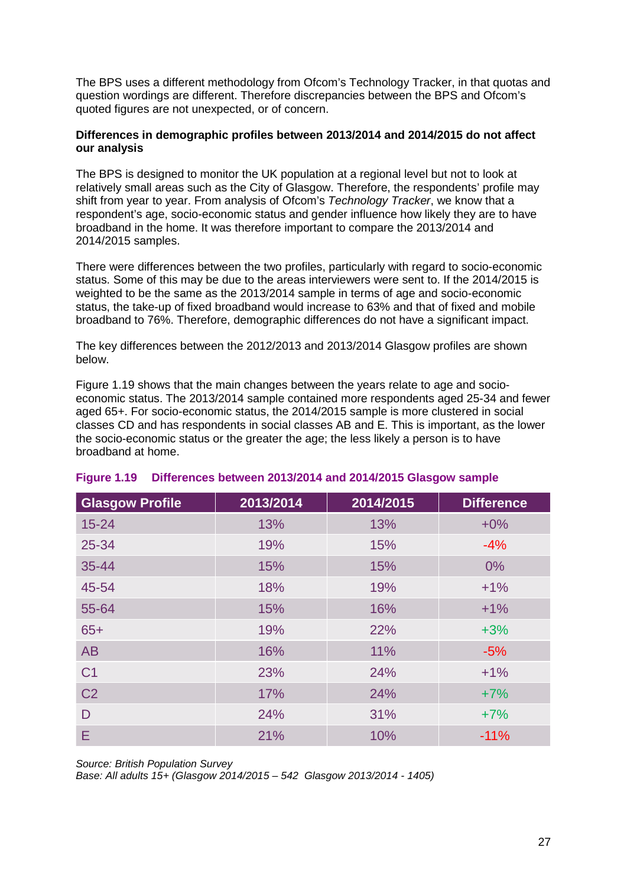The BPS uses a different methodology from Ofcom's Technology Tracker, in that quotas and question wordings are different. Therefore discrepancies between the BPS and Ofcom's quoted figures are not unexpected, or of concern.

**Differences in demographic profiles between 2013/2014 and 2014/2015 do not affect our analysis**

The BPS is designed to monitor the UK population at a regional level but not to look at relatively small areas such as the City of Glasgow. Therefore, the respondents' profile may shift from year to year. From analysis of Ofcom's *Technology Tracker*, we know that a respondent's age, socio-economic status and gender influence how likely they are to have broadband in the home. It was therefore important to compare the 2013/2014 and 2014/2015 samples.

There were differences between the two profiles, particularly with regard to socio-economic status. Some of this may be due to the areas interviewers were sent to. If the 2014/2015 is weighted to be the same as the 2013/2014 sample in terms of age and socio-economic status, the take-up of fixed broadband would increase to 63% and that of fixed and mobile broadband to 76%. Therefore, demographic differences do not have a significant impact.

The key differences between the 2012/2013 and 2013/2014 Glasgow profiles are shown below.

Figure 1.19 shows that the main changes between the years relate to age and socio-economic status. The 2013/2014 sample contained more respondents aged 25-34 and fewer aged 65+. For socio-economic status, the 2014/2015 sample is more clustered in social classes CD and has respondents in social classes AB and E. This is important, as the lower the socio-economic status or the greater the age; the less likely a person is to have broadband at home.

**Figure 1.19 Differences between 2013/2014 and 2014/2015 Glasgow sample**

| Glasgow Profile | 2013/2014 | 2014/2015 | Difference |
|---|---|---|---|
| 15-24 | 13% | 13% | +0% |
| 25-34 | 19% | 15% | -4% |
| 35-44 | 15% | 15% | 0% |
| 45-54 | 18% | 19% | +1% |
| 55-64 | 15% | 16% | +1% |
| 65+ | 19% | 22% | +3% |
| AB | 16% | 11% | -5% |
| C1 | 23% | 24% | +1% |
| C2 | 17% | 24% | +7% |
| D | 24% | 31% | +7% |
| E | 21% | 10% | -11% |

*Source: British Population Survey*
*Base: All adults 15+ (Glasgow 2014/2015 – 542 Glasgow 2013/2014 - 1405)*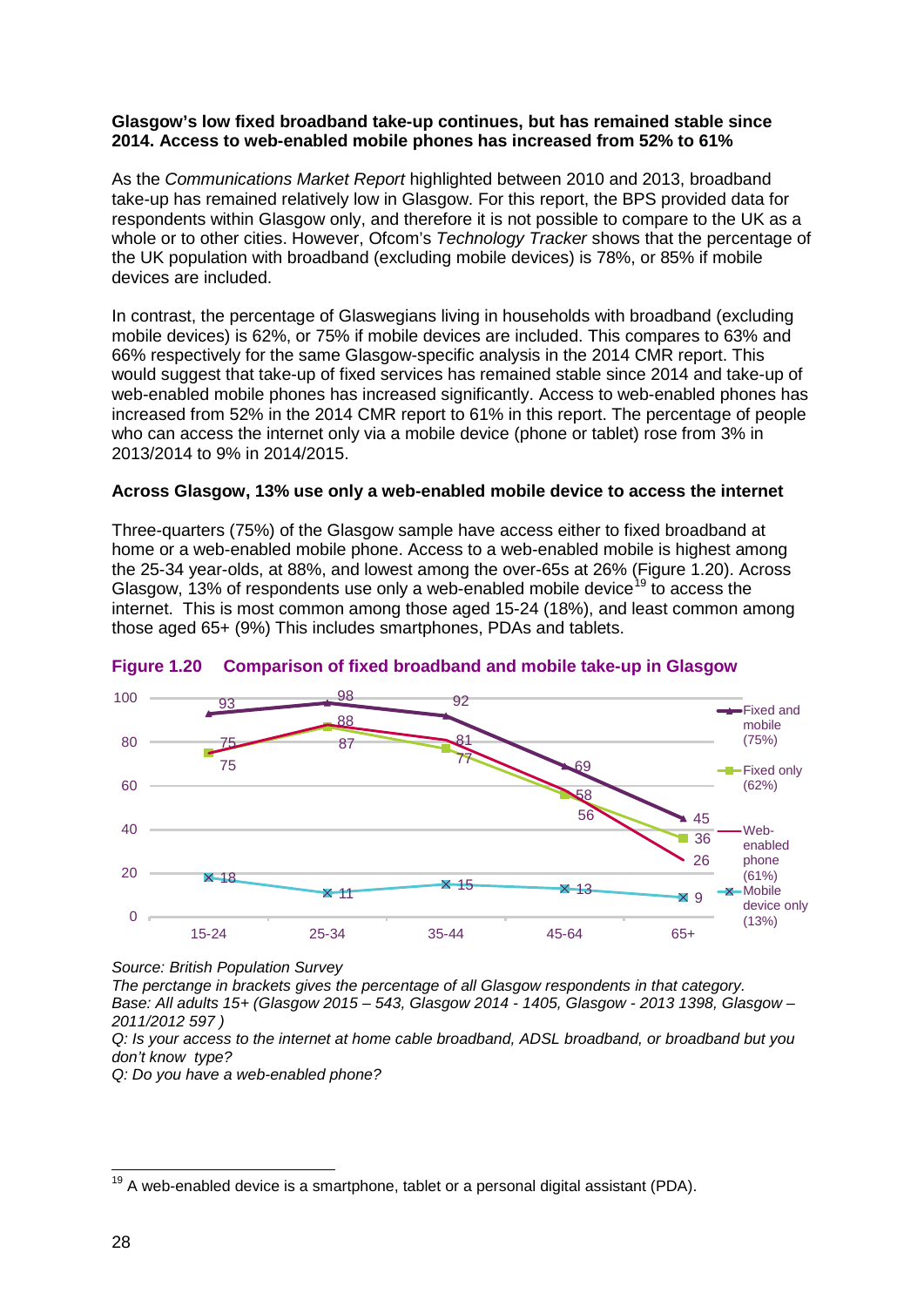**Glasgow's low fixed broadband take-up continues, but has remained stable since 2014. Access to web-enabled mobile phones has increased from 52% to 61%**

As the *Communications Market Report* highlighted between 2010 and 2013, broadband take-up has remained relatively low in Glasgow. For this report, the BPS provided data for respondents within Glasgow only, and therefore it is not possible to compare to the UK as a whole or to other cities. However, Ofcom's *Technology Tracker* shows that the percentage of the UK population with broadband (excluding mobile devices) is 78%, or 85% if mobile devices are included.

In contrast, the percentage of Glaswegians living in households with broadband (excluding mobile devices) is 62%, or 75% if mobile devices are included. This compares to 63% and 66% respectively for the same Glasgow-specific analysis in the 2014 CMR report. This would suggest that take-up of fixed services has remained stable since 2014 and take-up of web-enabled mobile phones has increased significantly. Access to web-enabled phones has increased from 52% in the 2014 CMR report to 61% in this report. The percentage of people who can access the internet only via a mobile device (phone or tablet) rose from 3% in 2013/2014 to 9% in 2014/2015.

**Across Glasgow, 13% use only a web-enabled mobile device to access the internet**

Three-quarters (75%) of the Glasgow sample have access either to fixed broadband at home or a web-enabled mobile phone. Access to a web-enabled mobile is highest among the 25-34 year-olds, at 88%, and lowest among the over-65s at 26% (Figure 1.20). Across Glasgow, 13% of respondents use only a web-enabled mobile device[19] to access the internet. This is most common among those aged 15-24 (18%), and least common among those aged 65+ (9%) This includes smartphones, PDAs and tablets.

**Figure 1.20 Comparison of fixed broadband and mobile take-up in Glasgow**

| | 15-24 | 25-34 | 35-44 | 45-64 | 65+ |
|---|---|---|---|---|---|
| Fixed and mobile (75%) | 93 | 98 | 92 | 69 | 45 |
| Fixed only (62%) | 75 | 87 | 77 | 56 | 36 |
| Web-enabled phone (61%) | 75 | 88 | 81 | 58 | 26 |
| Mobile device only (13%) | 18 | 11 | 15 | 13 | 9 |

*Source: British Population Survey*
*The perctange in brackets gives the percentage of all Glasgow respondents in that category.*
*Base: All adults 15+ (Glasgow 2015 – 543, Glasgow 2014 - 1405, Glasgow - 2013 1398, Glasgow – 2011/2012 597 )*
*Q: Is your access to the internet at home cable broadband, ADSL broadband, or broadband but you don't know type?*
*Q: Do you have a web-enabled phone?*

[19] A web-enabled device is a smartphone, tablet or a personal digital assistant (PDA).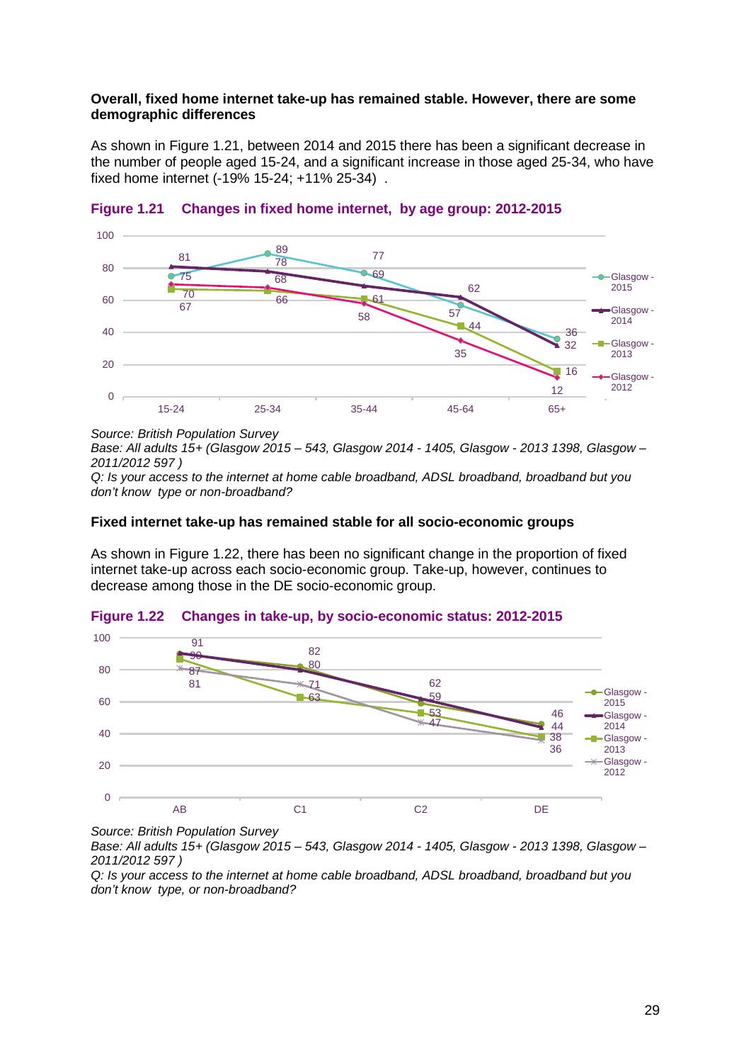**Overall, fixed home internet take-up has remained stable. However, there are some demographic differences**

As shown in Figure 1.21, between 2014 and 2015 there has been a significant decrease in the number of people aged 15-24, and a significant increase in those aged 25-34, who have fixed home internet (-19% 15-24; +11% 25-34) .

**Figure 1.21 Changes in fixed home internet, by age group: 2012-2015**

| | 15-24 | 25-34 | 35-44 | 45-64 | 65+ |
|---|---|---|---|---|---|
| Glasgow - 2015 | 75 | 89 | 77 | 57 | 36 |
| Glasgow - 2014 | 81 | 78 | 69 | 62 | 32 |
| Glasgow - 2013 | 67 | 66 | 61 | 44 | 16 |
| Glasgow - 2012 | 70 | 68 | 58 | 35 | 12 |

*Source: British Population Survey*
*Base: All adults 15+ (Glasgow 2015 – 543, Glasgow 2014 - 1405, Glasgow - 2013 1398, Glasgow – 2011/2012 597 )*
*Q: Is your access to the internet at home cable broadband, ADSL broadband, broadband but you don't know type or non-broadband?*

**Fixed internet take-up has remained stable for all socio-economic groups**

As shown in Figure 1.22, there has been no significant change in the proportion of fixed internet take-up across each socio-economic group. Take-up, however, continues to decrease among those in the DE socio-economic group.

**Figure 1.22 Changes in take-up, by socio-economic status: 2012-2015**

| | AB | C1 | C2 | DE |
|---|---|---|---|---|
| Glasgow - 2015 | 90 | 82 | 59 | 46 |
| Glasgow - 2014 | 91 | 80 | 62 | 44 |
| Glasgow - 2013 | 87 | 63 | 53 | 38 |
| Glasgow - 2012 | 81 | 71 | 47 | 36 |

*Source: British Population Survey*
*Base: All adults 15+ (Glasgow 2015 – 543, Glasgow 2014 - 1405, Glasgow - 2013 1398, Glasgow – 2011/2012 597 )*
*Q: Is your access to the internet at home cable broadband, ADSL broadband, broadband but you don't know type, or non-broadband?*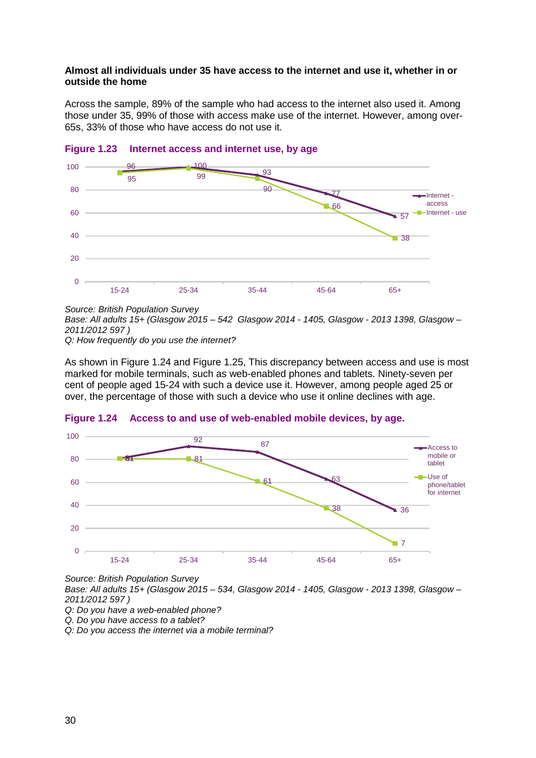**Almost all individuals under 35 have access to the internet and use it, whether in or outside the home**

Across the sample, 89% of the sample who had access to the internet also used it. Among those under 35, 99% of those with access make use of the internet. However, among over-65s, 33% of those who have access do not use it.

**Figure 1.23 Internet access and internet use, by age**

| | 15-24 | 25-34 | 35-44 | 45-64 | 65+ |
|---|---|---|---|---|---|
| Internet - access | 96 | 100 | 93 | 77 | 57 |
| Internet - use | 95 | 99 | 90 | 66 | 38 |

*Source: British Population Survey*
*Base: All adults 15+ (Glasgow 2015 – 542 Glasgow 2014 - 1405, Glasgow - 2013 1398, Glasgow – 2011/2012 597 )*
*Q: How frequently do you use the internet?*

As shown in Figure 1.24 and Figure 1.25, This discrepancy between access and use is most marked for mobile terminals, such as web-enabled phones and tablets. Ninety-seven per cent of people aged 15-24 with such a device use it. However, among people aged 25 or over, the percentage of those with such a device who use it online declines with age.

**Figure 1.24 Access to and use of web-enabled mobile devices, by age.**

| | 15-24 | 25-34 | 35-44 | 45-64 | 65+ |
|---|---|---|---|---|---|
| Access to mobile or tablet | 81 | 92 | 87 | 63 | 36 |
| Use of phone/tablet for internet | 81 | 81 | 61 | 38 | 7 |

*Source: British Population Survey*
*Base: All adults 15+ (Glasgow 2015 – 534, Glasgow 2014 - 1405, Glasgow - 2013 1398, Glasgow – 2011/2012 597 )*
*Q: Do you have a web-enabled phone?*
*Q. Do you have access to a tablet?*
*Q: Do you access the internet via a mobile terminal?*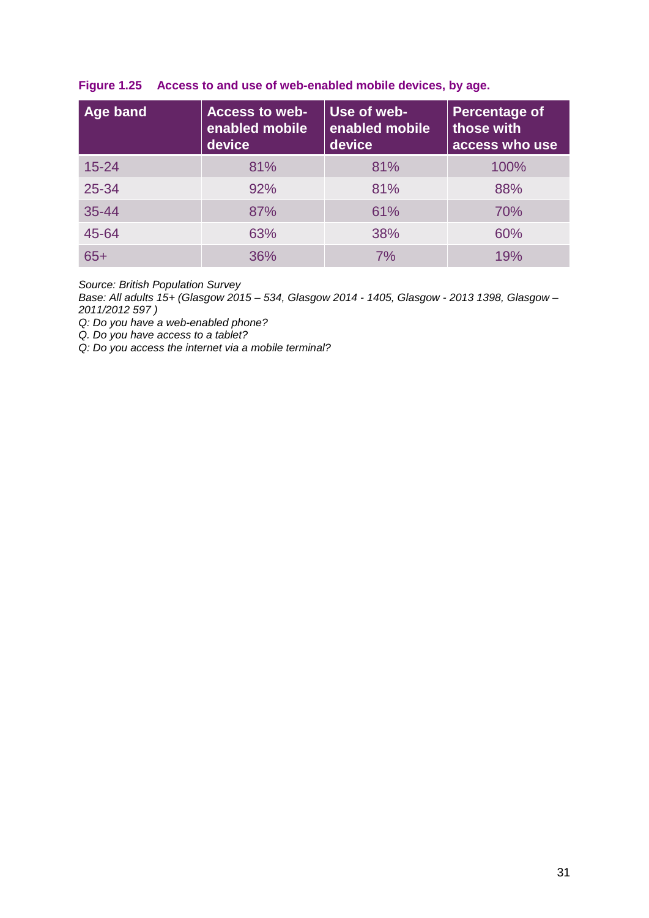**Figure 1.25 Access to and use of web-enabled mobile devices, by age.**

| Age band | Access to web-enabled mobile device | Use of web-enabled mobile device | Percentage of those with access who use |
|---|---|---|---|
| 15-24 | 81% | 81% | 100% |
| 25-34 | 92% | 81% | 88% |
| 35-44 | 87% | 61% | 70% |
| 45-64 | 63% | 38% | 60% |
| 65+ | 36% | 7% | 19% |

*Source: British Population Survey*
*Base: All adults 15+ (Glasgow 2015 – 534, Glasgow 2014 - 1405, Glasgow - 2013 1398, Glasgow – 2011/2012 597 )*
*Q: Do you have a web-enabled phone?*
*Q. Do you have access to a tablet?*
*Q: Do you access the internet via a mobile terminal?*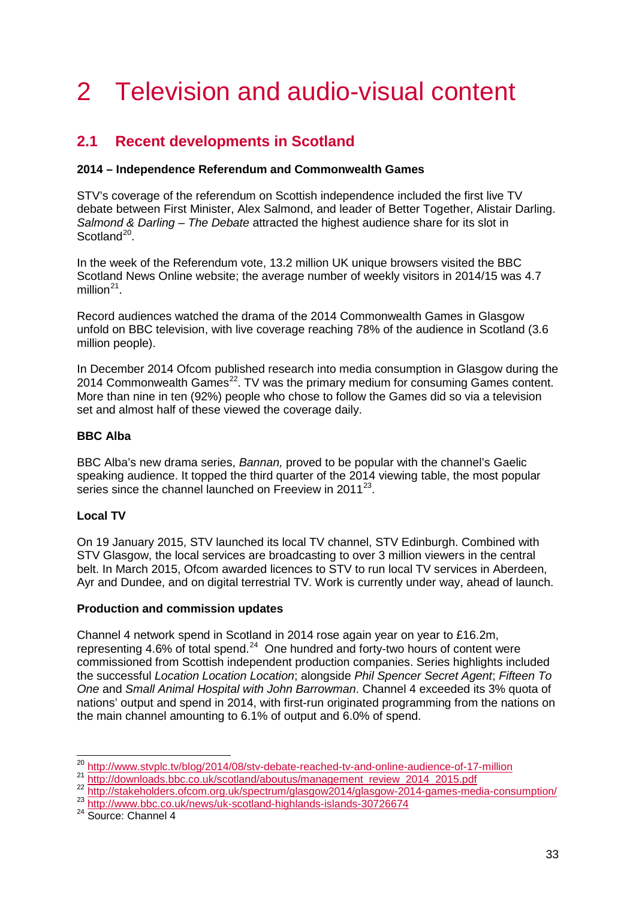# 2 Television and audio-visual content

## 2.1 Recent developments in Scotland

### 2014 – Independence Referendum and Commonwealth Games

STV's coverage of the referendum on Scottish independence included the first live TV debate between First Minister, Alex Salmond, and leader of Better Together, Alistair Darling. *Salmond & Darling – The Debate* attracted the highest audience share for its slot in Scotland[20].

In the week of the Referendum vote, 13.2 million UK unique browsers visited the BBC Scotland News Online website; the average number of weekly visitors in 2014/15 was 4.7 million[21].

Record audiences watched the drama of the 2014 Commonwealth Games in Glasgow unfold on BBC television, with live coverage reaching 78% of the audience in Scotland (3.6 million people).

In December 2014 Ofcom published research into media consumption in Glasgow during the 2014 Commonwealth Games[22]. TV was the primary medium for consuming Games content. More than nine in ten (92%) people who chose to follow the Games did so via a television set and almost half of these viewed the coverage daily.

### BBC Alba

BBC Alba's new drama series, *Bannan,* proved to be popular with the channel's Gaelic speaking audience. It topped the third quarter of the 2014 viewing table, the most popular series since the channel launched on Freeview in 2011[23].

### Local TV

On 19 January 2015, STV launched its local TV channel, STV Edinburgh. Combined with STV Glasgow, the local services are broadcasting to over 3 million viewers in the central belt. In March 2015, Ofcom awarded licences to STV to run local TV services in Aberdeen, Ayr and Dundee, and on digital terrestrial TV. Work is currently under way, ahead of launch.

### Production and commission updates

Channel 4 network spend in Scotland in 2014 rose again year on year to £16.2m, representing 4.6% of total spend.[24] One hundred and forty-two hours of content were commissioned from Scottish independent production companies. Series highlights included the successful *Location Location Location*; alongside *Phil Spencer Secret Agent*; *Fifteen To One* and *Small Animal Hospital with John Barrowman*. Channel 4 exceeded its 3% quota of nations' output and spend in 2014, with first-run originated programming from the nations on the main channel amounting to 6.1% of output and 6.0% of spend.

---

[20] http://www.stvplc.tv/blog/2014/08/stv-debate-reached-tv-and-online-audience-of-17-million

[21] http://downloads.bbc.co.uk/scotland/aboutus/management_review_2014_2015.pdf

[22] http://stakeholders.ofcom.org.uk/spectrum/glasgow2014/glasgow-2014-games-media-consumption/

[23] http://www.bbc.co.uk/news/uk-scotland-highlands-islands-30726674

[24] Source: Channel 4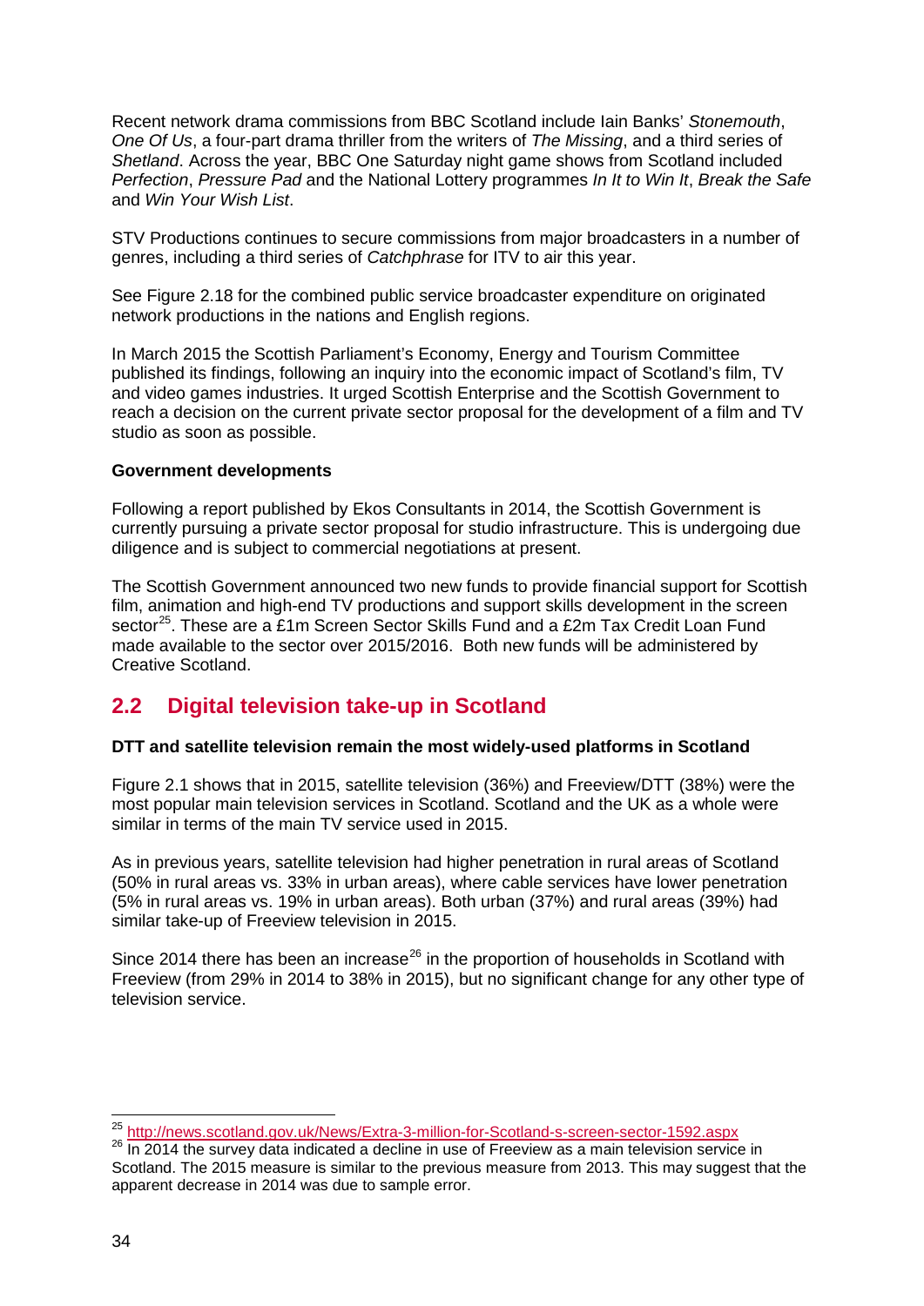Recent network drama commissions from BBC Scotland include Iain Banks' *Stonemouth*, *One Of Us*, a four-part drama thriller from the writers of *The Missing*, and a third series of *Shetland*. Across the year, BBC One Saturday night game shows from Scotland included *Perfection*, *Pressure Pad* and the National Lottery programmes *In It to Win It*, *Break the Safe* and *Win Your Wish List*.

STV Productions continues to secure commissions from major broadcasters in a number of genres, including a third series of *Catchphrase* for ITV to air this year.

See Figure 2.18 for the combined public service broadcaster expenditure on originated network productions in the nations and English regions.

In March 2015 the Scottish Parliament's Economy, Energy and Tourism Committee published its findings, following an inquiry into the economic impact of Scotland's film, TV and video games industries. It urged Scottish Enterprise and the Scottish Government to reach a decision on the current private sector proposal for the development of a film and TV studio as soon as possible.

**Government developments**

Following a report published by Ekos Consultants in 2014, the Scottish Government is currently pursuing a private sector proposal for studio infrastructure. This is undergoing due diligence and is subject to commercial negotiations at present.

The Scottish Government announced two new funds to provide financial support for Scottish film, animation and high-end TV productions and support skills development in the screen sector[25]. These are a £1m Screen Sector Skills Fund and a £2m Tax Credit Loan Fund made available to the sector over 2015/2016. Both new funds will be administered by Creative Scotland.

## 2.2 Digital television take-up in Scotland

**DTT and satellite television remain the most widely-used platforms in Scotland**

Figure 2.1 shows that in 2015, satellite television (36%) and Freeview/DTT (38%) were the most popular main television services in Scotland. Scotland and the UK as a whole were similar in terms of the main TV service used in 2015.

As in previous years, satellite television had higher penetration in rural areas of Scotland (50% in rural areas vs. 33% in urban areas), where cable services have lower penetration (5% in rural areas vs. 19% in urban areas). Both urban (37%) and rural areas (39%) had similar take-up of Freeview television in 2015.

Since 2014 there has been an increase[26] in the proportion of households in Scotland with Freeview (from 29% in 2014 to 38% in 2015), but no significant change for any other type of television service.

---

[25] http://news.scotland.gov.uk/News/Extra-3-million-for-Scotland-s-screen-sector-1592.aspx

[26] In 2014 the survey data indicated a decline in use of Freeview as a main television service in Scotland. The 2015 measure is similar to the previous measure from 2013. This may suggest that the apparent decrease in 2014 was due to sample error.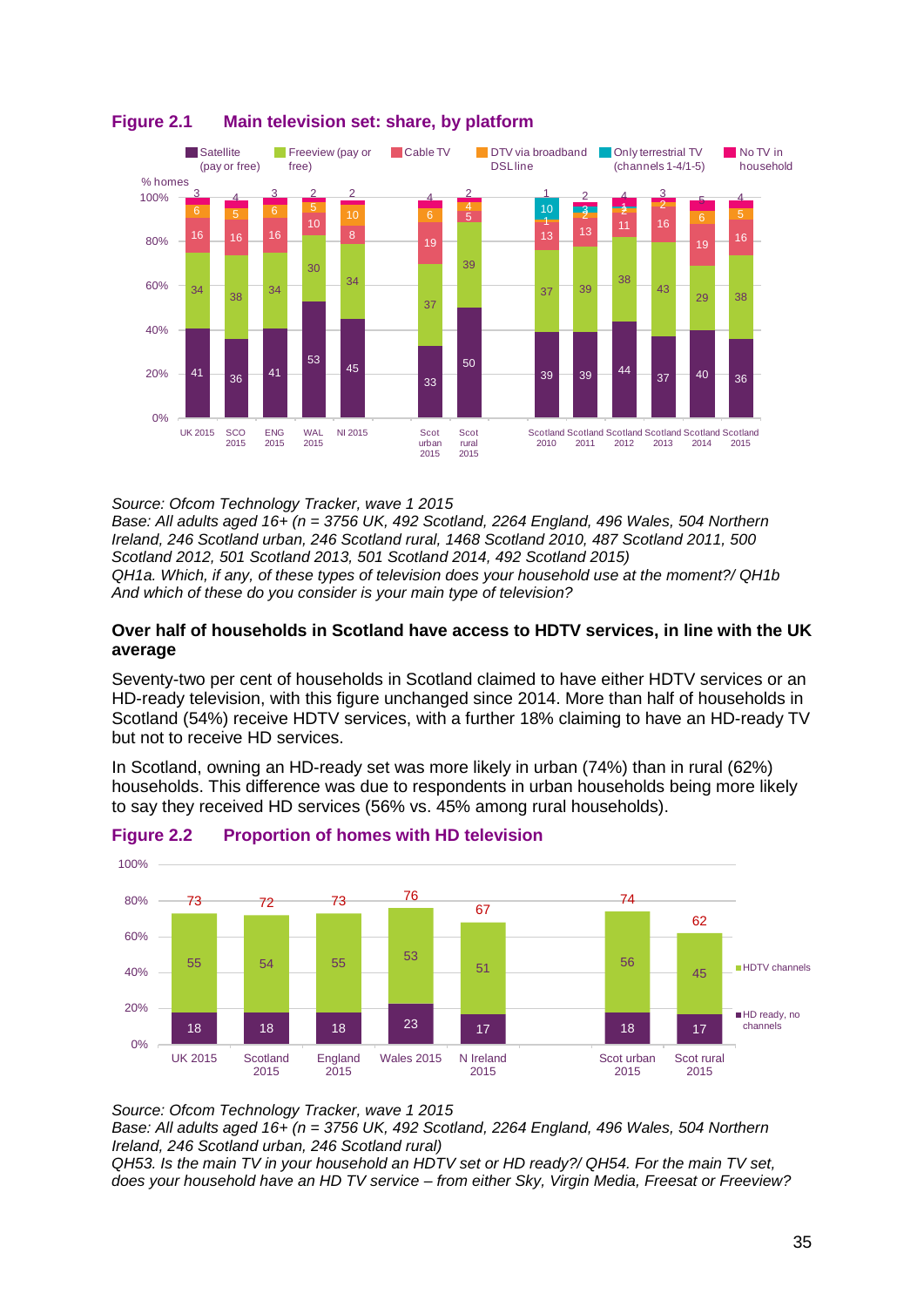**Figure 2.1 Main television set: share, by platform**

% homes

| | Satellite (pay or free) | Freeview (pay or free) | Cable TV | DTV via broadband DSLline | Only terrestrial TV (channels 1-4/1-5) | No TV in household |
|---|---|---|---|---|---|---|
| UK 2015 | 41 | 34 | 16 | 6 | | 3 |
| SCO 2015 | 36 | 38 | 16 | 5 | | 4 |
| ENG 2015 | 41 | 34 | 16 | 6 | | 3 |
| WAL 2015 | 53 | 30 | 10 | 5 | | 2 |
| NI 2015 | 45 | 34 | 8 | 10 | | 2 |
| Scot urban 2015 | 33 | 37 | 19 | 6 | | 4 |
| Scot rural 2015 | 50 | 39 | 5 | 4 | | 2 |
| Scotland 2010 | 39 | 37 | 13 | 1 | 10 | 1 |
| Scotland 2011 | 39 | 39 | 13 | 2 | 3 | 2 |
| Scotland 2012 | 44 | 38 | 11 | 2 | 1 | 4 |
| Scotland 2013 | 37 | 43 | 16 | 2 | | 3 |
| Scotland 2014 | 40 | 29 | 19 | 6 | | 6 |
| Scotland 2015 | 36 | 38 | 16 | 5 | | 4 |

*Source: Ofcom Technology Tracker, wave 1 2015*
*Base: All adults aged 16+ (n = 3756 UK, 492 Scotland, 2264 England, 496 Wales, 504 Northern Ireland, 246 Scotland urban, 246 Scotland rural, 1468 Scotland 2010, 487 Scotland 2011, 500 Scotland 2012, 501 Scotland 2013, 501 Scotland 2014, 492 Scotland 2015)*
*QH1a. Which, if any, of these types of television does your household use at the moment?/ QH1b And which of these do you consider is your main type of television?*

**Over half of households in Scotland have access to HDTV services, in line with the UK average**

Seventy-two per cent of households in Scotland claimed to have either HDTV services or an HD-ready television, with this figure unchanged since 2014. More than half of households in Scotland (54%) receive HDTV services, with a further 18% claiming to have an HD-ready TV but not to receive HD services.

In Scotland, owning an HD-ready set was more likely in urban (74%) than in rural (62%) households. This difference was due to respondents in urban households being more likely to say they received HD services (56% vs. 45% among rural households).

**Figure 2.2 Proportion of homes with HD television**

| | HDTV channels | HD ready, no channels | Total |
|---|---|---|---|
| UK 2015 | 55 | 18 | 73 |
| Scotland 2015 | 54 | 18 | 72 |
| England 2015 | 55 | 18 | 73 |
| Wales 2015 | 53 | 23 | 76 |
| N Ireland 2015 | 51 | 17 | 67 |
| Scot urban 2015 | 56 | 18 | 74 |
| Scot rural 2015 | 45 | 17 | 62 |

*Source: Ofcom Technology Tracker, wave 1 2015*
*Base: All adults aged 16+ (n = 3756 UK, 492 Scotland, 2264 England, 496 Wales, 504 Northern Ireland, 246 Scotland urban, 246 Scotland rural)*
*QH53. Is the main TV in your household an HDTV set or HD ready?/ QH54. For the main TV set, does your household have an HD TV service – from either Sky, Virgin Media, Freesat or Freeview?*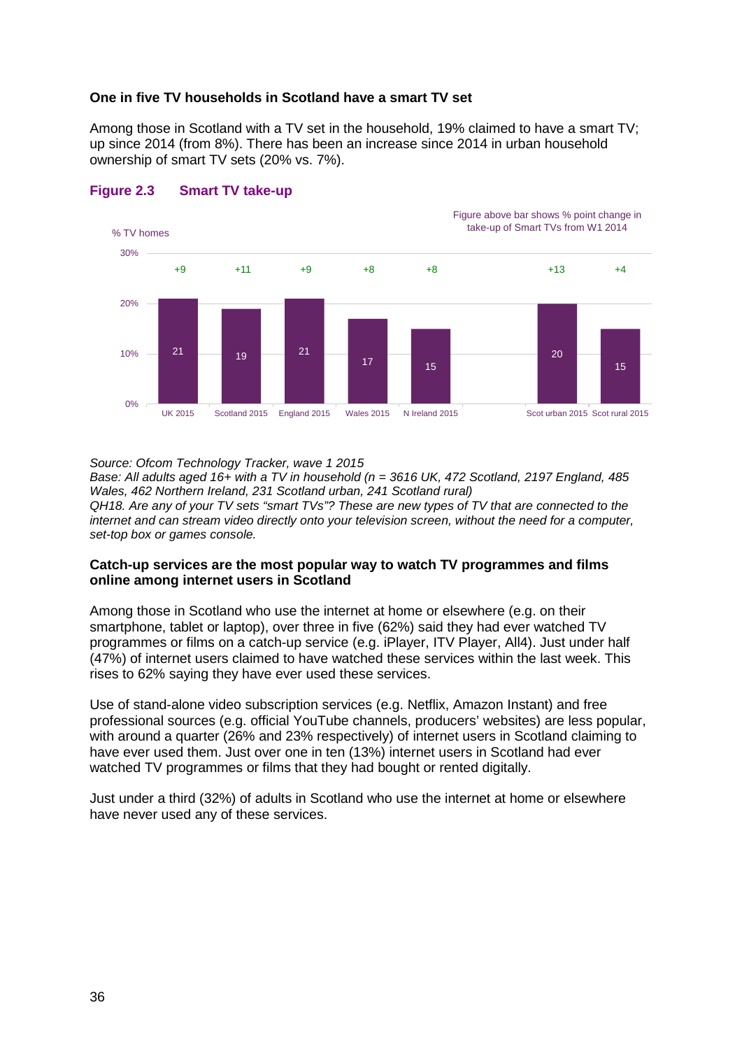### One in five TV households in Scotland have a smart TV set

Among those in Scotland with a TV set in the household, 19% claimed to have a smart TV; up since 2014 (from 8%). There has been an increase since 2014 in urban household ownership of smart TV sets (20% vs. 7%).

**Figure 2.3 Smart TV take-up**

% TV homes

Figure above bar shows % point change in take-up of Smart TVs from W1 2014

| | UK 2015 | Scotland 2015 | England 2015 | Wales 2015 | N Ireland 2015 | Scot urban 2015 | Scot rural 2015 |
|---|---|---|---|---|---|---|---|
| % TV homes | 21 | 19 | 21 | 17 | 15 | 20 | 15 |
| % point change from W1 2014 | +9 | +11 | +9 | +8 | +8 | +13 | +4 |

*Source: Ofcom Technology Tracker, wave 1 2015*
*Base: All adults aged 16+ with a TV in household (n = 3616 UK, 472 Scotland, 2197 England, 485 Wales, 462 Northern Ireland, 231 Scotland urban, 241 Scotland rural)*
*QH18. Are any of your TV sets "smart TVs"? These are new types of TV that are connected to the internet and can stream video directly onto your television screen, without the need for a computer, set-top box or games console.*

### Catch-up services are the most popular way to watch TV programmes and films online among internet users in Scotland

Among those in Scotland who use the internet at home or elsewhere (e.g. on their smartphone, tablet or laptop), over three in five (62%) said they had ever watched TV programmes or films on a catch-up service (e.g. iPlayer, ITV Player, All4). Just under half (47%) of internet users claimed to have watched these services within the last week. This rises to 62% saying they have ever used these services.

Use of stand-alone video subscription services (e.g. Netflix, Amazon Instant) and free professional sources (e.g. official YouTube channels, producers' websites) are less popular, with around a quarter (26% and 23% respectively) of internet users in Scotland claiming to have ever used them. Just over one in ten (13%) internet users in Scotland had ever watched TV programmes or films that they had bought or rented digitally.

Just under a third (32%) of adults in Scotland who use the internet at home or elsewhere have never used any of these services.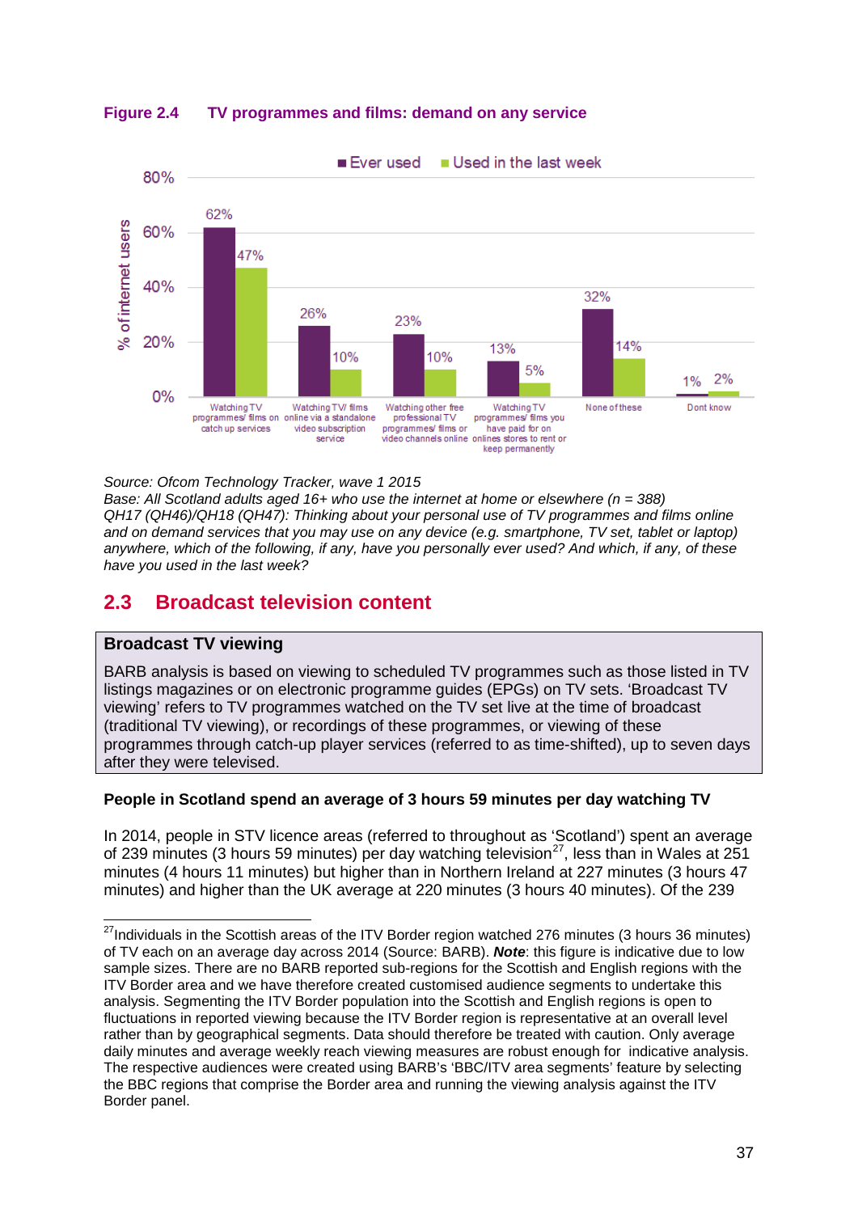**Figure 2.4 TV programmes and films: demand on any service**

| | Ever used | Used in the last week |
|---|---|---|
| Watching TV programmes/ films on catch up services | 62% | 47% |
| Watching TV/ films online via a standalone video subscription service | 26% | 10% |
| Watching other free professional TV programmes/ films or video channels online | 23% | 10% |
| Watching TV programmes/ films you have paid for on onlines stores to rent or keep permanently | 13% | 5% |
| None of these | 32% | 14% |
| Dont know | 1% | 2% |

*Source: Ofcom Technology Tracker, wave 1 2015*
*Base: All Scotland adults aged 16+ who use the internet at home or elsewhere (n = 388)*
*QH17 (QH46)/QH18 (QH47): Thinking about your personal use of TV programmes and films online and on demand services that you may use on any device (e.g. smartphone, TV set, tablet or laptop) anywhere, which of the following, if any, have you personally ever used? And which, if any, of these have you used in the last week?*

## 2.3 Broadcast television content

**Broadcast TV viewing**

BARB analysis is based on viewing to scheduled TV programmes such as those listed in TV listings magazines or on electronic programme guides (EPGs) on TV sets. 'Broadcast TV viewing' refers to TV programmes watched on the TV set live at the time of broadcast (traditional TV viewing), or recordings of these programmes, or viewing of these programmes through catch-up player services (referred to as time-shifted), up to seven days after they were televised.

**People in Scotland spend an average of 3 hours 59 minutes per day watching TV**

In 2014, people in STV licence areas (referred to throughout as 'Scotland') spent an average of 239 minutes (3 hours 59 minutes) per day watching television[27], less than in Wales at 251 minutes (4 hours 11 minutes) but higher than in Northern Ireland at 227 minutes (3 hours 47 minutes) and higher than the UK average at 220 minutes (3 hours 40 minutes). Of the 239

[27] Individuals in the Scottish areas of the ITV Border region watched 276 minutes (3 hours 36 minutes) of TV each on an average day across 2014 (Source: BARB). ***Note***: this figure is indicative due to low sample sizes. There are no BARB reported sub-regions for the Scottish and English regions with the ITV Border area and we have therefore created customised audience segments to undertake this analysis. Segmenting the ITV Border population into the Scottish and English regions is open to fluctuations in reported viewing because the ITV Border region is representative at an overall level rather than by geographical segments. Data should therefore be treated with caution. Only average daily minutes and average weekly reach viewing measures are robust enough for indicative analysis. The respective audiences were created using BARB's 'BBC/ITV area segments' feature by selecting the BBC regions that comprise the Border area and running the viewing analysis against the ITV Border panel.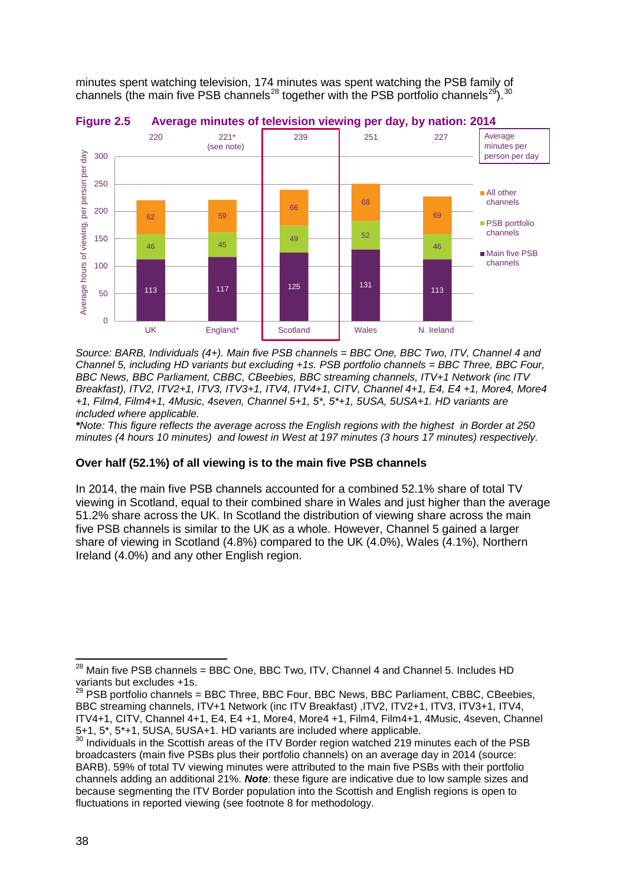minutes spent watching television, 174 minutes was spent watching the PSB family of channels (the main five PSB channels[28] together with the PSB portfolio channels[29]).[30]

**Figure 2.5 Average minutes of television viewing per day, by nation: 2014**

| | UK | England* | Scotland | Wales | N. Ireland |
|---|---|---|---|---|---|
| Average minutes per person per day | 220 | 221* (see note) | 239 | 251 | 227 |
| All other channels | 62 | 59 | 66 | 68 | 69 |
| PSB portfolio channels | 46 | 45 | 49 | 52 | 46 |
| Main five PSB channels | 113 | 117 | 125 | 131 | 113 |

*Source: BARB, Individuals (4+). Main five PSB channels = BBC One, BBC Two, ITV, Channel 4 and Channel 5, including HD variants but excluding +1s. PSB portfolio channels = BBC Three, BBC Four, BBC News, BBC Parliament, CBBC, CBeebies, BBC streaming channels, ITV+1 Network (inc ITV Breakfast), ITV2, ITV2+1, ITV3, ITV3+1, ITV4, ITV4+1, CITV, Channel 4+1, E4, E4 +1, More4, More4 +1, Film4, Film4+1, 4Music, 4seven, Channel 5+1, 5*, 5*+1, 5USA, 5USA+1. HD variants are included where applicable.*

***Note**: This figure reflects the average across the English regions with the highest in Border at 250 minutes (4 hours 10 minutes) and lowest in West at 197 minutes (3 hours 17 minutes) respectively.*

**Over half (52.1%) of all viewing is to the main five PSB channels**

In 2014, the main five PSB channels accounted for a combined 52.1% share of total TV viewing in Scotland, equal to their combined share in Wales and just higher than the average 51.2% share across the UK. In Scotland the distribution of viewing share across the main five PSB channels is similar to the UK as a whole. However, Channel 5 gained a larger share of viewing in Scotland (4.8%) compared to the UK (4.0%), Wales (4.1%), Northern Ireland (4.0%) and any other English region.

---

[28] Main five PSB channels = BBC One, BBC Two, ITV, Channel 4 and Channel 5. Includes HD variants but excludes +1s.

[29] PSB portfolio channels = BBC Three, BBC Four, BBC News, BBC Parliament, CBBC, CBeebies, BBC streaming channels, ITV+1 Network (inc ITV Breakfast) ,ITV2, ITV2+1, ITV3, ITV3+1, ITV4, ITV4+1, CITV, Channel 4+1, E4, E4 +1, More4, More4 +1, Film4, Film4+1, 4Music, 4seven, Channel 5+1, 5*, 5*+1, 5USA, 5USA+1. HD variants are included where applicable.

[30] Individuals in the Scottish areas of the ITV Border region watched 219 minutes each of the PSB broadcasters (main five PSBs plus their portfolio channels) on an average day in 2014 (source: BARB). 59% of total TV viewing minutes were attributed to the main five PSBs with their portfolio channels adding an additional 21%. ***Note***: these figure are indicative due to low sample sizes and because segmenting the ITV Border population into the Scottish and English regions is open to fluctuations in reported viewing (see footnote 8 for methodology.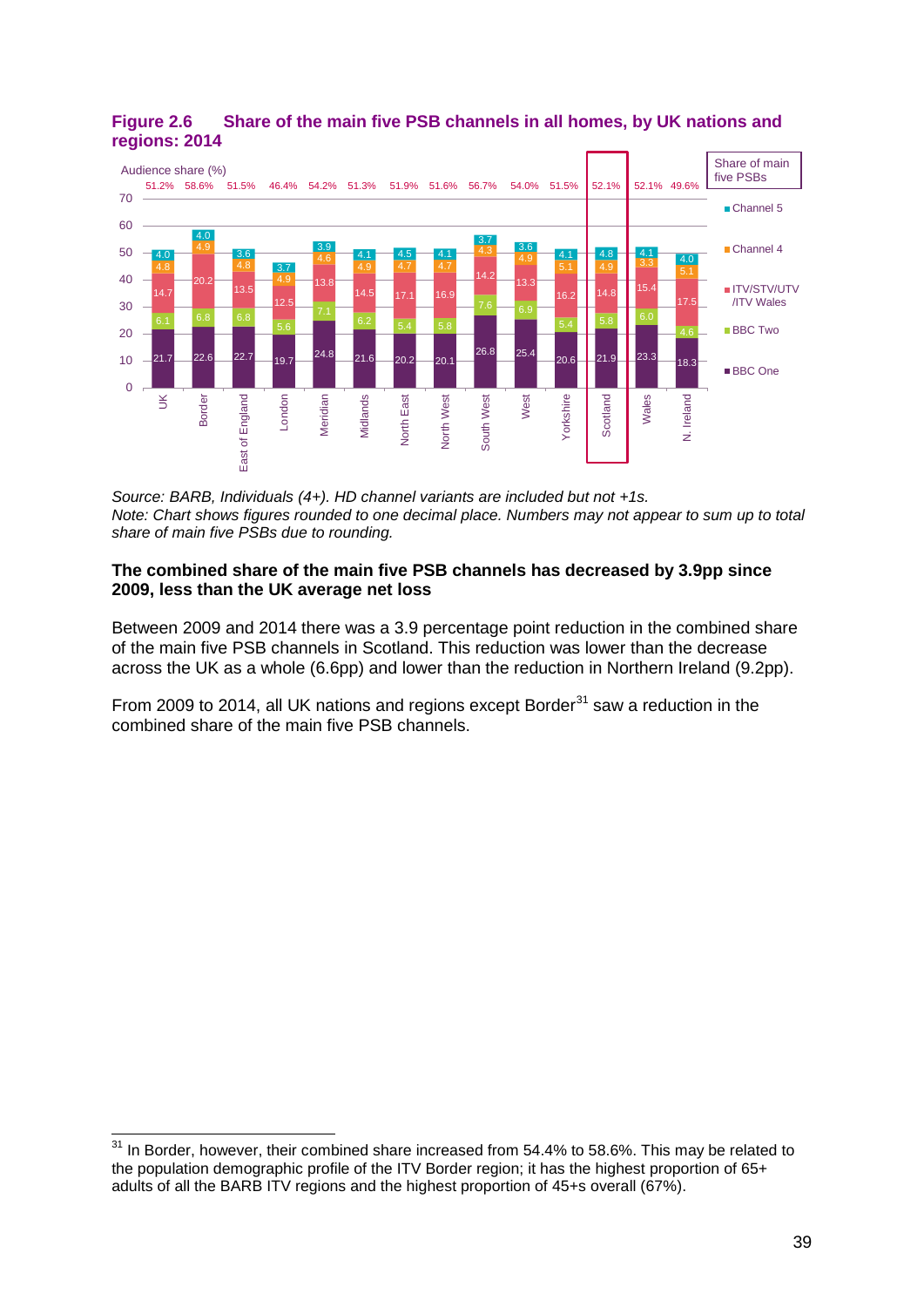**Figure 2.6 Share of the main five PSB channels in all homes, by UK nations and regions: 2014**

Audience share (%)

| | UK | Border | East of England | London | Meridian | Midlands | North East | North West | South West | West | Yorkshire | Scotland | Wales | N. Ireland |
|---|---|---|---|---|---|---|---|---|---|---|---|---|---|---|
| Share of main five PSBs | 51.2% | 58.6% | 51.5% | 46.4% | 54.2% | 51.3% | 51.9% | 51.6% | 56.7% | 54.0% | 51.5% | 52.1% | 52.1% | 49.6% |
| Channel 5 | 4.0 | 4.0 | 3.6 | 3.7 | 3.9 | 4.1 | 4.5 | 4.1 | 3.7 | 3.6 | 4.1 | 4.8 | 4.1 | 4.0 |
| Channel 4 | 4.8 | 4.9 | 4.8 | 4.9 | 4.6 | 4.9 | 4.7 | 4.7 | 4.3 | 4.9 | 5.1 | 4.9 | 3.3 | 5.1 |
| ITV/STV/UTV/ITV Wales | 14.7 | 20.2 | 13.5 | 12.5 | 13.8 | 14.5 | 17.1 | 16.9 | 14.2 | 13.3 | 16.2 | 14.8 | 15.4 | 17.5 |
| BBC Two | 6.1 | 6.8 | 6.8 | 5.6 | 7.1 | 6.2 | 5.4 | 5.8 | 7.6 | 6.9 | 5.4 | 5.8 | 6.0 | 4.6 |
| BBC One | 21.7 | 22.6 | 22.7 | 19.7 | 24.8 | 21.6 | 20.2 | 20.1 | 26.8 | 25.4 | 20.6 | 21.9 | 23.3 | 18.3 |

*Source: BARB, Individuals (4+). HD channel variants are included but not +1s.*
*Note: Chart shows figures rounded to one decimal place. Numbers may not appear to sum up to total share of main five PSBs due to rounding.*

**The combined share of the main five PSB channels has decreased by 3.9pp since 2009, less than the UK average net loss**

Between 2009 and 2014 there was a 3.9 percentage point reduction in the combined share of the main five PSB channels in Scotland. This reduction was lower than the decrease across the UK as a whole (6.6pp) and lower than the reduction in Northern Ireland (9.2pp).

From 2009 to 2014, all UK nations and regions except Border[31] saw a reduction in the combined share of the main five PSB channels.

[31] In Border, however, their combined share increased from 54.4% to 58.6%. This may be related to the population demographic profile of the ITV Border region; it has the highest proportion of 65+ adults of all the BARB ITV regions and the highest proportion of 45+s overall (67%).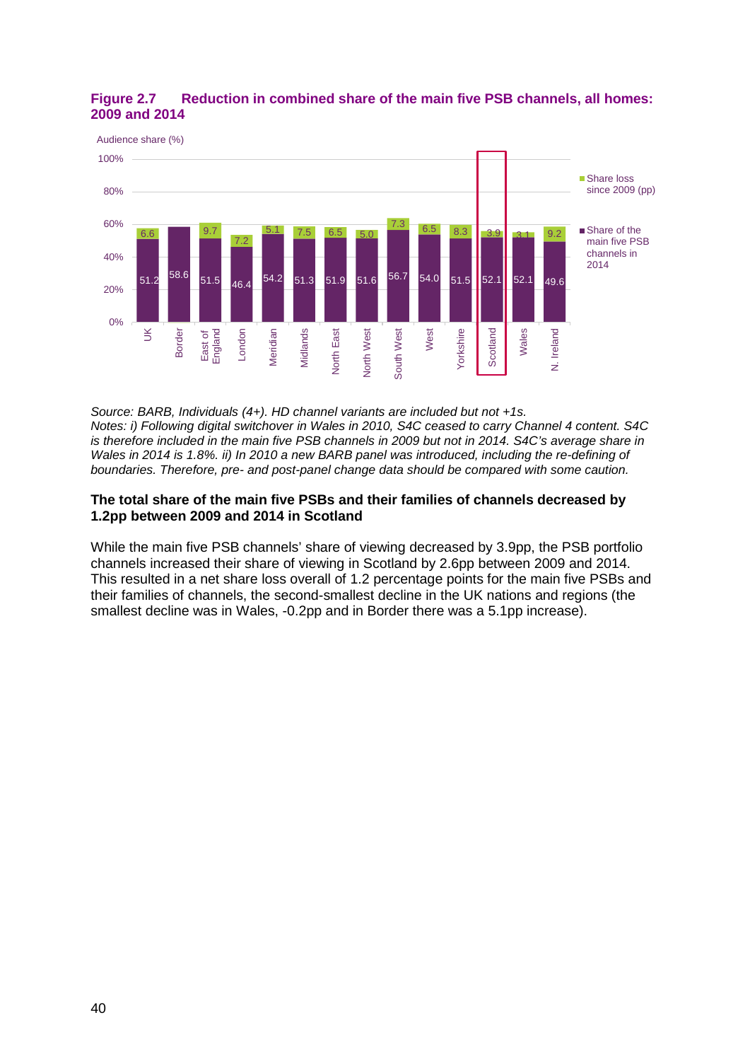**Figure 2.7 Reduction in combined share of the main five PSB channels, all homes: 2009 and 2014**

Audience share (%)

| Region | Share of the main five PSB channels in 2014 | Share loss since 2009 (pp) |
|---|---|---|
| UK | 51.2 | 6.6 |
| Border | 58.6 | |
| East of England | 51.5 | 9.7 |
| London | 46.4 | 7.2 |
| Meridian | 54.2 | 5.1 |
| Midlands | 51.3 | 7.5 |
| North East | 51.9 | 6.5 |
| North West | 51.6 | 5.0 |
| South West | 56.7 | 7.3 |
| West | 54.0 | 6.5 |
| Yorkshire | 51.5 | 8.3 |
| Scotland | 52.1 | 3.9 |
| Wales | 52.1 | 3.1 |
| N. Ireland | 49.6 | 9.2 |

*Source: BARB, Individuals (4+). HD channel variants are included but not +1s.*
*Notes: i) Following digital switchover in Wales in 2010, S4C ceased to carry Channel 4 content. S4C is therefore included in the main five PSB channels in 2009 but not in 2014. S4C's average share in Wales in 2014 is 1.8%. ii) In 2010 a new BARB panel was introduced, including the re-defining of boundaries. Therefore, pre- and post-panel change data should be compared with some caution.*

**The total share of the main five PSBs and their families of channels decreased by 1.2pp between 2009 and 2014 in Scotland**

While the main five PSB channels' share of viewing decreased by 3.9pp, the PSB portfolio channels increased their share of viewing in Scotland by 2.6pp between 2009 and 2014. This resulted in a net share loss overall of 1.2 percentage points for the main five PSBs and their families of channels, the second-smallest decline in the UK nations and regions (the smallest decline was in Wales, -0.2pp and in Border there was a 5.1pp increase).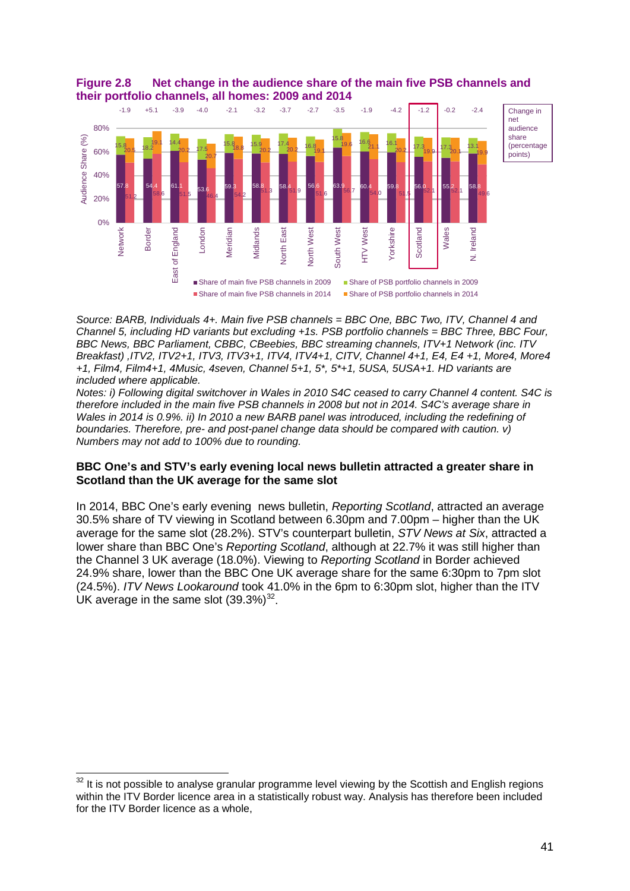**Figure 2.8 Net change in the audience share of the main five PSB channels and their portfolio channels, all homes: 2009 and 2014**

| Region | Share of main five PSB channels in 2009 (%) | Share of PSB portfolio channels in 2009 (%) | Share of main five PSB channels in 2014 (%) | Share of PSB portfolio channels in 2014 (%) | Change in net audience share (percentage points) |
|---|---|---|---|---|---|
| Network | 57.8 | 15.8 | 51.2 | 20.5 | -1.9 |
| Border | 54.4 | 18.2 | 58.6 | 19.1 | +5.1 |
| East of England | 61.1 | 14.4 | 51.5 | 20.2 | -3.9 |
| London | 53.6 | 17.5 | 46.4 | 20.7 | -4.0 |
| Meridian | 59.3 | 15.8 | 54.2 | 18.8 | -2.1 |
| Midlands | 58.8 | 15.9 | 51.3 | 20.2 | -3.2 |
| North East | 58.4 | 17.4 | 51.9 | 20.2 | -3.7 |
| North West | 56.6 | 16.8 | 51.6 | 19.1 | -2.7 |
| South West | 63.9 | 15.8 | 56.7 | 19.6 | -3.5 |
| HTV West | 60.4 | 16.6 | 54.0 | 21.1 | -1.9 |
| Yorkshire | 59.8 | 16.1 | 51.5 | 20.2 | -4.2 |
| Scotland | 56.0 | 17.3 | 52.1 | 19.9 | -1.2 |
| Wales | 55.2 | 17.3 | 52.1 | 20.1 | -0.2 |
| N. Ireland | 58.8 | 13.1 | 49.6 | 19.9 | -2.4 |

*Source: BARB, Individuals 4+. Main five PSB channels = BBC One, BBC Two, ITV, Channel 4 and Channel 5, including HD variants but excluding +1s. PSB portfolio channels = BBC Three, BBC Four, BBC News, BBC Parliament, CBBC, CBeebies, BBC streaming channels, ITV+1 Network (inc. ITV Breakfast) ,ITV2, ITV2+1, ITV3, ITV3+1, ITV4, ITV4+1, CITV, Channel 4+1, E4, E4 +1, More4, More4 +1, Film4, Film4+1, 4Music, 4seven, Channel 5+1, 5\*, 5\*+1, 5USA, 5USA+1. HD variants are included where applicable.*

*Notes: i) Following digital switchover in Wales in 2010 S4C ceased to carry Channel 4 content. S4C is therefore included in the main five PSB channels in 2008 but not in 2014. S4C's average share in Wales in 2014 is 0.9%. ii) In 2010 a new BARB panel was introduced, including the redefining of boundaries. Therefore, pre- and post-panel change data should be compared with caution. v) Numbers may not add to 100% due to rounding.*

**BBC One's and STV's early evening local news bulletin attracted a greater share in Scotland than the UK average for the same slot**

In 2014, BBC One's early evening news bulletin, *Reporting Scotland*, attracted an average 30.5% share of TV viewing in Scotland between 6.30pm and 7.00pm – higher than the UK average for the same slot (28.2%). STV's counterpart bulletin, *STV News at Six*, attracted a lower share than BBC One's *Reporting Scotland*, although at 22.7% it was still higher than the Channel 3 UK average (18.0%). Viewing to *Reporting Scotland* in Border achieved 24.9% share, lower than the BBC One UK average share for the same 6:30pm to 7pm slot (24.5%). *ITV News Lookaround* took 41.0% in the 6pm to 6:30pm slot, higher than the ITV UK average in the same slot (39.3%)[32].

[32] It is not possible to analyse granular programme level viewing by the Scottish and English regions within the ITV Border licence area in a statistically robust way. Analysis has therefore been included for the ITV Border licence as a whole,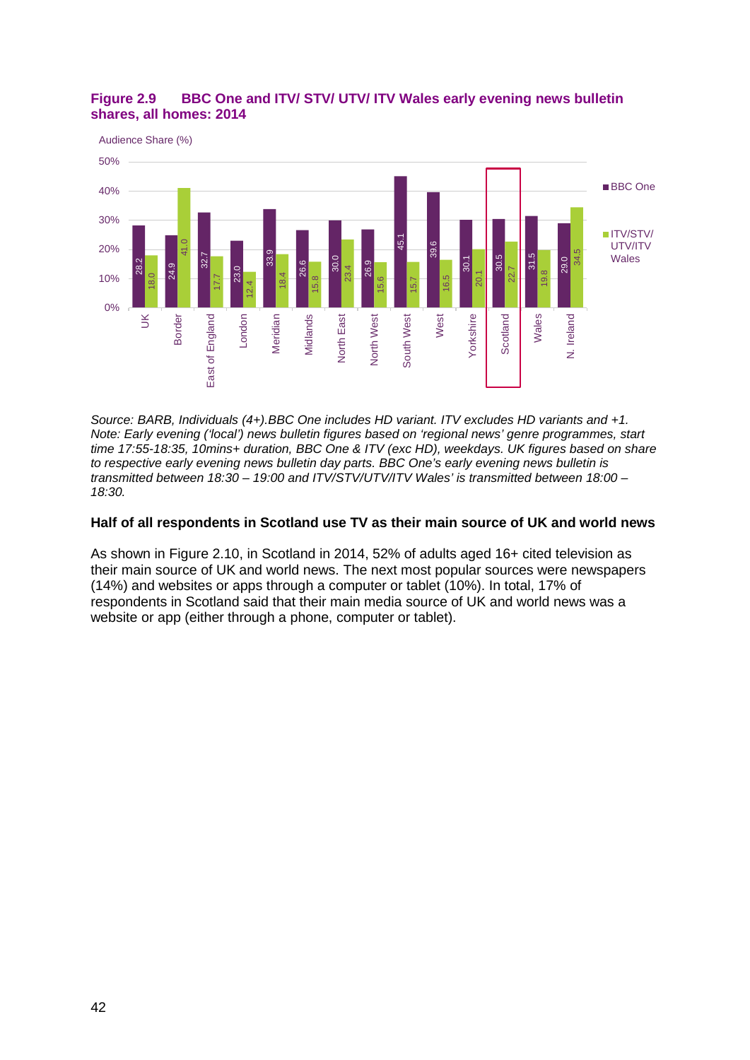**Figure 2.9 BBC One and ITV/ STV/ UTV/ ITV Wales early evening news bulletin shares, all homes: 2014**

Audience Share (%)

| Region | BBC One | ITV/STV/UTV/ITV Wales |
|---|---|---|
| UK | 28.2 | 18.0 |
| Border | 24.9 | 41.0 |
| East of England | 32.7 | 17.7 |
| London | 23.0 | 12.4 |
| Meridian | 33.9 | 18.4 |
| Midlands | 26.6 | 15.8 |
| North East | 30.0 | 23.4 |
| North West | 26.9 | 15.6 |
| South West | 45.1 | 15.7 |
| West | 39.6 | 16.5 |
| Yorkshire | 30.1 | 20.1 |
| Scotland | 30.5 | 22.7 |
| Wales | 31.5 | 19.8 |
| N. Ireland | 29.0 | 34.5 |

*Source: BARB, Individuals (4+).BBC One includes HD variant. ITV excludes HD variants and +1. Note: Early evening ('local') news bulletin figures based on 'regional news' genre programmes, start time 17:55-18:35, 10mins+ duration, BBC One & ITV (exc HD), weekdays. UK figures based on share to respective early evening news bulletin day parts. BBC One's early evening news bulletin is transmitted between 18:30 – 19:00 and ITV/STV/UTV/ITV Wales' is transmitted between 18:00 – 18:30.*

### Half of all respondents in Scotland use TV as their main source of UK and world news

As shown in Figure 2.10, in Scotland in 2014, 52% of adults aged 16+ cited television as their main source of UK and world news. The next most popular sources were newspapers (14%) and websites or apps through a computer or tablet (10%). In total, 17% of respondents in Scotland said that their main media source of UK and world news was a website or app (either through a phone, computer or tablet).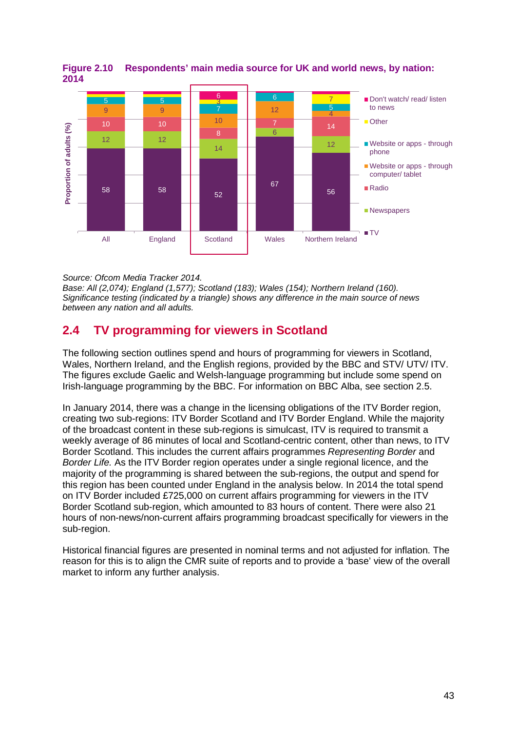**Figure 2.10 Respondents' main media source for UK and world news, by nation: 2014**

| Proportion of adults (%) | All | England | Scotland | Wales | Northern Ireland |
|---|---|---|---|---|---|
| Don't watch/ read/ listen to news | | | 6 | | |
| Other | | | 3 | | 7 |
| Website or apps - through phone | 5 | 5 | 7 | 6 | 5 |
| Website or apps - through computer/ tablet | 9 | 9 | 10 | 12 | 4 |
| Radio | 10 | 10 | 8 | 7 | 14 |
| Newspapers | 12 | 12 | 14 | 6 | 12 |
| TV | 58 | 58 | 52 | 67 | 56 |

*Source: Ofcom Media Tracker 2014.*
*Base: All (2,074); England (1,577); Scotland (183); Wales (154); Northern Ireland (160).*
*Significance testing (indicated by a triangle) shows any difference in the main source of news between any nation and all adults.*

## 2.4 TV programming for viewers in Scotland

The following section outlines spend and hours of programming for viewers in Scotland, Wales, Northern Ireland, and the English regions, provided by the BBC and STV/ UTV/ ITV. The figures exclude Gaelic and Welsh-language programming but include some spend on Irish-language programming by the BBC. For information on BBC Alba, see section 2.5.

In January 2014, there was a change in the licensing obligations of the ITV Border region, creating two sub-regions: ITV Border Scotland and ITV Border England. While the majority of the broadcast content in these sub-regions is simulcast, ITV is required to transmit a weekly average of 86 minutes of local and Scotland-centric content, other than news, to ITV Border Scotland. This includes the current affairs programmes *Representing Border* and *Border Life.* As the ITV Border region operates under a single regional licence, and the majority of the programming is shared between the sub-regions, the output and spend for this region has been counted under England in the analysis below. In 2014 the total spend on ITV Border included £725,000 on current affairs programming for viewers in the ITV Border Scotland sub-region, which amounted to 83 hours of content. There were also 21 hours of non-news/non-current affairs programming broadcast specifically for viewers in the sub-region.

Historical financial figures are presented in nominal terms and not adjusted for inflation. The reason for this is to align the CMR suite of reports and to provide a 'base' view of the overall market to inform any further analysis.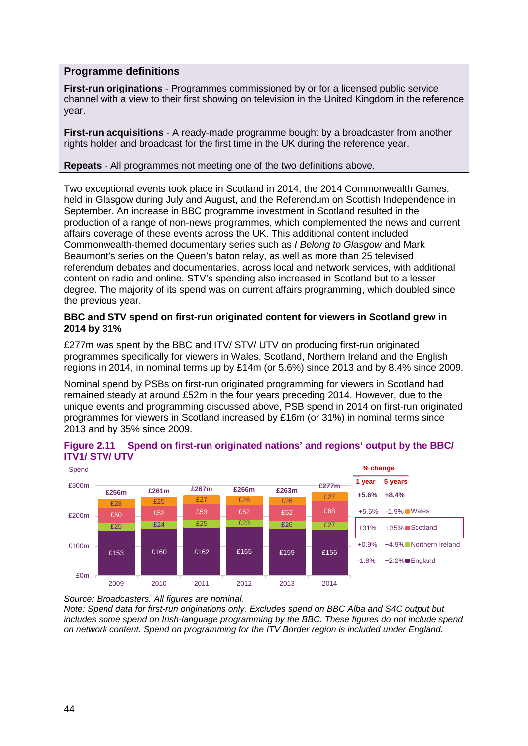> **Programme definitions**
>
> **First-run originations** - Programmes commissioned by or for a licensed public service channel with a view to their first showing on television in the United Kingdom in the reference year.
>
> **First-run acquisitions** - A ready-made programme bought by a broadcaster from another rights holder and broadcast for the first time in the UK during the reference year.
>
> **Repeats** - All programmes not meeting one of the two definitions above.

Two exceptional events took place in Scotland in 2014, the 2014 Commonwealth Games, held in Glasgow during July and August, and the Referendum on Scottish Independence in September. An increase in BBC programme investment in Scotland resulted in the production of a range of non-news programmes, which complemented the news and current affairs coverage of these events across the UK. This additional content included Commonwealth-themed documentary series such as *I Belong to Glasgow* and Mark Beaumont's series on the Queen's baton relay, as well as more than 25 televised referendum debates and documentaries, across local and network services, with additional content on radio and online. STV's spending also increased in Scotland but to a lesser degree. The majority of its spend was on current affairs programming, which doubled since the previous year.

**BBC and STV spend on first-run originated content for viewers in Scotland grew in 2014 by 31%**

£277m was spent by the BBC and ITV/ STV/ UTV on producing first-run originated programmes specifically for viewers in Wales, Scotland, Northern Ireland and the English regions in 2014, in nominal terms up by £14m (or 5.6%) since 2013 and by 8.4% since 2009.

Nominal spend by PSBs on first-run originated programming for viewers in Scotland had remained steady at around £52m in the four years preceding 2014. However, due to the unique events and programming discussed above, PSB spend in 2014 on first-run originated programmes for viewers in Scotland increased by £16m (or 31%) in nominal terms since 2013 and by 35% since 2009.

**Figure 2.11 Spend on first-run originated nations' and regions' output by the BBC/ ITV1/ STV/ UTV**

Spend (£m)

| | 2009 | 2010 | 2011 | 2012 | 2013 | 2014 | % change 1 year | % change 5 years |
|---|---|---|---|---|---|---|---|---|
| Total | £256m | £261m | £267m | £266m | £263m | £277m | +5.6% | +8.4% |
| Wales | £28 | £25 | £27 | £26 | £26 | £27 | +5.5% | -1.9% |
| Scotland | £50 | £52 | £53 | £52 | £52 | £68 | +31% | +35% |
| Northern Ireland | £25 | £24 | £25 | £23 | £26 | £27 | +0.9% | +4.9% |
| England | £153 | £160 | £162 | £165 | £159 | £156 | -1.8% | +2.2% |

*Source: Broadcasters. All figures are nominal.*
*Note: Spend data for first-run originations only. Excludes spend on BBC Alba and S4C output but includes some spend on Irish-language programming by the BBC. These figures do not include spend on network content. Spend on programming for the ITV Border region is included under England.*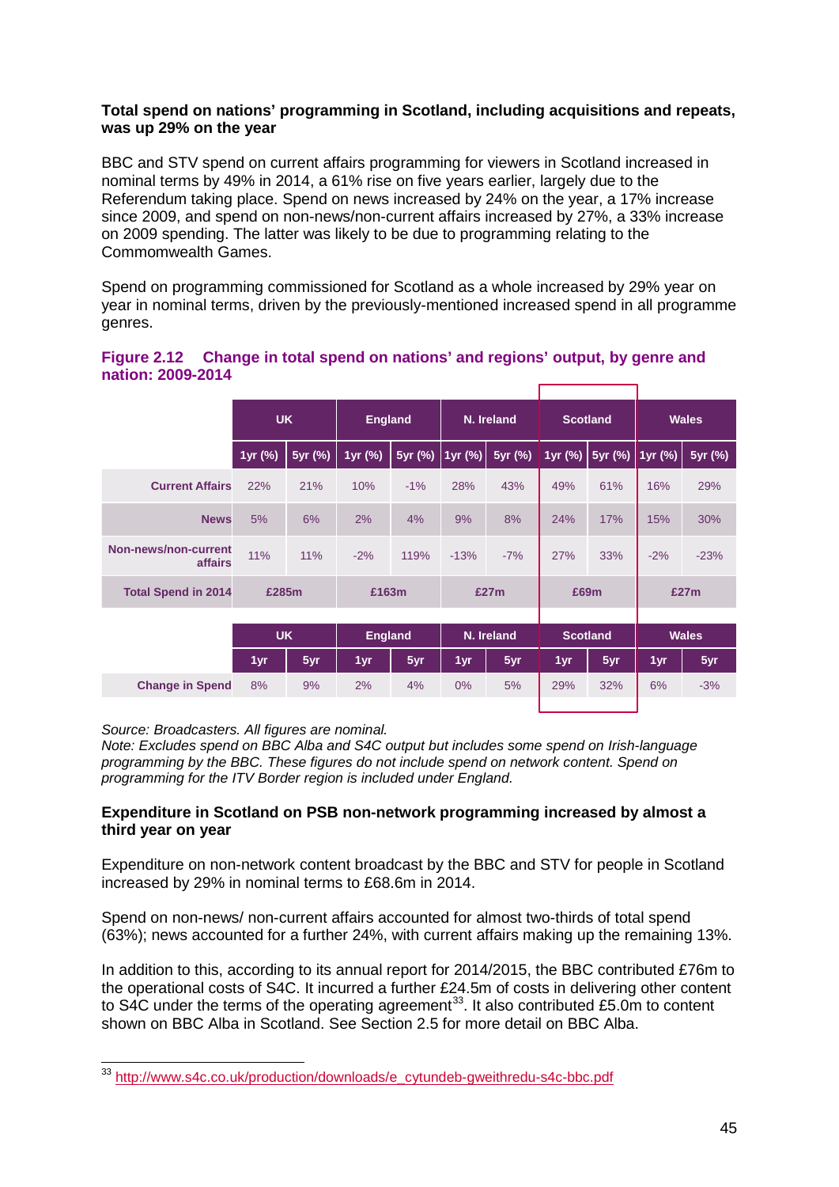**Total spend on nations' programming in Scotland, including acquisitions and repeats, was up 29% on the year**

BBC and STV spend on current affairs programming for viewers in Scotland increased in nominal terms by 49% in 2014, a 61% rise on five years earlier, largely due to the Referendum taking place. Spend on news increased by 24% on the year, a 17% increase since 2009, and spend on non-news/non-current affairs increased by 27%, a 33% increase on 2009 spending. The latter was likely to be due to programming relating to the Commomwealth Games.

Spend on programming commissioned for Scotland as a whole increased by 29% year on year in nominal terms, driven by the previously-mentioned increased spend in all programme genres.

**Figure 2.12 Change in total spend on nations' and regions' output, by genre and nation: 2009-2014**

| | UK | | England | | N. Ireland | | Scotland | | Wales | |
|---|---|---|---|---|---|---|---|---|---|---|
| | 1yr (%) | 5yr (%) | 1yr (%) | 5yr (%) | 1yr (%) | 5yr (%) | 1yr (%) | 5yr (%) | 1yr (%) | 5yr (%) |
| Current Affairs | 22% | 21% | 10% | -1% | 28% | 43% | 49% | 61% | 16% | 29% |
| News | 5% | 6% | 2% | 4% | 9% | 8% | 24% | 17% | 15% | 30% |
| Non-news/non-current affairs | 11% | 11% | -2% | 119% | -13% | -7% | 27% | 33% | -2% | -23% |
| Total Spend in 2014 | £285m | | £163m | | £27m | | £69m | | £27m | |

| | UK | | England | | N. Ireland | | Scotland | | Wales | |
|---|---|---|---|---|---|---|---|---|---|---|
| | 1yr | 5yr | 1yr | 5yr | 1yr | 5yr | 1yr | 5yr | 1yr | 5yr |
| Change in Spend | 8% | 9% | 2% | 4% | 0% | 5% | 29% | 32% | 6% | -3% |

*Source: Broadcasters. All figures are nominal.*
*Note: Excludes spend on BBC Alba and S4C output but includes some spend on Irish-language programming by the BBC. These figures do not include spend on network content. Spend on programming for the ITV Border region is included under England.*

**Expenditure in Scotland on PSB non-network programming increased by almost a third year on year**

Expenditure on non-network content broadcast by the BBC and STV for people in Scotland increased by 29% in nominal terms to £68.6m in 2014.

Spend on non-news/ non-current affairs accounted for almost two-thirds of total spend (63%); news accounted for a further 24%, with current affairs making up the remaining 13%.

In addition to this, according to its annual report for 2014/2015, the BBC contributed £76m to the operational costs of S4C. It incurred a further £24.5m of costs in delivering other content to S4C under the terms of the operating agreement[33]. It also contributed £5.0m to content shown on BBC Alba in Scotland. See Section 2.5 for more detail on BBC Alba.

[33] http://www.s4c.co.uk/production/downloads/e_cytundeb-gweithredu-s4c-bbc.pdf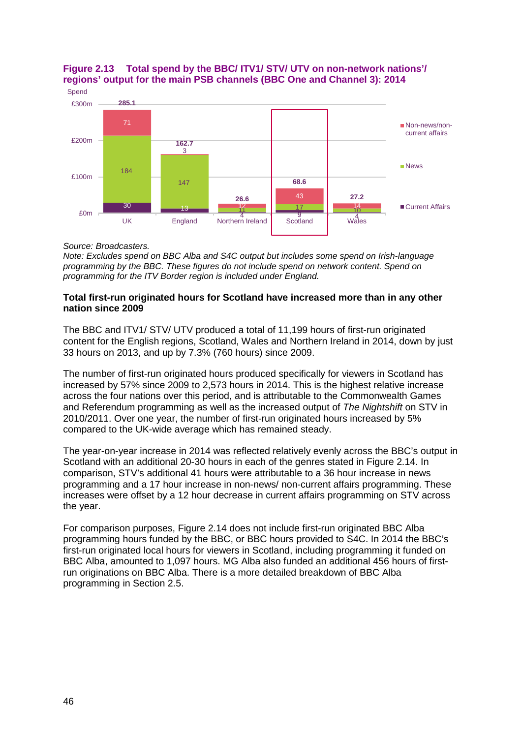**Figure 2.13 Total spend by the BBC/ ITV1/ STV/ UTV on non-network nations'/ regions' output for the main PSB channels (BBC One and Channel 3): 2014**

| Spend (£m) | UK | England | Northern Ireland | Scotland | Wales |
|---|---|---|---|---|---|
| Non-news/non-current affairs | 71 | 3 | 12 | 43 | 14 |
| News | 184 | 147 | 11 | 17 | 10 |
| Current Affairs | 30 | 13 | 4 | 9 | 4 |
| Total | 285.1 | 162.7 | 26.6 | 68.6 | 27.2 |

*Source: Broadcasters.*
*Note: Excludes spend on BBC Alba and S4C output but includes some spend on Irish-language programming by the BBC. These figures do not include spend on network content. Spend on programming for the ITV Border region is included under England.*

**Total first-run originated hours for Scotland have increased more than in any other nation since 2009**

The BBC and ITV1/ STV/ UTV produced a total of 11,199 hours of first-run originated content for the English regions, Scotland, Wales and Northern Ireland in 2014, down by just 33 hours on 2013, and up by 7.3% (760 hours) since 2009.

The number of first-run originated hours produced specifically for viewers in Scotland has increased by 57% since 2009 to 2,573 hours in 2014. This is the highest relative increase across the four nations over this period, and is attributable to the Commonwealth Games and Referendum programming as well as the increased output of *The Nightshift* on STV in 2010/2011. Over one year, the number of first-run originated hours increased by 5% compared to the UK-wide average which has remained steady.

The year-on-year increase in 2014 was reflected relatively evenly across the BBC's output in Scotland with an additional 20-30 hours in each of the genres stated in Figure 2.14. In comparison, STV's additional 41 hours were attributable to a 36 hour increase in news programming and a 17 hour increase in non-news/ non-current affairs programming. These increases were offset by a 12 hour decrease in current affairs programming on STV across the year.

For comparison purposes, Figure 2.14 does not include first-run originated BBC Alba programming hours funded by the BBC, or BBC hours provided to S4C. In 2014 the BBC's first-run originated local hours for viewers in Scotland, including programming it funded on BBC Alba, amounted to 1,097 hours. MG Alba also funded an additional 456 hours of first-run originations on BBC Alba. There is a more detailed breakdown of BBC Alba programming in Section 2.5.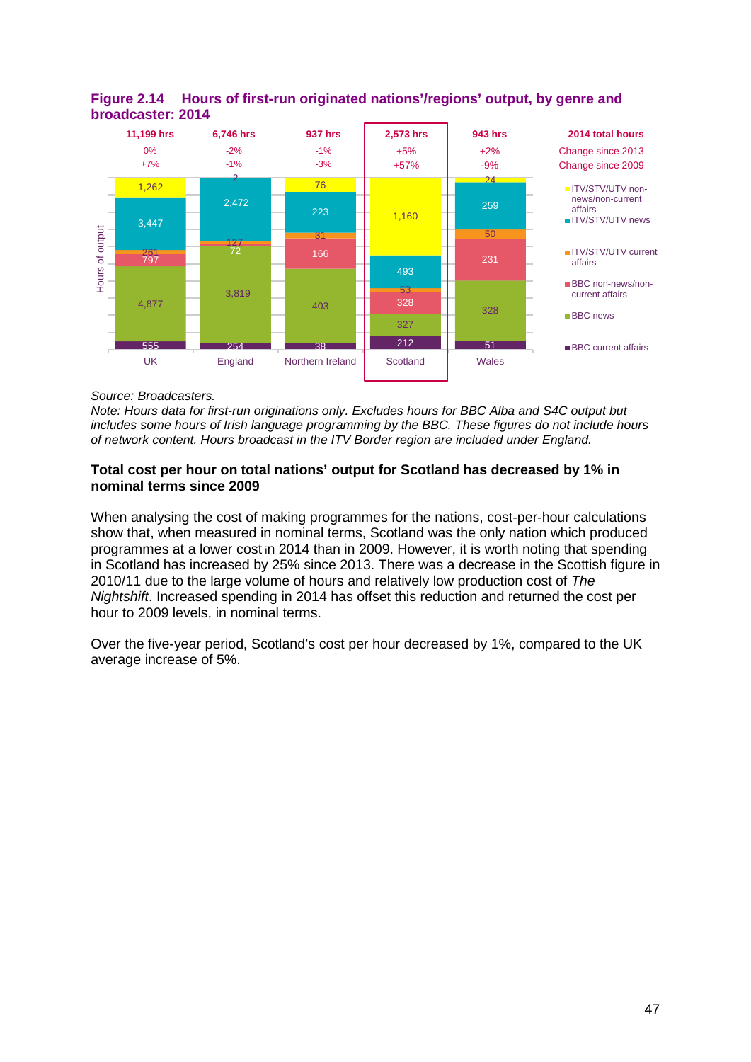**Figure 2.14 Hours of first-run originated nations'/regions' output, by genre and broadcaster: 2014**

| | UK | England | Northern Ireland | Scotland | Wales |
|---|---|---|---|---|---|
| 2014 total hours | 11,199 hrs | 6,746 hrs | 937 hrs | 2,573 hrs | 943 hrs |
| Change since 2013 | 0% | -2% | -1% | +5% | +2% |
| Change since 2009 | +7% | -1% | -3% | +57% | -9% |
| ITV/STV/UTV non-news/non-current affairs | 1,262 | 2 | 76 | 1,160 | 24 |
| ITV/STV/UTV news | 3,447 | 2,472 | 223 | 493 | 259 |
| ITV/STV/UTV current affairs | 261 | 127 | 31 | 53 | 50 |
| BBC non-news/non-current affairs | 797 | 72 | 166 | 328 | 231 |
| BBC news | 4,877 | 3,819 | 403 | 327 | 328 |
| BBC current affairs | 555 | 254 | 38 | 212 | 51 |

*Source: Broadcasters.*
*Note: Hours data for first-run originations only. Excludes hours for BBC Alba and S4C output but includes some hours of Irish language programming by the BBC. These figures do not include hours of network content. Hours broadcast in the ITV Border region are included under England.*

**Total cost per hour on total nations' output for Scotland has decreased by 1% in nominal terms since 2009**

When analysing the cost of making programmes for the nations, cost-per-hour calculations show that, when measured in nominal terms, Scotland was the only nation which produced programmes at a lower cost in 2014 than in 2009. However, it is worth noting that spending in Scotland has increased by 25% since 2013. There was a decrease in the Scottish figure in 2010/11 due to the large volume of hours and relatively low production cost of *The Nightshift*. Increased spending in 2014 has offset this reduction and returned the cost per hour to 2009 levels, in nominal terms.

Over the five-year period, Scotland's cost per hour decreased by 1%, compared to the UK average increase of 5%.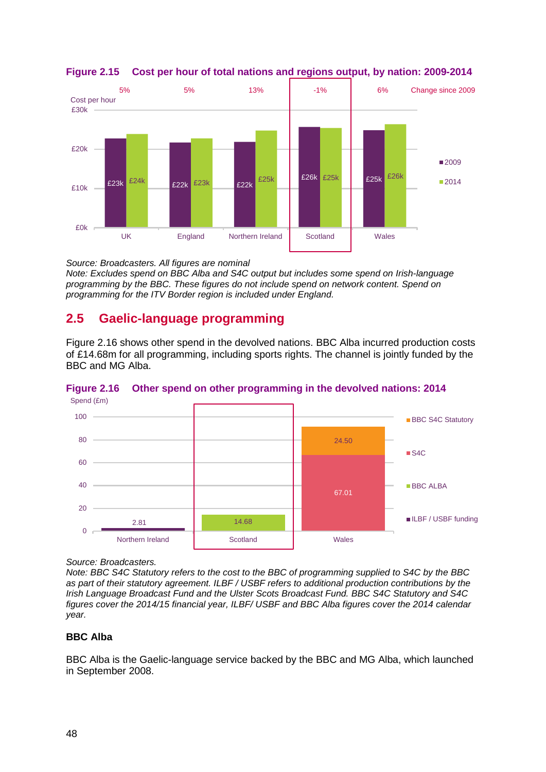**Figure 2.15 Cost per hour of total nations and regions output, by nation: 2009-2014**

| | UK | England | Northern Ireland | Scotland | Wales |
|---|---|---|---|---|---|
| 2009 | £23k | £22k | £22k | £26k | £25k |
| 2014 | £24k | £23k | £25k | £25k | £26k |
| Change since 2009 | 5% | 5% | 13% | -1% | 6% |

*Source: Broadcasters. All figures are nominal*
*Note: Excludes spend on BBC Alba and S4C output but includes some spend on Irish-language programming by the BBC. These figures do not include spend on network content. Spend on programming for the ITV Border region is included under England.*

## 2.5 Gaelic-language programming

Figure 2.16 shows other spend in the devolved nations. BBC Alba incurred production costs of £14.68m for all programming, including sports rights. The channel is jointly funded by the BBC and MG Alba.

**Figure 2.16 Other spend on other programming in the devolved nations: 2014**

Spend (£m)

| | Northern Ireland | Scotland | Wales |
|---|---|---|---|
| BBC S4C Statutory | | | 24.50 |
| S4C | | | 67.01 |
| BBC ALBA | | 14.68 | |
| ILBF / USBF funding | 2.81 | | |

*Source: Broadcasters.*
*Note: BBC S4C Statutory refers to the cost to the BBC of programming supplied to S4C by the BBC as part of their statutory agreement. ILBF / USBF refers to additional production contributions by the Irish Language Broadcast Fund and the Ulster Scots Broadcast Fund. BBC S4C Statutory and S4C figures cover the 2014/15 financial year, ILBF/ USBF and BBC Alba figures cover the 2014 calendar year.*

### BBC Alba

BBC Alba is the Gaelic-language service backed by the BBC and MG Alba, which launched in September 2008.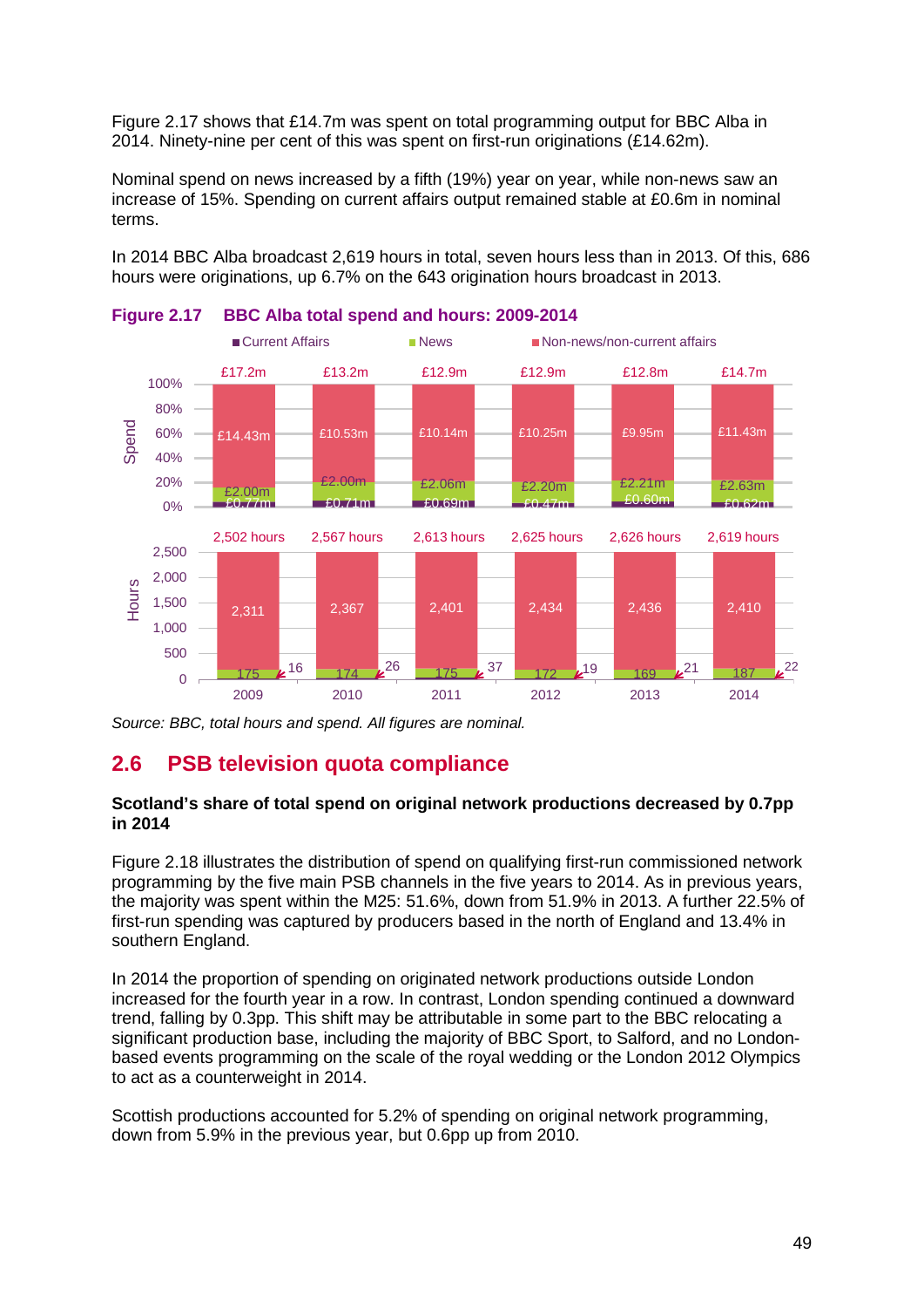Figure 2.17 shows that £14.7m was spent on total programming output for BBC Alba in 2014. Ninety-nine per cent of this was spent on first-run originations (£14.62m).

Nominal spend on news increased by a fifth (19%) year on year, while non-news saw an increase of 15%. Spending on current affairs output remained stable at £0.6m in nominal terms.

In 2014 BBC Alba broadcast 2,619 hours in total, seven hours less than in 2013. Of this, 686 hours were originations, up 6.7% on the 643 origination hours broadcast in 2013.

**Figure 2.17 BBC Alba total spend and hours: 2009-2014**

Spend:

| | 2009 | 2010 | 2011 | 2012 | 2013 | 2014 |
|---|---|---|---|---|---|---|
| Total | £17.2m | £13.2m | £12.9m | £12.9m | £12.8m | £14.7m |
| Non-news/non-current affairs | £14.43m | £10.53m | £10.14m | £10.25m | £9.95m | £11.43m |
| News | £2.00m | £2.00m | £2.06m | £2.20m | £2.21m | £2.63m |
| Current Affairs | £0.77m | £0.71m | £0.69m | £0.47m | £0.60m | £0.62m |

Hours:

| | 2009 | 2010 | 2011 | 2012 | 2013 | 2014 |
|---|---|---|---|---|---|---|
| Total | 2,502 hours | 2,567 hours | 2,613 hours | 2,625 hours | 2,626 hours | 2,619 hours |
| Non-news/non-current affairs | 2,311 | 2,367 | 2,401 | 2,434 | 2,436 | 2,410 |
| News | 175 | 174 | 175 | 172 | 169 | 187 |
| Current Affairs | 16 | 26 | 37 | 19 | 21 | 22 |

*Source: BBC, total hours and spend. All figures are nominal.*

## 2.6 PSB television quota compliance

**Scotland's share of total spend on original network productions decreased by 0.7pp in 2014**

Figure 2.18 illustrates the distribution of spend on qualifying first-run commissioned network programming by the five main PSB channels in the five years to 2014. As in previous years, the majority was spent within the M25: 51.6%, down from 51.9% in 2013. A further 22.5% of first-run spending was captured by producers based in the north of England and 13.4% in southern England.

In 2014 the proportion of spending on originated network productions outside London increased for the fourth year in a row. In contrast, London spending continued a downward trend, falling by 0.3pp. This shift may be attributable in some part to the BBC relocating a significant production base, including the majority of BBC Sport, to Salford, and no London-based events programming on the scale of the royal wedding or the London 2012 Olympics to act as a counterweight in 2014.

Scottish productions accounted for 5.2% of spending on original network programming, down from 5.9% in the previous year, but 0.6pp up from 2010.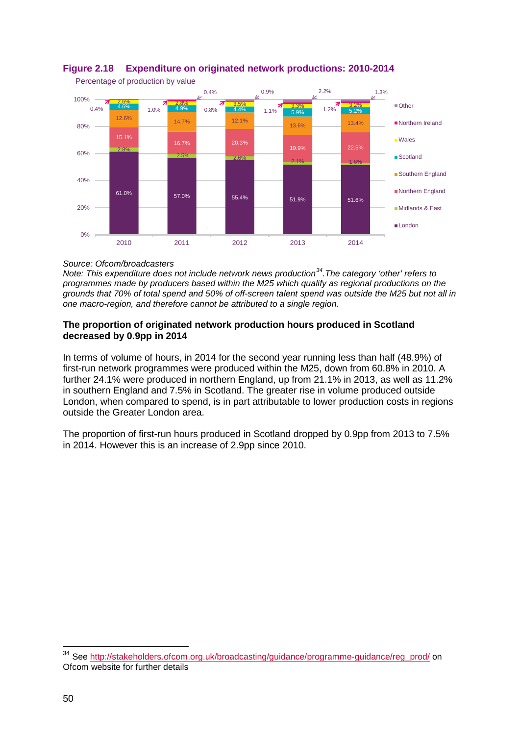**Figure 2.18 Expenditure on originated network productions: 2010-2014**

Percentage of production by value

| | 2010 | 2011 | 2012 | 2013 | 2014 |
|---|---|---|---|---|---|
| Other | | 0.4% | 0.9% | 2.2% | 1.3% |
| Northern Ireland | 0.4% | 1.0% | 0.8% | 1.1% | 1.2% |
| Wales | 2.6% | 2.8% | 3.5% | 3.3% | 3.2% |
| Scotland | 4.6% | 4.9% | 4.4% | 5.9% | 5.2% |
| Southern England | 12.6% | 14.7% | 12.1% | 13.6% | 13.4% |
| Northern England | 15.1% | 16.7% | 20.3% | 19.9% | 22.5% |
| Midlands & East | 2.8% | 2.5% | 2.6% | 2.1% | 1.6% |
| London | 61.0% | 57.0% | 55.4% | 51.9% | 51.6% |

*Source: Ofcom/broadcasters*
*Note: This expenditure does not include network news production[34]. The category 'other' refers to programmes made by producers based within the M25 which qualify as regional productions on the grounds that 70% of total spend and 50% of off-screen talent spend was outside the M25 but not all in one macro-region, and therefore cannot be attributed to a single region.*

### The proportion of originated network production hours produced in Scotland decreased by 0.9pp in 2014

In terms of volume of hours, in 2014 for the second year running less than half (48.9%) of first-run network programmes were produced within the M25, down from 60.8% in 2010. A further 24.1% were produced in northern England, up from 21.1% in 2013, as well as 11.2% in southern England and 7.5% in Scotland. The greater rise in volume produced outside London, when compared to spend, is in part attributable to lower production costs in regions outside the Greater London area.

The proportion of first-run hours produced in Scotland dropped by 0.9pp from 2013 to 7.5% in 2014. However this is an increase of 2.9pp since 2010.

---

[34] See http://stakeholders.ofcom.org.uk/broadcasting/guidance/programme-guidance/reg_prod/ on Ofcom website for further details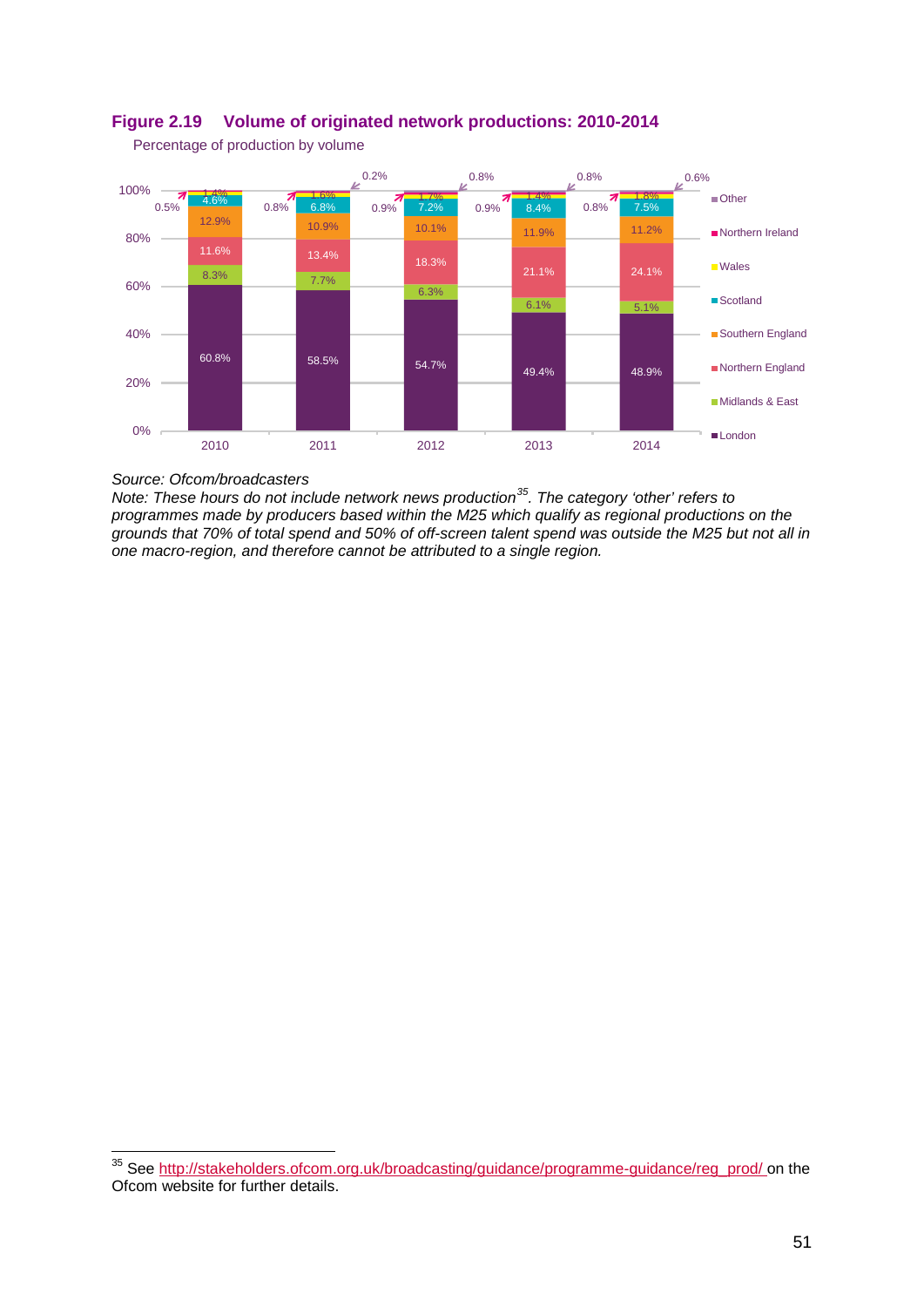### Figure 2.19 Volume of originated network productions: 2010-2014

Percentage of production by volume

| | 2010 | 2011 | 2012 | 2013 | 2014 |
|---|---|---|---|---|---|
| Other | | 0.2% | 0.8% | 0.8% | 0.6% |
| Northern Ireland | 0.5% | 0.8% | 0.9% | 0.9% | 0.8% |
| Wales | 1.4% | 1.6% | 1.7% | 1.4% | 1.8% |
| Scotland | 4.6% | 6.8% | 7.2% | 8.4% | 7.5% |
| Southern England | 12.9% | 10.9% | 10.1% | 11.9% | 11.2% |
| Northern England | 11.6% | 13.4% | 18.3% | 21.1% | 24.1% |
| Midlands & East | 8.3% | 7.7% | 6.3% | 6.1% | 5.1% |
| London | 60.8% | 58.5% | 54.7% | 49.4% | 48.9% |

*Source: Ofcom/broadcasters*

*Note: These hours do not include network news production[35]. The category 'other' refers to programmes made by producers based within the M25 which qualify as regional productions on the grounds that 70% of total spend and 50% of off-screen talent spend was outside the M25 but not all in one macro-region, and therefore cannot be attributed to a single region.*

---

[35] See http://stakeholders.ofcom.org.uk/broadcasting/guidance/programme-guidance/reg_prod/ on the Ofcom website for further details.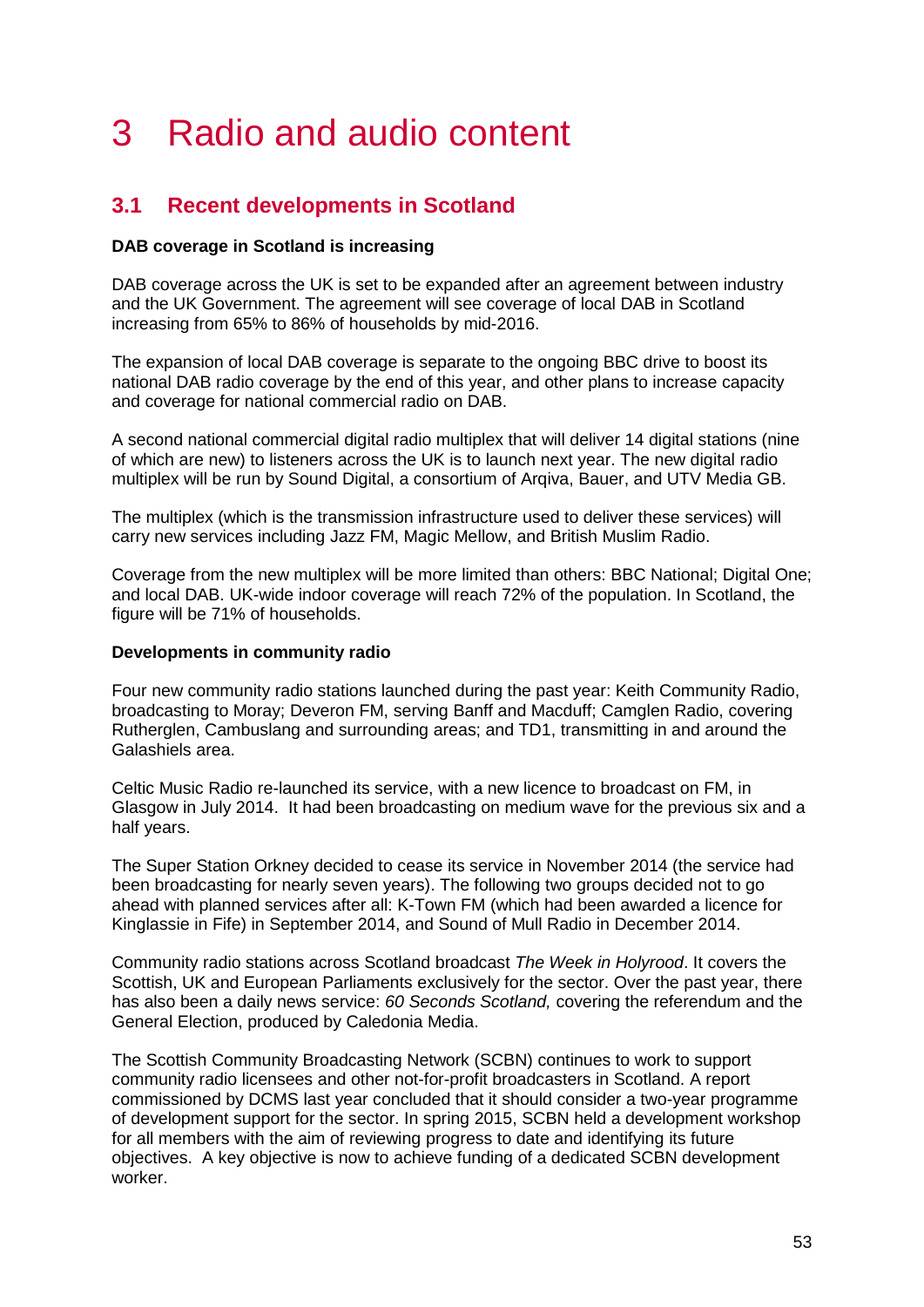# 3 Radio and audio content

## 3.1 Recent developments in Scotland

**DAB coverage in Scotland is increasing**

DAB coverage across the UK is set to be expanded after an agreement between industry and the UK Government. The agreement will see coverage of local DAB in Scotland increasing from 65% to 86% of households by mid-2016.

The expansion of local DAB coverage is separate to the ongoing BBC drive to boost its national DAB radio coverage by the end of this year, and other plans to increase capacity and coverage for national commercial radio on DAB.

A second national commercial digital radio multiplex that will deliver 14 digital stations (nine of which are new) to listeners across the UK is to launch next year. The new digital radio multiplex will be run by Sound Digital, a consortium of Arqiva, Bauer, and UTV Media GB.

The multiplex (which is the transmission infrastructure used to deliver these services) will carry new services including Jazz FM, Magic Mellow, and British Muslim Radio.

Coverage from the new multiplex will be more limited than others: BBC National; Digital One; and local DAB. UK-wide indoor coverage will reach 72% of the population. In Scotland, the figure will be 71% of households.

**Developments in community radio**

Four new community radio stations launched during the past year: Keith Community Radio, broadcasting to Moray; Deveron FM, serving Banff and Macduff; Camglen Radio, covering Rutherglen, Cambuslang and surrounding areas; and TD1, transmitting in and around the Galashiels area.

Celtic Music Radio re-launched its service, with a new licence to broadcast on FM, in Glasgow in July 2014. It had been broadcasting on medium wave for the previous six and a half years.

The Super Station Orkney decided to cease its service in November 2014 (the service had been broadcasting for nearly seven years). The following two groups decided not to go ahead with planned services after all: K-Town FM (which had been awarded a licence for Kinglassie in Fife) in September 2014, and Sound of Mull Radio in December 2014.

Community radio stations across Scotland broadcast *The Week in Holyrood*. It covers the Scottish, UK and European Parliaments exclusively for the sector. Over the past year, there has also been a daily news service: *60 Seconds Scotland,* covering the referendum and the General Election, produced by Caledonia Media.

The Scottish Community Broadcasting Network (SCBN) continues to work to support community radio licensees and other not-for-profit broadcasters in Scotland. A report commissioned by DCMS last year concluded that it should consider a two-year programme of development support for the sector. In spring 2015, SCBN held a development workshop for all members with the aim of reviewing progress to date and identifying its future objectives. A key objective is now to achieve funding of a dedicated SCBN development worker.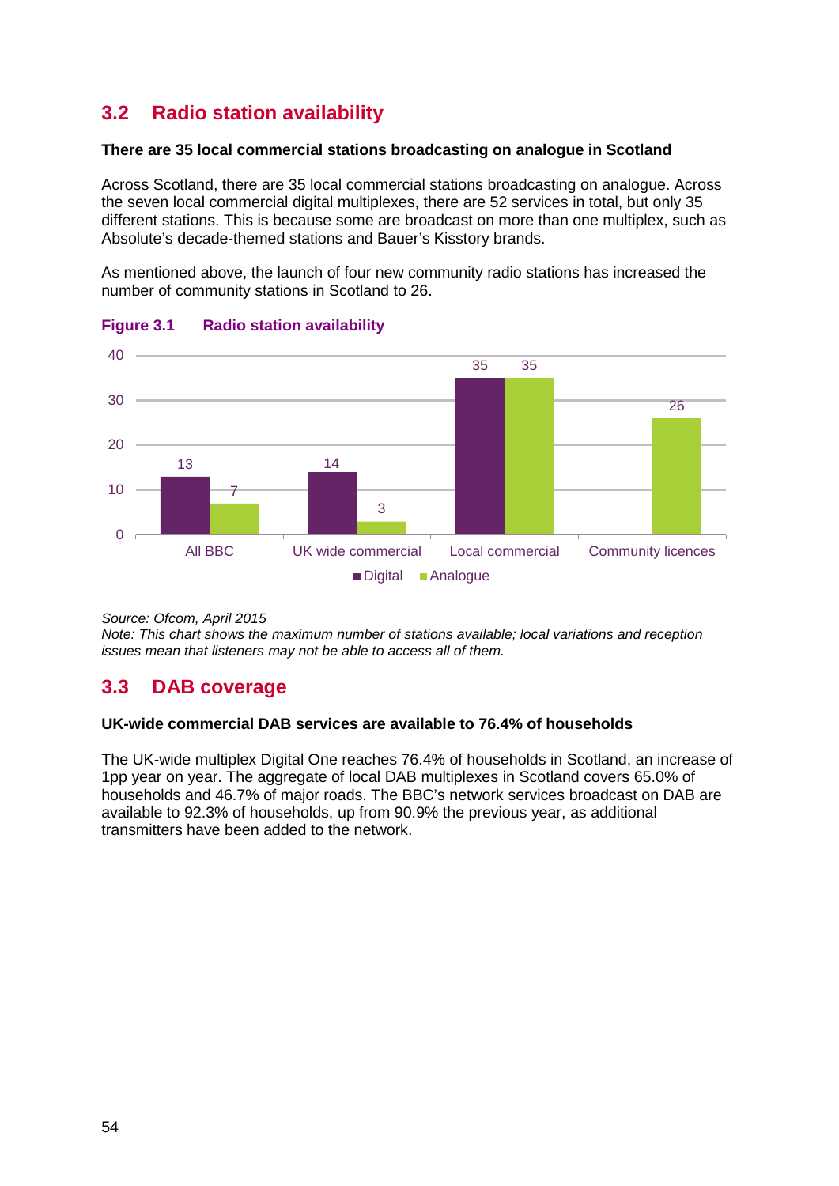## 3.2 Radio station availability

**There are 35 local commercial stations broadcasting on analogue in Scotland**

Across Scotland, there are 35 local commercial stations broadcasting on analogue. Across the seven local commercial digital multiplexes, there are 52 services in total, but only 35 different stations. This is because some are broadcast on more than one multiplex, such as Absolute's decade-themed stations and Bauer's Kisstory brands.

As mentioned above, the launch of four new community radio stations has increased the number of community stations in Scotland to 26.

**Figure 3.1 Radio station availability**

| | Digital | Analogue |
|---|---|---|
| All BBC | 13 | 7 |
| UK wide commercial | 14 | 3 |
| Local commercial | 35 | 35 |
| Community licences | | 26 |

*Source: Ofcom, April 2015*
*Note: This chart shows the maximum number of stations available; local variations and reception issues mean that listeners may not be able to access all of them.*

## 3.3 DAB coverage

**UK-wide commercial DAB services are available to 76.4% of households**

The UK-wide multiplex Digital One reaches 76.4% of households in Scotland, an increase of 1pp year on year. The aggregate of local DAB multiplexes in Scotland covers 65.0% of households and 46.7% of major roads. The BBC's network services broadcast on DAB are available to 92.3% of households, up from 90.9% the previous year, as additional transmitters have been added to the network.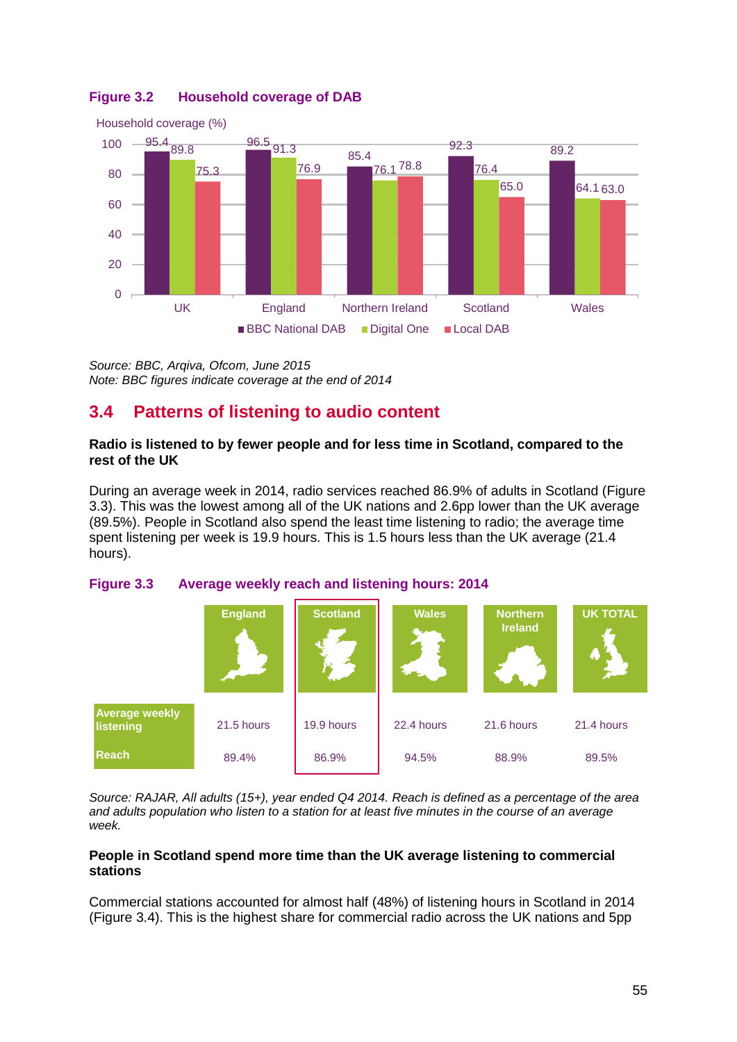**Figure 3.2 Household coverage of DAB**

Household coverage (%)

| | BBC National DAB | Digital One | Local DAB |
|---|---|---|---|
| UK | 95.4 | 89.8 | 75.3 |
| England | 96.5 | 91.3 | 76.9 |
| Northern Ireland | 85.4 | 76.1 | 78.8 |
| Scotland | 92.3 | 76.4 | 65.0 |
| Wales | 89.2 | 64.1 | 63.0 |

*Source: BBC, Arqiva, Ofcom, June 2015*
*Note: BBC figures indicate coverage at the end of 2014*

## 3.4 Patterns of listening to audio content

**Radio is listened to by fewer people and for less time in Scotland, compared to the rest of the UK**

During an average week in 2014, radio services reached 86.9% of adults in Scotland (Figure 3.3). This was the lowest among all of the UK nations and 2.6pp lower than the UK average (89.5%). People in Scotland also spend the least time listening to radio; the average time spent listening per week is 19.9 hours. This is 1.5 hours less than the UK average (21.4 hours).

**Figure 3.3 Average weekly reach and listening hours: 2014**

| | England | Scotland | Wales | Northern Ireland | UK TOTAL |
|---|---|---|---|---|---|
| Average weekly listening | 21.5 hours | 19.9 hours | 22.4 hours | 21.6 hours | 21.4 hours |
| Reach | 89.4% | 86.9% | 94.5% | 88.9% | 89.5% |

*Source: RAJAR, All adults (15+), year ended Q4 2014. Reach is defined as a percentage of the area and adults population who listen to a station for at least five minutes in the course of an average week.*

**People in Scotland spend more time than the UK average listening to commercial stations**

Commercial stations accounted for almost half (48%) of listening hours in Scotland in 2014 (Figure 3.4). This is the highest share for commercial radio across the UK nations and 5pp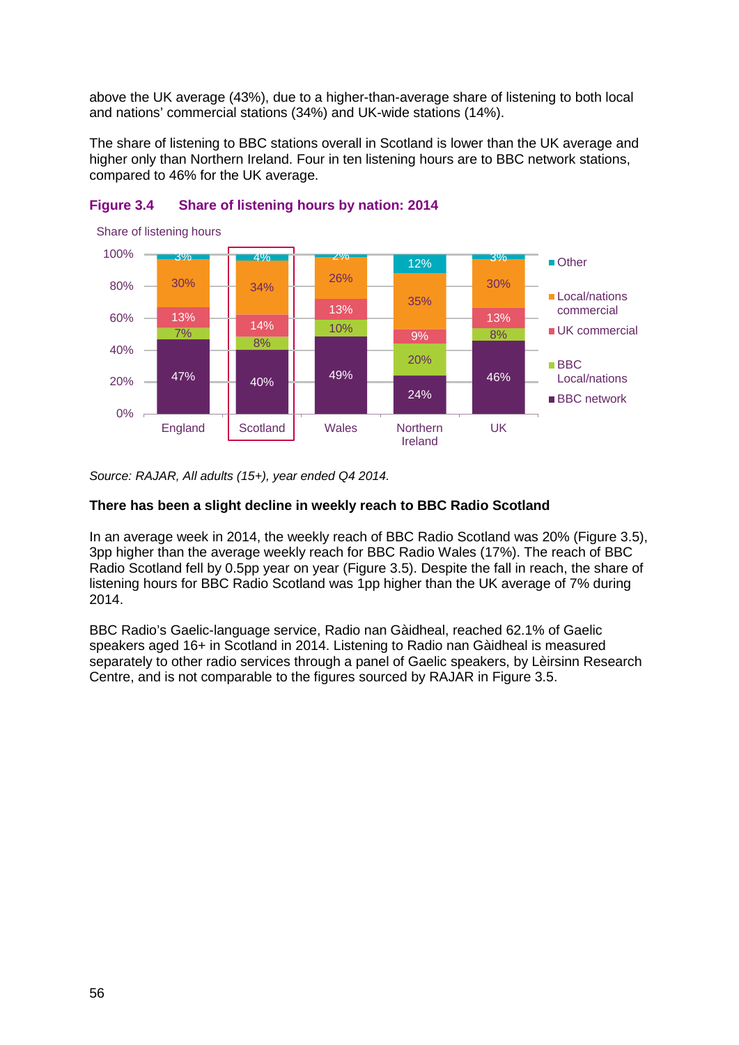above the UK average (43%), due to a higher-than-average share of listening to both local and nations' commercial stations (34%) and UK-wide stations (14%).

The share of listening to BBC stations overall in Scotland is lower than the UK average and higher only than Northern Ireland. Four in ten listening hours are to BBC network stations, compared to 46% for the UK average.

### Figure 3.4 Share of listening hours by nation: 2014

Share of listening hours

| | England | Scotland | Wales | Northern Ireland | UK |
|---|---|---|---|---|---|
| Other | 3% | 4% | 2% | 12% | 3% |
| Local/nations commercial | 30% | 34% | 26% | 35% | 30% |
| UK commercial | 13% | 14% | 13% | 9% | 13% |
| BBC Local/nations | 7% | 8% | 10% | 20% | 8% |
| BBC network | 47% | 40% | 49% | 24% | 46% |

*Source: RAJAR, All adults (15+), year ended Q4 2014.*

**There has been a slight decline in weekly reach to BBC Radio Scotland**

In an average week in 2014, the weekly reach of BBC Radio Scotland was 20% (Figure 3.5), 3pp higher than the average weekly reach for BBC Radio Wales (17%). The reach of BBC Radio Scotland fell by 0.5pp year on year (Figure 3.5). Despite the fall in reach, the share of listening hours for BBC Radio Scotland was 1pp higher than the UK average of 7% during 2014.

BBC Radio's Gaelic-language service, Radio nan Gàidheal, reached 62.1% of Gaelic speakers aged 16+ in Scotland in 2014. Listening to Radio nan Gàidheal is measured separately to other radio services through a panel of Gaelic speakers, by Lèirsinn Research Centre, and is not comparable to the figures sourced by RAJAR in Figure 3.5.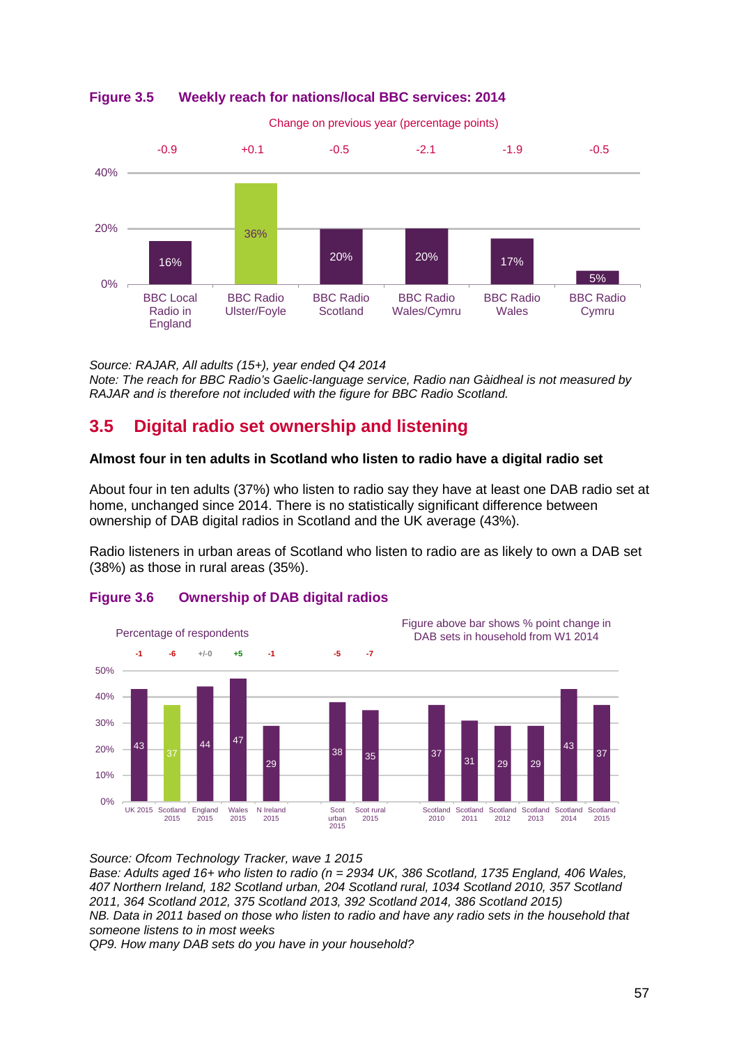**Figure 3.5 Weekly reach for nations/local BBC services: 2014**

Change on previous year (percentage points)

| | BBC Local Radio in England | BBC Radio Ulster/Foyle | BBC Radio Scotland | BBC Radio Wales/Cymru | BBC Radio Wales | BBC Radio Cymru |
|---|---|---|---|---|---|---|
| Weekly reach | 16% | 36% | 20% | 20% | 17% | 5% |
| Change on previous year | -0.9 | +0.1 | -0.5 | -2.1 | -1.9 | -0.5 |

*Source: RAJAR, All adults (15+), year ended Q4 2014*
*Note: The reach for BBC Radio's Gaelic-language service, Radio nan Gàidheal is not measured by RAJAR and is therefore not included with the figure for BBC Radio Scotland.*

## 3.5 Digital radio set ownership and listening

**Almost four in ten adults in Scotland who listen to radio have a digital radio set**

About four in ten adults (37%) who listen to radio say they have at least one DAB radio set at home, unchanged since 2014. There is no statistically significant difference between ownership of DAB digital radios in Scotland and the UK average (43%).

Radio listeners in urban areas of Scotland who listen to radio are as likely to own a DAB set (38%) as those in rural areas (35%).

**Figure 3.6 Ownership of DAB digital radios**

Percentage of respondents

Figure above bar shows % point change in DAB sets in household from W1 2014

| | UK 2015 | Scotland 2015 | England 2015 | Wales 2015 | N Ireland 2015 | Scot urban 2015 | Scot rural 2015 | Scotland 2010 | Scotland 2011 | Scotland 2012 | Scotland 2013 | Scotland 2014 | Scotland 2015 |
|---|---|---|---|---|---|---|---|---|---|---|---|---|---|
| % | 43 | 37 | 44 | 47 | 29 | 38 | 35 | 37 | 31 | 29 | 29 | 43 | 37 |
| Change | -1 | -6 | +/-0 | +5 | -1 | -5 | -7 | | | | | | |

*Source: Ofcom Technology Tracker, wave 1 2015*
*Base: Adults aged 16+ who listen to radio (n = 2934 UK, 386 Scotland, 1735 England, 406 Wales, 407 Northern Ireland, 182 Scotland urban, 204 Scotland rural, 1034 Scotland 2010, 357 Scotland 2011, 364 Scotland 2012, 375 Scotland 2013, 392 Scotland 2014, 386 Scotland 2015)*
*NB. Data in 2011 based on those who listen to radio and have any radio sets in the household that someone listens to in most weeks*
*QP9. How many DAB sets do you have in your household?*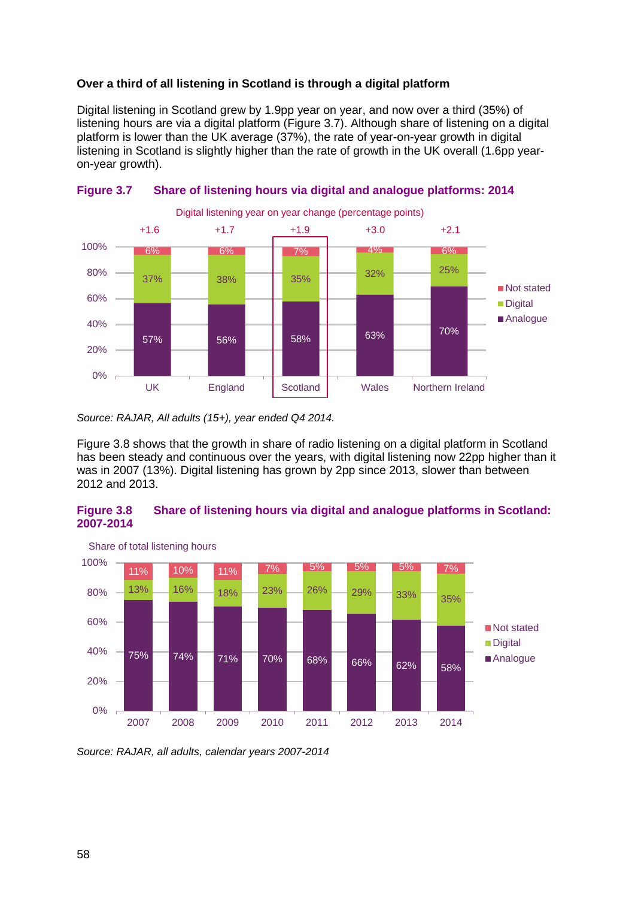**Over a third of all listening in Scotland is through a digital platform**

Digital listening in Scotland grew by 1.9pp year on year, and now over a third (35%) of listening hours are via a digital platform (Figure 3.7). Although share of listening on a digital platform is lower than the UK average (37%), the rate of year-on-year growth in digital listening in Scotland is slightly higher than the rate of growth in the UK overall (1.6pp year-on-year growth).

**Figure 3.7 Share of listening hours via digital and analogue platforms: 2014**

| | UK | England | Scotland | Wales | Northern Ireland |
|---|---|---|---|---|---|
| Digital listening year on year change (percentage points) | +1.6 | +1.7 | +1.9 | +3.0 | +2.1 |
| Not stated | 6% | 6% | 7% | 4% | 6% |
| Digital | 37% | 38% | 35% | 32% | 25% |
| Analogue | 57% | 56% | 58% | 63% | 70% |

*Source: RAJAR, All adults (15+), year ended Q4 2014.*

Figure 3.8 shows that the growth in share of radio listening on a digital platform in Scotland has been steady and continuous over the years, with digital listening now 22pp higher than it was in 2007 (13%). Digital listening has grown by 2pp since 2013, slower than between 2012 and 2013.

**Figure 3.8 Share of listening hours via digital and analogue platforms in Scotland: 2007-2014**

Share of total listening hours

| | 2007 | 2008 | 2009 | 2010 | 2011 | 2012 | 2013 | 2014 |
|---|---|---|---|---|---|---|---|---|
| Not stated | 11% | 10% | 11% | 7% | 5% | 5% | 5% | 7% |
| Digital | 13% | 16% | 18% | 23% | 26% | 29% | 33% | 35% |
| Analogue | 75% | 74% | 71% | 70% | 68% | 66% | 62% | 58% |

*Source: RAJAR, all adults, calendar years 2007-2014*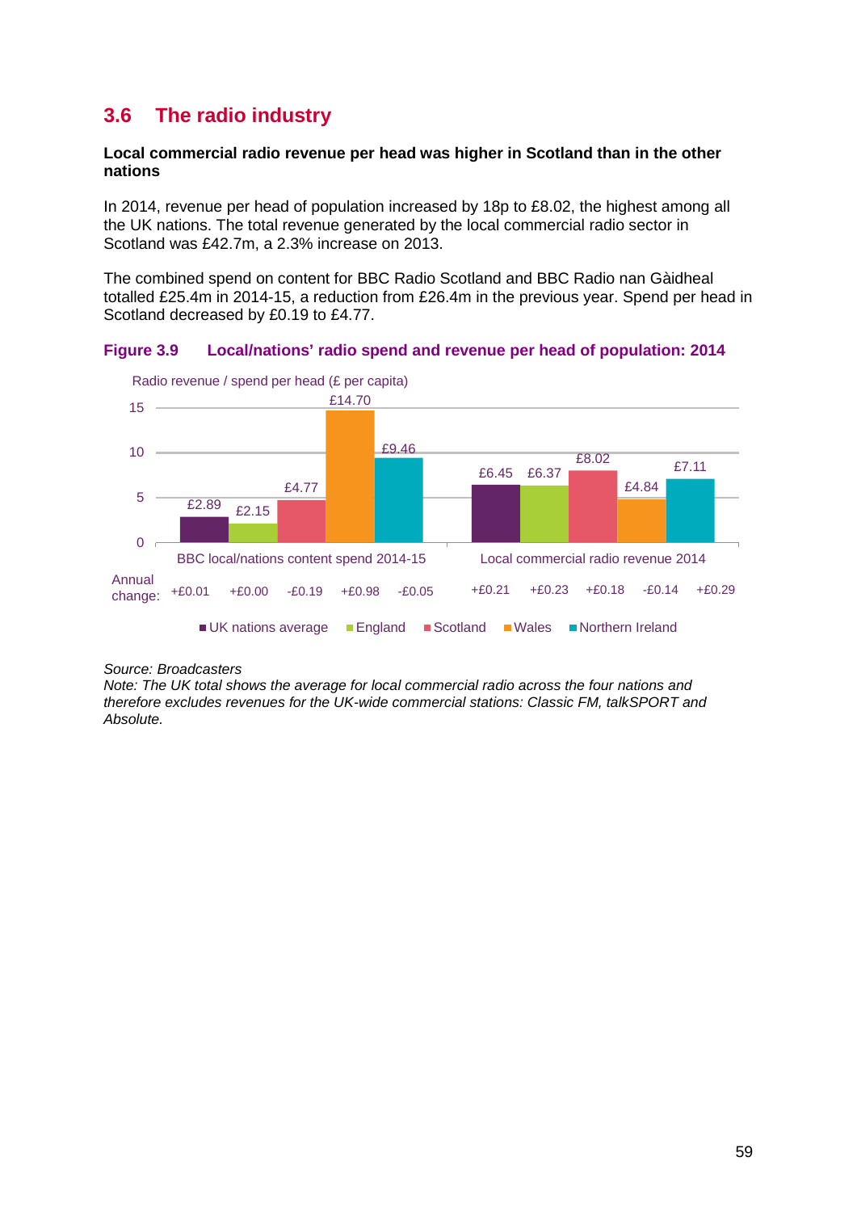## 3.6 The radio industry

**Local commercial radio revenue per head was higher in Scotland than in the other nations**

In 2014, revenue per head of population increased by 18p to £8.02, the highest among all the UK nations. The total revenue generated by the local commercial radio sector in Scotland was £42.7m, a 2.3% increase on 2013.

The combined spend on content for BBC Radio Scotland and BBC Radio nan Gàidheal totalled £25.4m in 2014-15, a reduction from £26.4m in the previous year. Spend per head in Scotland decreased by £0.19 to £4.77.

**Figure 3.9 Local/nations' radio spend and revenue per head of population: 2014**

Radio revenue / spend per head (£ per capita)

| | UK nations average | England | Scotland | Wales | Northern Ireland |
|---|---|---|---|---|---|
| BBC local/nations content spend 2014-15 | £2.89 | £2.15 | £4.77 | £14.70 | £9.46 |
| Annual change | +£0.01 | +£0.00 | -£0.19 | +£0.98 | -£0.05 |
| Local commercial radio revenue 2014 | £6.45 | £6.37 | £8.02 | £4.84 | £7.11 |
| Annual change | +£0.21 | +£0.23 | +£0.18 | -£0.14 | +£0.29 |

*Source: Broadcasters*
*Note: The UK total shows the average for local commercial radio across the four nations and therefore excludes revenues for the UK-wide commercial stations: Classic FM, talkSPORT and Absolute.*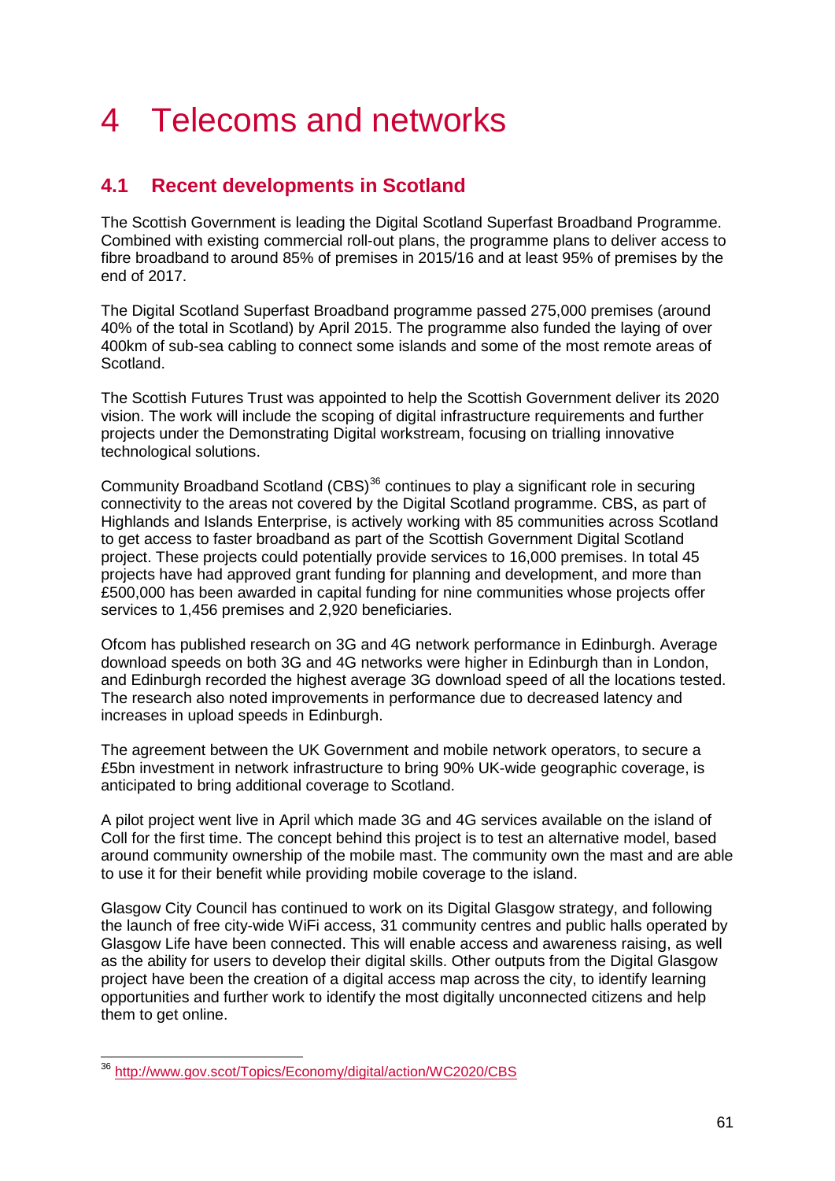# 4 Telecoms and networks

## 4.1 Recent developments in Scotland

The Scottish Government is leading the Digital Scotland Superfast Broadband Programme. Combined with existing commercial roll-out plans, the programme plans to deliver access to fibre broadband to around 85% of premises in 2015/16 and at least 95% of premises by the end of 2017.

The Digital Scotland Superfast Broadband programme passed 275,000 premises (around 40% of the total in Scotland) by April 2015. The programme also funded the laying of over 400km of sub-sea cabling to connect some islands and some of the most remote areas of Scotland.

The Scottish Futures Trust was appointed to help the Scottish Government deliver its 2020 vision. The work will include the scoping of digital infrastructure requirements and further projects under the Demonstrating Digital workstream, focusing on trialling innovative technological solutions.

Community Broadband Scotland (CBS)[36] continues to play a significant role in securing connectivity to the areas not covered by the Digital Scotland programme. CBS, as part of Highlands and Islands Enterprise, is actively working with 85 communities across Scotland to get access to faster broadband as part of the Scottish Government Digital Scotland project. These projects could potentially provide services to 16,000 premises. In total 45 projects have had approved grant funding for planning and development, and more than £500,000 has been awarded in capital funding for nine communities whose projects offer services to 1,456 premises and 2,920 beneficiaries.

Ofcom has published research on 3G and 4G network performance in Edinburgh. Average download speeds on both 3G and 4G networks were higher in Edinburgh than in London, and Edinburgh recorded the highest average 3G download speed of all the locations tested. The research also noted improvements in performance due to decreased latency and increases in upload speeds in Edinburgh.

The agreement between the UK Government and mobile network operators, to secure a £5bn investment in network infrastructure to bring 90% UK-wide geographic coverage, is anticipated to bring additional coverage to Scotland.

A pilot project went live in April which made 3G and 4G services available on the island of Coll for the first time. The concept behind this project is to test an alternative model, based around community ownership of the mobile mast. The community own the mast and are able to use it for their benefit while providing mobile coverage to the island.

Glasgow City Council has continued to work on its Digital Glasgow strategy, and following the launch of free city-wide WiFi access, 31 community centres and public halls operated by Glasgow Life have been connected. This will enable access and awareness raising, as well as the ability for users to develop their digital skills. Other outputs from the Digital Glasgow project have been the creation of a digital access map across the city, to identify learning opportunities and further work to identify the most digitally unconnected citizens and help them to get online.

---

[36] http://www.gov.scot/Topics/Economy/digital/action/WC2020/CBS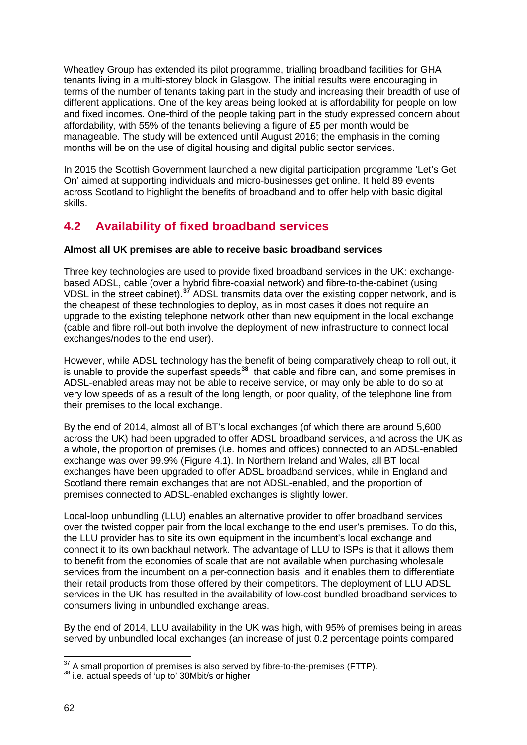Wheatley Group has extended its pilot programme, trialling broadband facilities for GHA tenants living in a multi-storey block in Glasgow. The initial results were encouraging in terms of the number of tenants taking part in the study and increasing their breadth of use of different applications. One of the key areas being looked at is affordability for people on low and fixed incomes. One-third of the people taking part in the study expressed concern about affordability, with 55% of the tenants believing a figure of £5 per month would be manageable. The study will be extended until August 2016; the emphasis in the coming months will be on the use of digital housing and digital public sector services.

In 2015 the Scottish Government launched a new digital participation programme 'Let's Get On' aimed at supporting individuals and micro-businesses get online. It held 89 events across Scotland to highlight the benefits of broadband and to offer help with basic digital skills.

## 4.2 Availability of fixed broadband services

**Almost all UK premises are able to receive basic broadband services**

Three key technologies are used to provide fixed broadband services in the UK: exchange-based ADSL, cable (over a hybrid fibre-coaxial network) and fibre-to-the-cabinet (using VDSL in the street cabinet).[37] ADSL transmits data over the existing copper network, and is the cheapest of these technologies to deploy, as in most cases it does not require an upgrade to the existing telephone network other than new equipment in the local exchange (cable and fibre roll-out both involve the deployment of new infrastructure to connect local exchanges/nodes to the end user).

However, while ADSL technology has the benefit of being comparatively cheap to roll out, it is unable to provide the superfast speeds[38] that cable and fibre can, and some premises in ADSL-enabled areas may not be able to receive service, or may only be able to do so at very low speeds of as a result of the long length, or poor quality, of the telephone line from their premises to the local exchange.

By the end of 2014, almost all of BT's local exchanges (of which there are around 5,600 across the UK) had been upgraded to offer ADSL broadband services, and across the UK as a whole, the proportion of premises (i.e. homes and offices) connected to an ADSL-enabled exchange was over 99.9% (Figure 4.1). In Northern Ireland and Wales, all BT local exchanges have been upgraded to offer ADSL broadband services, while in England and Scotland there remain exchanges that are not ADSL-enabled, and the proportion of premises connected to ADSL-enabled exchanges is slightly lower.

Local-loop unbundling (LLU) enables an alternative provider to offer broadband services over the twisted copper pair from the local exchange to the end user's premises. To do this, the LLU provider has to site its own equipment in the incumbent's local exchange and connect it to its own backhaul network. The advantage of LLU to ISPs is that it allows them to benefit from the economies of scale that are not available when purchasing wholesale services from the incumbent on a per-connection basis, and it enables them to differentiate their retail products from those offered by their competitors. The deployment of LLU ADSL services in the UK has resulted in the availability of low-cost bundled broadband services to consumers living in unbundled exchange areas.

By the end of 2014, LLU availability in the UK was high, with 95% of premises being in areas served by unbundled local exchanges (an increase of just 0.2 percentage points compared

[37] A small proportion of premises is also served by fibre-to-the-premises (FTTP).

[38] i.e. actual speeds of 'up to' 30Mbit/s or higher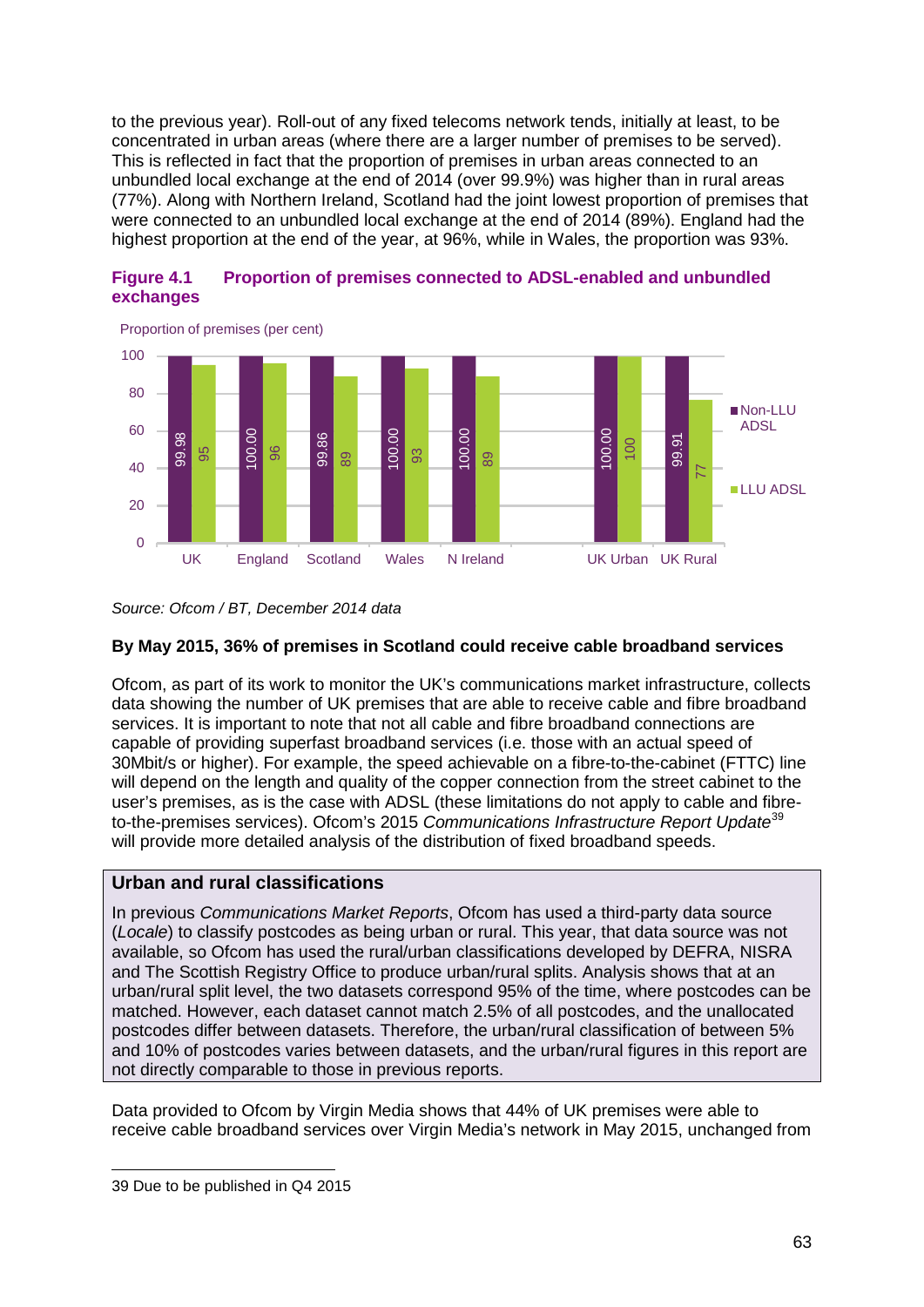to the previous year). Roll-out of any fixed telecoms network tends, initially at least, to be concentrated in urban areas (where there are a larger number of premises to be served). This is reflected in fact that the proportion of premises in urban areas connected to an unbundled local exchange at the end of 2014 (over 99.9%) was higher than in rural areas (77%). Along with Northern Ireland, Scotland had the joint lowest proportion of premises that were connected to an unbundled local exchange at the end of 2014 (89%). England had the highest proportion at the end of the year, at 96%, while in Wales, the proportion was 93%.

**Figure 4.1 Proportion of premises connected to ADSL-enabled and unbundled exchanges**

Proportion of premises (per cent)

| | UK | England | Scotland | Wales | N Ireland | UK Urban | UK Rural |
|---|---|---|---|---|---|---|---|
| Non-LLU ADSL | 99.98 | 100.00 | 99.86 | 100.00 | 100.00 | 100.00 | 99.91 |
| LLU ADSL | 95 | 96 | 89 | 93 | 89 | 100 | 77 |

*Source: Ofcom / BT, December 2014 data*

**By May 2015, 36% of premises in Scotland could receive cable broadband services**

Ofcom, as part of its work to monitor the UK's communications market infrastructure, collects data showing the number of UK premises that are able to receive cable and fibre broadband services. It is important to note that not all cable and fibre broadband connections are capable of providing superfast broadband services (i.e. those with an actual speed of 30Mbit/s or higher). For example, the speed achievable on a fibre-to-the-cabinet (FTTC) line will depend on the length and quality of the copper connection from the street cabinet to the user's premises, as is the case with ADSL (these limitations do not apply to cable and fibre-to-the-premises services). Ofcom's 2015 *Communications Infrastructure Report Update*[39] will provide more detailed analysis of the distribution of fixed broadband speeds.

**Urban and rural classifications**

In previous *Communications Market Reports*, Ofcom has used a third-party data source (*Locale*) to classify postcodes as being urban or rural. This year, that data source was not available, so Ofcom has used the rural/urban classifications developed by DEFRA, NISRA and The Scottish Registry Office to produce urban/rural splits. Analysis shows that at an urban/rural split level, the two datasets correspond 95% of the time, where postcodes can be matched. However, each dataset cannot match 2.5% of all postcodes, and the unallocated postcodes differ between datasets. Therefore, the urban/rural classification of between 5% and 10% of postcodes varies between datasets, and the urban/rural figures in this report are not directly comparable to those in previous reports.

Data provided to Ofcom by Virgin Media shows that 44% of UK premises were able to receive cable broadband services over Virgin Media's network in May 2015, unchanged from

39 Due to be published in Q4 2015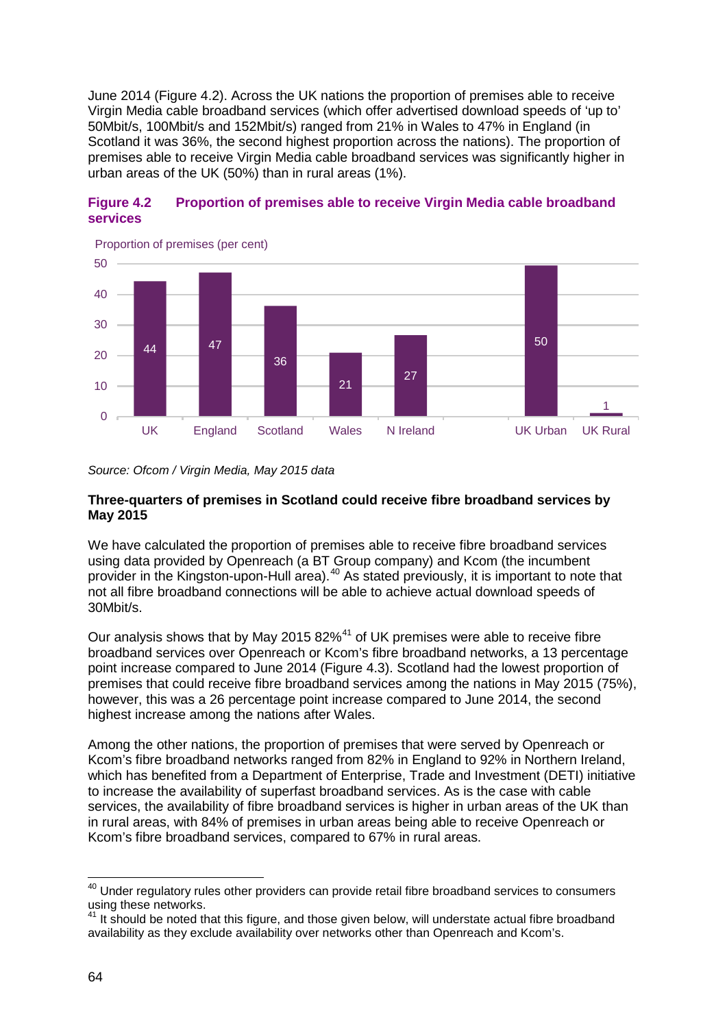June 2014 (Figure 4.2). Across the UK nations the proportion of premises able to receive Virgin Media cable broadband services (which offer advertised download speeds of 'up to' 50Mbit/s, 100Mbit/s and 152Mbit/s) ranged from 21% in Wales to 47% in England (in Scotland it was 36%, the second highest proportion across the nations). The proportion of premises able to receive Virgin Media cable broadband services was significantly higher in urban areas of the UK (50%) than in rural areas (1%).

**Figure 4.2 Proportion of premises able to receive Virgin Media cable broadband services**

Proportion of premises (per cent)

| | UK | England | Scotland | Wales | N Ireland | UK Urban | UK Rural |
|---|---|---|---|---|---|---|---|
| Proportion of premises (per cent) | 44 | 47 | 36 | 21 | 27 | 50 | 1 |

*Source: Ofcom / Virgin Media, May 2015 data*

**Three-quarters of premises in Scotland could receive fibre broadband services by May 2015**

We have calculated the proportion of premises able to receive fibre broadband services using data provided by Openreach (a BT Group company) and Kcom (the incumbent provider in the Kingston-upon-Hull area).[40] As stated previously, it is important to note that not all fibre broadband connections will be able to achieve actual download speeds of 30Mbit/s.

Our analysis shows that by May 2015 82%[41] of UK premises were able to receive fibre broadband services over Openreach or Kcom's fibre broadband networks, a 13 percentage point increase compared to June 2014 (Figure 4.3). Scotland had the lowest proportion of premises that could receive fibre broadband services among the nations in May 2015 (75%), however, this was a 26 percentage point increase compared to June 2014, the second highest increase among the nations after Wales.

Among the other nations, the proportion of premises that were served by Openreach or Kcom's fibre broadband networks ranged from 82% in England to 92% in Northern Ireland, which has benefited from a Department of Enterprise, Trade and Investment (DETI) initiative to increase the availability of superfast broadband services. As is the case with cable services, the availability of fibre broadband services is higher in urban areas of the UK than in rural areas, with 84% of premises in urban areas being able to receive Openreach or Kcom's fibre broadband services, compared to 67% in rural areas.

---

[40] Under regulatory rules other providers can provide retail fibre broadband services to consumers using these networks.

[41] It should be noted that this figure, and those given below, will understate actual fibre broadband availability as they exclude availability over networks other than Openreach and Kcom's.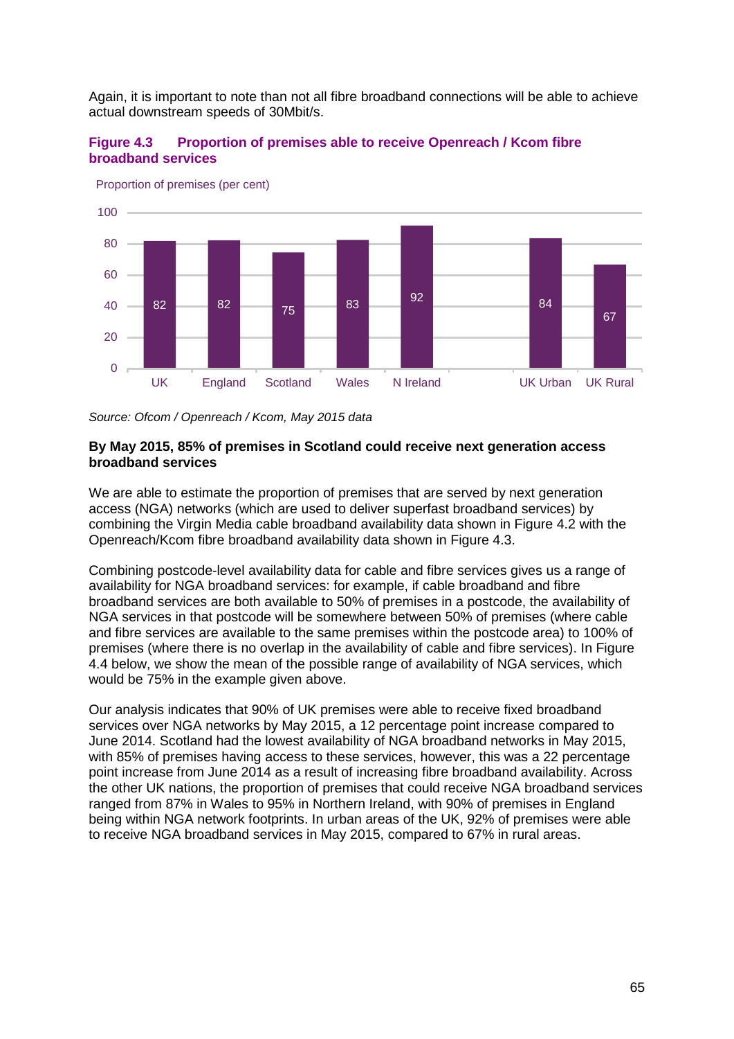Again, it is important to note than not all fibre broadband connections will be able to achieve actual downstream speeds of 30Mbit/s.

**Figure 4.3 Proportion of premises able to receive Openreach / Kcom fibre broadband services**

Proportion of premises (per cent)

| | UK | England | Scotland | Wales | N Ireland | UK Urban | UK Rural |
|---|---|---|---|---|---|---|---|
| Proportion of premises (per cent) | 82 | 82 | 75 | 83 | 92 | 84 | 67 |

*Source: Ofcom / Openreach / Kcom, May 2015 data*

**By May 2015, 85% of premises in Scotland could receive next generation access broadband services**

We are able to estimate the proportion of premises that are served by next generation access (NGA) networks (which are used to deliver superfast broadband services) by combining the Virgin Media cable broadband availability data shown in Figure 4.2 with the Openreach/Kcom fibre broadband availability data shown in Figure 4.3.

Combining postcode-level availability data for cable and fibre services gives us a range of availability for NGA broadband services: for example, if cable broadband and fibre broadband services are both available to 50% of premises in a postcode, the availability of NGA services in that postcode will be somewhere between 50% of premises (where cable and fibre services are available to the same premises within the postcode area) to 100% of premises (where there is no overlap in the availability of cable and fibre services). In Figure 4.4 below, we show the mean of the possible range of availability of NGA services, which would be 75% in the example given above.

Our analysis indicates that 90% of UK premises were able to receive fixed broadband services over NGA networks by May 2015, a 12 percentage point increase compared to June 2014. Scotland had the lowest availability of NGA broadband networks in May 2015, with 85% of premises having access to these services, however, this was a 22 percentage point increase from June 2014 as a result of increasing fibre broadband availability. Across the other UK nations, the proportion of premises that could receive NGA broadband services ranged from 87% in Wales to 95% in Northern Ireland, with 90% of premises in England being within NGA network footprints. In urban areas of the UK, 92% of premises were able to receive NGA broadband services in May 2015, compared to 67% in rural areas.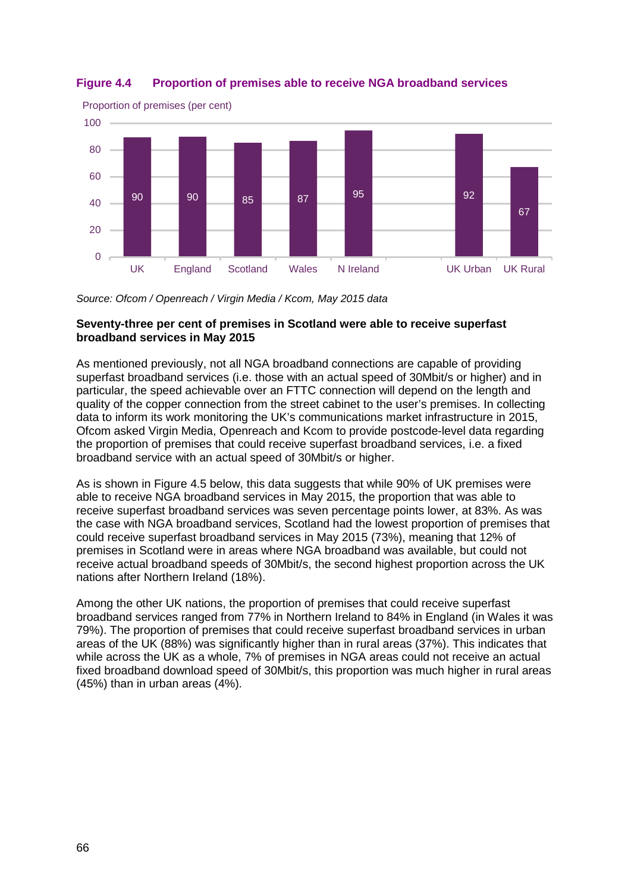**Figure 4.4 Proportion of premises able to receive NGA broadband services**

Proportion of premises (per cent)

| | Proportion of premises (per cent) |
|---|---|
| UK | 90 |
| England | 90 |
| Scotland | 85 |
| Wales | 87 |
| N Ireland | 95 |
| UK Urban | 92 |
| UK Rural | 67 |

*Source: Ofcom / Openreach / Virgin Media / Kcom, May 2015 data*

**Seventy-three per cent of premises in Scotland were able to receive superfast broadband services in May 2015**

As mentioned previously, not all NGA broadband connections are capable of providing superfast broadband services (i.e. those with an actual speed of 30Mbit/s or higher) and in particular, the speed achievable over an FTTC connection will depend on the length and quality of the copper connection from the street cabinet to the user's premises. In collecting data to inform its work monitoring the UK's communications market infrastructure in 2015, Ofcom asked Virgin Media, Openreach and Kcom to provide postcode-level data regarding the proportion of premises that could receive superfast broadband services, i.e. a fixed broadband service with an actual speed of 30Mbit/s or higher.

As is shown in Figure 4.5 below, this data suggests that while 90% of UK premises were able to receive NGA broadband services in May 2015, the proportion that was able to receive superfast broadband services was seven percentage points lower, at 83%. As was the case with NGA broadband services, Scotland had the lowest proportion of premises that could receive superfast broadband services in May 2015 (73%), meaning that 12% of premises in Scotland were in areas where NGA broadband was available, but could not receive actual broadband speeds of 30Mbit/s, the second highest proportion across the UK nations after Northern Ireland (18%).

Among the other UK nations, the proportion of premises that could receive superfast broadband services ranged from 77% in Northern Ireland to 84% in England (in Wales it was 79%). The proportion of premises that could receive superfast broadband services in urban areas of the UK (88%) was significantly higher than in rural areas (37%). This indicates that while across the UK as a whole, 7% of premises in NGA areas could not receive an actual fixed broadband download speed of 30Mbit/s, this proportion was much higher in rural areas (45%) than in urban areas (4%).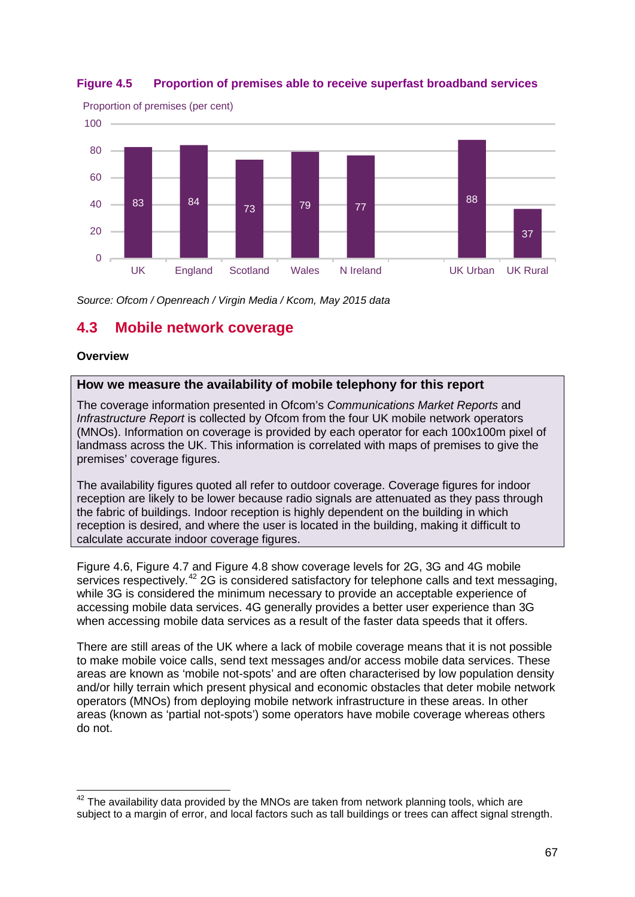**Figure 4.5 Proportion of premises able to receive superfast broadband services**

Proportion of premises (per cent)

| | UK | England | Scotland | Wales | N Ireland | UK Urban | UK Rural |
|---|---|---|---|---|---|---|---|
| Proportion of premises (per cent) | 83 | 84 | 73 | 79 | 77 | 88 | 37 |

*Source: Ofcom / Openreach / Virgin Media / Kcom, May 2015 data*

## 4.3 Mobile network coverage

**Overview**

> **How we measure the availability of mobile telephony for this report**
>
> The coverage information presented in Ofcom's *Communications Market Reports* and *Infrastructure Report* is collected by Ofcom from the four UK mobile network operators (MNOs). Information on coverage is provided by each operator for each 100x100m pixel of landmass across the UK. This information is correlated with maps of premises to give the premises' coverage figures.
>
> The availability figures quoted all refer to outdoor coverage. Coverage figures for indoor reception are likely to be lower because radio signals are attenuated as they pass through the fabric of buildings. Indoor reception is highly dependent on the building in which reception is desired, and where the user is located in the building, making it difficult to calculate accurate indoor coverage figures.

Figure 4.6, Figure 4.7 and Figure 4.8 show coverage levels for 2G, 3G and 4G mobile services respectively.[42] 2G is considered satisfactory for telephone calls and text messaging, while 3G is considered the minimum necessary to provide an acceptable experience of accessing mobile data services. 4G generally provides a better user experience than 3G when accessing mobile data services as a result of the faster data speeds that it offers.

There are still areas of the UK where a lack of mobile coverage means that it is not possible to make mobile voice calls, send text messages and/or access mobile data services. These areas are known as 'mobile not-spots' and are often characterised by low population density and/or hilly terrain which present physical and economic obstacles that deter mobile network operators (MNOs) from deploying mobile network infrastructure in these areas. In other areas (known as 'partial not-spots') some operators have mobile coverage whereas others do not.

---

[42] The availability data provided by the MNOs are taken from network planning tools, which are subject to a margin of error, and local factors such as tall buildings or trees can affect signal strength.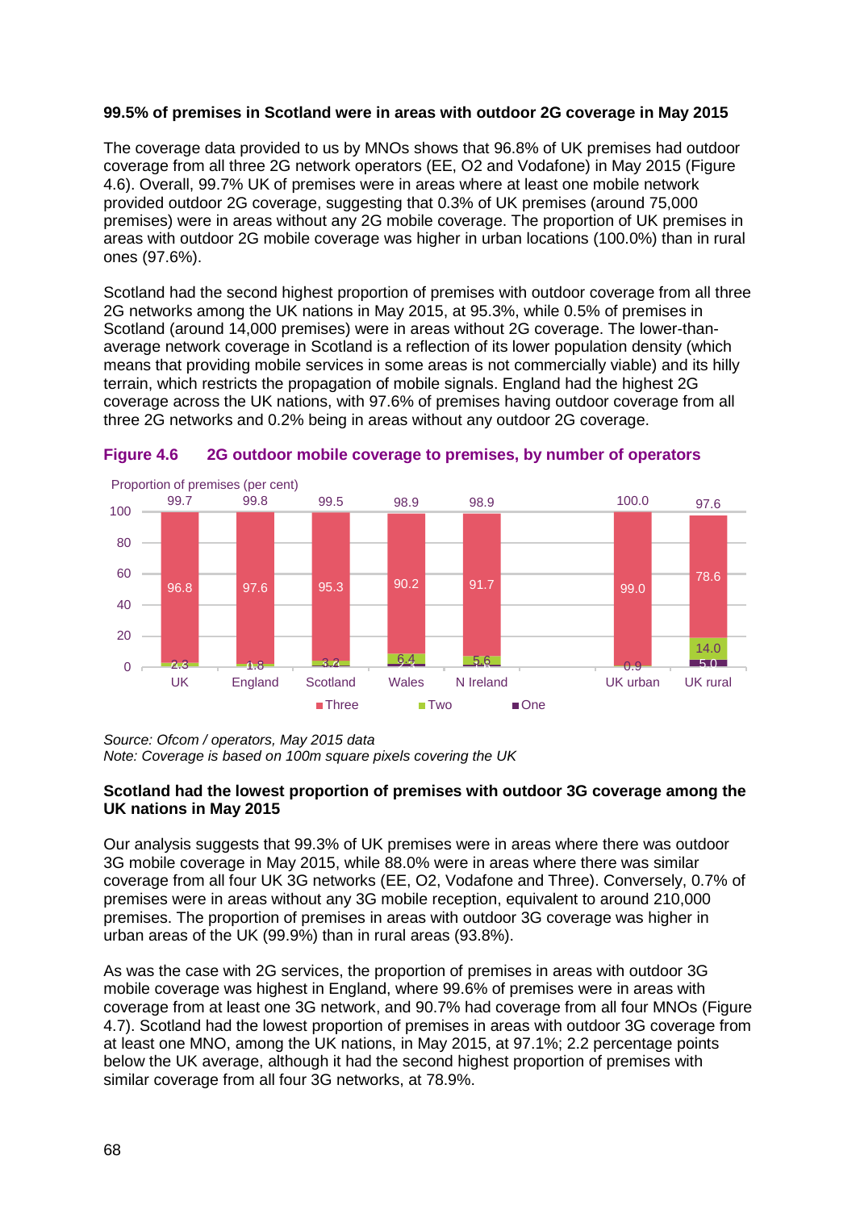**99.5% of premises in Scotland were in areas with outdoor 2G coverage in May 2015**

The coverage data provided to us by MNOs shows that 96.8% of UK premises had outdoor coverage from all three 2G network operators (EE, O2 and Vodafone) in May 2015 (Figure 4.6). Overall, 99.7% UK of premises were in areas where at least one mobile network provided outdoor 2G coverage, suggesting that 0.3% of UK premises (around 75,000 premises) were in areas without any 2G mobile coverage. The proportion of UK premises in areas with outdoor 2G mobile coverage was higher in urban locations (100.0%) than in rural ones (97.6%).

Scotland had the second highest proportion of premises with outdoor coverage from all three 2G networks among the UK nations in May 2015, at 95.3%, while 0.5% of premises in Scotland (around 14,000 premises) were in areas without 2G coverage. The lower-than-average network coverage in Scotland is a reflection of its lower population density (which means that providing mobile services in some areas is not commercially viable) and its hilly terrain, which restricts the propagation of mobile signals. England had the highest 2G coverage across the UK nations, with 97.6% of premises having outdoor coverage from all three 2G networks and 0.2% being in areas without any outdoor 2G coverage.

**Figure 4.6 2G outdoor mobile coverage to premises, by number of operators**

Proportion of premises (per cent)

| | UK | England | Scotland | Wales | N Ireland | UK urban | UK rural |
|---|---|---|---|---|---|---|---|
| Total | 99.7 | 99.8 | 99.5 | 98.9 | 98.9 | 100.0 | 97.6 |
| Three | 96.8 | 97.6 | 95.3 | 90.2 | 91.7 | 99.0 | 78.6 |
| Two | 2.3 | 1.8 | 3.2 | 6.4 | 5.6 | 0.9 | 14.0 |
| One | | | | | | | 5.0 |

*Source: Ofcom / operators, May 2015 data*
*Note: Coverage is based on 100m square pixels covering the UK*

**Scotland had the lowest proportion of premises with outdoor 3G coverage among the UK nations in May 2015**

Our analysis suggests that 99.3% of UK premises were in areas where there was outdoor 3G mobile coverage in May 2015, while 88.0% were in areas where there was similar coverage from all four UK 3G networks (EE, O2, Vodafone and Three). Conversely, 0.7% of premises were in areas without any 3G mobile reception, equivalent to around 210,000 premises. The proportion of premises in areas with outdoor 3G coverage was higher in urban areas of the UK (99.9%) than in rural areas (93.8%).

As was the case with 2G services, the proportion of premises in areas with outdoor 3G mobile coverage was highest in England, where 99.6% of premises were in areas with coverage from at least one 3G network, and 90.7% had coverage from all four MNOs (Figure 4.7). Scotland had the lowest proportion of premises in areas with outdoor 3G coverage from at least one MNO, among the UK nations, in May 2015, at 97.1%; 2.2 percentage points below the UK average, although it had the second highest proportion of premises with similar coverage from all four 3G networks, at 78.9%.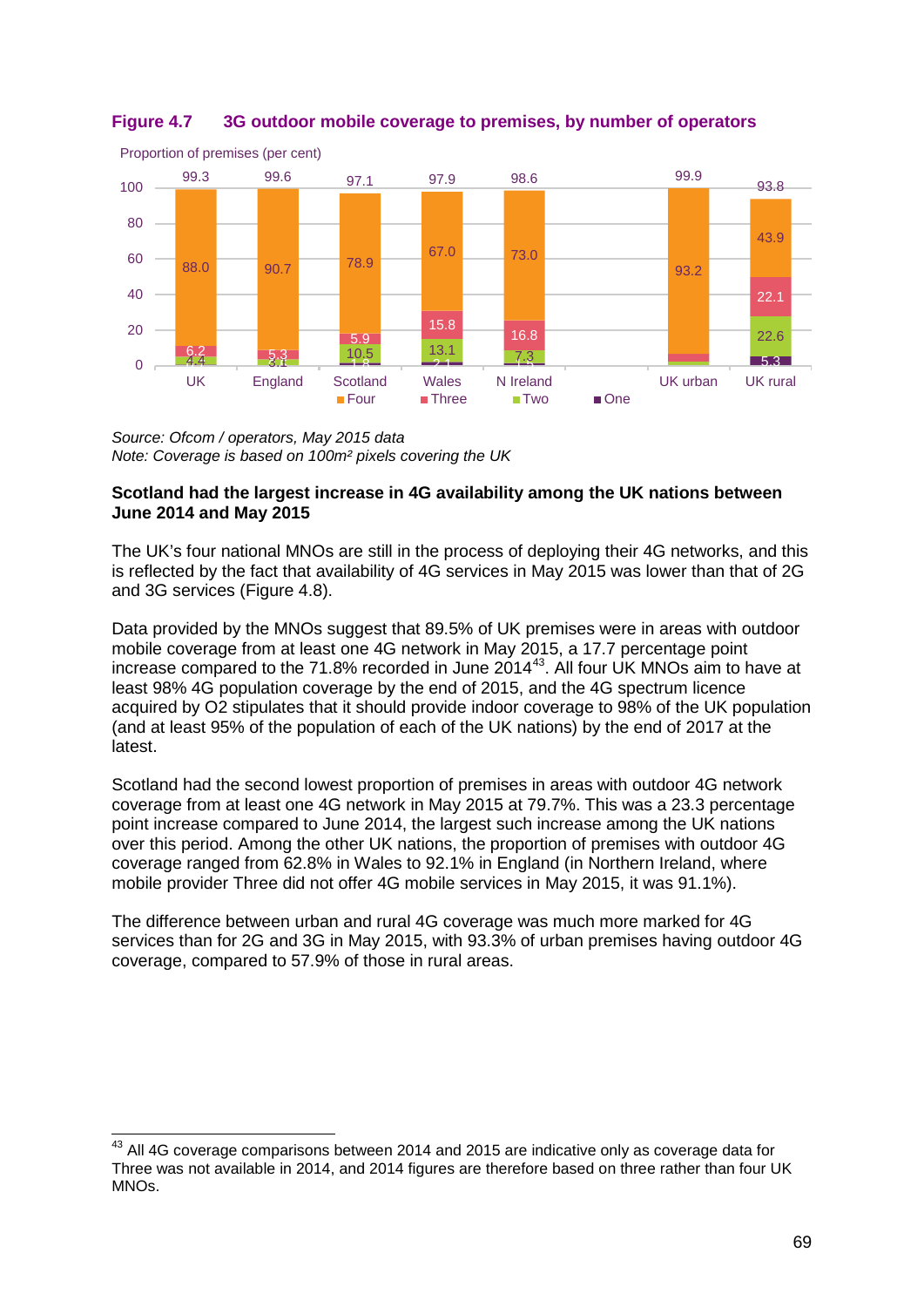**Figure 4.7 3G outdoor mobile coverage to premises, by number of operators**

Proportion of premises (per cent)

| | UK | England | Scotland | Wales | N Ireland | UK urban | UK rural |
|---|---|---|---|---|---|---|---|
| Total | 99.3 | 99.6 | 97.1 | 97.9 | 98.6 | 99.9 | 93.8 |
| Four | 88.0 | 90.7 | 78.9 | 67.0 | 73.0 | 93.2 | 43.9 |
| Three | 6.2 | 5.3 | 5.9 | 15.8 | 16.8 | | 22.1 |
| Two | 4.4 | 3.1 | 10.5 | 13.1 | 7.3 | | 22.6 |
| One | | | 1.8 | 2.1 | 1.5 | | 5.3 |

*Source: Ofcom / operators, May 2015 data*
*Note: Coverage is based on 100m² pixels covering the UK*

**Scotland had the largest increase in 4G availability among the UK nations between June 2014 and May 2015**

The UK's four national MNOs are still in the process of deploying their 4G networks, and this is reflected by the fact that availability of 4G services in May 2015 was lower than that of 2G and 3G services (Figure 4.8).

Data provided by the MNOs suggest that 89.5% of UK premises were in areas with outdoor mobile coverage from at least one 4G network in May 2015, a 17.7 percentage point increase compared to the 71.8% recorded in June 2014[43]. All four UK MNOs aim to have at least 98% 4G population coverage by the end of 2015, and the 4G spectrum licence acquired by O2 stipulates that it should provide indoor coverage to 98% of the UK population (and at least 95% of the population of each of the UK nations) by the end of 2017 at the latest.

Scotland had the second lowest proportion of premises in areas with outdoor 4G network coverage from at least one 4G network in May 2015 at 79.7%. This was a 23.3 percentage point increase compared to June 2014, the largest such increase among the UK nations over this period. Among the other UK nations, the proportion of premises with outdoor 4G coverage ranged from 62.8% in Wales to 92.1% in England (in Northern Ireland, where mobile provider Three did not offer 4G mobile services in May 2015, it was 91.1%).

The difference between urban and rural 4G coverage was much more marked for 4G services than for 2G and 3G in May 2015, with 93.3% of urban premises having outdoor 4G coverage, compared to 57.9% of those in rural areas.

[43] All 4G coverage comparisons between 2014 and 2015 are indicative only as coverage data for Three was not available in 2014, and 2014 figures are therefore based on three rather than four UK MNOs.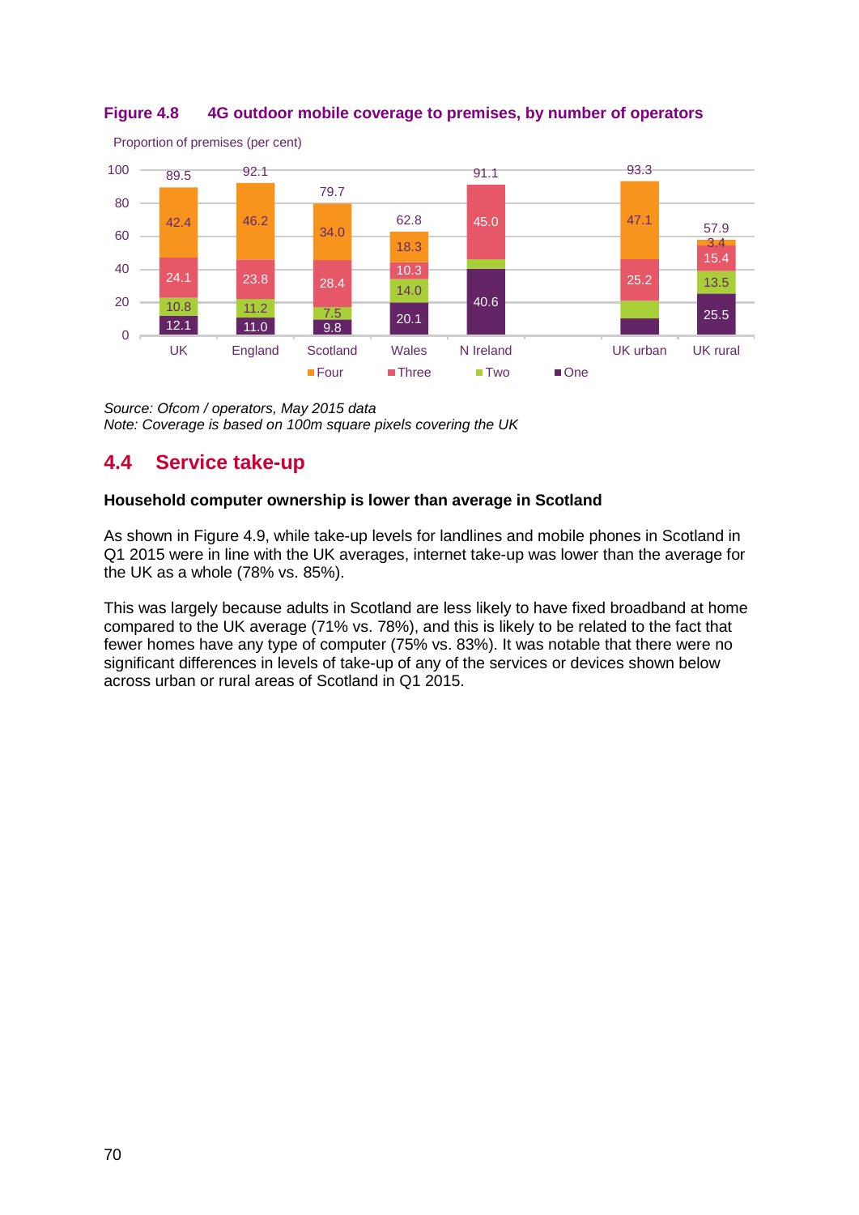**Figure 4.8 4G outdoor mobile coverage to premises, by number of operators**

Proportion of premises (per cent)

| | UK | England | Scotland | Wales | N Ireland | UK urban | UK rural |
|---|---|---|---|---|---|---|---|
| Four | 42.4 | 46.2 | 34.0 | 18.3 | | 47.1 | 3.4 |
| Three | 24.1 | 23.8 | 28.4 | 10.3 | 45.0 | 25.2 | 15.4 |
| Two | 10.8 | 11.2 | 7.5 | 14.0 | | | 13.5 |
| One | 12.1 | 11.0 | 9.8 | 20.1 | 40.6 | | 25.5 |
| Total | 89.5 | 92.1 | 79.7 | 62.8 | 91.1 | 93.3 | 57.9 |

*Source: Ofcom / operators, May 2015 data*
*Note: Coverage is based on 100m square pixels covering the UK*

## 4.4 Service take-up

**Household computer ownership is lower than average in Scotland**

As shown in Figure 4.9, while take-up levels for landlines and mobile phones in Scotland in Q1 2015 were in line with the UK averages, internet take-up was lower than the average for the UK as a whole (78% vs. 85%).

This was largely because adults in Scotland are less likely to have fixed broadband at home compared to the UK average (71% vs. 78%), and this is likely to be related to the fact that fewer homes have any type of computer (75% vs. 83%). It was notable that there were no significant differences in levels of take-up of any of the services or devices shown below across urban or rural areas of Scotland in Q1 2015.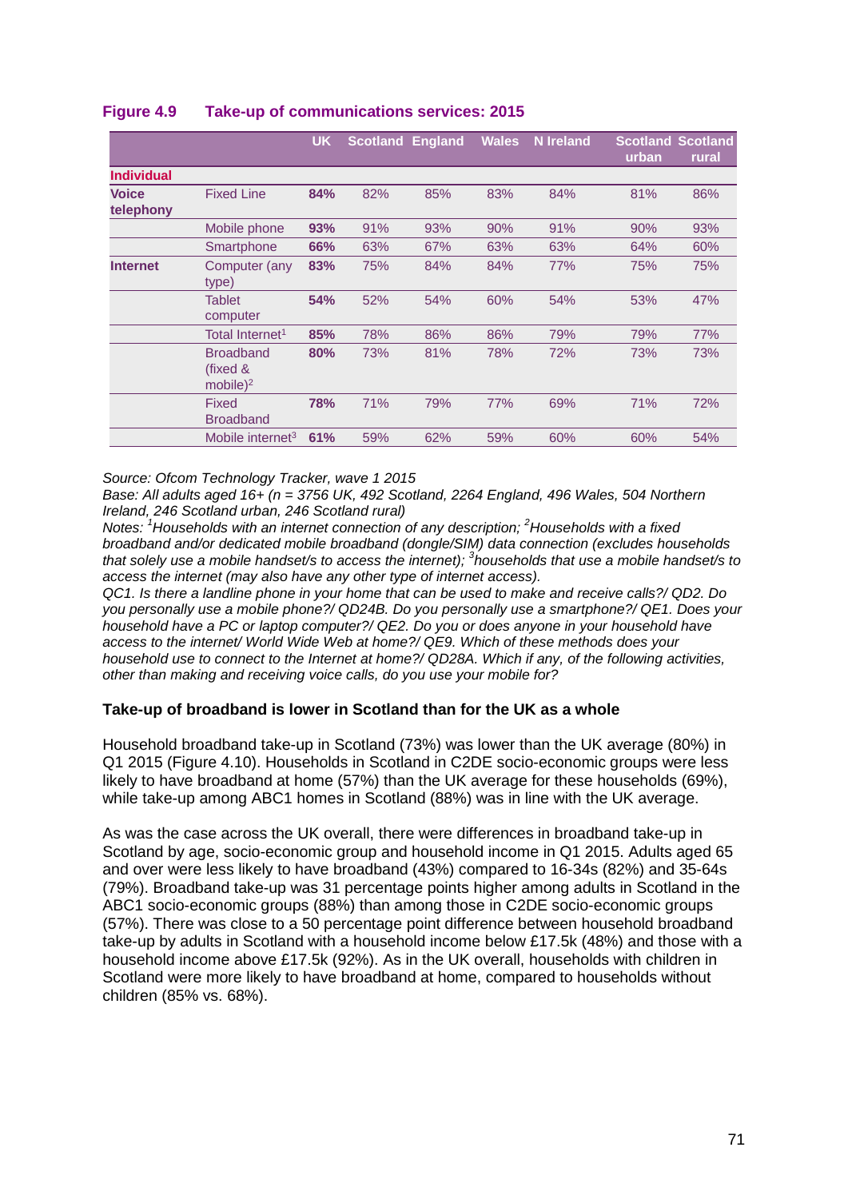**Figure 4.9 Take-up of communications services: 2015**

| | | UK | Scotland | England | Wales | N Ireland | Scotland urban | Scotland rural |
|---|---|---|---|---|---|---|---|---|
| **Individual** | | | | | | | | |
| **Voice telephony** | Fixed Line | **84%** | 82% | 85% | 83% | 84% | 81% | 86% |
| | Mobile phone | **93%** | 91% | 93% | 90% | 91% | 90% | 93% |
| | Smartphone | **66%** | 63% | 67% | 63% | 63% | 64% | 60% |
| **Internet** | Computer (any type) | **83%** | 75% | 84% | 84% | 77% | 75% | 75% |
| | Tablet computer | **54%** | 52% | 54% | 60% | 54% | 53% | 47% |
| | Total Internet[1] | **85%** | 78% | 86% | 86% | 79% | 79% | 77% |
| | Broadband (fixed & mobile)[2] | **80%** | 73% | 81% | 78% | 72% | 73% | 73% |
| | Fixed Broadband | **78%** | 71% | 79% | 77% | 69% | 71% | 72% |
| | Mobile internet[3] | **61%** | 59% | 62% | 59% | 60% | 60% | 54% |

*Source: Ofcom Technology Tracker, wave 1 2015*
*Base: All adults aged 16+ (n = 3756 UK, 492 Scotland, 2264 England, 496 Wales, 504 Northern Ireland, 246 Scotland urban, 246 Scotland rural)*
*Notes: [1]Households with an internet connection of any description; [2]Households with a fixed broadband and/or dedicated mobile broadband (dongle/SIM) data connection (excludes households that solely use a mobile handset/s to access the internet); [3]households that use a mobile handset/s to access the internet (may also have any other type of internet access).*
*QC1. Is there a landline phone in your home that can be used to make and receive calls?/ QD2. Do you personally use a mobile phone?/ QD24B. Do you personally use a smartphone?/ QE1. Does your household have a PC or laptop computer?/ QE2. Do you or does anyone in your household have access to the internet/ World Wide Web at home?/ QE9. Which of these methods does your household use to connect to the Internet at home?/ QD28A. Which if any, of the following activities, other than making and receiving voice calls, do you use your mobile for?*

### Take-up of broadband is lower in Scotland than for the UK as a whole

Household broadband take-up in Scotland (73%) was lower than the UK average (80%) in Q1 2015 (Figure 4.10). Households in Scotland in C2DE socio-economic groups were less likely to have broadband at home (57%) than the UK average for these households (69%), while take-up among ABC1 homes in Scotland (88%) was in line with the UK average.

As was the case across the UK overall, there were differences in broadband take-up in Scotland by age, socio-economic group and household income in Q1 2015. Adults aged 65 and over were less likely to have broadband (43%) compared to 16-34s (82%) and 35-64s (79%). Broadband take-up was 31 percentage points higher among adults in Scotland in the ABC1 socio-economic groups (88%) than among those in C2DE socio-economic groups (57%). There was close to a 50 percentage point difference between household broadband take-up by adults in Scotland with a household income below £17.5k (48%) and those with a household income above £17.5k (92%). As in the UK overall, households with children in Scotland were more likely to have broadband at home, compared to households without children (85% vs. 68%).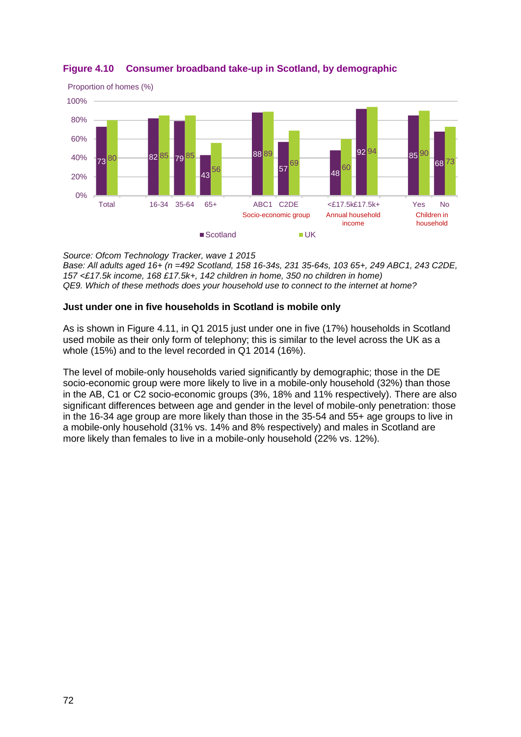**Figure 4.10 Consumer broadband take-up in Scotland, by demographic**

Proportion of homes (%)

| | Scotland | UK |
|---|---|---|
| Total | 73 | 80 |
| 16-34 | 82 | 85 |
| 35-64 | 79 | 85 |
| 65+ | 43 | 56 |
| Socio-economic group: ABC1 | 88 | 89 |
| Socio-economic group: C2DE | 57 | 69 |
| Annual household income: <£17.5k | 48 | 60 |
| Annual household income: £17.5k+ | 92 | 94 |
| Children in household: Yes | 85 | 90 |
| Children in household: No | 68 | 73 |

*Source: Ofcom Technology Tracker, wave 1 2015*
*Base: All adults aged 16+ (n =492 Scotland, 158 16-34s, 231 35-64s, 103 65+, 249 ABC1, 243 C2DE, 157 <£17.5k income, 168 £17.5k+, 142 children in home, 350 no children in home)*
*QE9. Which of these methods does your household use to connect to the internet at home?*

**Just under one in five households in Scotland is mobile only**

As is shown in Figure 4.11, in Q1 2015 just under one in five (17%) households in Scotland used mobile as their only form of telephony; this is similar to the level across the UK as a whole (15%) and to the level recorded in Q1 2014 (16%).

The level of mobile-only households varied significantly by demographic; those in the DE socio-economic group were more likely to live in a mobile-only household (32%) than those in the AB, C1 or C2 socio-economic groups (3%, 18% and 11% respectively). There are also significant differences between age and gender in the level of mobile-only penetration: those in the 16-34 age group are more likely than those in the 35-54 and 55+ age groups to live in a mobile-only household (31% vs. 14% and 8% respectively) and males in Scotland are more likely than females to live in a mobile-only household (22% vs. 12%).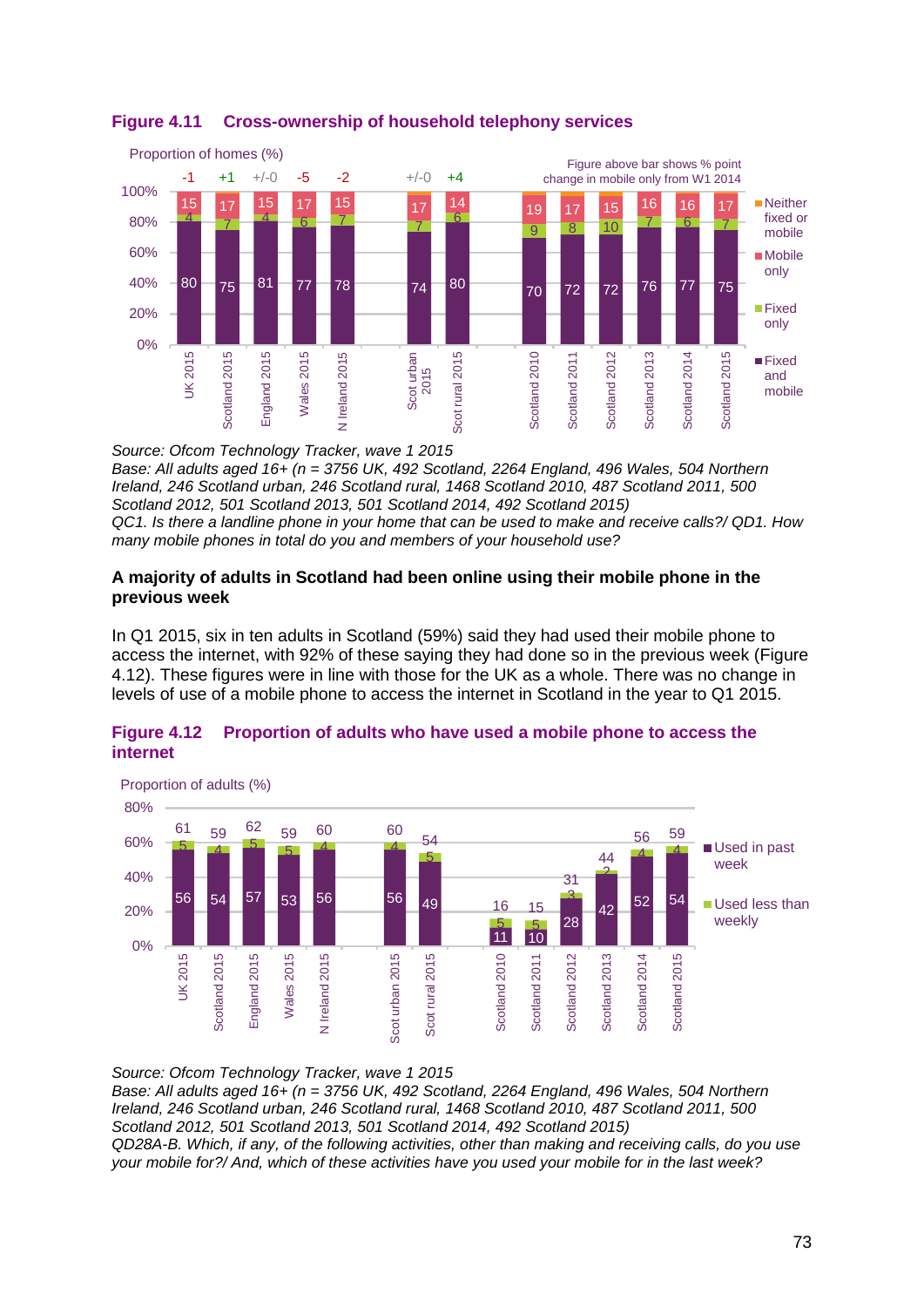**Figure 4.11 Cross-ownership of household telephony services**

Proportion of homes (%)

Figure above bar shows % point change in mobile only from W1 2014

| | UK 2015 | Scotland 2015 | England 2015 | Wales 2015 | N Ireland 2015 | Scot urban 2015 | Scot rural 2015 | Scotland 2010 | Scotland 2011 | Scotland 2012 | Scotland 2013 | Scotland 2014 | Scotland 2015 |
|---|---|---|---|---|---|---|---|---|---|---|---|---|---|
| Change in mobile only | -1 | +1 | +/-0 | -5 | -2 | +/-0 | +4 | | | | | | |
| Mobile only | 15 | 17 | 15 | 17 | 15 | 17 | 14 | 19 | 17 | 15 | 16 | 16 | 17 |
| Fixed only | 4 | 7 | 4 | 6 | 7 | 7 | 6 | 9 | 8 | 10 | 7 | 6 | 7 |
| Fixed and mobile | 80 | 75 | 81 | 77 | 78 | 74 | 80 | 70 | 72 | 72 | 76 | 77 | 75 |

Legend: Neither fixed or mobile; Mobile only; Fixed only; Fixed and mobile

*Source: Ofcom Technology Tracker, wave 1 2015*
*Base: All adults aged 16+ (n = 3756 UK, 492 Scotland, 2264 England, 496 Wales, 504 Northern Ireland, 246 Scotland urban, 246 Scotland rural, 1468 Scotland 2010, 487 Scotland 2011, 500 Scotland 2012, 501 Scotland 2013, 501 Scotland 2014, 492 Scotland 2015)*
*QC1. Is there a landline phone in your home that can be used to make and receive calls?/ QD1. How many mobile phones in total do you and members of your household use?*

**A majority of adults in Scotland had been online using their mobile phone in the previous week**

In Q1 2015, six in ten adults in Scotland (59%) said they had used their mobile phone to access the internet, with 92% of these saying they had done so in the previous week (Figure 4.12). These figures were in line with those for the UK as a whole. There was no change in levels of use of a mobile phone to access the internet in Scotland in the year to Q1 2015.

**Figure 4.12 Proportion of adults who have used a mobile phone to access the internet**

Proportion of adults (%)

| | UK 2015 | Scotland 2015 | England 2015 | Wales 2015 | N Ireland 2015 | Scot urban 2015 | Scot rural 2015 | Scotland 2010 | Scotland 2011 | Scotland 2012 | Scotland 2013 | Scotland 2014 | Scotland 2015 |
|---|---|---|---|---|---|---|---|---|---|---|---|---|---|
| Total | 61 | 59 | 62 | 59 | 60 | 60 | 54 | 16 | 15 | 31 | 44 | 56 | 59 |
| Used less than weekly | 5 | 4 | 5 | 5 | 4 | 4 | 5 | 5 | 5 | 3 | 2 | 4 | 4 |
| Used in past week | 56 | 54 | 57 | 53 | 56 | 56 | 49 | 11 | 10 | 28 | 42 | 52 | 54 |

*Source: Ofcom Technology Tracker, wave 1 2015*
*Base: All adults aged 16+ (n = 3756 UK, 492 Scotland, 2264 England, 496 Wales, 504 Northern Ireland, 246 Scotland urban, 246 Scotland rural, 1468 Scotland 2010, 487 Scotland 2011, 500 Scotland 2012, 501 Scotland 2013, 501 Scotland 2014, 492 Scotland 2015)*
*QD28A-B. Which, if any, of the following activities, other than making and receiving calls, do you use your mobile for?/ And, which of these activities have you used your mobile for in the last week?*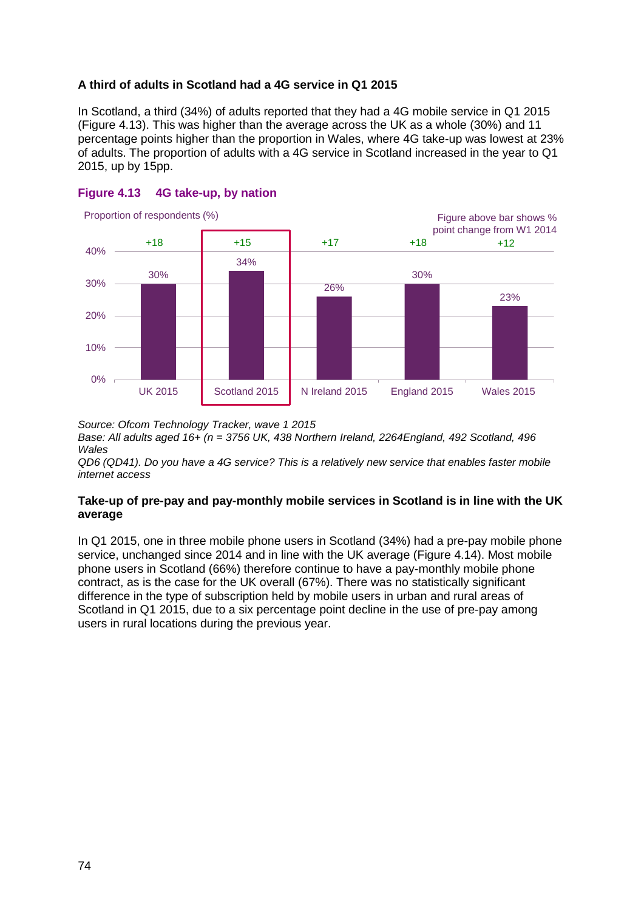**A third of adults in Scotland had a 4G service in Q1 2015**

In Scotland, a third (34%) of adults reported that they had a 4G mobile service in Q1 2015 (Figure 4.13). This was higher than the average across the UK as a whole (30%) and 11 percentage points higher than the proportion in Wales, where 4G take-up was lowest at 23% of adults. The proportion of adults with a 4G service in Scotland increased in the year to Q1 2015, up by 15pp.

**Figure 4.13 4G take-up, by nation**

Proportion of respondents (%)

Figure above bar shows % point change from W1 2014

| | UK 2015 | Scotland 2015 | N Ireland 2015 | England 2015 | Wales 2015 |
|---|---|---|---|---|---|
| 4G take-up | 30% | 34% | 26% | 30% | 23% |
| Change from W1 2014 | +18 | +15 | +17 | +18 | +12 |

*Source: Ofcom Technology Tracker, wave 1 2015*
*Base: All adults aged 16+ (n = 3756 UK, 438 Northern Ireland, 2264England, 492 Scotland, 496 Wales*
*QD6 (QD41). Do you have a 4G service? This is a relatively new service that enables faster mobile internet access*

**Take-up of pre-pay and pay-monthly mobile services in Scotland is in line with the UK average**

In Q1 2015, one in three mobile phone users in Scotland (34%) had a pre-pay mobile phone service, unchanged since 2014 and in line with the UK average (Figure 4.14). Most mobile phone users in Scotland (66%) therefore continue to have a pay-monthly mobile phone contract, as is the case for the UK overall (67%). There was no statistically significant difference in the type of subscription held by mobile users in urban and rural areas of Scotland in Q1 2015, due to a six percentage point decline in the use of pre-pay among users in rural locations during the previous year.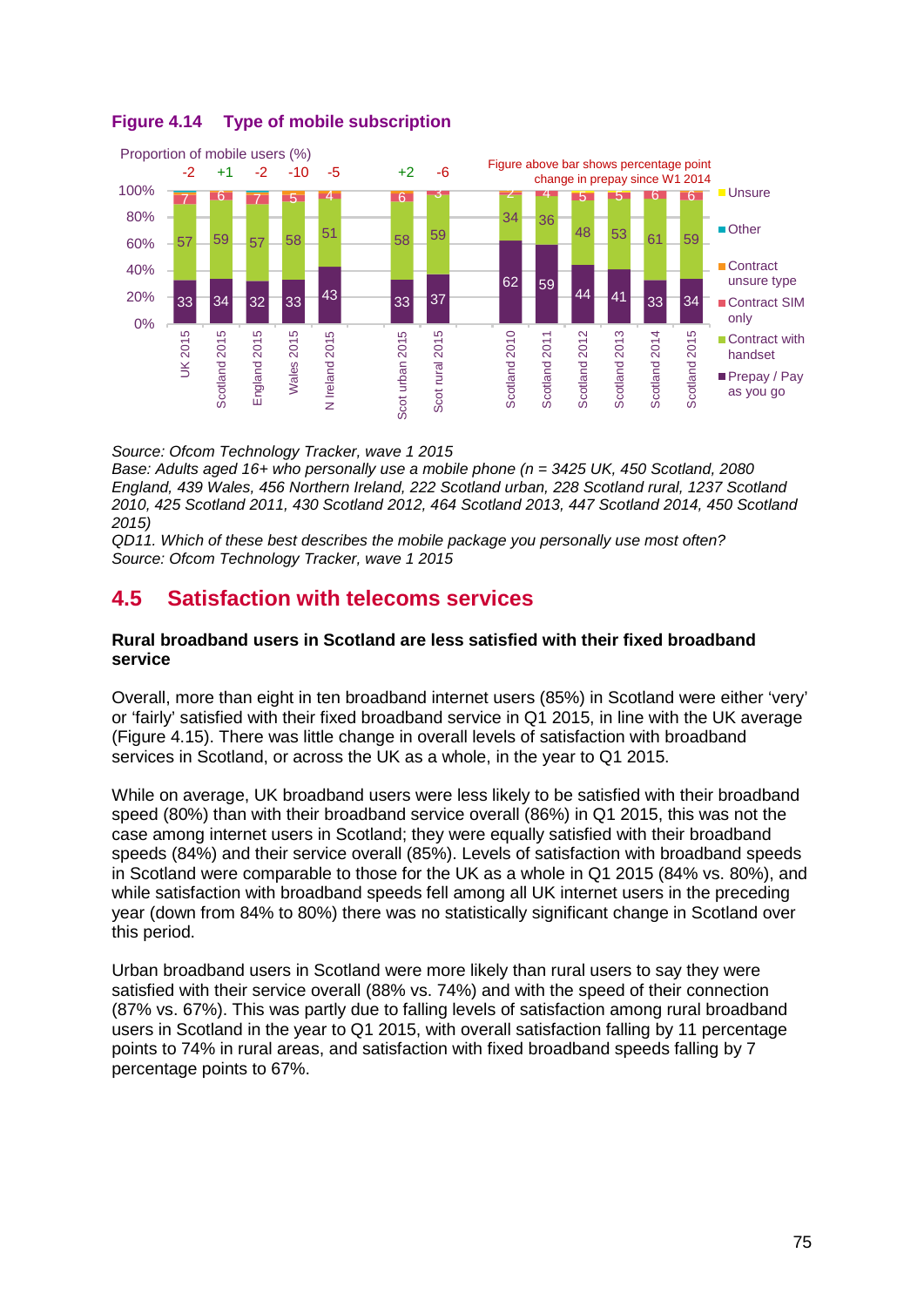**Figure 4.14 Type of mobile subscription**

Proportion of mobile users (%)

Figure above bar shows percentage point change in prepay since W1 2014

| | UK 2015 | Scotland 2015 | England 2015 | Wales 2015 | N Ireland 2015 | Scot urban 2015 | Scot rural 2015 | Scotland 2010 | Scotland 2011 | Scotland 2012 | Scotland 2013 | Scotland 2014 | Scotland 2015 |
|---|---|---|---|---|---|---|---|---|---|---|---|---|---|
| Change in prepay | -2 | +1 | -2 | -10 | -5 | +2 | -6 | | | | | | |
| Contract SIM only | 7 | 6 | 7 | 5 | 4 | 6 | 3 | 2 | 4 | 5 | 5 | 6 | 6 |
| Contract with handset | 57 | 59 | 57 | 58 | 51 | 58 | 59 | 34 | 36 | 48 | 53 | 61 | 59 |
| Prepay / Pay as you go | 33 | 34 | 32 | 33 | 43 | 33 | 37 | 62 | 59 | 44 | 41 | 33 | 34 |

Legend: Unsure; Other; Contract unsure type; Contract SIM only; Contract with handset; Prepay / Pay as you go

*Source: Ofcom Technology Tracker, wave 1 2015*
*Base: Adults aged 16+ who personally use a mobile phone (n = 3425 UK, 450 Scotland, 2080 England, 439 Wales, 456 Northern Ireland, 222 Scotland urban, 228 Scotland rural, 1237 Scotland 2010, 425 Scotland 2011, 430 Scotland 2012, 464 Scotland 2013, 447 Scotland 2014, 450 Scotland 2015)*
*QD11. Which of these best describes the mobile package you personally use most often?*
*Source: Ofcom Technology Tracker, wave 1 2015*

## 4.5 Satisfaction with telecoms services

**Rural broadband users in Scotland are less satisfied with their fixed broadband service**

Overall, more than eight in ten broadband internet users (85%) in Scotland were either 'very' or 'fairly' satisfied with their fixed broadband service in Q1 2015, in line with the UK average (Figure 4.15). There was little change in overall levels of satisfaction with broadband services in Scotland, or across the UK as a whole, in the year to Q1 2015.

While on average, UK broadband users were less likely to be satisfied with their broadband speed (80%) than with their broadband service overall (86%) in Q1 2015, this was not the case among internet users in Scotland; they were equally satisfied with their broadband speeds (84%) and their service overall (85%). Levels of satisfaction with broadband speeds in Scotland were comparable to those for the UK as a whole in Q1 2015 (84% vs. 80%), and while satisfaction with broadband speeds fell among all UK internet users in the preceding year (down from 84% to 80%) there was no statistically significant change in Scotland over this period.

Urban broadband users in Scotland were more likely than rural users to say they were satisfied with their service overall (88% vs. 74%) and with the speed of their connection (87% vs. 67%). This was partly due to falling levels of satisfaction among rural broadband users in Scotland in the year to Q1 2015, with overall satisfaction falling by 11 percentage points to 74% in rural areas, and satisfaction with fixed broadband speeds falling by 7 percentage points to 67%.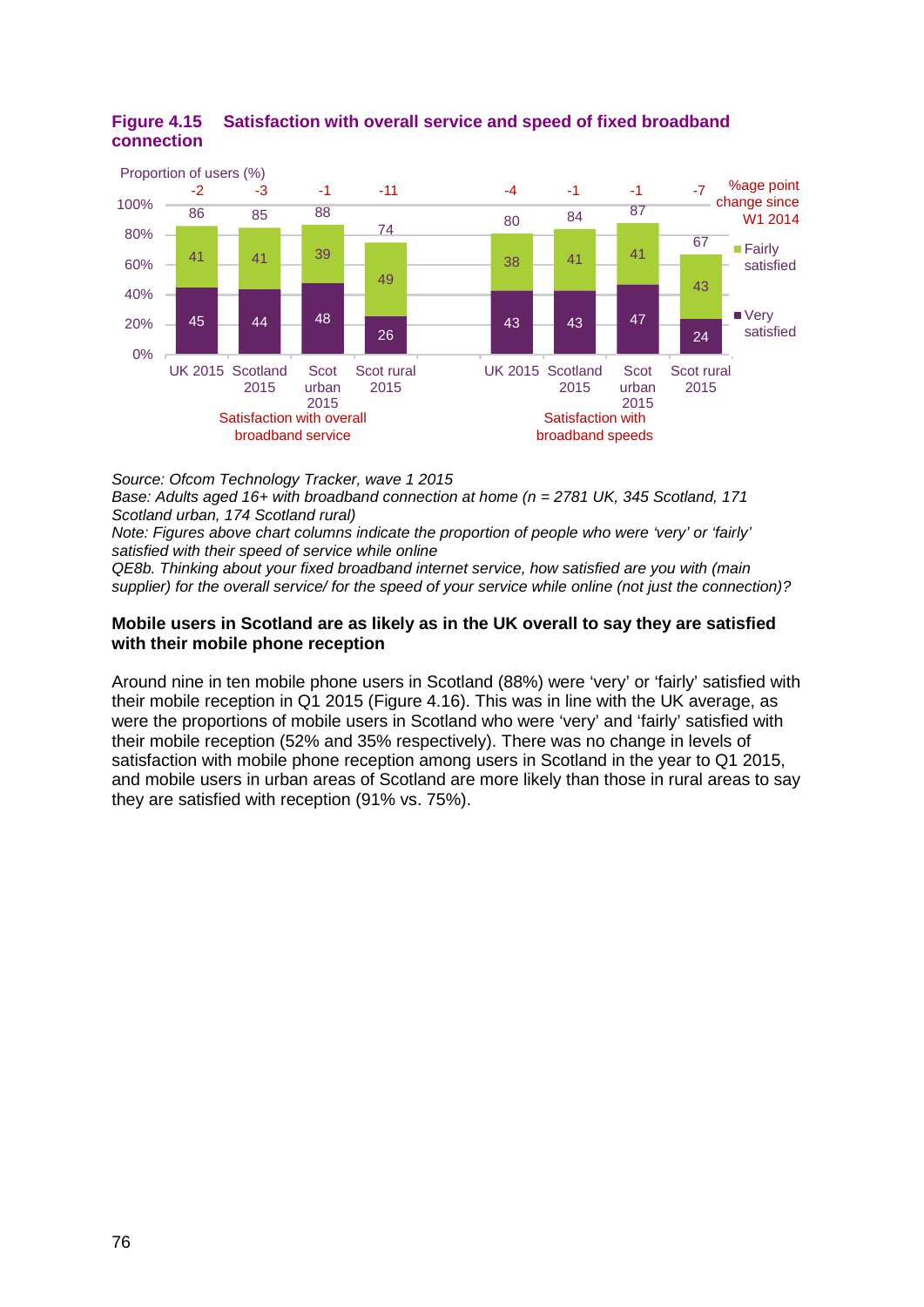**Figure 4.15 Satisfaction with overall service and speed of fixed broadband connection**

| | UK 2015 | Scotland 2015 | Scot urban 2015 | Scot rural 2015 | UK 2015 | Scotland 2015 | Scot urban 2015 | Scot rural 2015 |
|---|---|---|---|---|---|---|---|---|
| | Satisfaction with overall broadband service | | | | Satisfaction with broadband speeds | | | |
| %age point change since W1 2014 | -2 | -3 | -1 | -11 | -4 | -1 | -1 | -7 |
| Total | 86 | 85 | 88 | 74 | 80 | 84 | 87 | 67 |
| Fairly satisfied | 41 | 41 | 39 | 49 | 38 | 41 | 41 | 43 |
| Very satisfied | 45 | 44 | 48 | 26 | 43 | 43 | 47 | 24 |

Proportion of users (%)

*Source: Ofcom Technology Tracker, wave 1 2015*
*Base: Adults aged 16+ with broadband connection at home (n = 2781 UK, 345 Scotland, 171 Scotland urban, 174 Scotland rural)*
*Note: Figures above chart columns indicate the proportion of people who were 'very' or 'fairly' satisfied with their speed of service while online*
*QE8b. Thinking about your fixed broadband internet service, how satisfied are you with (main supplier) for the overall service/ for the speed of your service while online (not just the connection)?*

**Mobile users in Scotland are as likely as in the UK overall to say they are satisfied with their mobile phone reception**

Around nine in ten mobile phone users in Scotland (88%) were 'very' or 'fairly' satisfied with their mobile reception in Q1 2015 (Figure 4.16). This was in line with the UK average, as were the proportions of mobile users in Scotland who were 'very' and 'fairly' satisfied with their mobile reception (52% and 35% respectively). There was no change in levels of satisfaction with mobile phone reception among users in Scotland in the year to Q1 2015, and mobile users in urban areas of Scotland are more likely than those in rural areas to say they are satisfied with reception (91% vs. 75%).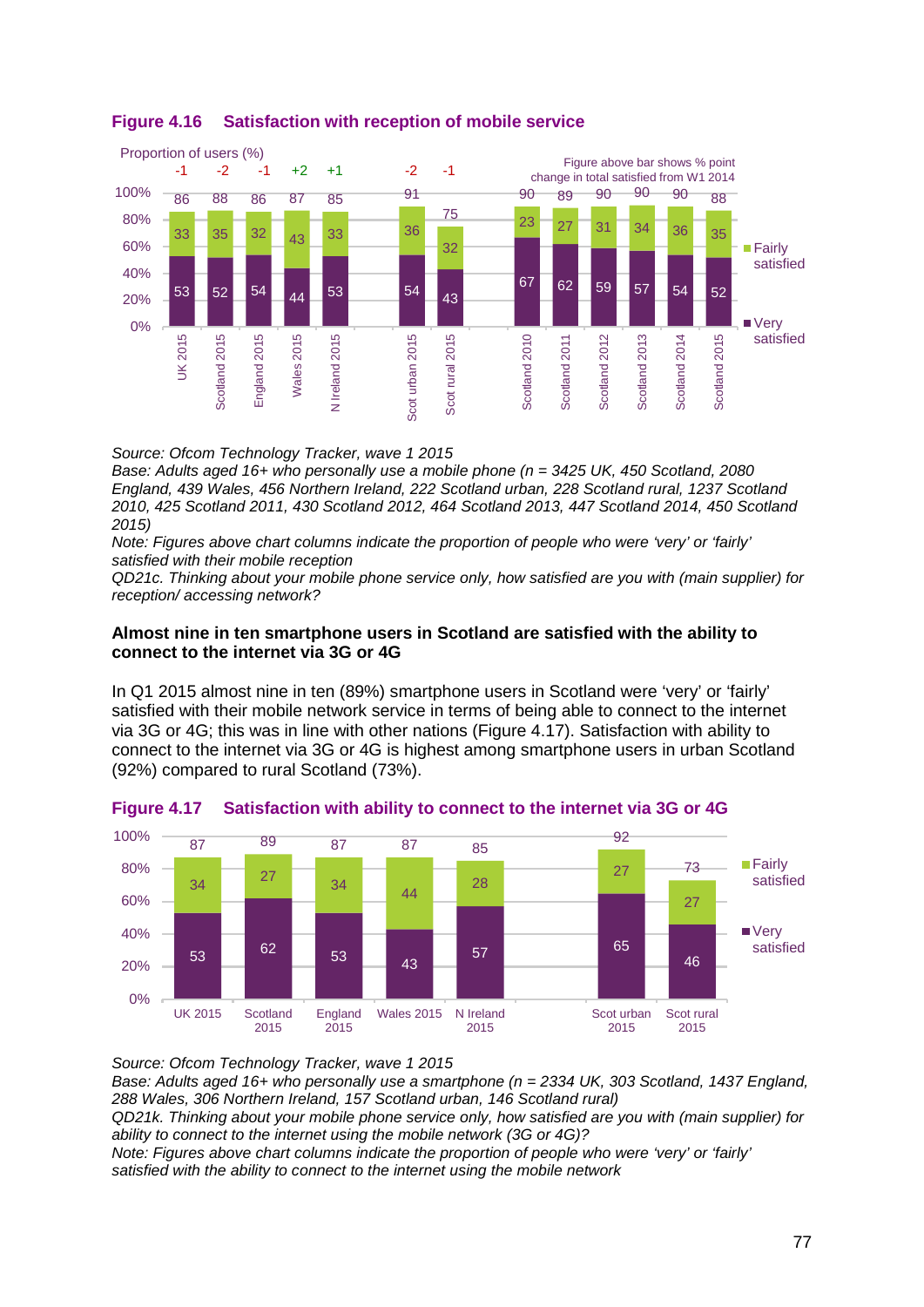**Figure 4.16 Satisfaction with reception of mobile service**

Proportion of users (%)

Figure above bar shows % point change in total satisfied from W1 2014

| | Very satisfied | Fairly satisfied | Total | Change |
|---|---|---|---|---|
| UK 2015 | 53 | 33 | 86 | -1 |
| Scotland 2015 | 52 | 35 | 88 | -2 |
| England 2015 | 54 | 32 | 86 | -1 |
| Wales 2015 | 44 | 43 | 87 | +2 |
| N Ireland 2015 | 53 | 33 | 85 | +1 |
| Scot urban 2015 | 54 | 36 | 91 | -2 |
| Scot rural 2015 | 43 | 32 | 75 | -1 |
| Scotland 2010 | 67 | 23 | 90 | |
| Scotland 2011 | 62 | 27 | 89 | |
| Scotland 2012 | 59 | 31 | 90 | |
| Scotland 2013 | 57 | 34 | 90 | |
| Scotland 2014 | 54 | 36 | 90 | |
| Scotland 2015 | 52 | 35 | 88 | |

*Source: Ofcom Technology Tracker, wave 1 2015*
*Base: Adults aged 16+ who personally use a mobile phone (n = 3425 UK, 450 Scotland, 2080 England, 439 Wales, 456 Northern Ireland, 222 Scotland urban, 228 Scotland rural, 1237 Scotland 2010, 425 Scotland 2011, 430 Scotland 2012, 464 Scotland 2013, 447 Scotland 2014, 450 Scotland 2015)*
*Note: Figures above chart columns indicate the proportion of people who were 'very' or 'fairly' satisfied with their mobile reception*
*QD21c. Thinking about your mobile phone service only, how satisfied are you with (main supplier) for reception/ accessing network?*

**Almost nine in ten smartphone users in Scotland are satisfied with the ability to connect to the internet via 3G or 4G**

In Q1 2015 almost nine in ten (89%) smartphone users in Scotland were 'very' or 'fairly' satisfied with their mobile network service in terms of being able to connect to the internet via 3G or 4G; this was in line with other nations (Figure 4.17). Satisfaction with ability to connect to the internet via 3G or 4G is highest among smartphone users in urban Scotland (92%) compared to rural Scotland (73%).

**Figure 4.17 Satisfaction with ability to connect to the internet via 3G or 4G**

| | Very satisfied | Fairly satisfied | Total |
|---|---|---|---|
| UK 2015 | 53 | 34 | 87 |
| Scotland 2015 | 62 | 27 | 89 |
| England 2015 | 53 | 34 | 87 |
| Wales 2015 | 43 | 44 | 87 |
| N Ireland 2015 | 57 | 28 | 85 |
| Scot urban 2015 | 65 | 27 | 92 |
| Scot rural 2015 | 46 | 27 | 73 |

*Source: Ofcom Technology Tracker, wave 1 2015*
*Base: Adults aged 16+ who personally use a smartphone (n = 2334 UK, 303 Scotland, 1437 England, 288 Wales, 306 Northern Ireland, 157 Scotland urban, 146 Scotland rural)*
*QD21k. Thinking about your mobile phone service only, how satisfied are you with (main supplier) for ability to connect to the internet using the mobile network (3G or 4G)?*
*Note: Figures above chart columns indicate the proportion of people who were 'very' or 'fairly' satisfied with the ability to connect to the internet using the mobile network*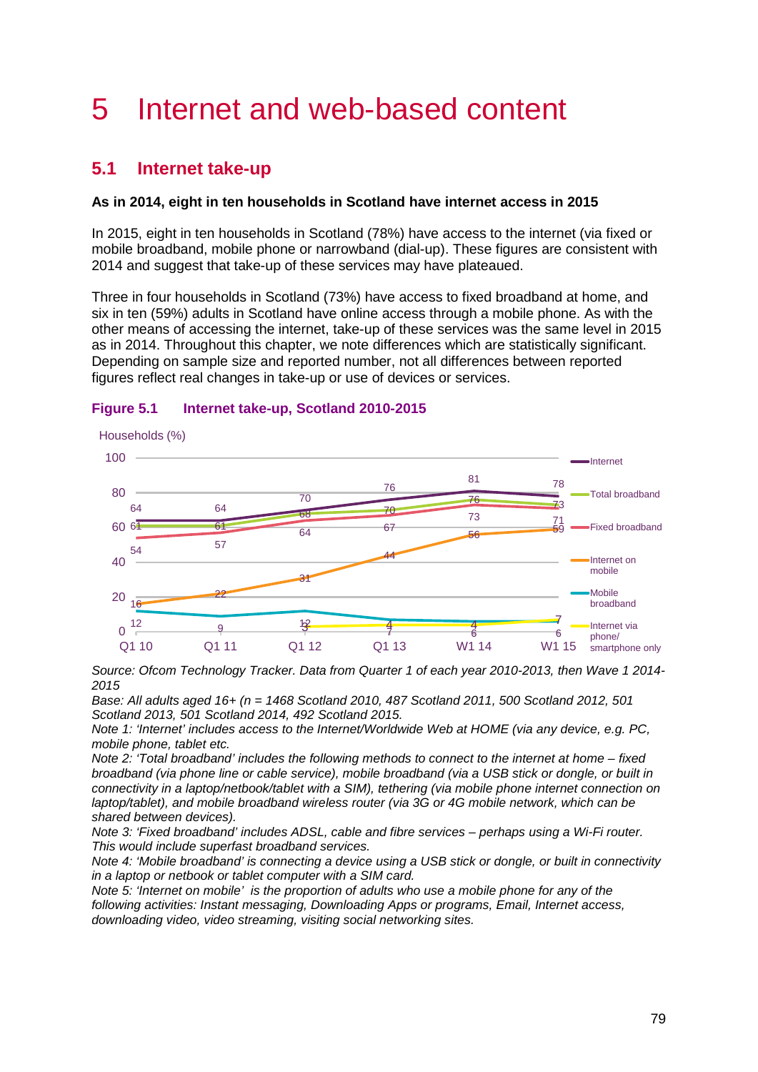# 5 Internet and web-based content

## 5.1 Internet take-up

**As in 2014, eight in ten households in Scotland have internet access in 2015**

In 2015, eight in ten households in Scotland (78%) have access to the internet (via fixed or mobile broadband, mobile phone or narrowband (dial-up). These figures are consistent with 2014 and suggest that take-up of these services may have plateaued.

Three in four households in Scotland (73%) have access to fixed broadband at home, and six in ten (59%) adults in Scotland have online access through a mobile phone. As with the other means of accessing the internet, take-up of these services was the same level in 2015 as in 2014. Throughout this chapter, we note differences which are statistically significant. Depending on sample size and reported number, not all differences between reported figures reflect real changes in take-up or use of devices or services.

**Figure 5.1 Internet take-up, Scotland 2010-2015**

Households (%)

| | Q1 10 | Q1 11 | Q1 12 | Q1 13 | W1 14 | W1 15 |
|---|---|---|---|---|---|---|
| Internet | 64 | 64 | 70 | 76 | 81 | 78 |
| Total broadband | 61 | 61 | 68 | 70 | 76 | 73 |
| Fixed broadband | 54 | 57 | 64 | 67 | 73 | 71 |
| Internet on mobile | 16 | 22 | 31 | 44 | 56 | 59 |
| Mobile broadband | 12 | 9 | 12 | 7 | 6 | 6 |
| Internet via phone/ smartphone only | | | 3 | 4 | 4 | 7 |

*Source: Ofcom Technology Tracker. Data from Quarter 1 of each year 2010-2013, then Wave 1 2014-2015*

*Base: All adults aged 16+ (n = 1468 Scotland 2010, 487 Scotland 2011, 500 Scotland 2012, 501 Scotland 2013, 501 Scotland 2014, 492 Scotland 2015.*

*Note 1: 'Internet' includes access to the Internet/Worldwide Web at HOME (via any device, e.g. PC, mobile phone, tablet etc.*

*Note 2: 'Total broadband' includes the following methods to connect to the internet at home – fixed broadband (via phone line or cable service), mobile broadband (via a USB stick or dongle, or built in connectivity in a laptop/netbook/tablet with a SIM), tethering (via mobile phone internet connection on laptop/tablet), and mobile broadband wireless router (via 3G or 4G mobile network, which can be shared between devices).*

*Note 3: 'Fixed broadband' includes ADSL, cable and fibre services – perhaps using a Wi-Fi router. This would include superfast broadband services.*

*Note 4: 'Mobile broadband' is connecting a device using a USB stick or dongle, or built in connectivity in a laptop or netbook or tablet computer with a SIM card.*

*Note 5: 'Internet on mobile' is the proportion of adults who use a mobile phone for any of the following activities: Instant messaging, Downloading Apps or programs, Email, Internet access, downloading video, video streaming, visiting social networking sites.*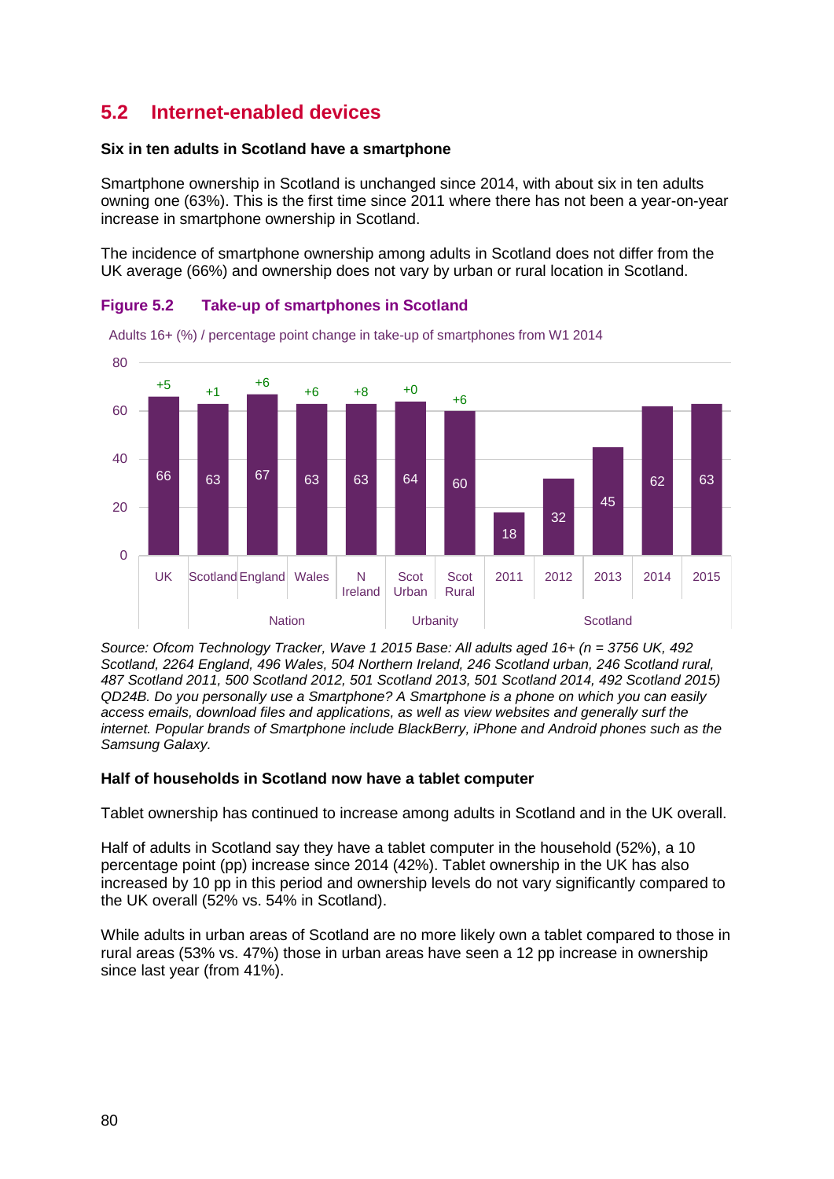## 5.2 Internet-enabled devices

**Six in ten adults in Scotland have a smartphone**

Smartphone ownership in Scotland is unchanged since 2014, with about six in ten adults owning one (63%). This is the first time since 2011 where there has not been a year-on-year increase in smartphone ownership in Scotland.

The incidence of smartphone ownership among adults in Scotland does not differ from the UK average (66%) and ownership does not vary by urban or rural location in Scotland.

**Figure 5.2 Take-up of smartphones in Scotland**

Adults 16+ (%) / percentage point change in take-up of smartphones from W1 2014

| | UK | Scotland | England | Wales | N Ireland | Scot Urban | Scot Rural | 2011 | 2012 | 2013 | 2014 | 2015 |
|---|---|---|---|---|---|---|---|---|---|---|---|---|
| Group | | Nation | | | | Urbanity | | Scotland | | | | |
| % | 66 | 63 | 67 | 63 | 63 | 64 | 60 | 18 | 32 | 45 | 62 | 63 |
| Change from W1 2014 | +5 | +1 | +6 | +6 | +8 | +0 | +6 | | | | | |

*Source: Ofcom Technology Tracker, Wave 1 2015 Base: All adults aged 16+ (n = 3756 UK, 492 Scotland, 2264 England, 496 Wales, 504 Northern Ireland, 246 Scotland urban, 246 Scotland rural, 487 Scotland 2011, 500 Scotland 2012, 501 Scotland 2013, 501 Scotland 2014, 492 Scotland 2015) QD24B. Do you personally use a Smartphone? A Smartphone is a phone on which you can easily access emails, download files and applications, as well as view websites and generally surf the internet. Popular brands of Smartphone include BlackBerry, iPhone and Android phones such as the Samsung Galaxy.*

**Half of households in Scotland now have a tablet computer**

Tablet ownership has continued to increase among adults in Scotland and in the UK overall.

Half of adults in Scotland say they have a tablet computer in the household (52%), a 10 percentage point (pp) increase since 2014 (42%). Tablet ownership in the UK has also increased by 10 pp in this period and ownership levels do not vary significantly compared to the UK overall (52% vs. 54% in Scotland).

While adults in urban areas of Scotland are no more likely own a tablet compared to those in rural areas (53% vs. 47%) those in urban areas have seen a 12 pp increase in ownership since last year (from 41%).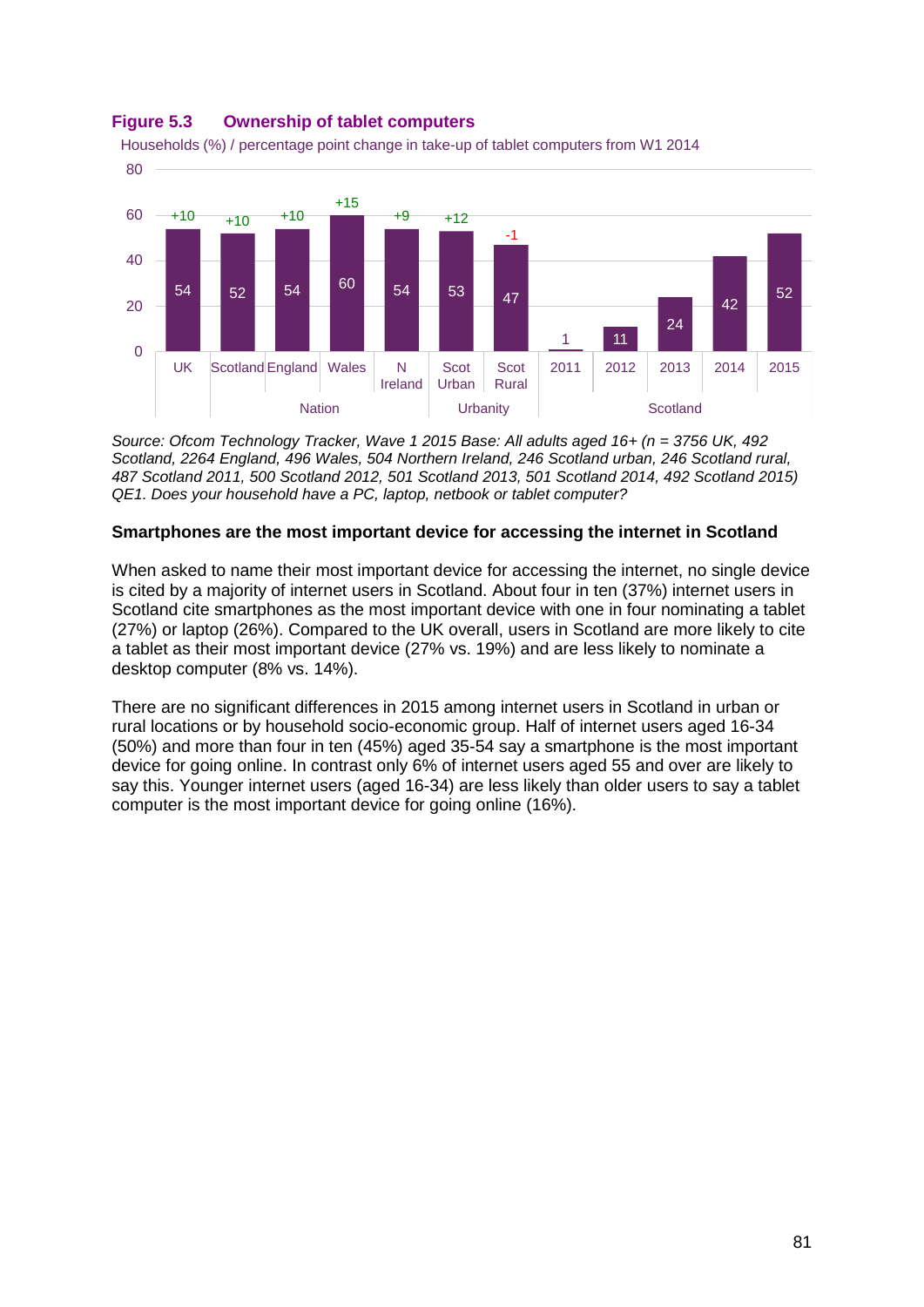**Figure 5.3 Ownership of tablet computers**

Households (%) / percentage point change in take-up of tablet computers from W1 2014

| Group | Category | % | Change |
| --- | --- | --- | --- |
| | UK | 54 | +10 |
| Nation | Scotland | 52 | +10 |
| Nation | England | 54 | +10 |
| Nation | Wales | 60 | +15 |
| Nation | N Ireland | 54 | +9 |
| Urbanity | Scot Urban | 53 | +12 |
| Urbanity | Scot Rural | 47 | -1 |
| Scotland | 2011 | 1 | |
| Scotland | 2012 | 11 | |
| Scotland | 2013 | 24 | |
| Scotland | 2014 | 42 | |
| Scotland | 2015 | 52 | |

*Source: Ofcom Technology Tracker, Wave 1 2015 Base: All adults aged 16+ (n = 3756 UK, 492 Scotland, 2264 England, 496 Wales, 504 Northern Ireland, 246 Scotland urban, 246 Scotland rural, 487 Scotland 2011, 500 Scotland 2012, 501 Scotland 2013, 501 Scotland 2014, 492 Scotland 2015) QE1. Does your household have a PC, laptop, netbook or tablet computer?*

**Smartphones are the most important device for accessing the internet in Scotland**

When asked to name their most important device for accessing the internet, no single device is cited by a majority of internet users in Scotland. About four in ten (37%) internet users in Scotland cite smartphones as the most important device with one in four nominating a tablet (27%) or laptop (26%). Compared to the UK overall, users in Scotland are more likely to cite a tablet as their most important device (27% vs. 19%) and are less likely to nominate a desktop computer (8% vs. 14%).

There are no significant differences in 2015 among internet users in Scotland in urban or rural locations or by household socio-economic group. Half of internet users aged 16-34 (50%) and more than four in ten (45%) aged 35-54 say a smartphone is the most important device for going online. In contrast only 6% of internet users aged 55 and over are likely to say this. Younger internet users (aged 16-34) are less likely than older users to say a tablet computer is the most important device for going online (16%).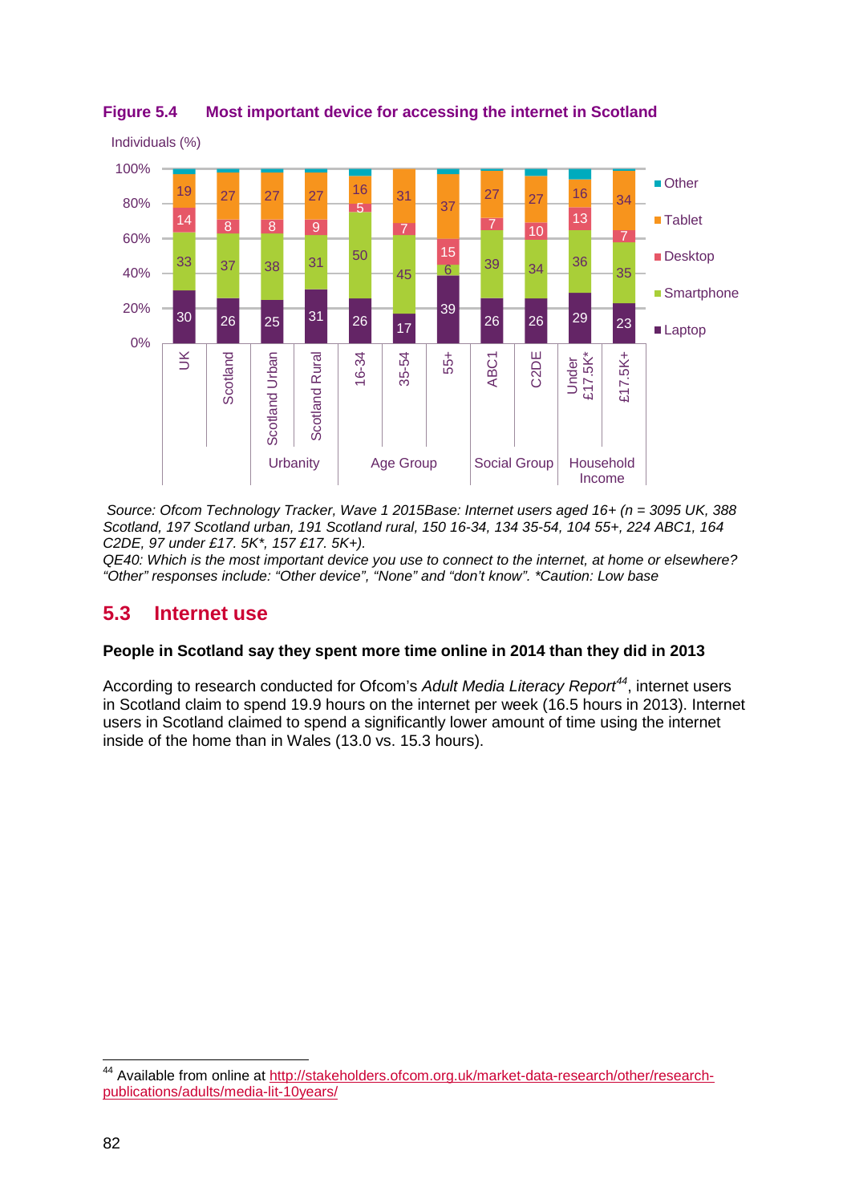**Figure 5.4 Most important device for accessing the internet in Scotland**

Individuals (%)

| | UK | Scotland | Scotland Urban | Scotland Rural | 16-34 | 35-54 | 55+ | ABC1 | C2DE | Under £17.5K* | £17.5K+ |
|---|---|---|---|---|---|---|---|---|---|---|---|
| Tablet | 19 | 27 | 27 | 27 | 16 | 31 | 37 | 27 | 27 | 16 | 34 |
| Desktop | 14 | 8 | 8 | 9 | 5 | 7 | 15 | 7 | 10 | 13 | 7 |
| Smartphone | 33 | 37 | 38 | 31 | 50 | 45 | 6 | 39 | 34 | 36 | 35 |
| Laptop | 30 | 26 | 25 | 31 | 26 | 17 | 39 | 26 | 26 | 29 | 23 |

Groupings: Urbanity (Scotland Urban, Scotland Rural); Age Group (16-34, 35-54, 55+); Social Group (ABC1, C2DE); Household Income (Under £17.5K*, £17.5K+). Legend: Other, Tablet, Desktop, Smartphone, Laptop.

*Source: Ofcom Technology Tracker, Wave 1 2015Base: Internet users aged 16+ (n = 3095 UK, 388 Scotland, 197 Scotland urban, 191 Scotland rural, 150 16-34, 134 35-54, 104 55+, 224 ABC1, 164 C2DE, 97 under £17. 5K*, 157 £17. 5K+).*
*QE40: Which is the most important device you use to connect to the internet, at home or elsewhere? "Other" responses include: "Other device", "None" and "don't know". *Caution: Low base*

## 5.3 Internet use

**People in Scotland say they spent more time online in 2014 than they did in 2013**

According to research conducted for Ofcom's *Adult Media Literacy Report*[44], internet users in Scotland claim to spend 19.9 hours on the internet per week (16.5 hours in 2013). Internet users in Scotland claimed to spend a significantly lower amount of time using the internet inside of the home than in Wales (13.0 vs. 15.3 hours).

[44] Available from online at http://stakeholders.ofcom.org.uk/market-data-research/other/research-publications/adults/media-lit-10years/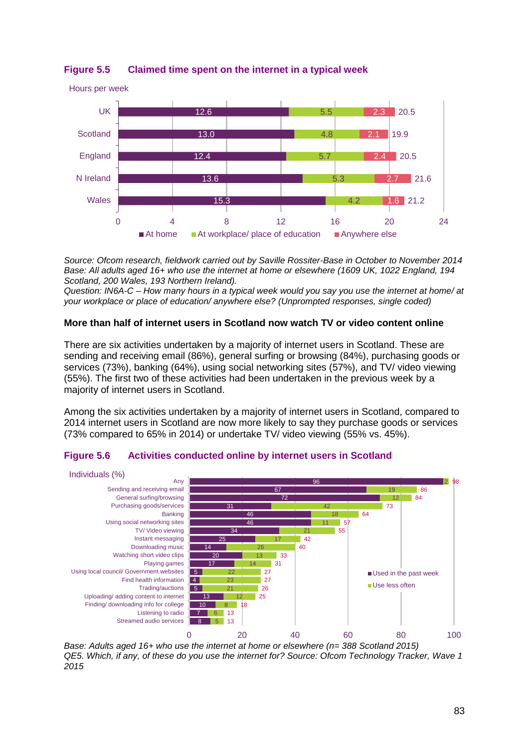**Figure 5.5 Claimed time spent on the internet in a typical week**

Hours per week

| | At home | At workplace/ place of education | Anywhere else | Total |
|---|---|---|---|---|
| UK | 12.6 | 5.5 | 2.3 | 20.5 |
| Scotland | 13.0 | 4.8 | 2.1 | 19.9 |
| England | 12.4 | 5.7 | 2.4 | 20.5 |
| N Ireland | 13.6 | 5.3 | 2.7 | 21.6 |
| Wales | 15.3 | 4.2 | 1.6 | 21.2 |

*Source: Ofcom research, fieldwork carried out by Saville Rossiter-Base in October to November 2014*
*Base: All adults aged 16+ who use the internet at home or elsewhere (1609 UK, 1022 England, 194 Scotland, 200 Wales, 193 Northern Ireland).*
*Question: IN6A-C – How many hours in a typical week would you say you use the internet at home/ at your workplace or place of education/ anywhere else? (Unprompted responses, single coded)*

**More than half of internet users in Scotland now watch TV or video content online**

There are six activities undertaken by a majority of internet users in Scotland. These are sending and receiving email (86%), general surfing or browsing (84%), purchasing goods or services (73%), banking (64%), using social networking sites (57%), and TV/ video viewing (55%). The first two of these activities had been undertaken in the previous week by a majority of internet users in Scotland.

Among the six activities undertaken by a majority of internet users in Scotland, compared to 2014 internet users in Scotland are now more likely to say they purchase goods or services (73% compared to 65% in 2014) or undertake TV/ video viewing (55% vs. 45%).

**Figure 5.6 Activities conducted online by internet users in Scotland**

Individuals (%)

| Activity | Used in the past week | Use less often | Total |
|---|---|---|---|
| Any | 96 | 2 | 98 |
| Sending and receiving email | 67 | 19 | 86 |
| General surfing/browsing | 72 | 12 | 84 |
| Purchasing goods/services | 31 | 42 | 73 |
| Banking | 46 | 18 | 64 |
| Using social networking sites | 46 | 11 | 57 |
| TV/ Video viewing | 34 | 21 | 55 |
| Instant messaging | 25 | 17 | 42 |
| Downloading music | 14 | 26 | 40 |
| Watching short video clips | 20 | 13 | 33 |
| Playing games | 17 | 14 | 31 |
| Using local council/ Government websites | 5 | 22 | 27 |
| Find health information | 4 | 23 | 27 |
| Trading/auctions | 5 | 21 | 26 |
| Uploading/ adding content to internet | 13 | 12 | 25 |
| Finding/ downloading info for college | 10 | 8 | 18 |
| Listening to radio | 7 | 6 | 13 |
| Streamed audio services | 8 | 5 | 13 |

*Base: Adults aged 16+ who use the internet at home or elsewhere (n= 388 Scotland 2015)*
*QE5. Which, if any, of these do you use the internet for? Source: Ofcom Technology Tracker, Wave 1 2015*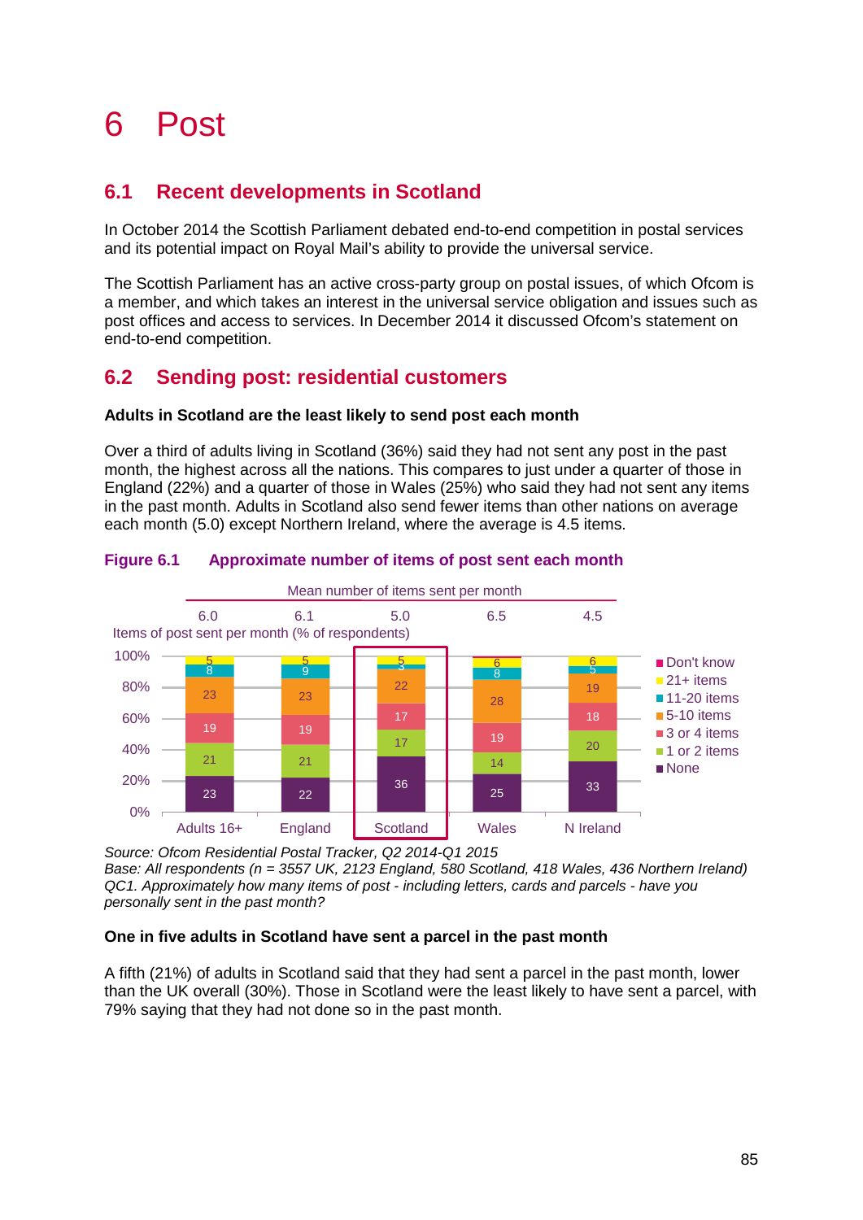# 6 Post

## 6.1 Recent developments in Scotland

In October 2014 the Scottish Parliament debated end-to-end competition in postal services and its potential impact on Royal Mail's ability to provide the universal service.

The Scottish Parliament has an active cross-party group on postal issues, of which Ofcom is a member, and which takes an interest in the universal service obligation and issues such as post offices and access to services. In December 2014 it discussed Ofcom's statement on end-to-end competition.

## 6.2 Sending post: residential customers

**Adults in Scotland are the least likely to send post each month**

Over a third of adults living in Scotland (36%) said they had not sent any post in the past month, the highest across all the nations. This compares to just under a quarter of those in England (22%) and a quarter of those in Wales (25%) who said they had not sent any items in the past month. Adults in Scotland also send fewer items than other nations on average each month (5.0) except Northern Ireland, where the average is 4.5 items.

**Figure 6.1 Approximate number of items of post sent each month**

Items of post sent per month (% of respondents)

| | Adults 16+ | England | Scotland | Wales | N Ireland |
|---|---|---|---|---|---|
| Mean number of items sent per month | 6.0 | 6.1 | 5.0 | 6.5 | 4.5 |
| Don't know | | | | | |
| 21+ items | 5 | 5 | 5 | 6 | 6 |
| 11-20 items | 8 | 9 | 3 | 8 | 5 |
| 5-10 items | 23 | 23 | 22 | 28 | 19 |
| 3 or 4 items | 19 | 19 | 17 | 19 | 18 |
| 1 or 2 items | 21 | 21 | 17 | 14 | 20 |
| None | 23 | 22 | 36 | 25 | 33 |

*Source: Ofcom Residential Postal Tracker, Q2 2014-Q1 2015*
*Base: All respondents (n = 3557 UK, 2123 England, 580 Scotland, 418 Wales, 436 Northern Ireland)*
*QC1. Approximately how many items of post - including letters, cards and parcels - have you personally sent in the past month?*

**One in five adults in Scotland have sent a parcel in the past month**

A fifth (21%) of adults in Scotland said that they had sent a parcel in the past month, lower than the UK overall (30%). Those in Scotland were the least likely to have sent a parcel, with 79% saying that they had not done so in the past month.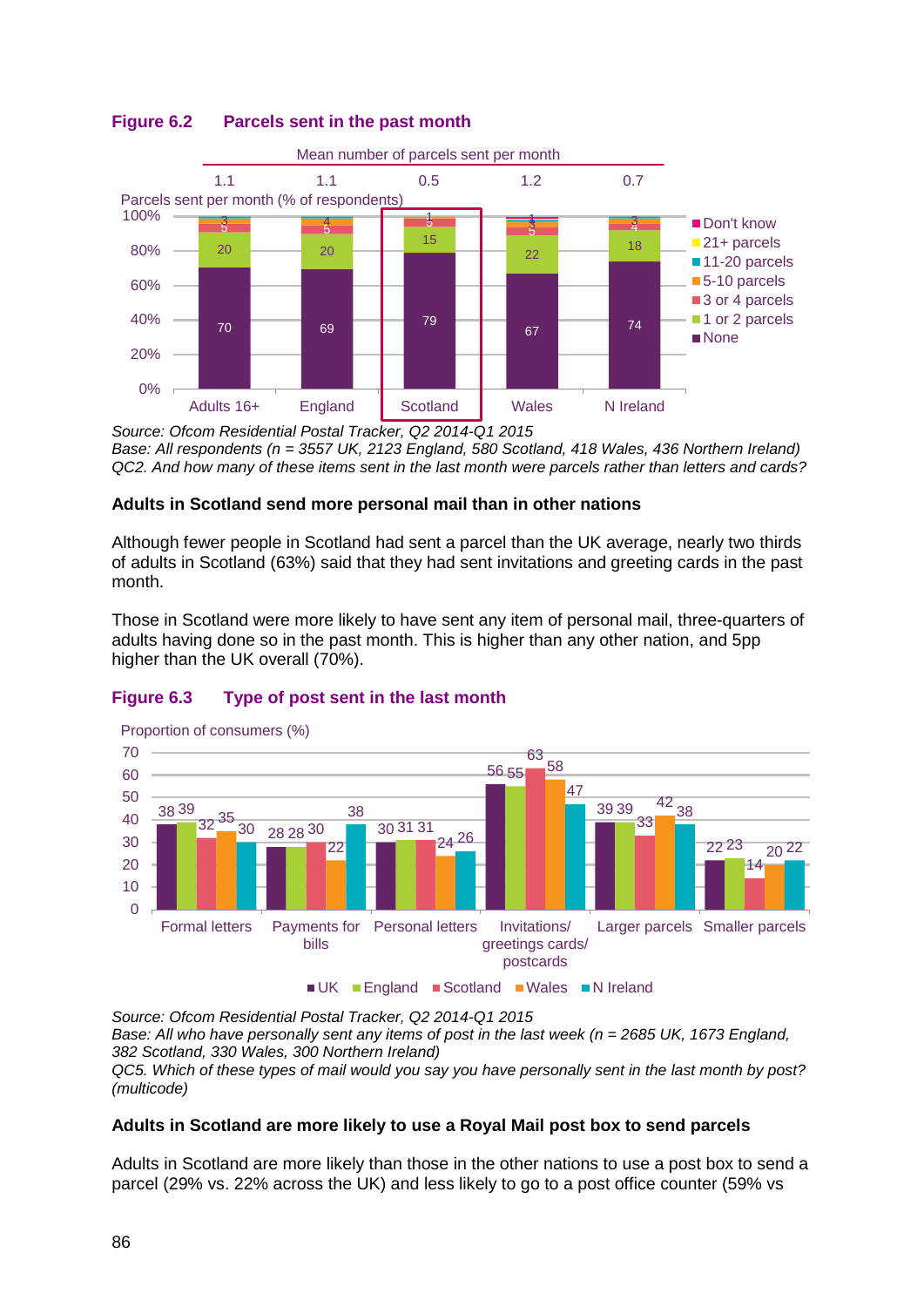**Figure 6.2 Parcels sent in the past month**

Mean number of parcels sent per month

| | Adults 16+ | England | Scotland | Wales | N Ireland |
|---|---|---|---|---|---|
| Mean number of parcels sent per month | 1.1 | 1.1 | 0.5 | 1.2 | 0.7 |

Parcels sent per month (% of respondents)

| | Adults 16+ | England | Scotland | Wales | N Ireland |
|---|---|---|---|---|---|
| None | 70 | 69 | 79 | 67 | 74 |
| 1 or 2 parcels | 20 | 20 | 15 | 22 | 18 |
| 3 or 4 parcels | 5 | 5 | 5 | 5 | 4 |
| 5-10 parcels | 3 | 4 | 1 | 3 | 3 |
| 11-20 parcels | | | | 1 | |
| 21+ parcels | | | | | |
| Don't know | | | | | |

*Source: Ofcom Residential Postal Tracker, Q2 2014-Q1 2015*
*Base: All respondents (n = 3557 UK, 2123 England, 580 Scotland, 418 Wales, 436 Northern Ireland)*
*QC2. And how many of these items sent in the last month were parcels rather than letters and cards?*

**Adults in Scotland send more personal mail than in other nations**

Although fewer people in Scotland had sent a parcel than the UK average, nearly two thirds of adults in Scotland (63%) said that they had sent invitations and greeting cards in the past month.

Those in Scotland were more likely to have sent any item of personal mail, three-quarters of adults having done so in the past month. This is higher than any other nation, and 5pp higher than the UK overall (70%).

**Figure 6.3 Type of post sent in the last month**

Proportion of consumers (%)

| | UK | England | Scotland | Wales | N Ireland |
|---|---|---|---|---|---|
| Formal letters | 38 | 39 | 32 | 35 | 30 |
| Payments for bills | 28 | 28 | 30 | 22 | 38 |
| Personal letters | 30 | 31 | 31 | 24 | 26 |
| Invitations/ greetings cards/ postcards | 56 | 55 | 63 | 58 | 47 |
| Larger parcels | 39 | 39 | 33 | 42 | 38 |
| Smaller parcels | 22 | 23 | 14 | 20 | 22 |

*Source: Ofcom Residential Postal Tracker, Q2 2014-Q1 2015*
*Base: All who have personally sent any items of post in the last week (n = 2685 UK, 1673 England, 382 Scotland, 330 Wales, 300 Northern Ireland)*
*QC5. Which of these types of mail would you say you have personally sent in the last month by post? (multicode)*

**Adults in Scotland are more likely to use a Royal Mail post box to send parcels**

Adults in Scotland are more likely than those in the other nations to use a post box to send a parcel (29% vs. 22% across the UK) and less likely to go to a post office counter (59% vs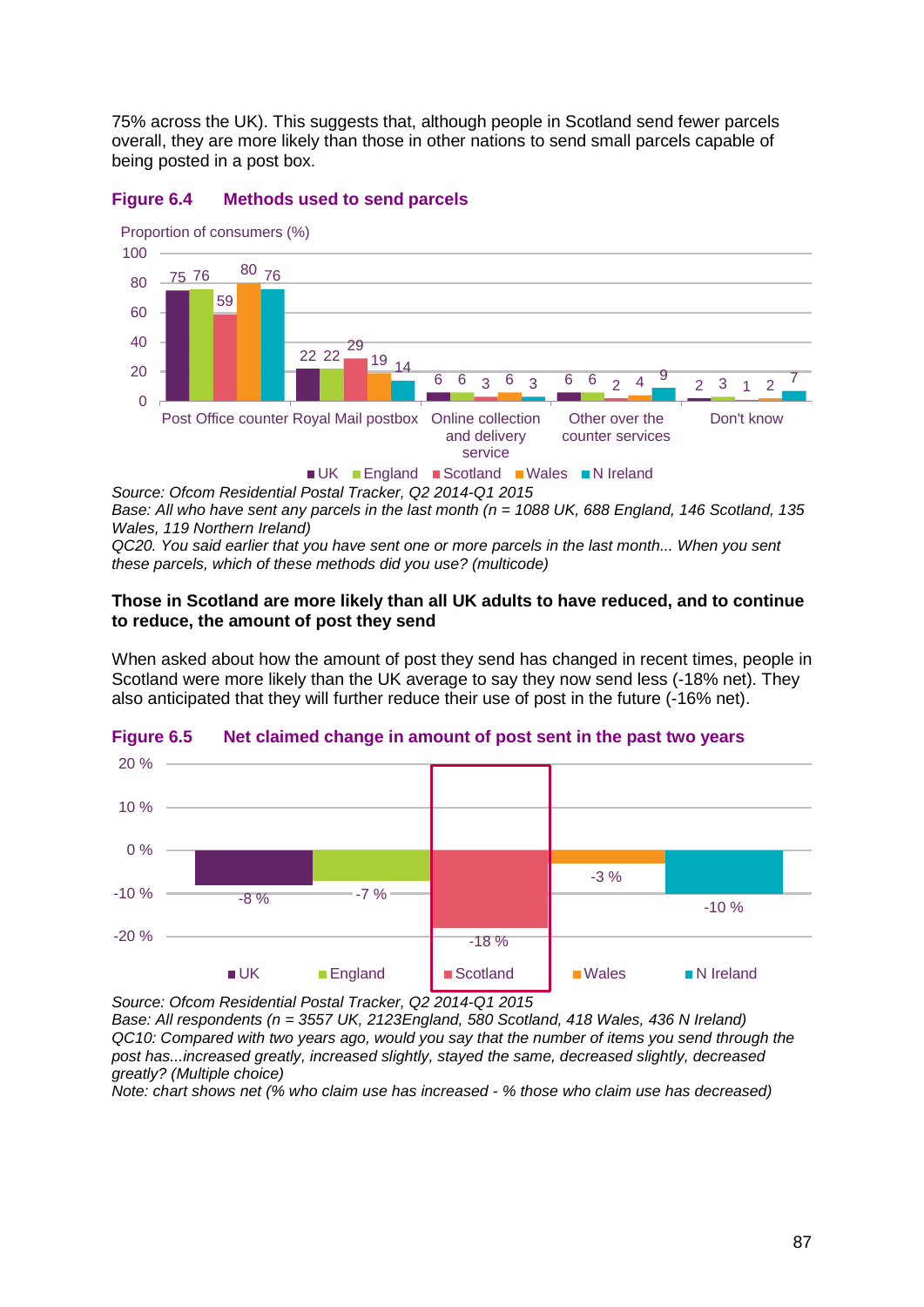75% across the UK). This suggests that, although people in Scotland send fewer parcels overall, they are more likely than those in other nations to send small parcels capable of being posted in a post box.

**Figure 6.4 Methods used to send parcels**

Proportion of consumers (%)

| | UK | England | Scotland | Wales | N Ireland |
|---|---|---|---|---|---|
| Post Office counter | 75 | 76 | 59 | 80 | 76 |
| Royal Mail postbox | 22 | 22 | 29 | 19 | 14 |
| Online collection and delivery service | 6 | 6 | 3 | 6 | 3 |
| Other over the counter services | 6 | 6 | 2 | 4 | 9 |
| Don't know | 2 | 3 | 1 | 2 | 7 |

*Source: Ofcom Residential Postal Tracker, Q2 2014-Q1 2015*
*Base: All who have sent any parcels in the last month (n = 1088 UK, 688 England, 146 Scotland, 135 Wales, 119 Northern Ireland)*
*QC20. You said earlier that you have sent one or more parcels in the last month... When you sent these parcels, which of these methods did you use? (multicode)*

**Those in Scotland are more likely than all UK adults to have reduced, and to continue to reduce, the amount of post they send**

When asked about how the amount of post they send has changed in recent times, people in Scotland were more likely than the UK average to say they now send less (-18% net). They also anticipated that they will further reduce their use of post in the future (-16% net).

**Figure 6.5 Net claimed change in amount of post sent in the past two years**

| | UK | England | Scotland | Wales | N Ireland |
|---|---|---|---|---|---|
| Net change | -8 % | -7 % | -18 % | -3 % | -10 % |

*Source: Ofcom Residential Postal Tracker, Q2 2014-Q1 2015*
*Base: All respondents (n = 3557 UK, 2123England, 580 Scotland, 418 Wales, 436 N Ireland)*
*QC10: Compared with two years ago, would you say that the number of items you send through the post has...increased greatly, increased slightly, stayed the same, decreased slightly, decreased greatly? (Multiple choice)*
*Note: chart shows net (% who claim use has increased - % those who claim use has decreased)*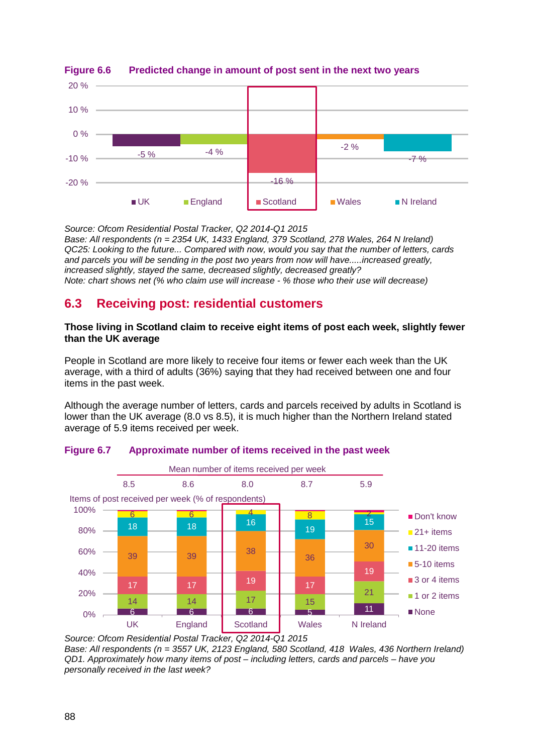**Figure 6.6 Predicted change in amount of post sent in the next two years**

| | UK | England | Scotland | Wales | N Ireland |
|---|---|---|---|---|---|
| Net change | -5 % | -4 % | -16 % | -2 % | -7 % |

*Source: Ofcom Residential Postal Tracker, Q2 2014-Q1 2015*
*Base: All respondents (n = 2354 UK, 1433 England, 379 Scotland, 278 Wales, 264 N Ireland)*
*QC25: Looking to the future... Compared with now, would you say that the number of letters, cards and parcels you will be sending in the post two years from now will have.....increased greatly, increased slightly, stayed the same, decreased slightly, decreased greatly?*
*Note: chart shows net (% who claim use will increase - % those who their use will decrease)*

## 6.3 Receiving post: residential customers

**Those living in Scotland claim to receive eight items of post each week, slightly fewer than the UK average**

People in Scotland are more likely to receive four items or fewer each week than the UK average, with a third of adults (36%) saying that they had received between one and four items in the past week.

Although the average number of letters, cards and parcels received by adults in Scotland is lower than the UK average (8.0 vs 8.5), it is much higher than the Northern Ireland stated average of 5.9 items received per week.

**Figure 6.7 Approximate number of items received in the past week**

Items of post received per week (% of respondents)

| | UK | England | Scotland | Wales | N Ireland |
|---|---|---|---|---|---|
| Mean number of items received per week | 8.5 | 8.6 | 8.0 | 8.7 | 5.9 |
| Don't know | | | | | |
| 21+ items | 6 | 6 | 4 | 8 | 2 |
| 11-20 items | 18 | 18 | 16 | 19 | 15 |
| 5-10 items | 39 | 39 | 38 | 36 | 30 |
| 3 or 4 items | 17 | 17 | 19 | 17 | 19 |
| 1 or 2 items | 14 | 14 | 17 | 15 | 21 |
| None | 6 | 6 | 6 | 5 | 11 |

*Source: Ofcom Residential Postal Tracker, Q2 2014-Q1 2015*
*Base: All respondents (n = 3557 UK, 2123 England, 580 Scotland, 418 Wales, 436 Northern Ireland)*
*QD1. Approximately how many items of post – including letters, cards and parcels – have you personally received in the last week?*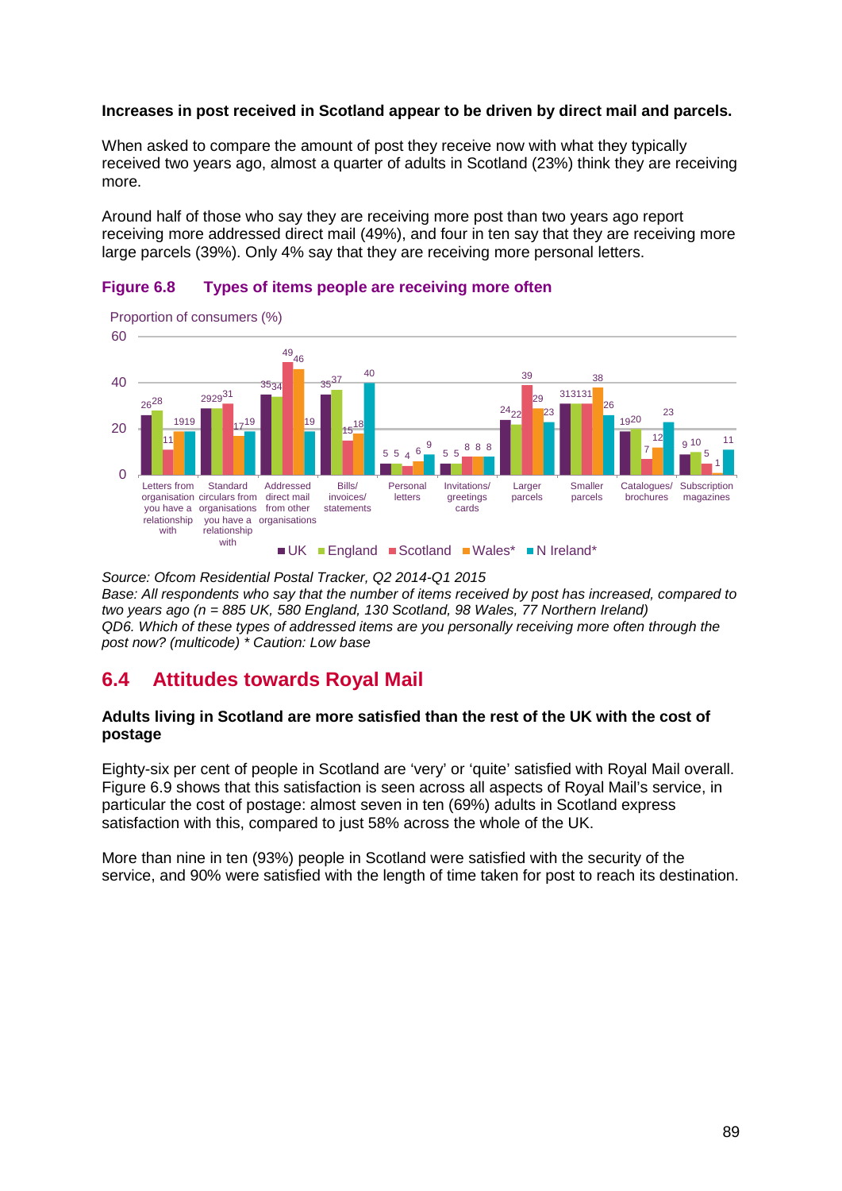**Increases in post received in Scotland appear to be driven by direct mail and parcels.**

When asked to compare the amount of post they receive now with what they typically received two years ago, almost a quarter of adults in Scotland (23%) think they are receiving more.

Around half of those who say they are receiving more post than two years ago report receiving more addressed direct mail (49%), and four in ten say that they are receiving more large parcels (39%). Only 4% say that they are receiving more personal letters.

### Figure 6.8 Types of items people are receiving more often

Proportion of consumers (%)

| | UK | England | Scotland | Wales* | N Ireland* |
|---|---|---|---|---|---|
| Letters from organisation you have a relationship with | 26 | 28 | 11 | 19 | 19 |
| Standard circulars from organisations you have a relationship with | 29 | 29 | 31 | 17 | 19 |
| Addressed direct mail from other organisations | 35 | 34 | 49 | 46 | 19 |
| Bills/ invoices/ statements | 35 | 37 | 15 | 18 | 40 |
| Personal letters | 5 | 5 | 4 | 6 | 9 |
| Invitations/ greetings cards | 5 | 5 | 8 | 8 | 8 |
| Larger parcels | 24 | 22 | 39 | 29 | 23 |
| Smaller parcels | 31 | 31 | 31 | 38 | 26 |
| Catalogues/ brochures | 19 | 20 | 7 | 12 | 23 |
| Subscription magazines | 9 | 10 | 5 | 1 | 11 |

*Source: Ofcom Residential Postal Tracker, Q2 2014-Q1 2015*
*Base: All respondents who say that the number of items received by post has increased, compared to two years ago (n = 885 UK, 580 England, 130 Scotland, 98 Wales, 77 Northern Ireland)*
*QD6. Which of these types of addressed items are you personally receiving more often through the post now? (multicode) * Caution: Low base*

## 6.4 Attitudes towards Royal Mail

**Adults living in Scotland are more satisfied than the rest of the UK with the cost of postage**

Eighty-six per cent of people in Scotland are 'very' or 'quite' satisfied with Royal Mail overall. Figure 6.9 shows that this satisfaction is seen across all aspects of Royal Mail's service, in particular the cost of postage: almost seven in ten (69%) adults in Scotland express satisfaction with this, compared to just 58% across the whole of the UK.

More than nine in ten (93%) people in Scotland were satisfied with the security of the service, and 90% were satisfied with the length of time taken for post to reach its destination.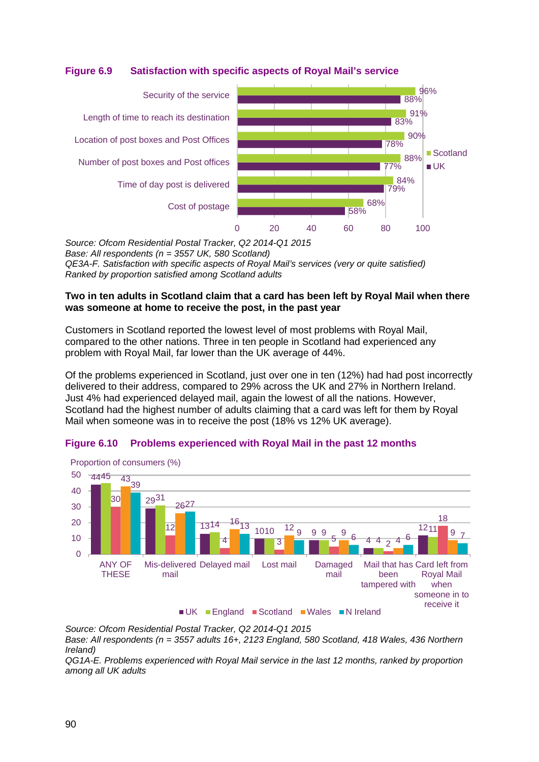**Figure 6.9 Satisfaction with specific aspects of Royal Mail's service**

| | Scotland | UK |
|---|---|---|
| Security of the service | 96% | 88% |
| Length of time to reach its destination | 91% | 83% |
| Location of post boxes and Post Offices | 90% | 78% |
| Number of post boxes and Post offices | 88% | 77% |
| Time of day post is delivered | 84% | 79% |
| Cost of postage | 68% | 58% |

*Source: Ofcom Residential Postal Tracker, Q2 2014-Q1 2015*
*Base: All respondents (n = 3557 UK, 580 Scotland)*
*QE3A-F. Satisfaction with specific aspects of Royal Mail's services (very or quite satisfied)*
*Ranked by proportion satisfied among Scotland adults*

**Two in ten adults in Scotland claim that a card has been left by Royal Mail when there was someone at home to receive the post, in the past year**

Customers in Scotland reported the lowest level of most problems with Royal Mail, compared to the other nations. Three in ten people in Scotland had experienced any problem with Royal Mail, far lower than the UK average of 44%.

Of the problems experienced in Scotland, just over one in ten (12%) had had post incorrectly delivered to their address, compared to 29% across the UK and 27% in Northern Ireland. Just 4% had experienced delayed mail, again the lowest of all the nations. However, Scotland had the highest number of adults claiming that a card was left for them by Royal Mail when someone was in to receive the post (18% vs 12% UK average).

**Figure 6.10 Problems experienced with Royal Mail in the past 12 months**

Proportion of consumers (%)

| | UK | England | Scotland | Wales | N Ireland |
|---|---|---|---|---|---|
| ANY OF THESE | 44 | 45 | 30 | 43 | 39 |
| Mis-delivered mail | 29 | 31 | 12 | 26 | 27 |
| Delayed mail | 13 | 14 | 4 | 16 | 13 |
| Lost mail | 10 | 10 | 3 | 12 | 9 |
| Damaged mail | 9 | 9 | 5 | 9 | 6 |
| Mail that has been tampered with | 4 | 4 | 2 | 4 | 6 |
| Card left from Royal Mail when someone in to receive it | 12 | 11 | 18 | 9 | 7 |

*Source: Ofcom Residential Postal Tracker, Q2 2014-Q1 2015*
*Base: All respondents (n = 3557 adults 16+, 2123 England, 580 Scotland, 418 Wales, 436 Northern Ireland)*
*QG1A-E. Problems experienced with Royal Mail service in the last 12 months, ranked by proportion among all UK adults*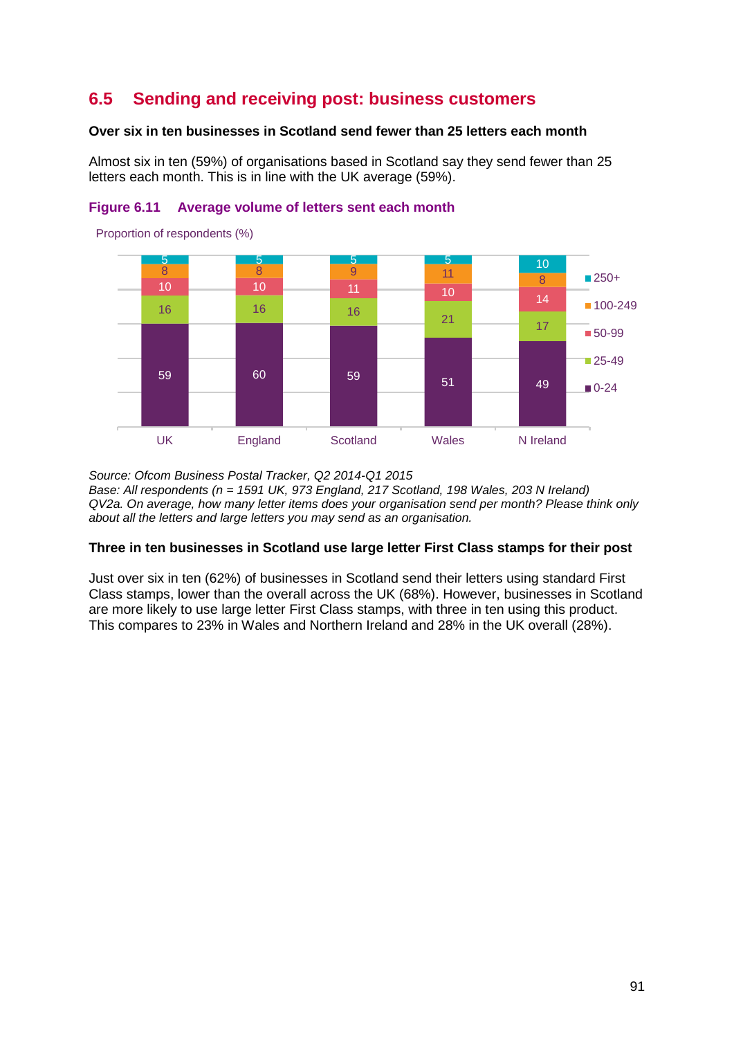## 6.5 Sending and receiving post: business customers

**Over six in ten businesses in Scotland send fewer than 25 letters each month**

Almost six in ten (59%) of organisations based in Scotland say they send fewer than 25 letters each month. This is in line with the UK average (59%).

**Figure 6.11 Average volume of letters sent each month**

Proportion of respondents (%)

| | UK | England | Scotland | Wales | N Ireland |
|---|---|---|---|---|---|
| 250+ | 5 | 5 | 5 | 5 | 10 |
| 100-249 | 8 | 8 | 9 | 11 | 8 |
| 50-99 | 10 | 10 | 11 | 10 | 14 |
| 25-49 | 16 | 16 | 16 | 21 | 17 |
| 0-24 | 59 | 60 | 59 | 51 | 49 |

*Source: Ofcom Business Postal Tracker, Q2 2014-Q1 2015*
*Base: All respondents (n = 1591 UK, 973 England, 217 Scotland, 198 Wales, 203 N Ireland)*
*QV2a. On average, how many letter items does your organisation send per month? Please think only about all the letters and large letters you may send as an organisation.*

**Three in ten businesses in Scotland use large letter First Class stamps for their post**

Just over six in ten (62%) of businesses in Scotland send their letters using standard First Class stamps, lower than the overall across the UK (68%). However, businesses in Scotland are more likely to use large letter First Class stamps, with three in ten using this product. This compares to 23% in Wales and Northern Ireland and 28% in the UK overall (28%).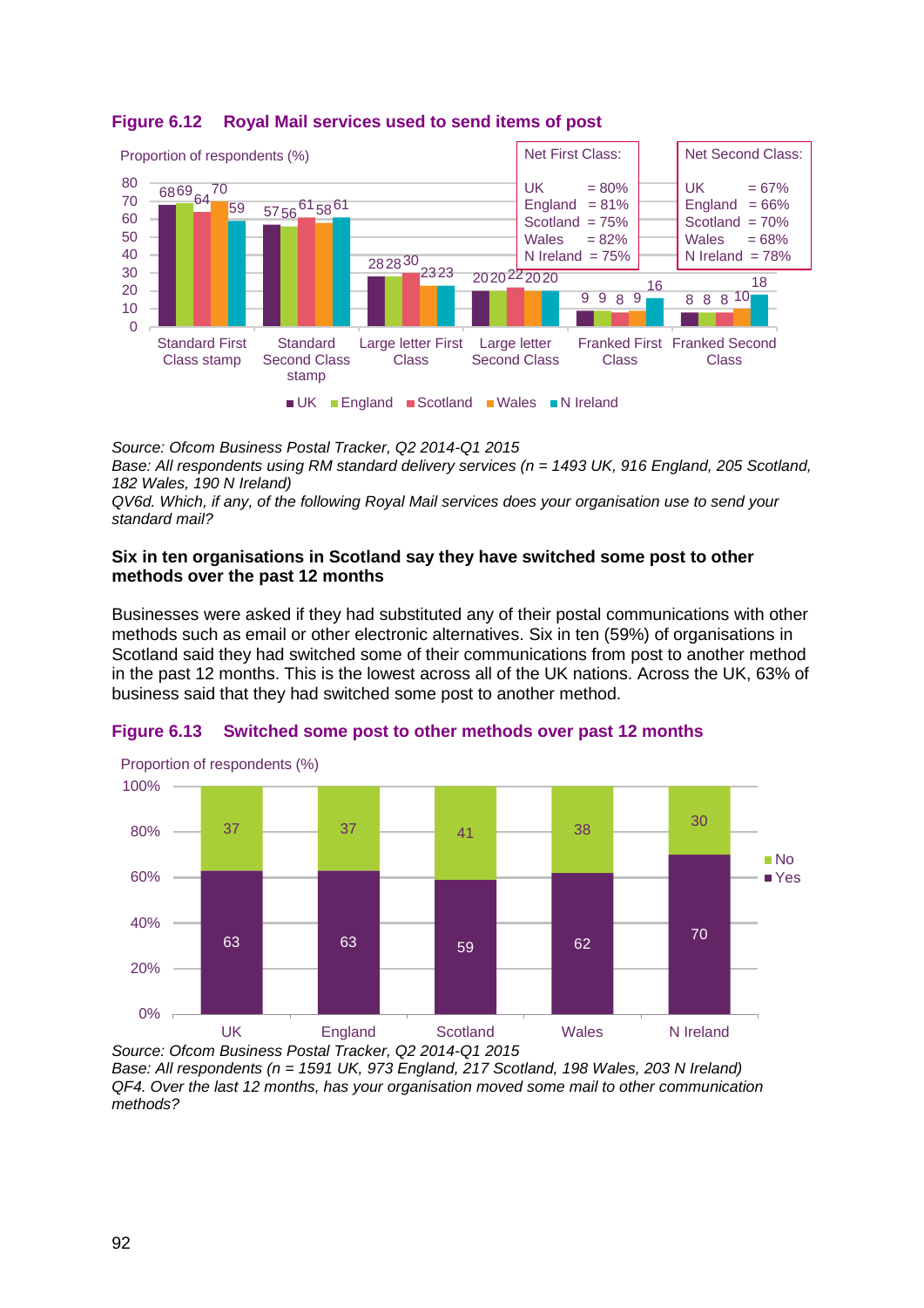**Figure 6.12 Royal Mail services used to send items of post**

Proportion of respondents (%)

| | UK | England | Scotland | Wales | N Ireland |
|---|---|---|---|---|---|
| Standard First Class stamp | 68 | 69 | 64 | 70 | 59 |
| Standard Second Class stamp | 57 | 56 | 61 | 58 | 61 |
| Large letter First Class | 28 | 28 | 30 | 23 | 23 |
| Large letter Second Class | 20 | 20 | 22 | 20 | 20 |
| Franked First Class | 9 | 9 | 8 | 9 | 16 |
| Franked Second Class | 8 | 8 | 8 | 10 | 18 |

Net First Class:
UK = 80%
England = 81%
Scotland = 75%
Wales = 82%
N Ireland = 75%

Net Second Class:
UK = 67%
England = 66%
Scotland = 70%
Wales = 68%
N Ireland = 78%

*Source: Ofcom Business Postal Tracker, Q2 2014-Q1 2015*
*Base: All respondents using RM standard delivery services (n = 1493 UK, 916 England, 205 Scotland, 182 Wales, 190 N Ireland)*
*QV6d. Which, if any, of the following Royal Mail services does your organisation use to send your standard mail?*

**Six in ten organisations in Scotland say they have switched some post to other methods over the past 12 months**

Businesses were asked if they had substituted any of their postal communications with other methods such as email or other electronic alternatives. Six in ten (59%) of organisations in Scotland said they had switched some of their communications from post to another method in the past 12 months. This is the lowest across all of the UK nations. Across the UK, 63% of business said that they had switched some post to another method.

**Figure 6.13 Switched some post to other methods over past 12 months**

Proportion of respondents (%)

| | UK | England | Scotland | Wales | N Ireland |
|---|---|---|---|---|---|
| No | 37 | 37 | 41 | 38 | 30 |
| Yes | 63 | 63 | 59 | 62 | 70 |

*Source: Ofcom Business Postal Tracker, Q2 2014-Q1 2015*
*Base: All respondents (n = 1591 UK, 973 England, 217 Scotland, 198 Wales, 203 N Ireland)*
*QF4. Over the last 12 months, has your organisation moved some mail to other communication methods?*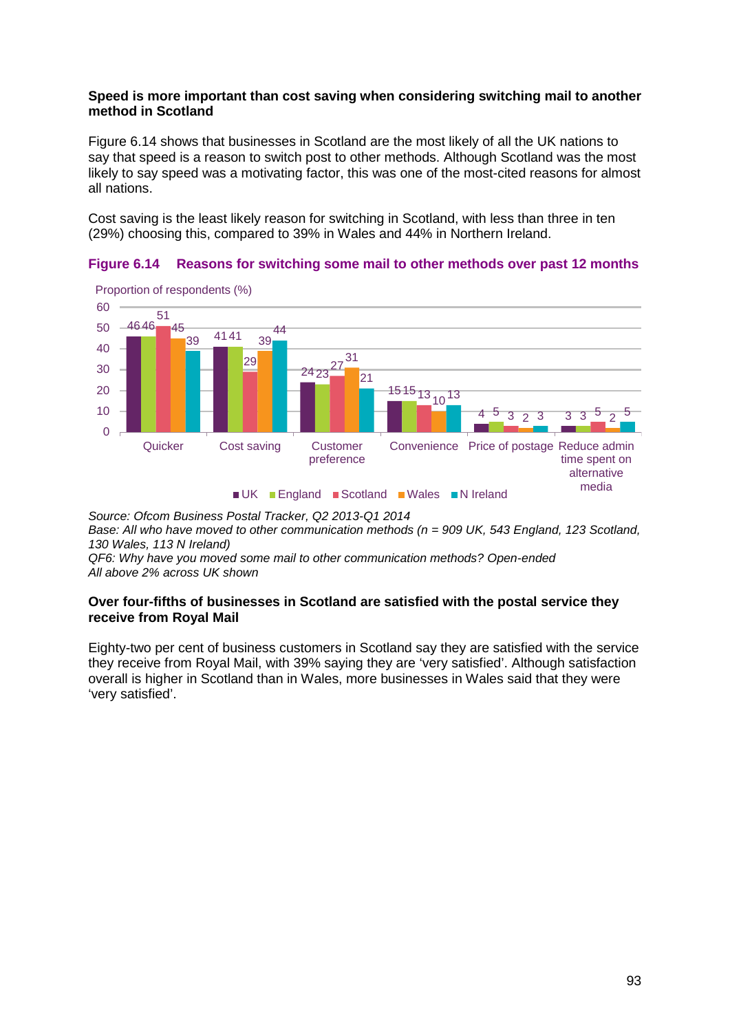**Speed is more important than cost saving when considering switching mail to another method in Scotland**

Figure 6.14 shows that businesses in Scotland are the most likely of all the UK nations to say that speed is a reason to switch post to other methods. Although Scotland was the most likely to say speed was a motivating factor, this was one of the most-cited reasons for almost all nations.

Cost saving is the least likely reason for switching in Scotland, with less than three in ten (29%) choosing this, compared to 39% in Wales and 44% in Northern Ireland.

**Figure 6.14 Reasons for switching some mail to other methods over past 12 months**

Proportion of respondents (%)

| | UK | England | Scotland | Wales | N Ireland |
|---|---|---|---|---|---|
| Quicker | 46 | 46 | 51 | 45 | 39 |
| Cost saving | 41 | 41 | 29 | 39 | 44 |
| Customer preference | 24 | 23 | 27 | 31 | 21 |
| Convenience | 15 | 15 | 13 | 10 | 13 |
| Price of postage | 4 | 5 | 3 | 2 | 3 |
| Reduce admin time spent on alternative media | 3 | 3 | 5 | 2 | 5 |

*Source: Ofcom Business Postal Tracker, Q2 2013-Q1 2014*
*Base: All who have moved to other communication methods (n = 909 UK, 543 England, 123 Scotland, 130 Wales, 113 N Ireland)*
*QF6: Why have you moved some mail to other communication methods? Open-ended*
*All above 2% across UK shown*

**Over four-fifths of businesses in Scotland are satisfied with the postal service they receive from Royal Mail**

Eighty-two per cent of business customers in Scotland say they are satisfied with the service they receive from Royal Mail, with 39% saying they are 'very satisfied'. Although satisfaction overall is higher in Scotland than in Wales, more businesses in Wales said that they were 'very satisfied'.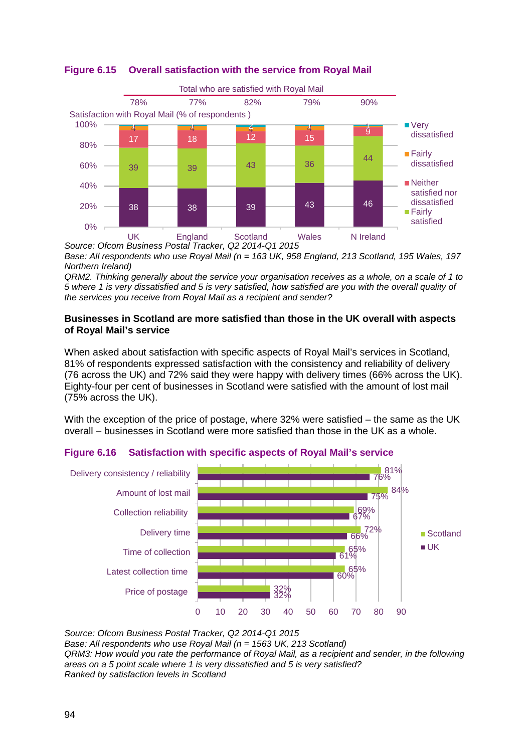**Figure 6.15 Overall satisfaction with the service from Royal Mail**

Total who are satisfied with Royal Mail

78% 77% 82% 79% 90%

Satisfaction with Royal Mail (% of respondents )

100%
80%
60%
40%
20%
0%

UK: 38, 39, 17, 4
England: 38, 39, 18, 4
Scotland: 39, 43, 12, 4, 2
Wales: 43, 36, 15, 4
N Ireland: 46, 44, 9, 1

Very dissatisfied
Fairly dissatisfied
Neither satisfied nor dissatisfied
Fairly satisfied

*Source: Ofcom Business Postal Tracker, Q2 2014-Q1 2015*
*Base: All respondents who use Royal Mail (n = 163 UK, 958 England, 213 Scotland, 195 Wales, 197 Northern Ireland)*
*QRM2. Thinking generally about the service your organisation receives as a whole, on a scale of 1 to 5 where 1 is very dissatisfied and 5 is very satisfied, how satisfied are you with the overall quality of the services you receive from Royal Mail as a recipient and sender?*

**Businesses in Scotland are more satisfied than those in the UK overall with aspects of Royal Mail's service**

When asked about satisfaction with specific aspects of Royal Mail's services in Scotland, 81% of respondents expressed satisfaction with the consistency and reliability of delivery (76 across the UK) and 72% said they were happy with delivery times (66% across the UK). Eighty-four per cent of businesses in Scotland were satisfied with the amount of lost mail (75% across the UK).

With the exception of the price of postage, where 32% were satisfied – the same as the UK overall – businesses in Scotland were more satisfied than those in the UK as a whole.

**Figure 6.16 Satisfaction with specific aspects of Royal Mail's service**

Delivery consistency / reliability 81% 76%
Amount of lost mail 84% 75%
Collection reliability 69% 67%
Delivery time 72% 66%
Time of collection 65% 61%
Latest collection time 65% 60%
Price of postage 32% 32%

0 10 20 30 40 50 60 70 80 90

Scotland
UK

*Source: Ofcom Business Postal Tracker, Q2 2014-Q1 2015*
*Base: All respondents who use Royal Mail (n = 1563 UK, 213 Scotland)*
*QRM3: How would you rate the performance of Royal Mail, as a recipient and sender, in the following areas on a 5 point scale where 1 is very dissatisfied and 5 is very satisfied?*
*Ranked by satisfaction levels in Scotland*